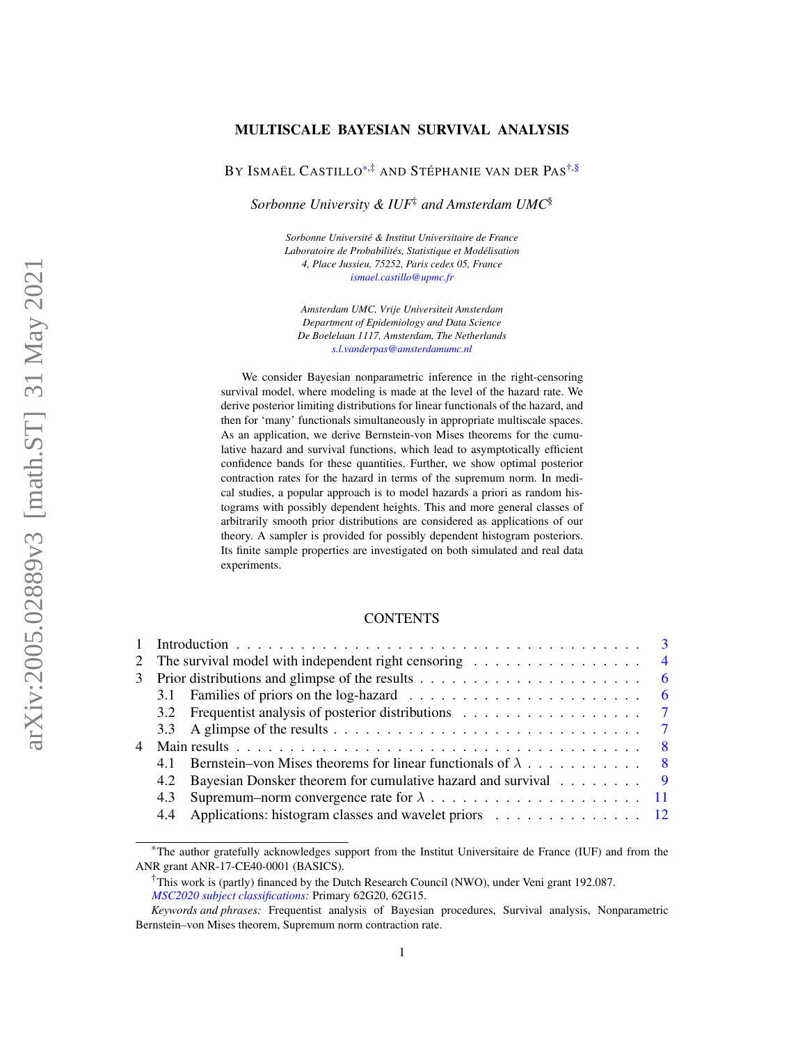# MULTISCALE BAYESIAN SURVIVAL ANALYSIS

By Ismaël Castillo[*,‡] and Stéphanie van der Pas[†,§]

*Sorbonne University & IUF[‡] and Amsterdam UMC[§]*

*Sorbonne Université & Institut Universitaire de France*
*Laboratoire de Probabilités, Statistique et Modélisation*
*4, Place Jussieu, 75252, Paris cedex 05, France*
ismael.castillo@upmc.fr

*Amsterdam UMC, Vrije Universiteit Amsterdam*
*Department of Epidemiology and Data Science*
*De Boelelaan 1117, Amsterdam, The Netherlands*
s.l.vanderpas@amsterdamumc.nl

We consider Bayesian nonparametric inference in the right-censoring survival model, where modeling is made at the level of the hazard rate. We derive posterior limiting distributions for linear functionals of the hazard, and then for 'many' functionals simultaneously in appropriate multiscale spaces. As an application, we derive Bernstein-von Mises theorems for the cumulative hazard and survival functions, which lead to asymptotically efficient confidence bands for these quantities. Further, we show optimal posterior contraction rates for the hazard in terms of the supremum norm. In medical studies, a popular approach is to model hazards a priori as random histograms with possibly dependent heights. This and more general classes of arbitrarily smooth prior distributions are considered as applications of our theory. A sampler is provided for possibly dependent histogram posteriors. Its finite sample properties are investigated on both simulated and real data experiments.

## CONTENTS

1 Introduction . . . 3
2 The survival model with independent right censoring . . . 4
3 Prior distributions and glimpse of the results . . . 6
  3.1 Families of priors on the log-hazard . . . 6
  3.2 Frequentist analysis of posterior distributions . . . 7
  3.3 A glimpse of the results . . . 7
4 Main results . . . 8
  4.1 Bernstein–von Mises theorems for linear functionals of $\lambda$ . . . 8
  4.2 Bayesian Donsker theorem for cumulative hazard and survival . . . 9
  4.3 Supremum–norm convergence rate for $\lambda$ . . . 11
  4.4 Applications: histogram classes and wavelet priors . . . 12

[*]The author gratefully acknowledges support from the Institut Universitaire de France (IUF) and from the ANR grant ANR-17-CE40-0001 (BASICS).

[†]This work is (partly) financed by the Dutch Research Council (NWO), under Veni grant 192.087.

*MSC2020 subject classifications:* Primary 62G20, 62G15.

*Keywords and phrases:* Frequentist analysis of Bayesian procedures, Survival analysis, Nonparametric Bernstein–von Mises theorem, Supremum norm contraction rate.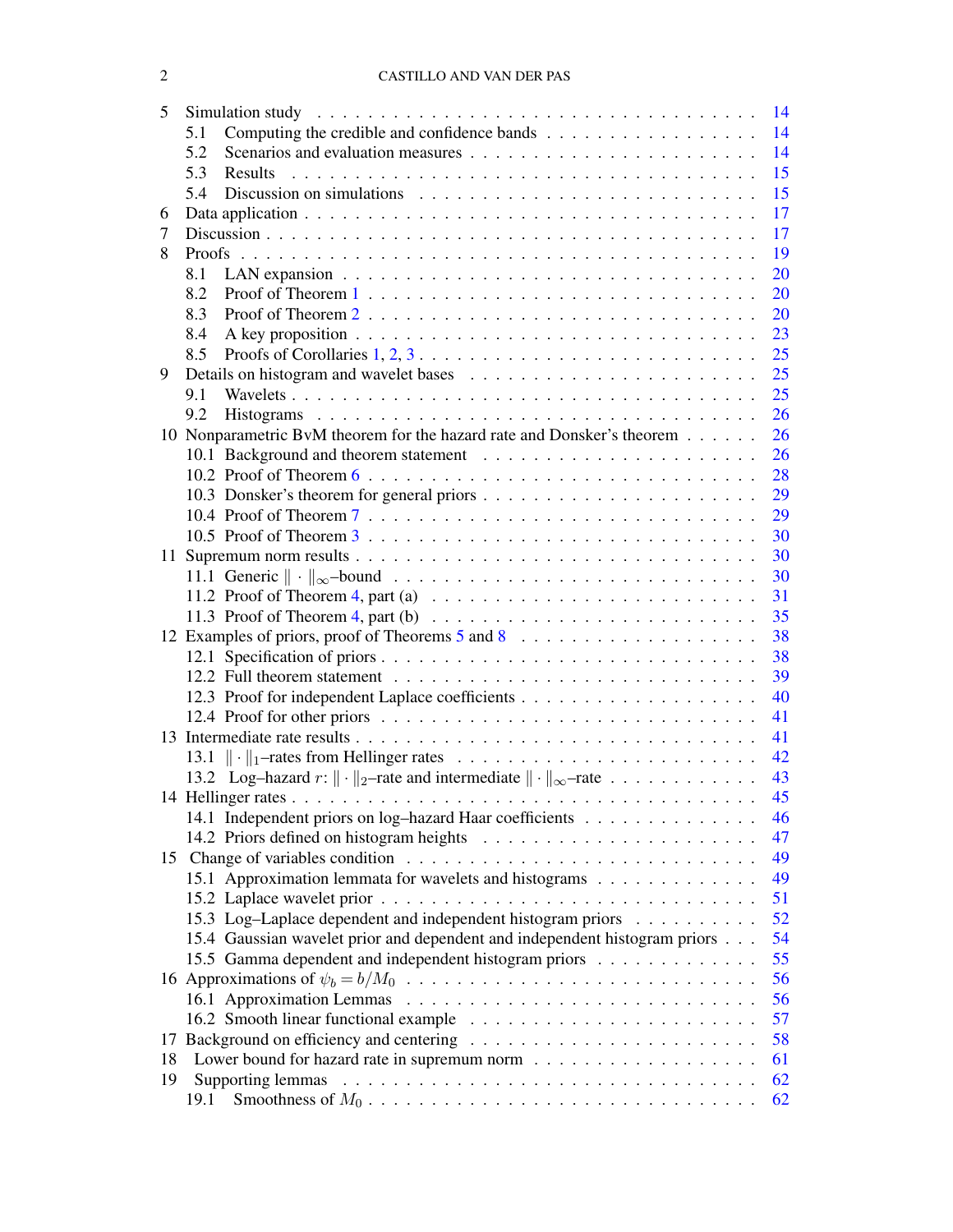- 5 Simulation study . . . 14
  - 5.1 Computing the credible and confidence bands . . . 14
  - 5.2 Scenarios and evaluation measures . . . 14
  - 5.3 Results . . . 15
  - 5.4 Discussion on simulations . . . 15
- 6 Data application . . . 17
- 7 Discussion . . . 17
- 8 Proofs . . . 19
  - 8.1 LAN expansion . . . 20
  - 8.2 Proof of Theorem 1 . . . 20
  - 8.3 Proof of Theorem 2 . . . 20
  - 8.4 A key proposition . . . 23
  - 8.5 Proofs of Corollaries 1, 2, 3 . . . 25
- 9 Details on histogram and wavelet bases . . . 25
  - 9.1 Wavelets . . . 25
  - 9.2 Histograms . . . 26
- 10 Nonparametric BvM theorem for the hazard rate and Donsker's theorem . . . 26
  - 10.1 Background and theorem statement . . . 26
  - 10.2 Proof of Theorem 6 . . . 28
  - 10.3 Donsker's theorem for general priors . . . 29
  - 10.4 Proof of Theorem 7 . . . 29
  - 10.5 Proof of Theorem 3 . . . 30
- 11 Supremum norm results . . . 30
  - 11.1 Generic $\|\cdot\|_\infty$–bound . . . 30
  - 11.2 Proof of Theorem 4, part (a) . . . 31
  - 11.3 Proof of Theorem 4, part (b) . . . 35
- 12 Examples of priors, proof of Theorems 5 and 8 . . . 38
  - 12.1 Specification of priors . . . 38
  - 12.2 Full theorem statement . . . 39
  - 12.3 Proof for independent Laplace coefficients . . . 40
  - 12.4 Proof for other priors . . . 41
- 13 Intermediate rate results . . . 41
  - 13.1 $\|\cdot\|_1$–rates from Hellinger rates . . . 42
  - 13.2 Log–hazard $r$: $\|\cdot\|_2$–rate and intermediate $\|\cdot\|_\infty$–rate . . . 43
- 14 Hellinger rates . . . 45
  - 14.1 Independent priors on log–hazard Haar coefficients . . . 46
  - 14.2 Priors defined on histogram heights . . . 47
- 15 Change of variables condition . . . 49
  - 15.1 Approximation lemmata for wavelets and histograms . . . 49
  - 15.2 Laplace wavelet prior . . . 51
  - 15.3 Log–Laplace dependent and independent histogram priors . . . 52
  - 15.4 Gaussian wavelet prior and dependent and independent histogram priors . . . 54
  - 15.5 Gamma dependent and independent histogram priors . . . 55
- 16 Approximations of $\psi_b = b/M_0$ . . . 56
  - 16.1 Approximation Lemmas . . . 56
  - 16.2 Smooth linear functional example . . . 57
- 17 Background on efficiency and centering . . . 58
- 18 Lower bound for hazard rate in supremum norm . . . 61
- 19 Supporting lemmas . . . 62
  - 19.1 Smoothness of $M_0$ . . . 62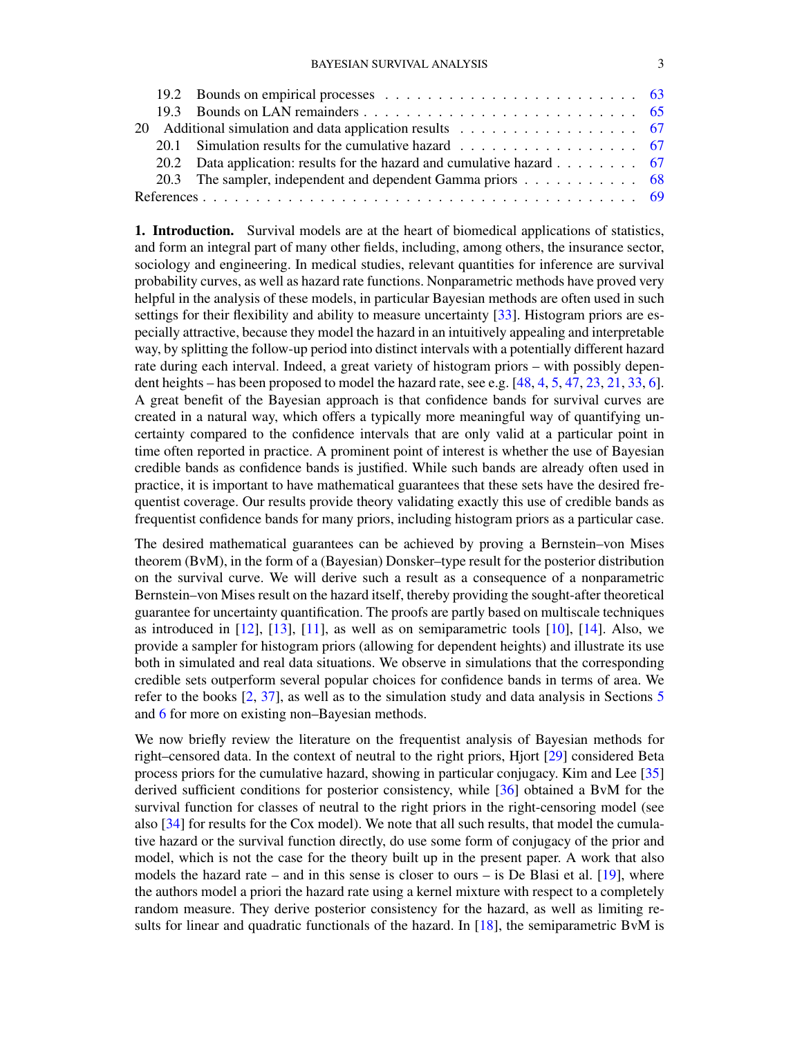| | | |
|---|---|---|
| 19.2 | Bounds on empirical processes | 63 |
| 19.3 | Bounds on LAN remainders | 65 |
| 20 | Additional simulation and data application results | 67 |
| 20.1 | Simulation results for the cumulative hazard | 67 |
| 20.2 | Data application: results for the hazard and cumulative hazard | 67 |
| 20.3 | The sampler, independent and dependent Gamma priors | 68 |
| References | | 69 |

**1. Introduction.** Survival models are at the heart of biomedical applications of statistics, and form an integral part of many other fields, including, among others, the insurance sector, sociology and engineering. In medical studies, relevant quantities for inference are survival probability curves, as well as hazard rate functions. Nonparametric methods have proved very helpful in the analysis of these models, in particular Bayesian methods are often used in such settings for their flexibility and ability to measure uncertainty [33]. Histogram priors are especially attractive, because they model the hazard in an intuitively appealing and interpretable way, by splitting the follow-up period into distinct intervals with a potentially different hazard rate during each interval. Indeed, a great variety of histogram priors – with possibly dependent heights – has been proposed to model the hazard rate, see e.g. [48, 4, 5, 47, 23, 21, 33, 6]. A great benefit of the Bayesian approach is that confidence bands for survival curves are created in a natural way, which offers a typically more meaningful way of quantifying uncertainty compared to the confidence intervals that are only valid at a particular point in time often reported in practice. A prominent point of interest is whether the use of Bayesian credible bands as confidence bands is justified. While such bands are already often used in practice, it is important to have mathematical guarantees that these sets have the desired frequentist coverage. Our results provide theory validating exactly this use of credible bands as frequentist confidence bands for many priors, including histogram priors as a particular case.

The desired mathematical guarantees can be achieved by proving a Bernstein–von Mises theorem (BvM), in the form of a (Bayesian) Donsker–type result for the posterior distribution on the survival curve. We will derive such a result as a consequence of a nonparametric Bernstein–von Mises result on the hazard itself, thereby providing the sought-after theoretical guarantee for uncertainty quantification. The proofs are partly based on multiscale techniques as introduced in [12], [13], [11], as well as on semiparametric tools [10], [14]. Also, we provide a sampler for histogram priors (allowing for dependent heights) and illustrate its use both in simulated and real data situations. We observe in simulations that the corresponding credible sets outperform several popular choices for confidence bands in terms of area. We refer to the books [2, 37], as well as to the simulation study and data analysis in Sections 5 and 6 for more on existing non–Bayesian methods.

We now briefly review the literature on the frequentist analysis of Bayesian methods for right–censored data. In the context of neutral to the right priors, Hjort [29] considered Beta process priors for the cumulative hazard, showing in particular conjugacy. Kim and Lee [35] derived sufficient conditions for posterior consistency, while [36] obtained a BvM for the survival function for classes of neutral to the right priors in the right-censoring model (see also [34] for results for the Cox model). We note that all such results, that model the cumulative hazard or the survival function directly, do use some form of conjugacy of the prior and model, which is not the case for the theory built up in the present paper. A work that also models the hazard rate – and in this sense is closer to ours – is De Blasi et al. [19], where the authors model a priori the hazard rate using a kernel mixture with respect to a completely random measure. They derive posterior consistency for the hazard, as well as limiting results for linear and quadratic functionals of the hazard. In [18], the semiparametric BvM is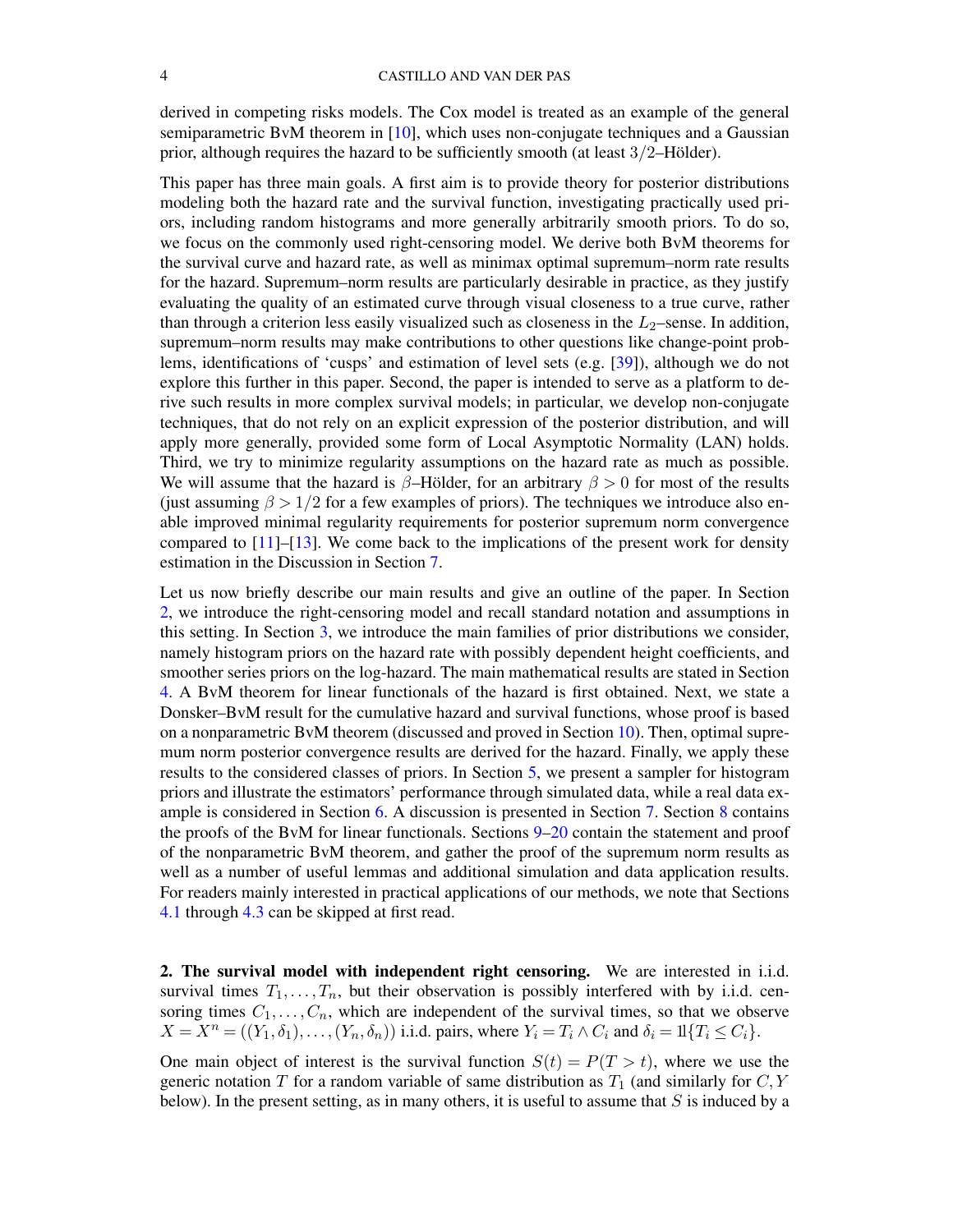derived in competing risks models. The Cox model is treated as an example of the general semiparametric BvM theorem in [10], which uses non-conjugate techniques and a Gaussian prior, although requires the hazard to be sufficiently smooth (at least $3/2$–Hölder).

This paper has three main goals. A first aim is to provide theory for posterior distributions modeling both the hazard rate and the survival function, investigating practically used priors, including random histograms and more generally arbitrarily smooth priors. To do so, we focus on the commonly used right-censoring model. We derive both BvM theorems for the survival curve and hazard rate, as well as minimax optimal supremum–norm rate results for the hazard. Supremum–norm results are particularly desirable in practice, as they justify evaluating the quality of an estimated curve through visual closeness to a true curve, rather than through a criterion less easily visualized such as closeness in the $L_2$–sense. In addition, supremum–norm results may make contributions to other questions like change-point problems, identifications of 'cusps' and estimation of level sets (e.g. [39]), although we do not explore this further in this paper. Second, the paper is intended to serve as a platform to derive such results in more complex survival models; in particular, we develop non-conjugate techniques, that do not rely on an explicit expression of the posterior distribution, and will apply more generally, provided some form of Local Asymptotic Normality (LAN) holds. Third, we try to minimize regularity assumptions on the hazard rate as much as possible. We will assume that the hazard is $\beta$–Hölder, for an arbitrary $\beta > 0$ for most of the results (just assuming $\beta > 1/2$ for a few examples of priors). The techniques we introduce also enable improved minimal regularity requirements for posterior supremum norm convergence compared to [11]–[13]. We come back to the implications of the present work for density estimation in the Discussion in Section 7.

Let us now briefly describe our main results and give an outline of the paper. In Section 2, we introduce the right-censoring model and recall standard notation and assumptions in this setting. In Section 3, we introduce the main families of prior distributions we consider, namely histogram priors on the hazard rate with possibly dependent height coefficients, and smoother series priors on the log-hazard. The main mathematical results are stated in Section 4. A BvM theorem for linear functionals of the hazard is first obtained. Next, we state a Donsker–BvM result for the cumulative hazard and survival functions, whose proof is based on a nonparametric BvM theorem (discussed and proved in Section 10). Then, optimal supremum norm posterior convergence results are derived for the hazard. Finally, we apply these results to the considered classes of priors. In Section 5, we present a sampler for histogram priors and illustrate the estimators' performance through simulated data, while a real data example is considered in Section 6. A discussion is presented in Section 7. Section 8 contains the proofs of the BvM for linear functionals. Sections 9–20 contain the statement and proof of the nonparametric BvM theorem, and gather the proof of the supremum norm results as well as a number of useful lemmas and additional simulation and data application results. For readers mainly interested in practical applications of our methods, we note that Sections 4.1 through 4.3 can be skipped at first read.

## 2. The survival model with independent right censoring.

We are interested in i.i.d. survival times $T_1, \ldots, T_n$, but their observation is possibly interfered with by i.i.d. censoring times $C_1, \ldots, C_n$, which are independent of the survival times, so that we observe $X = X^n = ((Y_1, \delta_1), \ldots, (Y_n, \delta_n))$ i.i.d. pairs, where $Y_i = T_i \wedge C_i$ and $\delta_i = \mathbb{1}\{T_i \leq C_i\}$.

One main object of interest is the survival function $S(t) = P(T > t)$, where we use the generic notation $T$ for a random variable of same distribution as $T_1$ (and similarly for $C, Y$ below). In the present setting, as in many others, it is useful to assume that $S$ is induced by a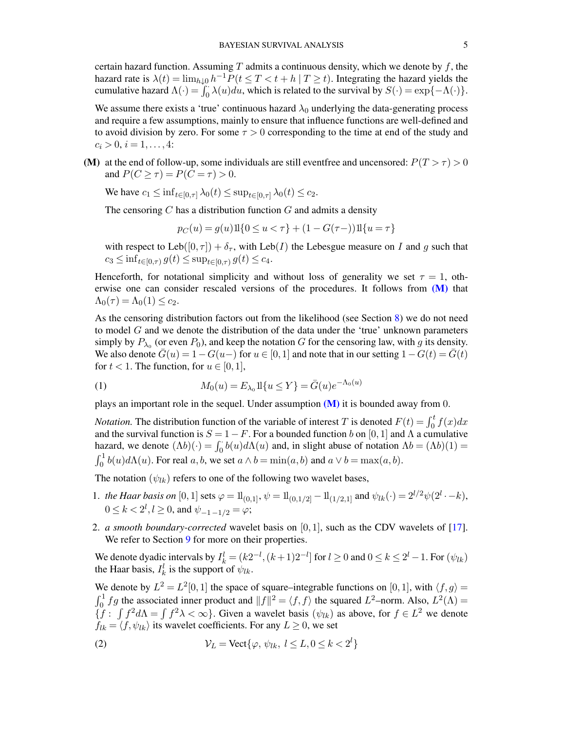certain hazard function. Assuming $T$ admits a continuous density, which we denote by $f$, the hazard rate is $\lambda(t) = \lim_{h\downarrow 0} h^{-1}P(t \le T < t+h \mid T \ge t)$. Integrating the hazard yields the cumulative hazard $\Lambda(\cdot) = \int_0^\cdot \lambda(u)du$, which is related to the survival by $S(\cdot) = \exp\{-\Lambda(\cdot)\}$.

We assume there exists a 'true' continuous hazard $\lambda_0$ underlying the data-generating process and require a few assumptions, mainly to ensure that influence functions are well-defined and to avoid division by zero. For some $\tau > 0$ corresponding to the time at end of the study and $c_i > 0$, $i = 1, \ldots, 4$:

**(M)** at the end of follow-up, some individuals are still eventfree and uncensored: $P(T > \tau) > 0$ and $P(C \ge \tau) = P(C = \tau) > 0$.

We have $c_1 \le \inf_{t\in[0,\tau]} \lambda_0(t) \le \sup_{t\in[0,\tau]} \lambda_0(t) \le c_2$.

The censoring $C$ has a distribution function $G$ and admits a density

$$p_C(u) = g(u)1\!\!1\{0 \le u < \tau\} + (1 - G(\tau-))1\!\!1\{u = \tau\}$$

with respect to $\mathrm{Leb}([0,\tau]) + \delta_\tau$, with $\mathrm{Leb}(I)$ the Lebesgue measure on $I$ and $g$ such that $c_3 \le \inf_{t\in[0,\tau)} g(t) \le \sup_{t\in[0,\tau)} g(t) \le c_4$.

Henceforth, for notational simplicity and without loss of generality we set $\tau = 1$, otherwise one can consider rescaled versions of the procedures. It follows from **(M)** that $\Lambda_0(\tau) = \Lambda_0(1) \le c_2$.

As the censoring distribution factors out from the likelihood (see Section 8) we do not need to model $G$ and we denote the distribution of the data under the 'true' unknown parameters simply by $P_{\lambda_0}$ (or even $P_0$), and keep the notation $G$ for the censoring law, with $g$ its density. We also denote $\bar{G}(u) = 1 - G(u-)$ for $u \in [0,1]$ and note that in our setting $1 - G(t) = \bar{G}(t)$ for $t < 1$. The function, for $u \in [0,1]$,

$$M_0(u) = E_{\lambda_0} 1\!\!1\{u \le Y\} = \bar{G}(u)e^{-\Lambda_0(u)} \tag{1}$$

plays an important role in the sequel. Under assumption **(M)** it is bounded away from 0.

*Notation.* The distribution function of the variable of interest $T$ is denoted $F(t) = \int_0^t f(x)dx$ and the survival function is $S = 1 - F$. For a bounded function $b$ on $[0,1]$ and $\Lambda$ a cumulative hazard, we denote $(\Lambda b)(\cdot) = \int_0^\cdot b(u)d\Lambda(u)$ and, in slight abuse of notation $\Lambda b = (\Lambda b)(1) = \int_0^1 b(u)d\Lambda(u)$. For real $a, b$, we set $a \wedge b = \min(a,b)$ and $a \vee b = \max(a,b)$.

The notation $(\psi_{lk})$ refers to one of the following two wavelet bases,

1. *the Haar basis on* $[0,1]$ sets $\varphi = 1\!\!1_{(0,1]}$, $\psi = 1\!\!1_{(0,1/2]} - 1\!\!1_{(1/2,1]}$ and $\psi_{lk}(\cdot) = 2^{l/2}\psi(2^l \cdot -k)$, $0 \le k < 2^l, l \ge 0$, and $\psi_{-1\,-1/2} = \varphi$;
2. *a smooth boundary-corrected* wavelet basis on $[0,1]$, such as the CDV wavelets of [17]. We refer to Section 9 for more on their properties.

We denote dyadic intervals by $I_k^l = (k2^{-l}, (k+1)2^{-l}]$ for $l \ge 0$ and $0 \le k \le 2^l - 1$. For $(\psi_{lk})$ the Haar basis, $I_k^l$ is the support of $\psi_{lk}$.

We denote by $L^2 = L^2[0,1]$ the space of square–integrable functions on $[0,1]$, with $\langle f, g\rangle = \int_0^1 fg$ the associated inner product and $\|f\|^2 = \langle f, f\rangle$ the squared $L^2$–norm. Also, $L^2(\Lambda) = \{f : \int f^2 d\Lambda = \int f^2\lambda < \infty\}$. Given a wavelet basis $(\psi_{lk})$ as above, for $f \in L^2$ we denote $f_{lk} = \langle f, \psi_{lk}\rangle$ its wavelet coefficients. For any $L \ge 0$, we set

$$\mathcal{V}_L = \mathrm{Vect}\{\varphi,\, \psi_{lk},\ l \le L, 0 \le k < 2^l\} \tag{2}$$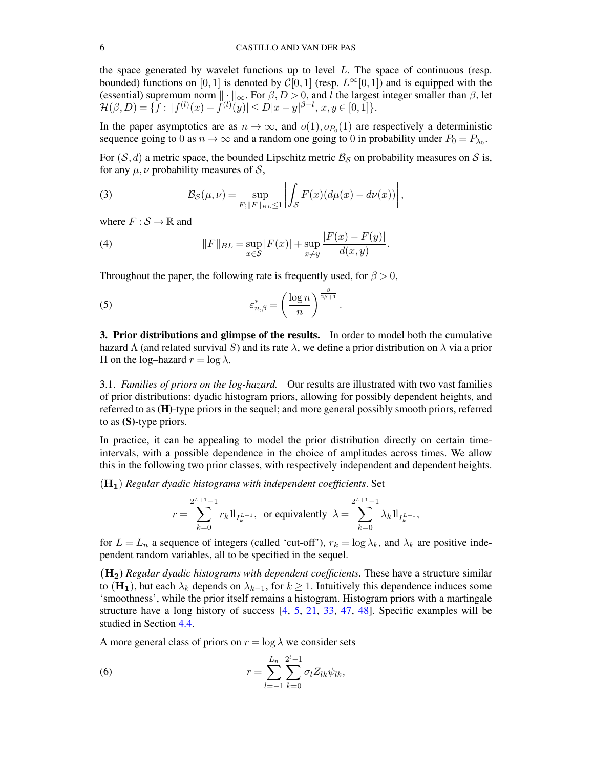the space generated by wavelet functions up to level $L$. The space of continuous (resp. bounded) functions on $[0,1]$ is denoted by $\mathcal{C}[0,1]$ (resp. $L^\infty[0,1]$) and is equipped with the (essential) supremum norm $\|\cdot\|_\infty$. For $\beta, D > 0$, and $l$ the largest integer smaller than $\beta$, let $\mathcal{H}(\beta, D) = \{f: \ |f^{(l)}(x) - f^{(l)}(y)| \le D|x-y|^{\beta - l}, \ x, y \in [0,1]\}$.

In the paper asymptotics are as $n \to \infty$, and $o(1), o_{P_0}(1)$ are respectively a deterministic sequence going to 0 as $n \to \infty$ and a random one going to 0 in probability under $P_0 = P_{\lambda_0}$.

For $(\mathcal{S}, d)$ a metric space, the bounded Lipschitz metric $\mathcal{B}_\mathcal{S}$ on probability measures on $\mathcal{S}$ is, for any $\mu, \nu$ probability measures of $\mathcal{S}$,

$$\mathcal{B}_\mathcal{S}(\mu, \nu) = \sup_{F; \|F\|_{BL} \le 1} \left| \int_\mathcal{S} F(x)(d\mu(x) - d\nu(x)) \right|, \tag{3}$$

where $F: \mathcal{S} \to \mathbb{R}$ and

$$\|F\|_{BL} = \sup_{x \in \mathcal{S}} |F(x)| + \sup_{x \neq y} \frac{|F(x) - F(y)|}{d(x,y)}. \tag{4}$$

Throughout the paper, the following rate is frequently used, for $\beta > 0$,

$$\varepsilon^*_{n,\beta} = \left( \frac{\log n}{n} \right)^{\frac{\beta}{2\beta+1}}. \tag{5}$$

## 3. Prior distributions and glimpse of the results.

In order to model both the cumulative hazard $\Lambda$ (and related survival $S$) and its rate $\lambda$, we define a prior distribution on $\lambda$ via a prior $\Pi$ on the log–hazard $r = \log \lambda$.

### 3.1. *Families of priors on the log-hazard.*

Our results are illustrated with two vast families of prior distributions: dyadic histogram priors, allowing for possibly dependent heights, and referred to as **(H)**-type priors in the sequel; and more general possibly smooth priors, referred to as **(S)**-type priors.

In practice, it can be appealing to model the prior distribution directly on certain time-intervals, with a possible dependence in the choice of amplitudes across times. We allow this in the following two prior classes, with respectively independent and dependent heights.

$(\mathbf{H_1})$ *Regular dyadic histograms with independent coefficients*. Set

$$r = \sum_{k=0}^{2^{L+1}-1} r_k 1\!\!1_{I_k^{L+1}}, \quad \text{or equivalently} \quad \lambda = \sum_{k=0}^{2^{L+1}-1} \lambda_k 1\!\!1_{I_k^{L+1}},$$

for $L = L_n$ a sequence of integers (called 'cut-off'), $r_k = \log \lambda_k$, and $\lambda_k$ are positive independent random variables, all to be specified in the sequel.

$(\mathbf{H_2})$ *Regular dyadic histograms with dependent coefficients.* These have a structure similar to $(\mathbf{H_1})$, but each $\lambda_k$ depends on $\lambda_{k-1}$, for $k \ge 1$. Intuitively this dependence induces some 'smoothness', while the prior itself remains a histogram. Histogram priors with a martingale structure have a long history of success [4, 5, 21, 33, 47, 48]. Specific examples will be studied in Section 4.4.

A more general class of priors on $r = \log \lambda$ we consider sets

$$r = \sum_{l=-1}^{L_n} \sum_{k=0}^{2^l - 1} \sigma_l Z_{lk} \psi_{lk}, \tag{6}$$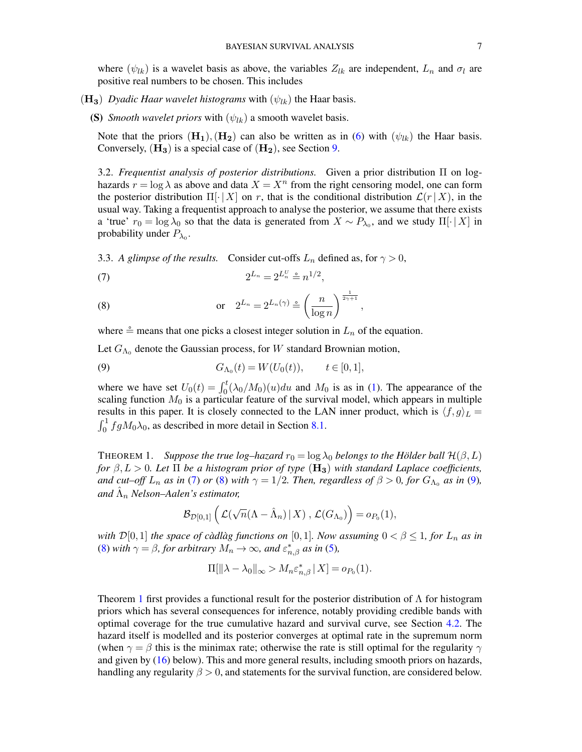where $(\psi_{lk})$ is a wavelet basis as above, the variables $Z_{lk}$ are independent, $L_n$ and $\sigma_l$ are positive real numbers to be chosen. This includes

$(\mathbf{H_3})$ *Dyadic Haar wavelet histograms* with $(\psi_{lk})$ the Haar basis.

**(S)** *Smooth wavelet priors* with $(\psi_{lk})$ a smooth wavelet basis.

Note that the priors $(\mathbf{H_1}), (\mathbf{H_2})$ can also be written as in (6) with $(\psi_{lk})$ the Haar basis. Conversely, $(\mathbf{H_3})$ is a special case of $(\mathbf{H_2})$, see Section 9.

3.2. *Frequentist analysis of posterior distributions.* Given a prior distribution $\Pi$ on log-hazards $r = \log \lambda$ as above and data $X = X^n$ from the right censoring model, one can form the posterior distribution $\Pi[\cdot \,|\, X]$ on $r$, that is the conditional distribution $\mathcal{L}(r \,|\, X)$, in the usual way. Taking a frequentist approach to analyse the posterior, we assume that there exists a 'true' $r_0 = \log \lambda_0$ so that the data is generated from $X \sim P_{\lambda_0}$, and we study $\Pi[\cdot \,|\, X]$ in probability under $P_{\lambda_0}$.

3.3. *A glimpse of the results.* Consider cut-offs $L_n$ defined as, for $\gamma > 0$,

$$2^{L_n} = 2^{L_n^U} \mathrel{\overset{\circ}{=}} n^{1/2}, \tag{7}$$

$$\text{or} \quad 2^{L_n} = 2^{L_n(\gamma)} \mathrel{\overset{\circ}{=}} \left(\frac{n}{\log n}\right)^{\frac{1}{2\gamma+1}}, \tag{8}$$

where $\mathrel{\overset{\circ}{=}}$ means that one picks a closest integer solution in $L_n$ of the equation.

Let $G_{\Lambda_0}$ denote the Gaussian process, for $W$ standard Brownian motion,

$$G_{\Lambda_0}(t) = W(U_0(t)), \qquad t \in [0,1], \tag{9}$$

where we have set $U_0(t) = \int_0^t (\lambda_0/M_0)(u)du$ and $M_0$ is as in (1). The appearance of the scaling function $M_0$ is a particular feature of the survival model, which appears in multiple results in this paper. It is closely connected to the LAN inner product, which is $\langle f, g\rangle_L = \int_0^1 f g M_0 \lambda_0$, as described in more detail in Section 8.1.

THEOREM 1. *Suppose the true log–hazard $r_0 = \log \lambda_0$ belongs to the Hölder ball $\mathcal{H}(\beta, L)$ for $\beta, L > 0$. Let $\Pi$ be a histogram prior of type $(\mathbf{H_3})$ with standard Laplace coefficients, and cut–off $L_n$ as in (7) or (8) with $\gamma = 1/2$. Then, regardless of $\beta > 0$, for $G_{\Lambda_0}$ as in (9), and $\hat{\Lambda}_n$ Nelson–Aalen's estimator,*

$$\mathcal{B}_{\mathcal{D}[0,1]}\left(\mathcal{L}(\sqrt{n}(\Lambda - \hat{\Lambda}_n) \,|\, X)\,,\, \mathcal{L}(G_{\Lambda_0})\right) = o_{P_0}(1),$$

*with $\mathcal{D}[0,1]$ the space of càdlàg functions on $[0,1]$. Now assuming $0 < \beta \le 1$, for $L_n$ as in (8) with $\gamma = \beta$, for arbitrary $M_n \to \infty$, and $\varepsilon^*_{n,\beta}$ as in (5),*

$$\Pi[\|\lambda - \lambda_0\|_\infty > M_n \varepsilon^*_{n,\beta} \,|\, X] = o_{P_0}(1).$$

Theorem 1 first provides a functional result for the posterior distribution of $\Lambda$ for histogram priors which has several consequences for inference, notably providing credible bands with optimal coverage for the true cumulative hazard and survival curve, see Section 4.2. The hazard itself is modelled and its posterior converges at optimal rate in the supremum norm (when $\gamma = \beta$ this is the minimax rate; otherwise the rate is still optimal for the regularity $\gamma$ and given by (16) below). This and more general results, including smooth priors on hazards, handling any regularity $\beta > 0$, and statements for the survival function, are considered below.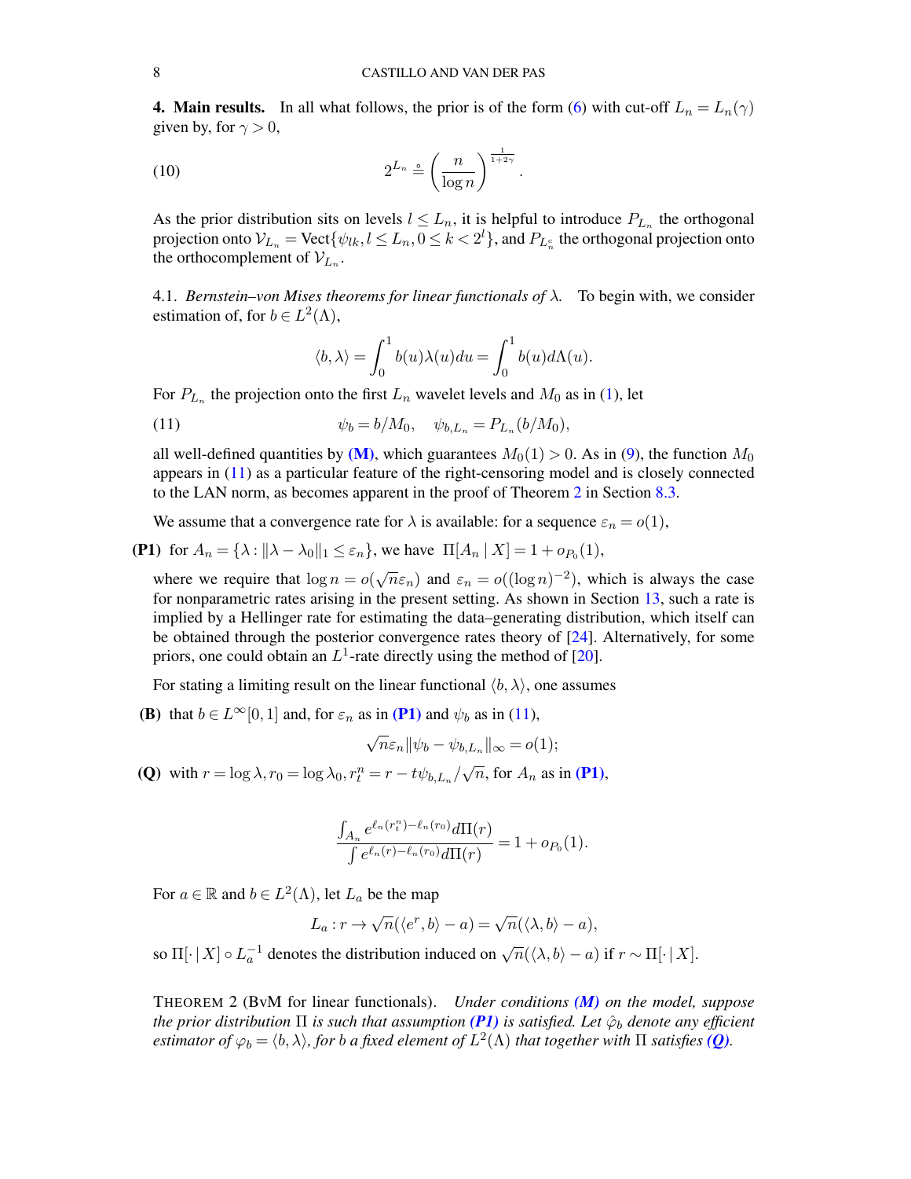**4. Main results.** In all what follows, the prior is of the form (6) with cut-off $L_n = L_n(\gamma)$ given by, for $\gamma > 0$,

$$2^{L_n} \overset{\circ}{=} \left(\frac{n}{\log n}\right)^{\frac{1}{1+2\gamma}}. \tag{10}$$

As the prior distribution sits on levels $l \le L_n$, it is helpful to introduce $P_{L_n}$ the orthogonal projection onto $\mathcal{V}_{L_n} = \mathrm{Vect}\{\psi_{lk}, l \le L_n, 0 \le k < 2^l\}$, and $P_{L_n^c}$ the orthogonal projection onto the orthocomplement of $\mathcal{V}_{L_n}$.

4.1. *Bernstein–von Mises theorems for linear functionals of $\lambda$.* To begin with, we consider estimation of, for $b \in L^2(\Lambda)$,

$$\langle b, \lambda \rangle = \int_0^1 b(u)\lambda(u)du = \int_0^1 b(u)d\Lambda(u).$$

For $P_{L_n}$ the projection onto the first $L_n$ wavelet levels and $M_0$ as in (1), let

$$\psi_b = b/M_0, \quad \psi_{b,L_n} = P_{L_n}(b/M_0), \tag{11}$$

all well-defined quantities by **(M)**, which guarantees $M_0(1) > 0$. As in (9), the function $M_0$ appears in (11) as a particular feature of the right-censoring model and is closely connected to the LAN norm, as becomes apparent in the proof of Theorem 2 in Section 8.3.

We assume that a convergence rate for $\lambda$ is available: for a sequence $\varepsilon_n = o(1)$,

**(P1)** for $A_n = \{\lambda : \|\lambda - \lambda_0\|_1 \le \varepsilon_n\}$, we have $\Pi[A_n \mid X] = 1 + o_{P_0}(1)$,

where we require that $\log n = o(\sqrt{n}\varepsilon_n)$ and $\varepsilon_n = o((\log n)^{-2})$, which is always the case for nonparametric rates arising in the present setting. As shown in Section 13, such a rate is implied by a Hellinger rate for estimating the data–generating distribution, which itself can be obtained through the posterior convergence rates theory of [24]. Alternatively, for some priors, one could obtain an $L^1$-rate directly using the method of [20].

For stating a limiting result on the linear functional $\langle b, \lambda \rangle$, one assumes

**(B)** that $b \in L^\infty[0,1]$ and, for $\varepsilon_n$ as in **(P1)** and $\psi_b$ as in (11),

$$\sqrt{n}\varepsilon_n \|\psi_b - \psi_{b,L_n}\|_\infty = o(1);$$

**(Q)** with $r = \log \lambda, r_0 = \log \lambda_0, r_t^n = r - t\psi_{b,L_n}/\sqrt{n}$, for $A_n$ as in **(P1)**,

$$\frac{\int_{A_n} e^{\ell_n(r_t^n) - \ell_n(r_0)} d\Pi(r)}{\int e^{\ell_n(r) - \ell_n(r_0)} d\Pi(r)} = 1 + o_{P_0}(1).$$

For $a \in \mathbb{R}$ and $b \in L^2(\Lambda)$, let $L_a$ be the map

$$L_a : r \to \sqrt{n}(\langle e^r, b \rangle - a) = \sqrt{n}(\langle \lambda, b \rangle - a),$$

so $\Pi[\cdot \mid X] \circ L_a^{-1}$ denotes the distribution induced on $\sqrt{n}(\langle \lambda, b \rangle - a)$ if $r \sim \Pi[\cdot \mid X]$.

THEOREM 2 (BvM for linear functionals). *Under conditions **(M)** on the model, suppose the prior distribution $\Pi$ is such that assumption **(P1)** is satisfied. Let $\hat{\varphi}_b$ denote any efficient estimator of $\varphi_b = \langle b, \lambda \rangle$, for $b$ a fixed element of $L^2(\Lambda)$ that together with $\Pi$ satisfies **(Q)**.*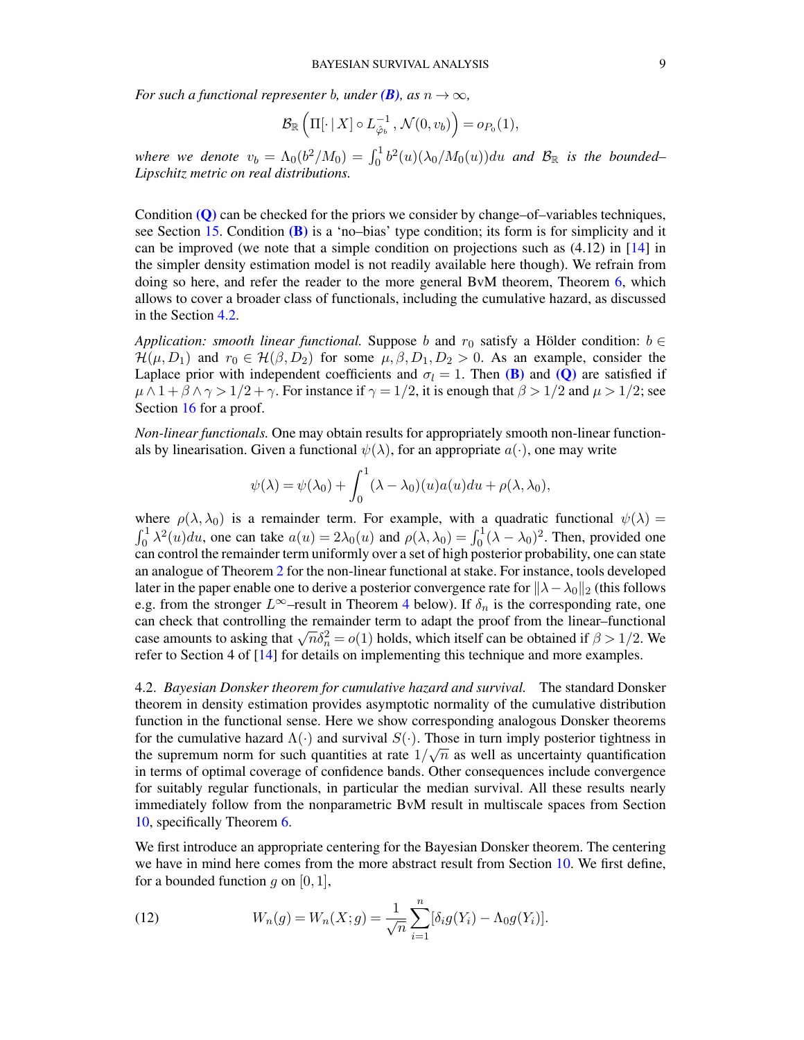*For such a functional representer* $b$*, under* ***(B)****, as* $n \to \infty$*,*

$$\mathcal{B}_{\mathbb{R}}\left(\Pi[\cdot \mid X] \circ L_{\tilde{\varphi}_b}^{-1}, \mathcal{N}(0, v_b)\right) = o_{P_0}(1),$$

*where we denote* $v_b = \Lambda_0(b^2/M_0) = \int_0^1 b^2(u)(\lambda_0/M_0(u))du$ *and* $\mathcal{B}_{\mathbb{R}}$ *is the bounded–Lipschitz metric on real distributions.*

Condition **(Q)** can be checked for the priors we consider by change–of–variables techniques, see Section 15. Condition **(B)** is a 'no–bias' type condition; its form is for simplicity and it can be improved (we note that a simple condition on projections such as (4.12) in [14] in the simpler density estimation model is not readily available here though). We refrain from doing so here, and refer the reader to the more general BvM theorem, Theorem 6, which allows to cover a broader class of functionals, including the cumulative hazard, as discussed in the Section 4.2.

*Application: smooth linear functional.* Suppose $b$ and $r_0$ satisfy a Hölder condition: $b \in \mathcal{H}(\mu, D_1)$ and $r_0 \in \mathcal{H}(\beta, D_2)$ for some $\mu, \beta, D_1, D_2 > 0$. As an example, consider the Laplace prior with independent coefficients and $\sigma_l = 1$. Then **(B)** and **(Q)** are satisfied if $\mu \wedge 1 + \beta \wedge \gamma > 1/2 + \gamma$. For instance if $\gamma = 1/2$, it is enough that $\beta > 1/2$ and $\mu > 1/2$; see Section 16 for a proof.

*Non-linear functionals.* One may obtain results for appropriately smooth non-linear functionals by linearisation. Given a functional $\psi(\lambda)$, for an appropriate $a(\cdot)$, one may write

$$\psi(\lambda) = \psi(\lambda_0) + \int_0^1 (\lambda - \lambda_0)(u) a(u) du + \rho(\lambda, \lambda_0),$$

where $\rho(\lambda, \lambda_0)$ is a remainder term. For example, with a quadratic functional $\psi(\lambda) = \int_0^1 \lambda^2(u)du$, one can take $a(u) = 2\lambda_0(u)$ and $\rho(\lambda, \lambda_0) = \int_0^1 (\lambda - \lambda_0)^2$. Then, provided one can control the remainder term uniformly over a set of high posterior probability, one can state an analogue of Theorem 2 for the non-linear functional at stake. For instance, tools developed later in the paper enable one to derive a posterior convergence rate for $\|\lambda - \lambda_0\|_2$ (this follows e.g. from the stronger $L^\infty$–result in Theorem 4 below). If $\delta_n$ is the corresponding rate, one can check that controlling the remainder term to adapt the proof from the linear–functional case amounts to asking that $\sqrt{n}\delta_n^2 = o(1)$ holds, which itself can be obtained if $\beta > 1/2$. We refer to Section 4 of [14] for details on implementing this technique and more examples.

4.2. *Bayesian Donsker theorem for cumulative hazard and survival.* The standard Donsker theorem in density estimation provides asymptotic normality of the cumulative distribution function in the functional sense. Here we show corresponding analogous Donsker theorems for the cumulative hazard $\Lambda(\cdot)$ and survival $S(\cdot)$. Those in turn imply posterior tightness in the supremum norm for such quantities at rate $1/\sqrt{n}$ as well as uncertainty quantification in terms of optimal coverage of confidence bands. Other consequences include convergence for suitably regular functionals, in particular the median survival. All these results nearly immediately follow from the nonparametric BvM result in multiscale spaces from Section 10, specifically Theorem 6.

We first introduce an appropriate centering for the Bayesian Donsker theorem. The centering we have in mind here comes from the more abstract result from Section 10. We first define, for a bounded function $g$ on $[0, 1]$,

$$W_n(g) = W_n(X; g) = \frac{1}{\sqrt{n}} \sum_{i=1}^n [\delta_i g(Y_i) - \Lambda_0 g(Y_i)]. \tag{12}$$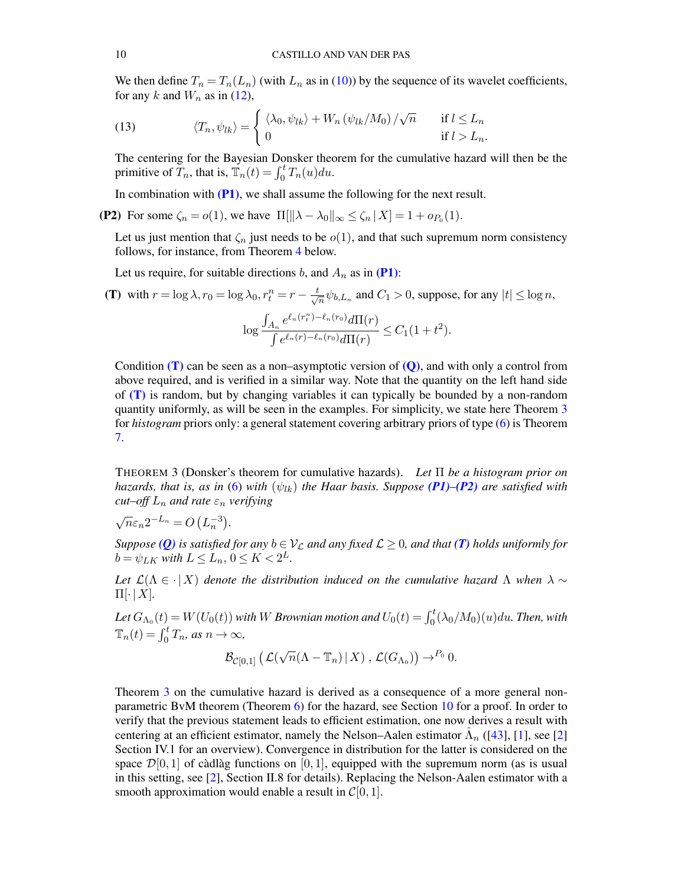We then define $T_n = T_n(L_n)$ (with $L_n$ as in (10)) by the sequence of its wavelet coefficients, for any $k$ and $W_n$ as in (12),

$$\langle T_n, \psi_{lk} \rangle = \begin{cases} \langle \lambda_0, \psi_{lk} \rangle + W_n(\psi_{lk}/M_0)/\sqrt{n} & \text{if } l \le L_n \\ 0 & \text{if } l > L_n. \end{cases} \tag{13}$$

The centering for the Bayesian Donsker theorem for the cumulative hazard will then be the primitive of $T_n$, that is, $\mathbb{T}_n(t) = \int_0^t T_n(u)du$.

In combination with **(P1)**, we shall assume the following for the next result.

**(P2)** For some $\zeta_n = o(1)$, we have $\Pi[\|\lambda - \lambda_0\|_\infty \le \zeta_n \,|\, X] = 1 + o_{P_0}(1)$.

Let us just mention that $\zeta_n$ just needs to be $o(1)$, and that such supremum norm consistency follows, for instance, from Theorem 4 below.

Let us require, for suitable directions $b$, and $A_n$ as in **(P1)**:

**(T)** with $r = \log\lambda, r_0 = \log\lambda_0, r_t^n = r - \frac{t}{\sqrt{n}}\psi_{b,L_n}$ and $C_1 > 0$, suppose, for any $|t| \le \log n$,

$$\log \frac{\int_{A_n} e^{\ell_n(r_t^n) - \ell_n(r_0)} d\Pi(r)}{\int e^{\ell_n(r) - \ell_n(r_0)} d\Pi(r)} \le C_1(1 + t^2).$$

Condition **(T)** can be seen as a non–asymptotic version of **(Q)**, and with only a control from above required, and is verified in a similar way. Note that the quantity on the left hand side of **(T)** is random, but by changing variables it can typically be bounded by a non-random quantity uniformly, as will be seen in the examples. For simplicity, we state here Theorem 3 for *histogram* priors only: a general statement covering arbitrary priors of type (6) is Theorem 7.

THEOREM 3 (Donsker's theorem for cumulative hazards). *Let $\Pi$ be a histogram prior on hazards, that is, as in (6) with $(\psi_{lk})$ the Haar basis. Suppose **(P1)–(P2)** are satisfied with cut–off $L_n$ and rate $\varepsilon_n$ verifying*

$$\sqrt{n}\varepsilon_n 2^{-L_n} = O\left(L_n^{-3}\right).$$

*Suppose **(Q)** is satisfied for any $b \in \mathcal{V}_{\mathcal{L}}$ and any fixed $\mathcal{L} \ge 0$, and that **(T)** holds uniformly for $b = \psi_{LK}$ with $L \le L_n$, $0 \le K < 2^L$.*

*Let $\mathcal{L}(\Lambda \in \cdot \,|\, X)$ denote the distribution induced on the cumulative hazard $\Lambda$ when $\lambda \sim \Pi[\cdot \,|\, X]$.*

*Let $G_{\Lambda_0}(t) = W(U_0(t))$ with $W$ Brownian motion and $U_0(t) = \int_0^t (\lambda_0/M_0)(u)du$. Then, with $\mathbb{T}_n(t) = \int_0^t T_n$, as $n \to \infty$,*

$$\mathcal{B}_{\mathcal{C}[0,1]}\left(\mathcal{L}(\sqrt{n}(\Lambda - \mathbb{T}_n) \,|\, X)\ ,\ \mathcal{L}(G_{\Lambda_0})\right) \to^{P_0} 0.$$

Theorem 3 on the cumulative hazard is derived as a consequence of a more general non-parametric BvM theorem (Theorem 6) for the hazard, see Section 10 for a proof. In order to verify that the previous statement leads to efficient estimation, one now derives a result with centering at an efficient estimator, namely the Nelson–Aalen estimator $\hat{\Lambda}_n$ ([43], [1], see [2] Section IV.1 for an overview). Convergence in distribution for the latter is considered on the space $\mathcal{D}[0,1]$ of càdlàg functions on $[0,1]$, equipped with the supremum norm (as is usual in this setting, see [2], Section II.8 for details). Replacing the Nelson-Aalen estimator with a smooth approximation would enable a result in $\mathcal{C}[0,1]$.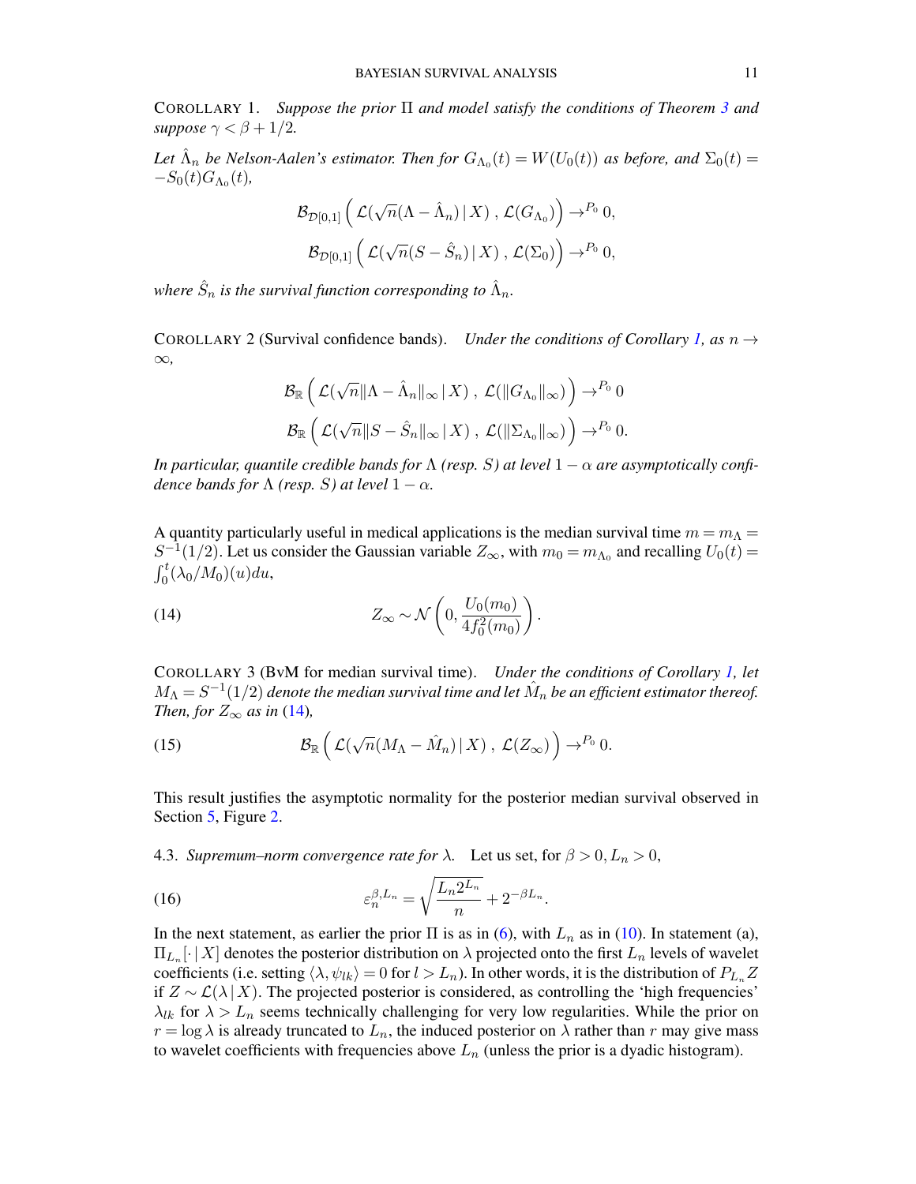COROLLARY 1. *Suppose the prior $\Pi$ and model satisfy the conditions of Theorem 3 and suppose $\gamma < \beta + 1/2$.*

*Let $\hat{\Lambda}_n$ be Nelson-Aalen's estimator. Then for $G_{\Lambda_0}(t) = W(U_0(t))$ as before, and $\Sigma_0(t) = -S_0(t)G_{\Lambda_0}(t)$,*

$$\mathcal{B}_{\mathcal{D}[0,1]}\left(\mathcal{L}(\sqrt{n}(\Lambda - \hat{\Lambda}_n)\,|\,X)\,,\,\mathcal{L}(G_{\Lambda_0})\right) \to^{P_0} 0,$$

$$\mathcal{B}_{\mathcal{D}[0,1]}\left(\mathcal{L}(\sqrt{n}(S - \hat{S}_n)\,|\,X)\,,\,\mathcal{L}(\Sigma_0)\right) \to^{P_0} 0,$$

*where $\hat{S}_n$ is the survival function corresponding to $\hat{\Lambda}_n$.*

COROLLARY 2 (Survival confidence bands). *Under the conditions of Corollary 1, as $n \to \infty$,*

$$\mathcal{B}_{\mathbb{R}}\left(\mathcal{L}(\sqrt{n}\|\Lambda - \hat{\Lambda}_n\|_\infty\,|\,X)\,,\,\mathcal{L}(\|G_{\Lambda_0}\|_\infty)\right) \to^{P_0} 0$$

$$\mathcal{B}_{\mathbb{R}}\left(\mathcal{L}(\sqrt{n}\|S - \hat{S}_n\|_\infty\,|\,X)\,,\,\mathcal{L}(\|\Sigma_{\Lambda_0}\|_\infty)\right) \to^{P_0} 0.$$

*In particular, quantile credible bands for $\Lambda$ (resp. $S$) at level $1-\alpha$ are asymptotically confidence bands for $\Lambda$ (resp. $S$) at level $1-\alpha$.*

A quantity particularly useful in medical applications is the median survival time $m = m_\Lambda = S^{-1}(1/2)$. Let us consider the Gaussian variable $Z_\infty$, with $m_0 = m_{\Lambda_0}$ and recalling $U_0(t) = \int_0^t (\lambda_0/M_0)(u)du$,

$$Z_\infty \sim \mathcal{N}\left(0, \frac{U_0(m_0)}{4f_0^2(m_0)}\right). \tag{14}$$

COROLLARY 3 (BvM for median survival time). *Under the conditions of Corollary 1, let $M_\Lambda = S^{-1}(1/2)$ denote the median survival time and let $\hat{M}_n$ be an efficient estimator thereof. Then, for $Z_\infty$ as in (14),*

$$\mathcal{B}_{\mathbb{R}}\left(\mathcal{L}(\sqrt{n}(M_\Lambda - \hat{M}_n)\,|\,X)\,,\,\mathcal{L}(Z_\infty)\right) \to^{P_0} 0. \tag{15}$$

This result justifies the asymptotic normality for the posterior median survival observed in Section 5, Figure 2.

4.3. *Supremum–norm convergence rate for $\lambda$.* Let us set, for $\beta > 0, L_n > 0$,

$$\varepsilon_n^{\beta, L_n} = \sqrt{\frac{L_n 2^{L_n}}{n}} + 2^{-\beta L_n}. \tag{16}$$

In the next statement, as earlier the prior $\Pi$ is as in (6), with $L_n$ as in (10). In statement (a), $\Pi_{L_n}[\cdot\,|\,X]$ denotes the posterior distribution on $\lambda$ projected onto the first $L_n$ levels of wavelet coefficients (i.e. setting $\langle \lambda, \psi_{lk}\rangle = 0$ for $l > L_n$). In other words, it is the distribution of $P_{L_n}Z$ if $Z \sim \mathcal{L}(\lambda\,|\,X)$. The projected posterior is considered, as controlling the 'high frequencies' $\lambda_{lk}$ for $\lambda > L_n$ seems technically challenging for very low regularities. While the prior on $r = \log \lambda$ is already truncated to $L_n$, the induced posterior on $\lambda$ rather than $r$ may give mass to wavelet coefficients with frequencies above $L_n$ (unless the prior is a dyadic histogram).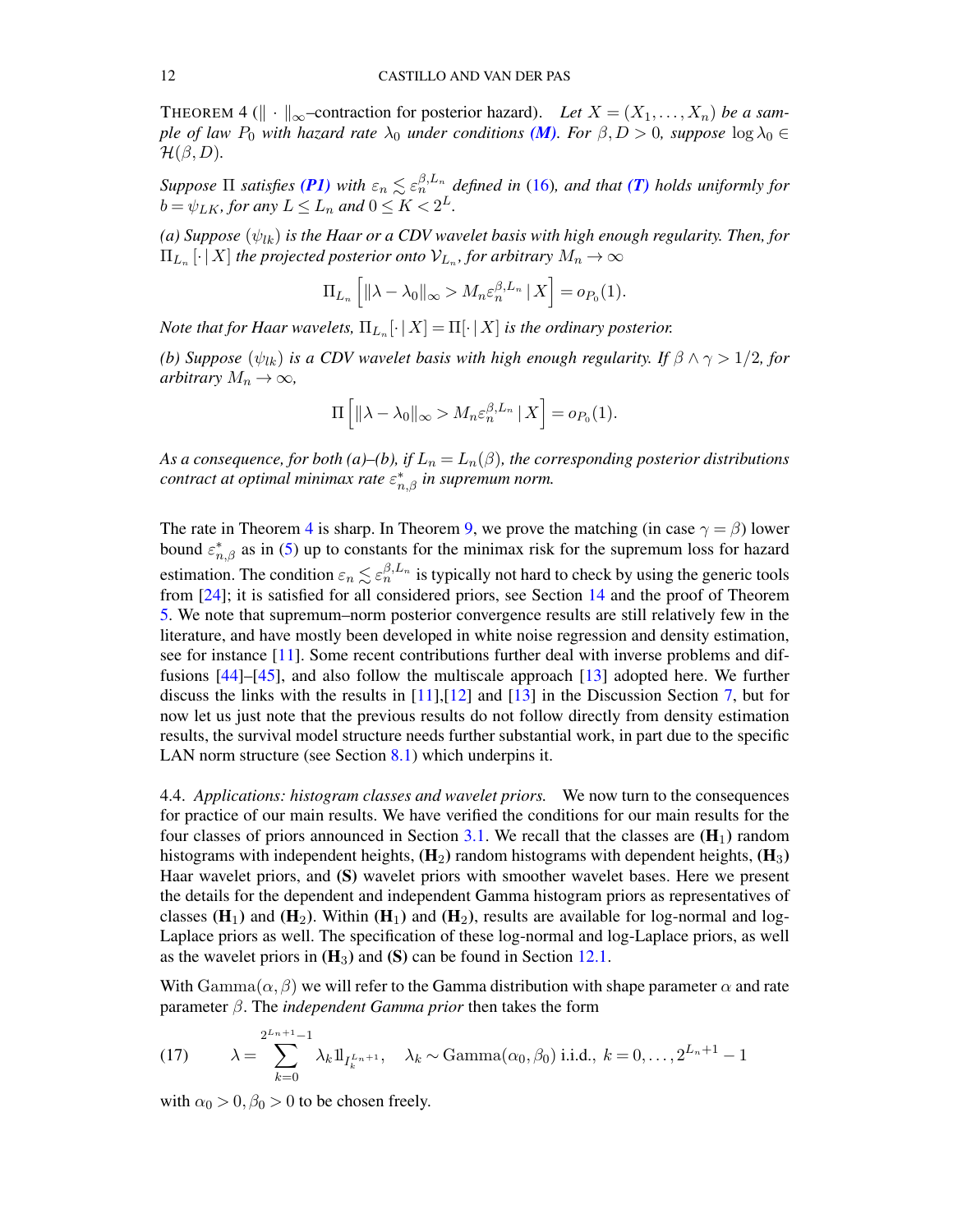THEOREM 4 ($\|\cdot\|_\infty$–contraction for posterior hazard). *Let $X = (X_1, \ldots, X_n)$ be a sample of law $P_0$ with hazard rate $\lambda_0$ under conditions **(M)**. For $\beta, D > 0$, suppose $\log \lambda_0 \in \mathcal{H}(\beta, D)$.*

*Suppose $\Pi$ satisfies **(P1)** with $\varepsilon_n \lesssim \varepsilon_n^{\beta, L_n}$ defined in (16), and that **(T)** holds uniformly for $b = \psi_{LK}$, for any $L \leq L_n$ and $0 \leq K < 2^L$.*

*(a) Suppose $(\psi_{lk})$ is the Haar or a CDV wavelet basis with high enough regularity. Then, for $\Pi_{L_n}[\cdot \,|\, X]$ the projected posterior onto $\mathcal{V}_{L_n}$, for arbitrary $M_n \to \infty$*

$$\Pi_{L_n}\left[\|\lambda - \lambda_0\|_\infty > M_n \varepsilon_n^{\beta, L_n} \,|\, X\right] = o_{P_0}(1).$$

*Note that for Haar wavelets, $\Pi_{L_n}[\cdot \,|\, X] = \Pi[\cdot \,|\, X]$ is the ordinary posterior.*

*(b) Suppose $(\psi_{lk})$ is a CDV wavelet basis with high enough regularity. If $\beta \wedge \gamma > 1/2$, for arbitrary $M_n \to \infty$,*

$$\Pi\left[\|\lambda - \lambda_0\|_\infty > M_n \varepsilon_n^{\beta, L_n} \,|\, X\right] = o_{P_0}(1).$$

*As a consequence, for both (a)–(b), if $L_n = L_n(\beta)$, the corresponding posterior distributions contract at optimal minimax rate $\varepsilon_{n,\beta}^*$ in supremum norm.*

The rate in Theorem 4 is sharp. In Theorem 9, we prove the matching (in case $\gamma = \beta$) lower bound $\varepsilon_{n,\beta}^*$ as in (5) up to constants for the minimax risk for the supremum loss for hazard estimation. The condition $\varepsilon_n \lesssim \varepsilon_n^{\beta, L_n}$ is typically not hard to check by using the generic tools from [24]; it is satisfied for all considered priors, see Section 14 and the proof of Theorem 5. We note that supremum–norm posterior convergence results are still relatively few in the literature, and have mostly been developed in white noise regression and density estimation, see for instance [11]. Some recent contributions further deal with inverse problems and diffusions [44]–[45], and also follow the multiscale approach [13] adopted here. We further discuss the links with the results in [11],[12] and [13] in the Discussion Section 7, but for now let us just note that the previous results do not follow directly from density estimation results, the survival model structure needs further substantial work, in part due to the specific LAN norm structure (see Section 8.1) which underpins it.

4.4. *Applications: histogram classes and wavelet priors.* We now turn to the consequences for practice of our main results. We have verified the conditions for our main results for the four classes of priors announced in Section 3.1. We recall that the classes are **(H$_1$)** random histograms with independent heights, **(H$_2$)** random histograms with dependent heights, **(H$_3$)** Haar wavelet priors, and **(S)** wavelet priors with smoother wavelet bases. Here we present the details for the dependent and independent Gamma histogram priors as representatives of classes **(H$_1$)** and **(H$_2$)**. Within **(H$_1$)** and **(H$_2$)**, results are available for log-normal and log-Laplace priors as well. The specification of these log-normal and log-Laplace priors, as well as the wavelet priors in **(H$_3$)** and **(S)** can be found in Section 12.1.

With $\text{Gamma}(\alpha, \beta)$ we will refer to the Gamma distribution with shape parameter $\alpha$ and rate parameter $\beta$. The *independent Gamma prior* then takes the form

$$\lambda = \sum_{k=0}^{2^{L_n+1}-1} \lambda_k 1\!\!1_{I_k^{L_n+1}}, \quad \lambda_k \sim \text{Gamma}(\alpha_0, \beta_0) \text{ i.i.d.}, \; k = 0, \ldots, 2^{L_n+1} - 1 \tag{17}$$

with $\alpha_0 > 0, \beta_0 > 0$ to be chosen freely.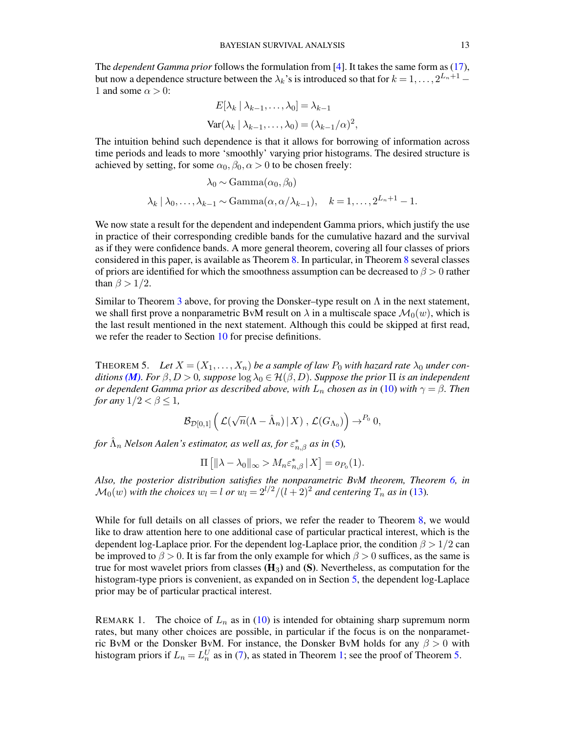The *dependent Gamma prior* follows the formulation from [4]. It takes the same form as (17), but now a dependence structure between the $\lambda_k$'s is introduced so that for $k = 1, \dots, 2^{L_n+1} - 1$ and some $\alpha > 0$:

$$E[\lambda_k \mid \lambda_{k-1}, \dots, \lambda_0] = \lambda_{k-1}$$

$$\mathrm{Var}(\lambda_k \mid \lambda_{k-1}, \dots, \lambda_0) = (\lambda_{k-1}/\alpha)^2,$$

The intuition behind such dependence is that it allows for borrowing of information across time periods and leads to more 'smoothly' varying prior histograms. The desired structure is achieved by setting, for some $\alpha_0, \beta_0, \alpha > 0$ to be chosen freely:

$$\lambda_0 \sim \mathrm{Gamma}(\alpha_0, \beta_0)$$

$$\lambda_k \mid \lambda_0, \dots, \lambda_{k-1} \sim \mathrm{Gamma}(\alpha, \alpha/\lambda_{k-1}), \quad k = 1, \dots, 2^{L_n+1} - 1.$$

We now state a result for the dependent and independent Gamma priors, which justify the use in practice of their corresponding credible bands for the cumulative hazard and the survival as if they were confidence bands. A more general theorem, covering all four classes of priors considered in this paper, is available as Theorem 8. In particular, in Theorem 8 several classes of priors are identified for which the smoothness assumption can be decreased to $\beta > 0$ rather than $\beta > 1/2$.

Similar to Theorem 3 above, for proving the Donsker–type result on $\Lambda$ in the next statement, we shall first prove a nonparametric BvM result on $\lambda$ in a multiscale space $\mathcal{M}_0(w)$, which is the last result mentioned in the next statement. Although this could be skipped at first read, we refer the reader to Section 10 for precise definitions.

THEOREM 5. *Let $X = (X_1, \dots, X_n)$ be a sample of law $P_0$ with hazard rate $\lambda_0$ under conditions (**M**). For $\beta, D > 0$, suppose $\log \lambda_0 \in \mathcal{H}(\beta, D)$. Suppose the prior $\Pi$ is an independent or dependent Gamma prior as described above, with $L_n$ chosen as in* (10) *with $\gamma = \beta$. Then for any $1/2 < \beta \leq 1$,*

$$\mathcal{B}_{\mathcal{D}[0,1]}\Big(\mathcal{L}(\sqrt{n}(\Lambda - \hat{\Lambda}_n) \,|\, X)\ ,\ \mathcal{L}(G_{\Lambda_0})\Big) \to^{P_0} 0,$$

*for $\hat{\Lambda}_n$ Nelson Aalen's estimator, as well as, for $\varepsilon^*_{n,\beta}$ as in* (5)*,*

$$\Pi\left[\|\lambda - \lambda_0\|_\infty > M_n \varepsilon^*_{n,\beta} \,|\, X\right] = o_{P_0}(1).$$

*Also, the posterior distribution satisfies the nonparametric BvM theorem, Theorem 6, in $\mathcal{M}_0(w)$ with the choices $w_l = l$ or $w_l = 2^{l/2}/(l+2)^2$ and centering $T_n$ as in* (13)*.*

While for full details on all classes of priors, we refer the reader to Theorem 8, we would like to draw attention here to one additional case of particular practical interest, which is the dependent log-Laplace prior. For the dependent log-Laplace prior, the condition $\beta > 1/2$ can be improved to $\beta > 0$. It is far from the only example for which $\beta > 0$ suffices, as the same is true for most wavelet priors from classes (**H**$_3$) and (**S**). Nevertheless, as computation for the histogram-type priors is convenient, as expanded on in Section 5, the dependent log-Laplace prior may be of particular practical interest.

REMARK 1. The choice of $L_n$ as in (10) is intended for obtaining sharp supremum norm rates, but many other choices are possible, in particular if the focus is on the nonparametric BvM or the Donsker BvM. For instance, the Donsker BvM holds for any $\beta > 0$ with histogram priors if $L_n = L_n^U$ as in (7), as stated in Theorem 1; see the proof of Theorem 5.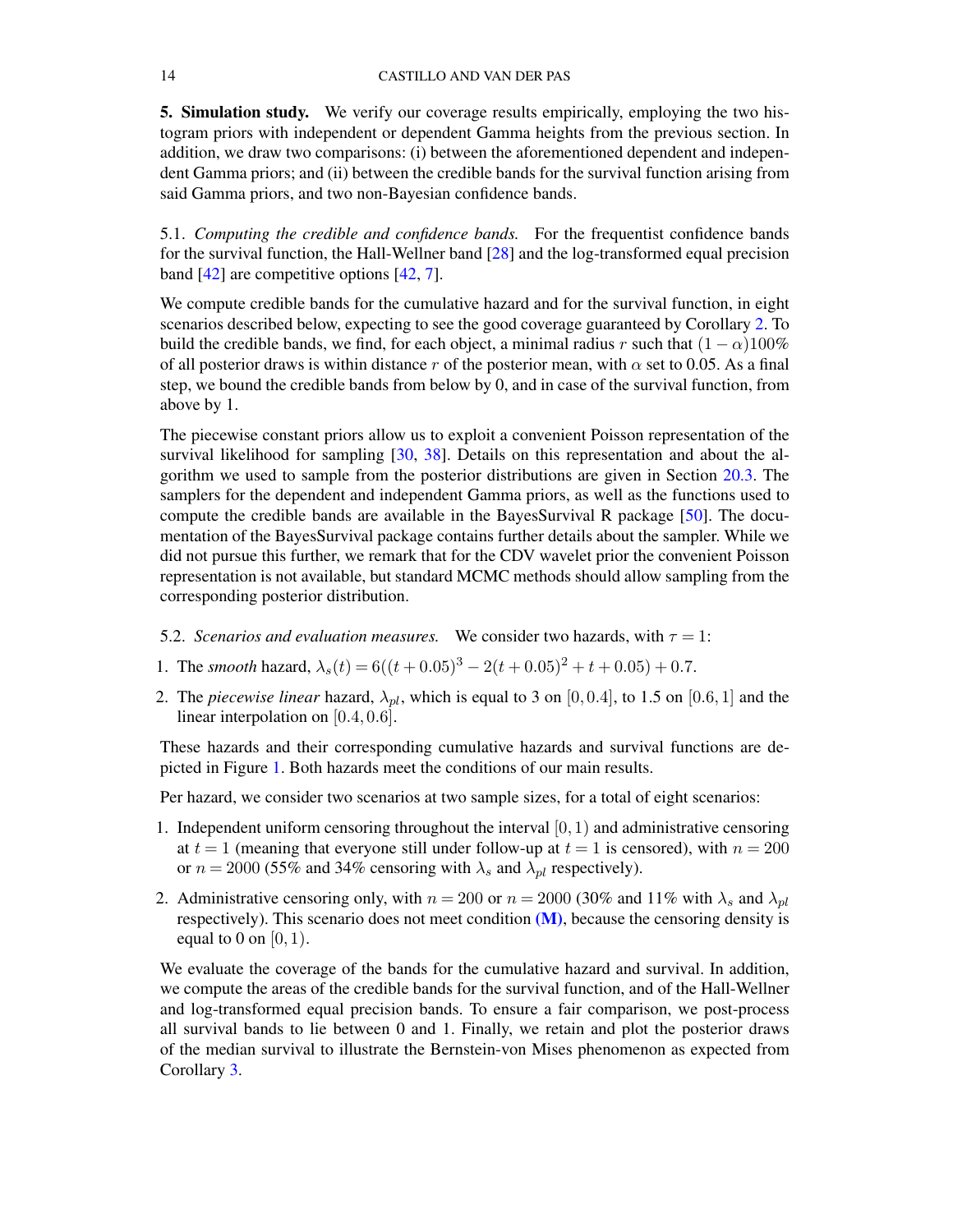## 5. Simulation study.

We verify our coverage results empirically, employing the two histogram priors with independent or dependent Gamma heights from the previous section. In addition, we draw two comparisons: (i) between the aforementioned dependent and independent Gamma priors; and (ii) between the credible bands for the survival function arising from said Gamma priors, and two non-Bayesian confidence bands.

### 5.1. *Computing the credible and confidence bands.*

For the frequentist confidence bands for the survival function, the Hall-Wellner band [28] and the log-transformed equal precision band [42] are competitive options [42, 7].

We compute credible bands for the cumulative hazard and for the survival function, in eight scenarios described below, expecting to see the good coverage guaranteed by Corollary 2. To build the credible bands, we find, for each object, a minimal radius $r$ such that $(1-\alpha)100\%$ of all posterior draws is within distance $r$ of the posterior mean, with $\alpha$ set to 0.05. As a final step, we bound the credible bands from below by 0, and in case of the survival function, from above by 1.

The piecewise constant priors allow us to exploit a convenient Poisson representation of the survival likelihood for sampling [30, 38]. Details on this representation and about the algorithm we used to sample from the posterior distributions are given in Section 20.3. The samplers for the dependent and independent Gamma priors, as well as the functions used to compute the credible bands are available in the BayesSurvival R package [50]. The documentation of the BayesSurvival package contains further details about the sampler. While we did not pursue this further, we remark that for the CDV wavelet prior the convenient Poisson representation is not available, but standard MCMC methods should allow sampling from the corresponding posterior distribution.

### 5.2. *Scenarios and evaluation measures.*

We consider two hazards, with $\tau = 1$:

1. The *smooth* hazard, $\lambda_s(t) = 6((t+0.05)^3 - 2(t+0.05)^2 + t + 0.05) + 0.7$.
2. The *piecewise linear* hazard, $\lambda_{pl}$, which is equal to 3 on $[0, 0.4]$, to 1.5 on $[0.6, 1]$ and the linear interpolation on $[0.4, 0.6]$.

These hazards and their corresponding cumulative hazards and survival functions are depicted in Figure 1. Both hazards meet the conditions of our main results.

Per hazard, we consider two scenarios at two sample sizes, for a total of eight scenarios:

1. Independent uniform censoring throughout the interval $[0, 1)$ and administrative censoring at $t = 1$ (meaning that everyone still under follow-up at $t = 1$ is censored), with $n = 200$ or $n = 2000$ (55% and 34% censoring with $\lambda_s$ and $\lambda_{pl}$ respectively).
2. Administrative censoring only, with $n = 200$ or $n = 2000$ (30% and 11% with $\lambda_s$ and $\lambda_{pl}$ respectively). This scenario does not meet condition **(M)**, because the censoring density is equal to 0 on $[0, 1)$.

We evaluate the coverage of the bands for the cumulative hazard and survival. In addition, we compute the areas of the credible bands for the survival function, and of the Hall-Wellner and log-transformed equal precision bands. To ensure a fair comparison, we post-process all survival bands to lie between 0 and 1. Finally, we retain and plot the posterior draws of the median survival to illustrate the Bernstein-von Mises phenomenon as expected from Corollary 3.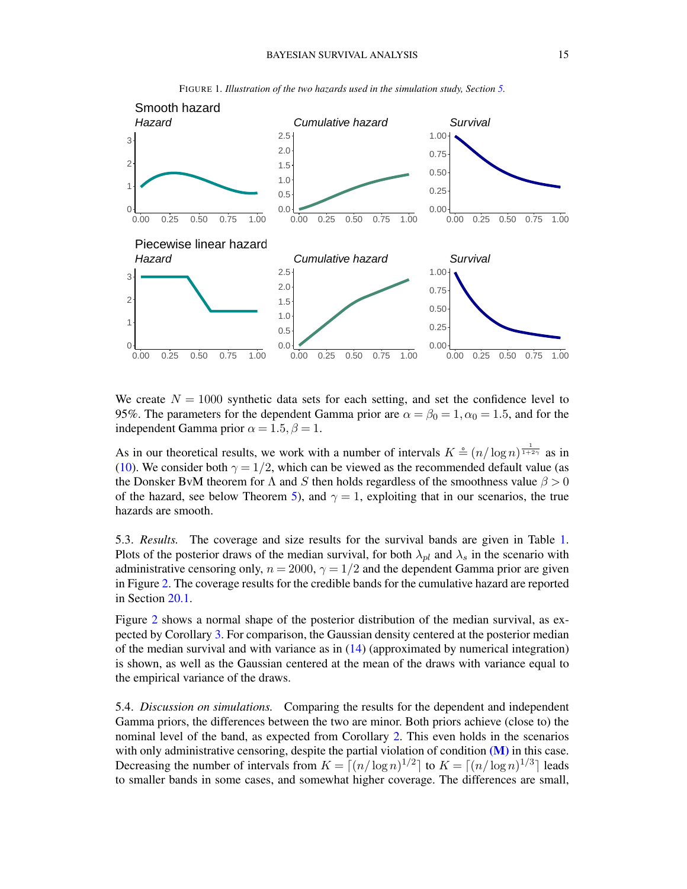FIGURE 1. *Illustration of the two hazards used in the simulation study, Section 5.*

We create $N = 1000$ synthetic data sets for each setting, and set the confidence level to 95%. The parameters for the dependent Gamma prior are $\alpha = \beta_0 = 1, \alpha_0 = 1.5$, and for the independent Gamma prior $\alpha = 1.5, \beta = 1$.

As in our theoretical results, we work with a number of intervals $K \stackrel{\circ}{=} (n/\log n)^{\frac{1}{1+2\gamma}}$ as in (10). We consider both $\gamma = 1/2$, which can be viewed as the recommended default value (as the Donsker BvM theorem for $\Lambda$ and $S$ then holds regardless of the smoothness value $\beta > 0$ of the hazard, see below Theorem 5), and $\gamma = 1$, exploiting that in our scenarios, the true hazards are smooth.

5.3. *Results.* The coverage and size results for the survival bands are given in Table 1. Plots of the posterior draws of the median survival, for both $\lambda_{pl}$ and $\lambda_s$ in the scenario with administrative censoring only, $n = 2000$, $\gamma = 1/2$ and the dependent Gamma prior are given in Figure 2. The coverage results for the credible bands for the cumulative hazard are reported in Section 20.1.

Figure 2 shows a normal shape of the posterior distribution of the median survival, as expected by Corollary 3. For comparison, the Gaussian density centered at the posterior median of the median survival and with variance as in (14) (approximated by numerical integration) is shown, as well as the Gaussian centered at the mean of the draws with variance equal to the empirical variance of the draws.

5.4. *Discussion on simulations.* Comparing the results for the dependent and independent Gamma priors, the differences between the two are minor. Both priors achieve (close to) the nominal level of the band, as expected from Corollary 2. This even holds in the scenarios with only administrative censoring, despite the partial violation of condition **(M)** in this case. Decreasing the number of intervals from $K = \lceil (n/\log n)^{1/2} \rceil$ to $K = \lceil (n/\log n)^{1/3} \rceil$ leads to smaller bands in some cases, and somewhat higher coverage. The differences are small,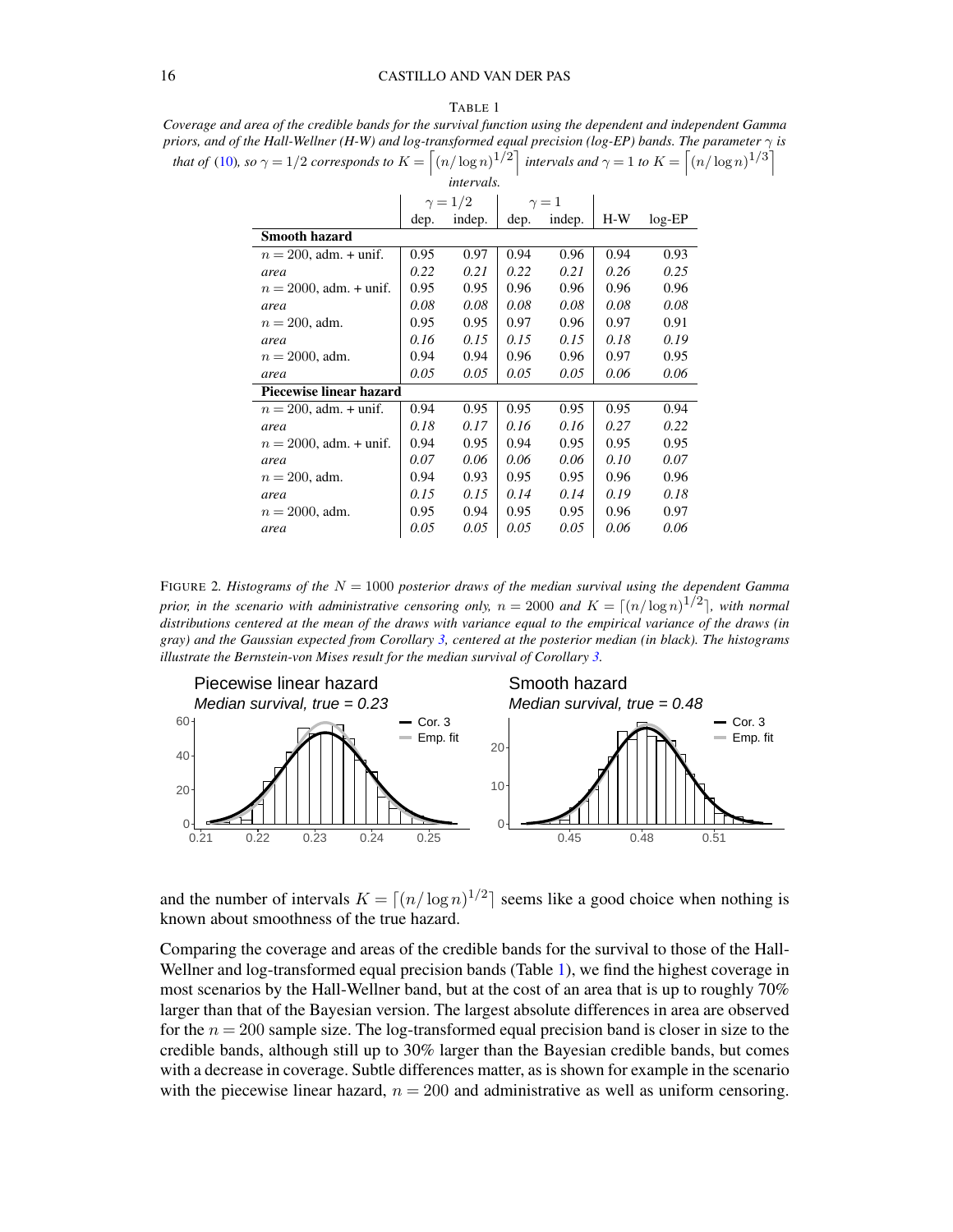TABLE 1

*Coverage and area of the credible bands for the survival function using the dependent and independent Gamma priors, and of the Hall-Wellner (H-W) and log-transformed equal precision (log-EP) bands. The parameter $\gamma$ is that of (10), so $\gamma = 1/2$ corresponds to $K = \lceil (n/\log n)^{1/2} \rceil$ intervals and $\gamma = 1$ to $K = \lceil (n/\log n)^{1/3} \rceil$ intervals.*

| | $\gamma = 1/2$ | | $\gamma = 1$ | | | |
|---|---|---|---|---|---|---|
| | dep. | indep. | dep. | indep. | H-W | log-EP |
| **Smooth hazard** | | | | | | |
| $n = 200$, adm. + unif. | 0.95 | 0.97 | 0.94 | 0.96 | 0.94 | 0.93 |
| *area* | *0.22* | *0.21* | *0.22* | *0.21* | *0.26* | *0.25* |
| $n = 2000$, adm. + unif. | 0.95 | 0.95 | 0.96 | 0.96 | 0.96 | 0.96 |
| *area* | *0.08* | *0.08* | *0.08* | *0.08* | *0.08* | *0.08* |
| $n = 200$, adm. | 0.95 | 0.95 | 0.97 | 0.96 | 0.97 | 0.91 |
| *area* | *0.16* | *0.15* | *0.15* | *0.15* | *0.18* | *0.19* |
| $n = 2000$, adm. | 0.94 | 0.94 | 0.96 | 0.96 | 0.97 | 0.95 |
| *area* | *0.05* | *0.05* | *0.05* | *0.05* | *0.06* | *0.06* |
| **Piecewise linear hazard** | | | | | | |
| $n = 200$, adm. + unif. | 0.94 | 0.95 | 0.95 | 0.95 | 0.95 | 0.94 |
| *area* | *0.18* | *0.17* | *0.16* | *0.16* | *0.27* | *0.22* |
| $n = 2000$, adm. + unif. | 0.94 | 0.95 | 0.94 | 0.95 | 0.95 | 0.95 |
| *area* | *0.07* | *0.06* | *0.06* | *0.06* | *0.10* | *0.07* |
| $n = 200$, adm. | 0.94 | 0.93 | 0.95 | 0.95 | 0.96 | 0.96 |
| *area* | *0.15* | *0.15* | *0.14* | *0.14* | *0.19* | *0.18* |
| $n = 2000$, adm. | 0.95 | 0.94 | 0.95 | 0.95 | 0.96 | 0.97 |
| *area* | *0.05* | *0.05* | *0.05* | *0.05* | *0.06* | *0.06* |

FIGURE 2. *Histograms of the $N = 1000$ posterior draws of the median survival using the dependent Gamma prior, in the scenario with administrative censoring only, $n = 2000$ and $K = \lceil (n/\log n)^{1/2} \rceil$, with normal distributions centered at the mean of the draws with variance equal to the empirical variance of the draws (in gray) and the Gaussian expected from Corollary 3, centered at the posterior median (in black). The histograms illustrate the Bernstein-von Mises result for the median survival of Corollary 3.*

and the number of intervals $K = \lceil (n/\log n)^{1/2} \rceil$ seems like a good choice when nothing is known about smoothness of the true hazard.

Comparing the coverage and areas of the credible bands for the survival to those of the Hall-Wellner and log-transformed equal precision bands (Table 1), we find the highest coverage in most scenarios by the Hall-Wellner band, but at the cost of an area that is up to roughly 70% larger than that of the Bayesian version. The largest absolute differences in area are observed for the $n = 200$ sample size. The log-transformed equal precision band is closer in size to the credible bands, although still up to 30% larger than the Bayesian credible bands, but comes with a decrease in coverage. Subtle differences matter, as is shown for example in the scenario with the piecewise linear hazard, $n = 200$ and administrative as well as uniform censoring.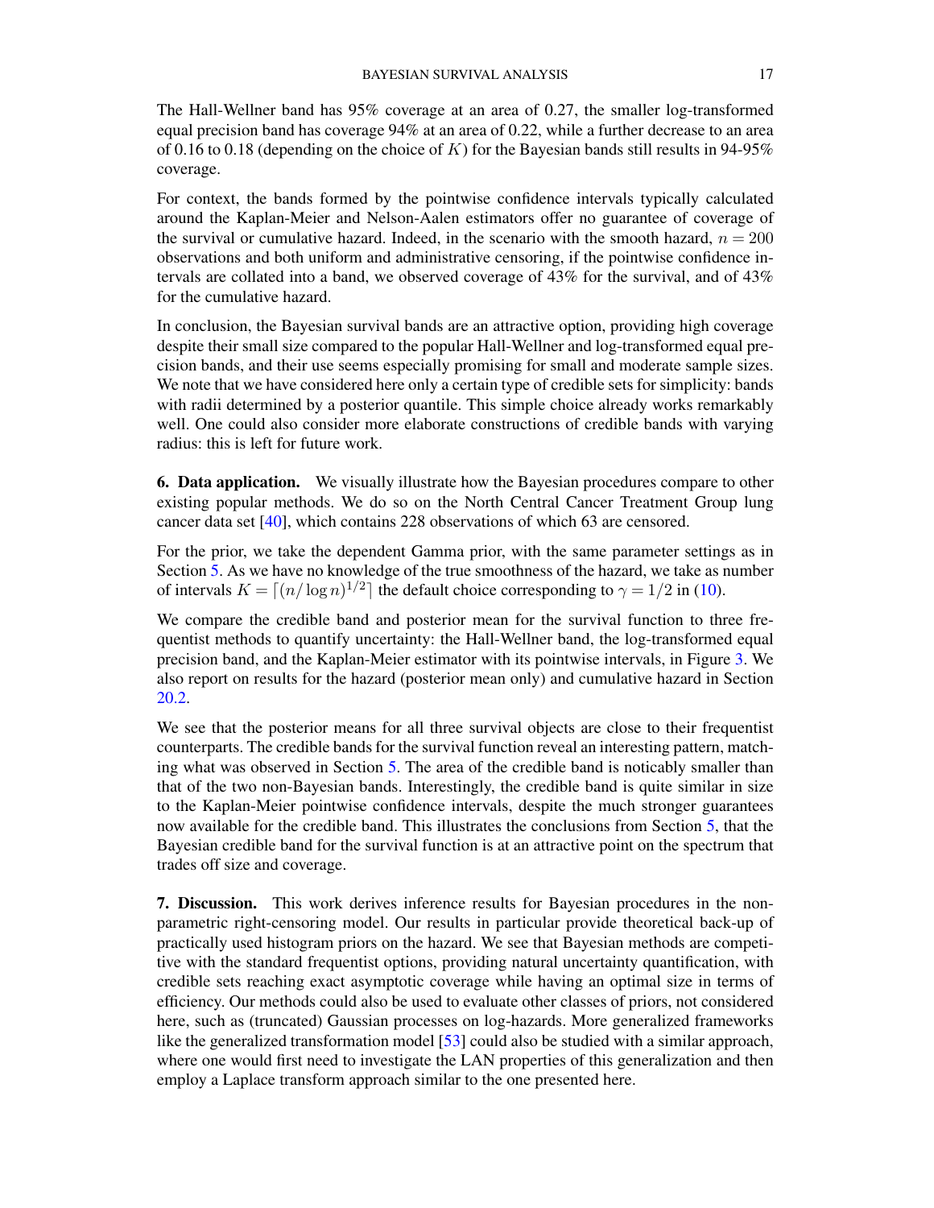The Hall-Wellner band has 95% coverage at an area of 0.27, the smaller log-transformed equal precision band has coverage 94% at an area of 0.22, while a further decrease to an area of 0.16 to 0.18 (depending on the choice of $K$) for the Bayesian bands still results in 94-95% coverage.

For context, the bands formed by the pointwise confidence intervals typically calculated around the Kaplan-Meier and Nelson-Aalen estimators offer no guarantee of coverage of the survival or cumulative hazard. Indeed, in the scenario with the smooth hazard, $n = 200$ observations and both uniform and administrative censoring, if the pointwise confidence intervals are collated into a band, we observed coverage of 43% for the survival, and of 43% for the cumulative hazard.

In conclusion, the Bayesian survival bands are an attractive option, providing high coverage despite their small size compared to the popular Hall-Wellner and log-transformed equal precision bands, and their use seems especially promising for small and moderate sample sizes. We note that we have considered here only a certain type of credible sets for simplicity: bands with radii determined by a posterior quantile. This simple choice already works remarkably well. One could also consider more elaborate constructions of credible bands with varying radius: this is left for future work.

## 6. Data application.

We visually illustrate how the Bayesian procedures compare to other existing popular methods. We do so on the North Central Cancer Treatment Group lung cancer data set [40], which contains 228 observations of which 63 are censored.

For the prior, we take the dependent Gamma prior, with the same parameter settings as in Section 5. As we have no knowledge of the true smoothness of the hazard, we take as number of intervals $K = \lceil (n/\log n)^{1/2} \rceil$ the default choice corresponding to $\gamma = 1/2$ in (10).

We compare the credible band and posterior mean for the survival function to three frequentist methods to quantify uncertainty: the Hall-Wellner band, the log-transformed equal precision band, and the Kaplan-Meier estimator with its pointwise intervals, in Figure 3. We also report on results for the hazard (posterior mean only) and cumulative hazard in Section 20.2.

We see that the posterior means for all three survival objects are close to their frequentist counterparts. The credible bands for the survival function reveal an interesting pattern, matching what was observed in Section 5. The area of the credible band is noticably smaller than that of the two non-Bayesian bands. Interestingly, the credible band is quite similar in size to the Kaplan-Meier pointwise confidence intervals, despite the much stronger guarantees now available for the credible band. This illustrates the conclusions from Section 5, that the Bayesian credible band for the survival function is at an attractive point on the spectrum that trades off size and coverage.

## 7. Discussion.

This work derives inference results for Bayesian procedures in the nonparametric right-censoring model. Our results in particular provide theoretical back-up of practically used histogram priors on the hazard. We see that Bayesian methods are competitive with the standard frequentist options, providing natural uncertainty quantification, with credible sets reaching exact asymptotic coverage while having an optimal size in terms of efficiency. Our methods could also be used to evaluate other classes of priors, not considered here, such as (truncated) Gaussian processes on log-hazards. More generalized frameworks like the generalized transformation model [53] could also be studied with a similar approach, where one would first need to investigate the LAN properties of this generalization and then employ a Laplace transform approach similar to the one presented here.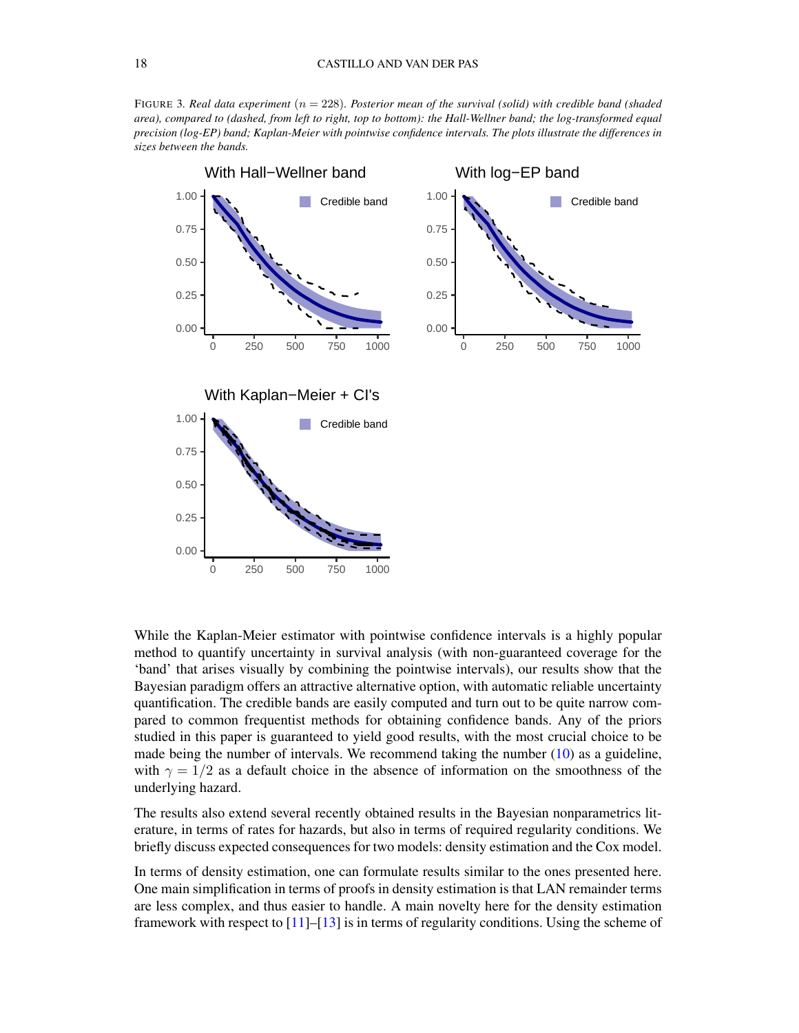FIGURE 3. *Real data experiment* ($n = 228$). *Posterior mean of the survival (solid) with credible band (shaded area), compared to (dashed, from left to right, top to bottom): the Hall-Wellner band; the log-transformed equal precision (log-EP) band; Kaplan-Meier with pointwise confidence intervals. The plots illustrate the differences in sizes between the bands.*

While the Kaplan-Meier estimator with pointwise confidence intervals is a highly popular method to quantify uncertainty in survival analysis (with non-guaranteed coverage for the 'band' that arises visually by combining the pointwise intervals), our results show that the Bayesian paradigm offers an attractive alternative option, with automatic reliable uncertainty quantification. The credible bands are easily computed and turn out to be quite narrow compared to common frequentist methods for obtaining confidence bands. Any of the priors studied in this paper is guaranteed to yield good results, with the most crucial choice to be made being the number of intervals. We recommend taking the number (10) as a guideline, with $\gamma = 1/2$ as a default choice in the absence of information on the smoothness of the underlying hazard.

The results also extend several recently obtained results in the Bayesian nonparametrics literature, in terms of rates for hazards, but also in terms of required regularity conditions. We briefly discuss expected consequences for two models: density estimation and the Cox model.

In terms of density estimation, one can formulate results similar to the ones presented here. One main simplification in terms of proofs in density estimation is that LAN remainder terms are less complex, and thus easier to handle. A main novelty here for the density estimation framework with respect to [11]–[13] is in terms of regularity conditions. Using the scheme of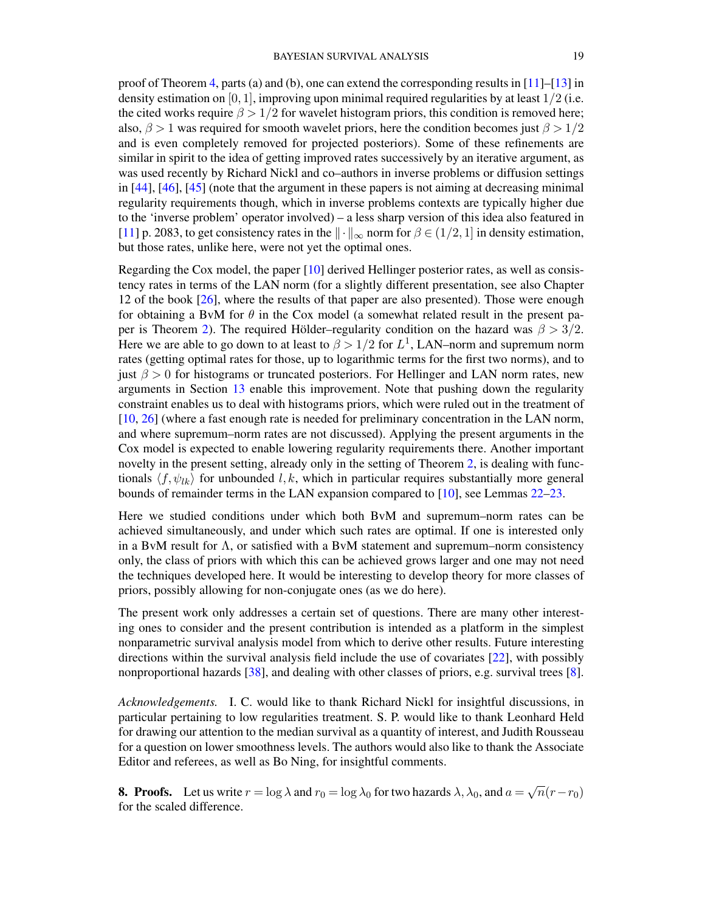proof of Theorem 4, parts (a) and (b), one can extend the corresponding results in [11]–[13] in density estimation on $[0,1]$, improving upon minimal required regularities by at least $1/2$ (i.e. the cited works require $\beta > 1/2$ for wavelet histogram priors, this condition is removed here; also, $\beta > 1$ was required for smooth wavelet priors, here the condition becomes just $\beta > 1/2$ and is even completely removed for projected posteriors). Some of these refinements are similar in spirit to the idea of getting improved rates successively by an iterative argument, as was used recently by Richard Nickl and co–authors in inverse problems or diffusion settings in [44], [46], [45] (note that the argument in these papers is not aiming at decreasing minimal regularity requirements though, which in inverse problems contexts are typically higher due to the 'inverse problem' operator involved) – a less sharp version of this idea also featured in [11] p. 2083, to get consistency rates in the $\|\cdot\|_\infty$ norm for $\beta \in (1/2, 1]$ in density estimation, but those rates, unlike here, were not yet the optimal ones.

Regarding the Cox model, the paper [10] derived Hellinger posterior rates, as well as consistency rates in terms of the LAN norm (for a slightly different presentation, see also Chapter 12 of the book [26], where the results of that paper are also presented). Those were enough for obtaining a BvM for $\theta$ in the Cox model (a somewhat related result in the present paper is Theorem 2). The required Hölder–regularity condition on the hazard was $\beta > 3/2$. Here we are able to go down to at least to $\beta > 1/2$ for $L^1$, LAN–norm and supremum norm rates (getting optimal rates for those, up to logarithmic terms for the first two norms), and to just $\beta > 0$ for histograms or truncated posteriors. For Hellinger and LAN norm rates, new arguments in Section 13 enable this improvement. Note that pushing down the regularity constraint enables us to deal with histograms priors, which were ruled out in the treatment of [10, 26] (where a fast enough rate is needed for preliminary concentration in the LAN norm, and where supremum–norm rates are not discussed). Applying the present arguments in the Cox model is expected to enable lowering regularity requirements there. Another important novelty in the present setting, already only in the setting of Theorem 2, is dealing with functionals $\langle f, \psi_{lk} \rangle$ for unbounded $l, k$, which in particular requires substantially more general bounds of remainder terms in the LAN expansion compared to [10], see Lemmas 22–23.

Here we studied conditions under which both BvM and supremum–norm rates can be achieved simultaneously, and under which such rates are optimal. If one is interested only in a BvM result for $\Lambda$, or satisfied with a BvM statement and supremum–norm consistency only, the class of priors with which this can be achieved grows larger and one may not need the techniques developed here. It would be interesting to develop theory for more classes of priors, possibly allowing for non-conjugate ones (as we do here).

The present work only addresses a certain set of questions. There are many other interesting ones to consider and the present contribution is intended as a platform in the simplest nonparametric survival analysis model from which to derive other results. Future interesting directions within the survival analysis field include the use of covariates [22], with possibly nonproportional hazards [38], and dealing with other classes of priors, e.g. survival trees [8].

*Acknowledgements.* I. C. would like to thank Richard Nickl for insightful discussions, in particular pertaining to low regularities treatment. S. P. would like to thank Leonhard Held for drawing our attention to the median survival as a quantity of interest, and Judith Rousseau for a question on lower smoothness levels. The authors would also like to thank the Associate Editor and referees, as well as Bo Ning, for insightful comments.

## 8. Proofs.

Let us write $r = \log \lambda$ and $r_0 = \log \lambda_0$ for two hazards $\lambda, \lambda_0$, and $a = \sqrt{n}(r - r_0)$ for the scaled difference.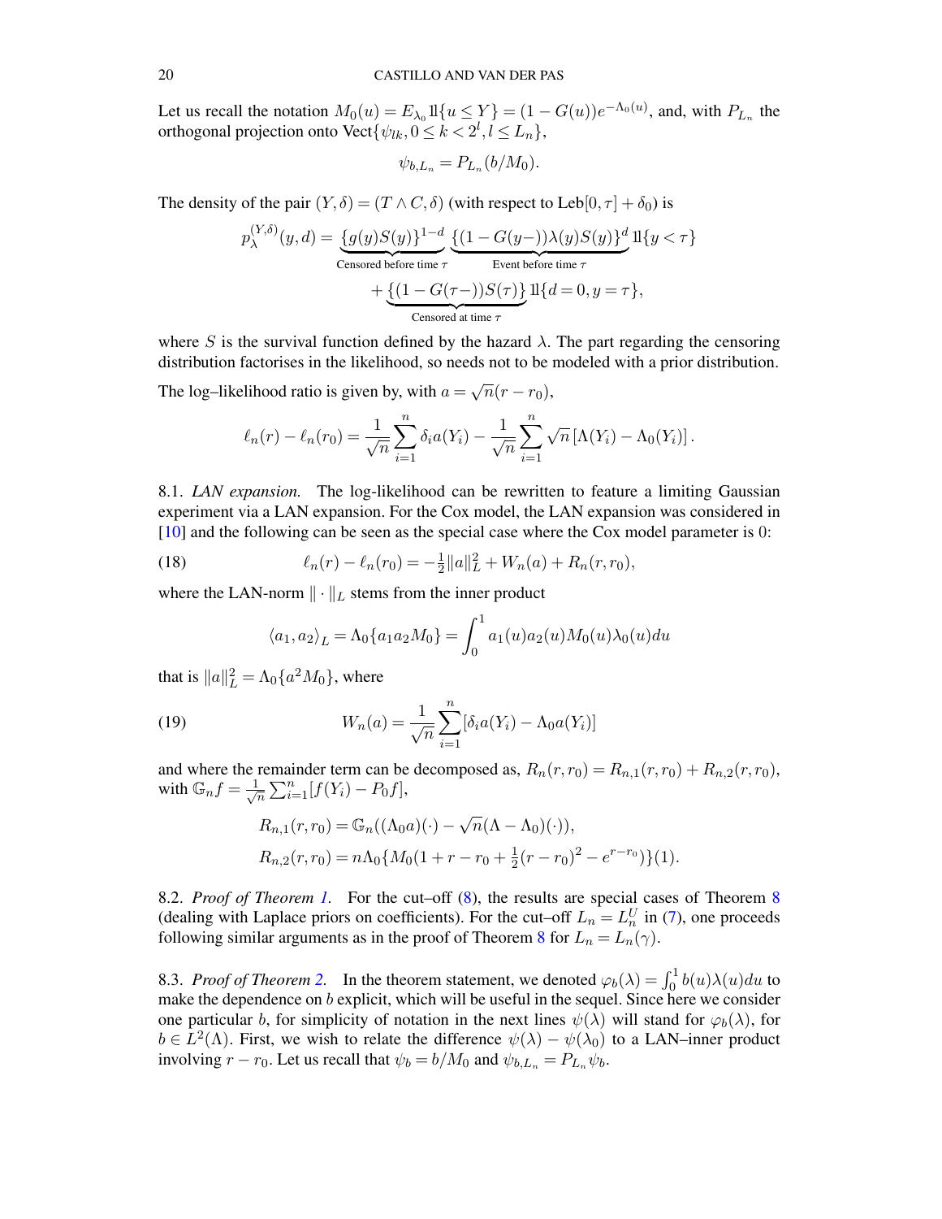Let us recall the notation $M_0(u) = E_{\lambda_0} \mathbb{1}\{u \le Y\} = (1 - G(u))e^{-\Lambda_0(u)}$, and, with $P_{L_n}$ the orthogonal projection onto $\text{Vect}\{\psi_{lk}, 0 \le k < 2^l, l \le L_n\}$,

$$\psi_{b,L_n} = P_{L_n}(b/M_0).$$

The density of the pair $(Y, \delta) = (T \wedge C, \delta)$ (with respect to $\text{Leb}[0, \tau] + \delta_0$) is

$$p_\lambda^{(Y,\delta)}(y, d) = \underbrace{\{g(y)S(y)\}^{1-d}}_{\text{Censored before time } \tau} \underbrace{\{(1 - G(y-))\lambda(y)S(y)\}^d}_{\text{Event before time } \tau} \mathbb{1}\{y < \tau\} + \underbrace{\{(1 - G(\tau-))S(\tau)\}}_{\text{Censored at time } \tau} \mathbb{1}\{d = 0, y = \tau\},$$

where $S$ is the survival function defined by the hazard $\lambda$. The part regarding the censoring distribution factorises in the likelihood, so needs not to be modeled with a prior distribution.

The log–likelihood ratio is given by, with $a = \sqrt{n}(r - r_0)$,

$$\ell_n(r) - \ell_n(r_0) = \frac{1}{\sqrt{n}} \sum_{i=1}^n \delta_i a(Y_i) - \frac{1}{\sqrt{n}} \sum_{i=1}^n \sqrt{n} \left[\Lambda(Y_i) - \Lambda_0(Y_i)\right].$$

8.1. *LAN expansion.* The log-likelihood can be rewritten to feature a limiting Gaussian experiment via a LAN expansion. For the Cox model, the LAN expansion was considered in [10] and the following can be seen as the special case where the Cox model parameter is 0:

$$\ell_n(r) - \ell_n(r_0) = -\tfrac{1}{2}\|a\|_L^2 + W_n(a) + R_n(r, r_0), \tag{18}$$

where the LAN-norm $\|\cdot\|_L$ stems from the inner product

$$\langle a_1, a_2 \rangle_L = \Lambda_0\{a_1 a_2 M_0\} = \int_0^1 a_1(u) a_2(u) M_0(u) \lambda_0(u) du$$

that is $\|a\|_L^2 = \Lambda_0\{a^2 M_0\}$, where

$$W_n(a) = \frac{1}{\sqrt{n}} \sum_{i=1}^n [\delta_i a(Y_i) - \Lambda_0 a(Y_i)] \tag{19}$$

and where the remainder term can be decomposed as, $R_n(r, r_0) = R_{n,1}(r, r_0) + R_{n,2}(r, r_0)$, with $\mathbb{G}_n f = \frac{1}{\sqrt{n}} \sum_{i=1}^n [f(Y_i) - P_0 f]$,

$$R_{n,1}(r, r_0) = \mathbb{G}_n((\Lambda_0 a)(\cdot) - \sqrt{n}(\Lambda - \Lambda_0)(\cdot)),$$
$$R_{n,2}(r, r_0) = n\Lambda_0\{M_0(1 + r - r_0 + \tfrac{1}{2}(r - r_0)^2 - e^{r - r_0})\}(1).$$

8.2. *Proof of Theorem 1.* For the cut–off (8), the results are special cases of Theorem 8 (dealing with Laplace priors on coefficients). For the cut–off $L_n = L_n^U$ in (7), one proceeds following similar arguments as in the proof of Theorem 8 for $L_n = L_n(\gamma)$.

8.3. *Proof of Theorem 2.* In the theorem statement, we denoted $\varphi_b(\lambda) = \int_0^1 b(u)\lambda(u)du$ to make the dependence on $b$ explicit, which will be useful in the sequel. Since here we consider one particular $b$, for simplicity of notation in the next lines $\psi(\lambda)$ will stand for $\varphi_b(\lambda)$, for $b \in L^2(\Lambda)$. First, we wish to relate the difference $\psi(\lambda) - \psi(\lambda_0)$ to a LAN–inner product involving $r - r_0$. Let us recall that $\psi_b = b/M_0$ and $\psi_{b,L_n} = P_{L_n}\psi_b$.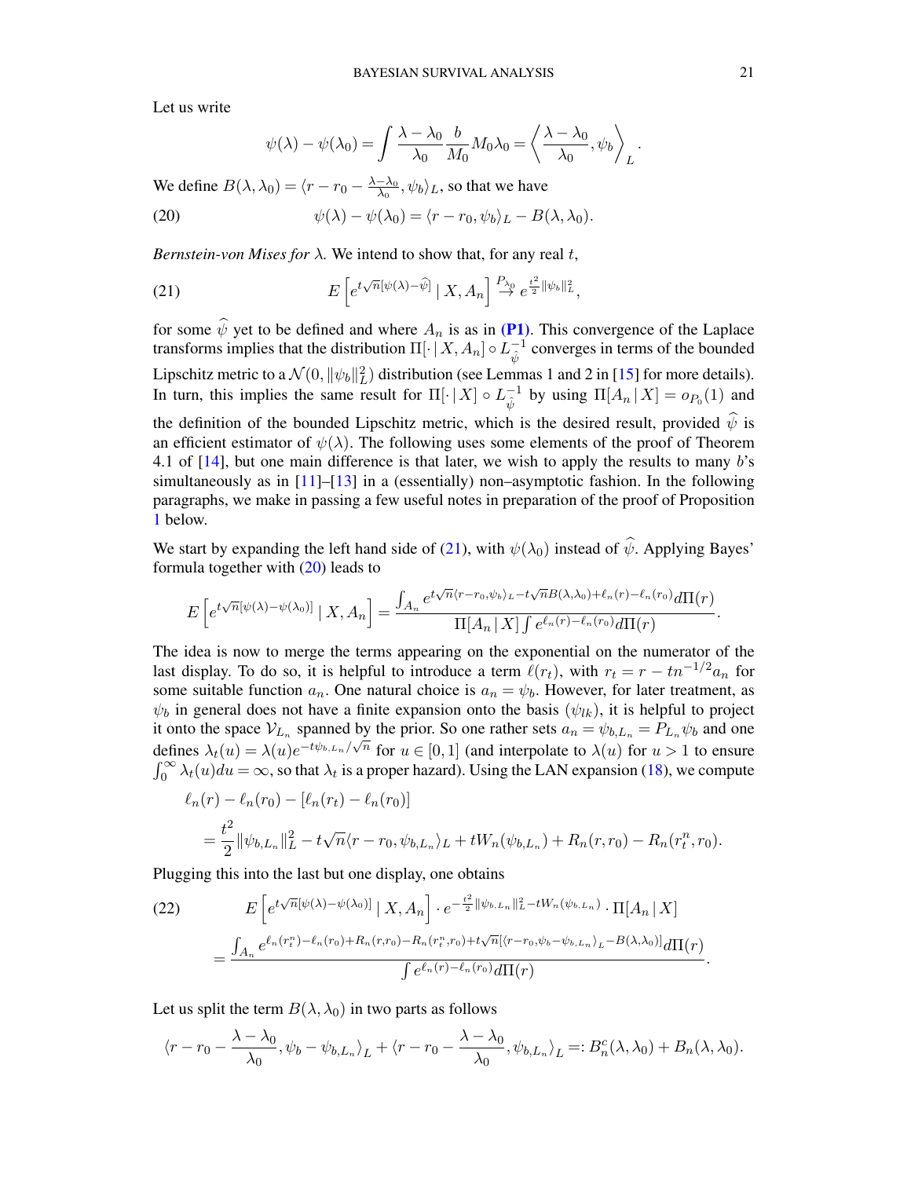Let us write

$$\psi(\lambda) - \psi(\lambda_0) = \int \frac{\lambda - \lambda_0}{\lambda_0} \frac{b}{M_0} M_0 \lambda_0 = \left\langle \frac{\lambda - \lambda_0}{\lambda_0}, \psi_b \right\rangle_L.$$

We define $B(\lambda, \lambda_0) = \langle r - r_0 - \frac{\lambda - \lambda_0}{\lambda_0}, \psi_b \rangle_L$, so that we have

$$\psi(\lambda) - \psi(\lambda_0) = \langle r - r_0, \psi_b \rangle_L - B(\lambda, \lambda_0). \tag{20}$$

*Bernstein-von Mises for* $\lambda$. We intend to show that, for any real $t$,

$$E\left[e^{t\sqrt{n}[\psi(\lambda) - \widehat{\psi}]} \mid X, A_n\right] \overset{P_{\lambda_0}}{\to} e^{\frac{t^2}{2}\|\psi_b\|_L^2}, \tag{21}$$

for some $\widehat{\psi}$ yet to be defined and where $A_n$ is as in **(P1)**. This convergence of the Laplace transforms implies that the distribution $\Pi[\cdot \mid X, A_n] \circ L_{\widehat{\psi}}^{-1}$ converges in terms of the bounded Lipschitz metric to a $\mathcal{N}(0, \|\psi_b\|_L^2)$ distribution (see Lemmas 1 and 2 in [15] for more details). In turn, this implies the same result for $\Pi[\cdot \mid X] \circ L_{\widehat{\psi}}^{-1}$ by using $\Pi[A_n \mid X] = o_{P_0}(1)$ and the definition of the bounded Lipschitz metric, which is the desired result, provided $\widehat{\psi}$ is an efficient estimator of $\psi(\lambda)$. The following uses some elements of the proof of Theorem 4.1 of [14], but one main difference is that later, we wish to apply the results to many $b$'s simultaneously as in [11]–[13] in a (essentially) non–asymptotic fashion. In the following paragraphs, we make in passing a few useful notes in preparation of the proof of Proposition 1 below.

We start by expanding the left hand side of (21), with $\psi(\lambda_0)$ instead of $\widehat{\psi}$. Applying Bayes' formula together with (20) leads to

$$E\left[e^{t\sqrt{n}[\psi(\lambda) - \psi(\lambda_0)]} \mid X, A_n\right] = \frac{\int_{A_n} e^{t\sqrt{n}\langle r - r_0, \psi_b \rangle_L - t\sqrt{n}B(\lambda, \lambda_0) + \ell_n(r) - \ell_n(r_0)} d\Pi(r)}{\Pi[A_n \mid X] \int e^{\ell_n(r) - \ell_n(r_0)} d\Pi(r)}.$$

The idea is now to merge the terms appearing on the exponential on the numerator of the last display. To do so, it is helpful to introduce a term $\ell(r_t)$, with $r_t = r - tn^{-1/2}a_n$ for some suitable function $a_n$. One natural choice is $a_n = \psi_b$. However, for later treatment, as $\psi_b$ in general does not have a finite expansion onto the basis $(\psi_{lk})$, it is helpful to project it onto the space $\mathcal{V}_{L_n}$ spanned by the prior. So one rather sets $a_n = \psi_{b,L_n} = P_{L_n}\psi_b$ and one defines $\lambda_t(u) = \lambda(u)e^{-t\psi_{b,L_n}/\sqrt{n}}$ for $u \in [0,1]$ (and interpolate to $\lambda(u)$ for $u > 1$ to ensure $\int_0^\infty \lambda_t(u)du = \infty$, so that $\lambda_t$ is a proper hazard). Using the LAN expansion (18), we compute

$$\begin{aligned}
&\ell_n(r) - \ell_n(r_0) - [\ell_n(r_t) - \ell_n(r_0)] \\
&= \frac{t^2}{2}\|\psi_{b,L_n}\|_L^2 - t\sqrt{n}\langle r - r_0, \psi_{b,L_n} \rangle_L + tW_n(\psi_{b,L_n}) + R_n(r, r_0) - R_n(r_t^n, r_0).
\end{aligned}$$

Plugging this into the last but one display, one obtains

$$\begin{aligned}
&E\left[e^{t\sqrt{n}[\psi(\lambda) - \psi(\lambda_0)]} \mid X, A_n\right] \cdot e^{-\frac{t^2}{2}\|\psi_{b,L_n}\|_L^2 - tW_n(\psi_{b,L_n})} \cdot \Pi[A_n \mid X] \\
&= \frac{\int_{A_n} e^{\ell_n(r_t^n) - \ell_n(r_0) + R_n(r, r_0) - R_n(r_t^n, r_0) + t\sqrt{n}[\langle r - r_0, \psi_b - \psi_{b,L_n} \rangle_L - B(\lambda, \lambda_0)]} d\Pi(r)}{\int e^{\ell_n(r) - \ell_n(r_0)} d\Pi(r)}.
\end{aligned} \tag{22}$$

Let us split the term $B(\lambda, \lambda_0)$ in two parts as follows

$$\langle r - r_0 - \frac{\lambda - \lambda_0}{\lambda_0}, \psi_b - \psi_{b,L_n} \rangle_L + \langle r - r_0 - \frac{\lambda - \lambda_0}{\lambda_0}, \psi_{b,L_n} \rangle_L =: B_n^c(\lambda, \lambda_0) + B_n(\lambda, \lambda_0).$$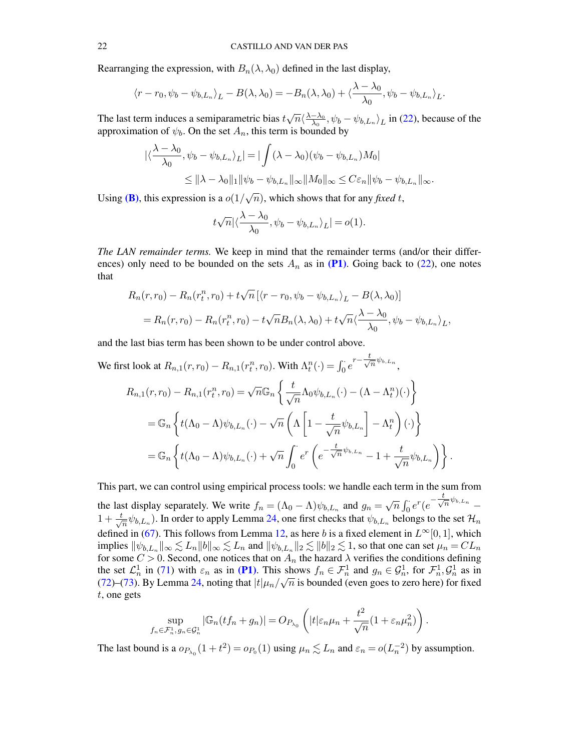Rearranging the expression, with $B_n(\lambda,\lambda_0)$ defined in the last display,

$$\langle r - r_0, \psi_b - \psi_{b,L_n}\rangle_L - B(\lambda,\lambda_0) = -B_n(\lambda,\lambda_0) + \langle \frac{\lambda-\lambda_0}{\lambda_0}, \psi_b - \psi_{b,L_n}\rangle_L.$$

The last term induces a semiparametric bias $t\sqrt{n}\langle\frac{\lambda-\lambda_0}{\lambda_0}, \psi_b - \psi_{b,L_n}\rangle_L$ in (22), because of the approximation of $\psi_b$. On the set $A_n$, this term is bounded by

$$\begin{aligned}
|\langle \frac{\lambda-\lambda_0}{\lambda_0}, \psi_b - \psi_{b,L_n}\rangle_L| &= |\int(\lambda-\lambda_0)(\psi_b - \psi_{b,L_n})M_0| \\
&\leq \|\lambda-\lambda_0\|_1 \|\psi_b - \psi_{b,L_n}\|_\infty \|M_0\|_\infty \leq C\varepsilon_n \|\psi_b - \psi_{b,L_n}\|_\infty.
\end{aligned}$$

Using **(B)**, this expression is a $o(1/\sqrt{n})$, which shows that for any *fixed* $t$,

$$t\sqrt{n}|\langle \frac{\lambda-\lambda_0}{\lambda_0}, \psi_b - \psi_{b,L_n}\rangle_L| = o(1).$$

*The LAN remainder terms.* We keep in mind that the remainder terms (and/or their differences) only need to be bounded on the sets $A_n$ as in **(P1)**. Going back to (22), one notes that

$$\begin{aligned}
&R_n(r,r_0) - R_n(r_t^n, r_0) + t\sqrt{n}\left[\langle r - r_0, \psi_b - \psi_{b,L_n}\rangle_L - B(\lambda,\lambda_0)\right] \\
&= R_n(r,r_0) - R_n(r_t^n, r_0) - t\sqrt{n}B_n(\lambda,\lambda_0) + t\sqrt{n}\langle \frac{\lambda-\lambda_0}{\lambda_0}, \psi_b - \psi_{b,L_n}\rangle_L,
\end{aligned}$$

and the last bias term has been shown to be under control above.

We first look at $R_{n,1}(r,r_0) - R_{n,1}(r_t^n, r_0)$. With $\Lambda_t^n(\cdot) = \int_0^\cdot e^{r - \frac{t}{\sqrt{n}}\psi_{b,L_n}}$,

$$\begin{aligned}
R_{n,1}(r,r_0) - R_{n,1}(r_t^n, r_0) &= \sqrt{n}\mathbb{G}_n\left\{\frac{t}{\sqrt{n}}\Lambda_0\psi_{b,L_n}(\cdot) - (\Lambda - \Lambda_t^n)(\cdot)\right\} \\
&= \mathbb{G}_n\left\{t(\Lambda_0 - \Lambda)\psi_{b,L_n}(\cdot) - \sqrt{n}\left(\Lambda\left[1 - \frac{t}{\sqrt{n}}\psi_{b,L_n}\right] - \Lambda_t^n\right)(\cdot)\right\} \\
&= \mathbb{G}_n\left\{t(\Lambda_0 - \Lambda)\psi_{b,L_n}(\cdot) + \sqrt{n}\int_0^\cdot e^r\left(e^{-\frac{t}{\sqrt{n}}\psi_{b,L_n}} - 1 + \frac{t}{\sqrt{n}}\psi_{b,L_n}\right)\right\}.
\end{aligned}$$

This part, we can control using empirical process tools: we handle each term in the sum from the last display separately. We write $f_n = (\Lambda_0 - \Lambda)\psi_{b,L_n}$ and $g_n = \sqrt{n}\int_0^\cdot e^r(e^{-\frac{t}{\sqrt{n}}\psi_{b,L_n}} - 1 + \frac{t}{\sqrt{n}}\psi_{b,L_n})$. In order to apply Lemma 24, one first checks that $\psi_{b,L_n}$ belongs to the set $\mathcal{H}_n$ defined in (67). This follows from Lemma 12, as here $b$ is a fixed element in $L^\infty[0,1]$, which implies $\|\psi_{b,L_n}\|_\infty \lesssim L_n\|b\|_\infty \lesssim L_n$ and $\|\psi_{b,L_n}\|_2 \lesssim \|b\|_2 \lesssim 1$, so that one can set $\mu_n = CL_n$ for some $C > 0$. Second, one notices that on $A_n$ the hazard $\lambda$ verifies the conditions defining the set $\mathcal{L}_n^1$ in (71) with $\varepsilon_n$ as in **(P1)**. This shows $f_n \in \mathcal{F}_n^1$ and $g_n \in \mathcal{G}_n^1$, for $\mathcal{F}_n^1, \mathcal{G}_n^1$ as in (72)–(73). By Lemma 24, noting that $|t|\mu_n/\sqrt{n}$ is bounded (even goes to zero here) for fixed $t$, one gets

$$\sup_{f_n\in\mathcal{F}_n^1,\, g_n\in\mathcal{G}_n^1} |\mathbb{G}_n(tf_n + g_n)| = O_{P_{\lambda_0}}\left(|t|\varepsilon_n\mu_n + \frac{t^2}{\sqrt{n}}(1 + \varepsilon_n\mu_n^2)\right).$$

The last bound is a $o_{P_{\lambda_0}}(1+t^2) = o_{P_0}(1)$ using $\mu_n \lesssim L_n$ and $\varepsilon_n = o(L_n^{-2})$ by assumption.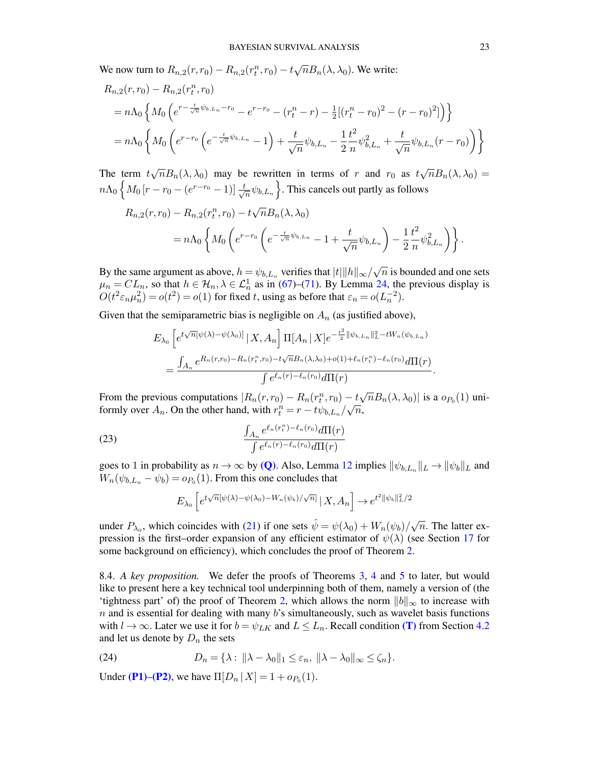We now turn to $R_{n,2}(r, r_0) - R_{n,2}(r_t^n, r_0) - t\sqrt{n}B_n(\lambda, \lambda_0)$. We write:

$$
\begin{aligned}
&R_{n,2}(r, r_0) - R_{n,2}(r_t^n, r_0) \\
&= n\Lambda_0 \left\{ M_0 \left( e^{r - \frac{t}{\sqrt{n}}\psi_{b,L_n} - r_0} - e^{r-r_0} - (r_t^n - r) - \tfrac{1}{2}[(r_t^n - r_0)^2 - (r - r_0)^2] \right) \right\} \\
&= n\Lambda_0 \left\{ M_0 \left( e^{r-r_0}\left( e^{-\frac{t}{\sqrt{n}}\psi_{b,L_n}} - 1 \right) + \frac{t}{\sqrt{n}}\psi_{b,L_n} - \frac{1}{2}\frac{t^2}{n}\psi_{b,L_n}^2 + \frac{t}{\sqrt{n}}\psi_{b,L_n}(r - r_0) \right) \right\}
\end{aligned}
$$

The term $t\sqrt{n}B_n(\lambda, \lambda_0)$ may be rewritten in terms of $r$ and $r_0$ as $t\sqrt{n}B_n(\lambda, \lambda_0) = n\Lambda_0 \left\{ M_0 \left[ r - r_0 - (e^{r-r_0} - 1) \right] \frac{t}{\sqrt{n}}\psi_{b,L_n} \right\}$. This cancels out partly as follows

$$
\begin{aligned}
&R_{n,2}(r, r_0) - R_{n,2}(r_t^n, r_0) - t\sqrt{n}B_n(\lambda, \lambda_0) \\
&\qquad = n\Lambda_0 \left\{ M_0 \left( e^{r-r_0}\left( e^{-\frac{t}{\sqrt{n}}\psi_{b,L_n}} - 1 + \frac{t}{\sqrt{n}}\psi_{b,L_n} \right) - \frac{1}{2}\frac{t^2}{n}\psi_{b,L_n}^2 \right) \right\}.
\end{aligned}
$$

By the same argument as above, $h = \psi_{b,L_n}$ verifies that $|t|\|h\|_\infty/\sqrt{n}$ is bounded and one sets $\mu_n = CL_n$, so that $h \in \mathcal{H}_n, \lambda \in \mathcal{L}_n^1$ as in (67)–(71). By Lemma 24, the previous display is $O(t^2\varepsilon_n\mu_n^2) = o(t^2) = o(1)$ for fixed $t$, using as before that $\varepsilon_n = o(L_n^{-2})$.

Given that the semiparametric bias is negligible on $A_n$ (as justified above),

$$
\begin{aligned}
&E_{\lambda_0}\left[ e^{t\sqrt{n}[\psi(\lambda) - \psi(\lambda_0)]} \,|\, X, A_n \right] \Pi[A_n \,|\, X] e^{-\frac{t^2}{2}\|\psi_{b,L_n}\|_L^2 - tW_n(\psi_{b,L_n})} \\
&\qquad = \frac{\int_{A_n} e^{R_n(r,r_0) - R_n(r_t^n, r_0) - t\sqrt{n}B_n(\lambda,\lambda_0) + o(1) + \ell_n(r_t^n) - \ell_n(r_0)} d\Pi(r)}{\int e^{\ell_n(r) - \ell_n(r_0)} d\Pi(r)}.
\end{aligned}
$$

From the previous computations $|R_n(r, r_0) - R_n(r_t^n, r_0) - t\sqrt{n}B_n(\lambda, \lambda_0)|$ is a $o_{P_0}(1)$ uniformly over $A_n$. On the other hand, with $r_t^n = r - t\psi_{b,L_n}/\sqrt{n}$,

$$
\frac{\int_{A_n} e^{\ell_n(r_t^n) - \ell_n(r_0)} d\Pi(r)}{\int e^{\ell_n(r) - \ell_n(r_0)} d\Pi(r)} \tag{23}
$$

goes to 1 in probability as $n \to \infty$ by **(Q)**. Also, Lemma 12 implies $\|\psi_{b,L_n}\|_L \to \|\psi_b\|_L$ and $W_n(\psi_{b,L_n} - \psi_b) = o_{P_0}(1)$. From this one concludes that

$$
E_{\lambda_0}\left[ e^{t\sqrt{n}[\psi(\lambda) - \psi(\lambda_0) - W_n(\psi_b)/\sqrt{n}]} \,|\, X, A_n \right] \to e^{t^2\|\psi_b\|_L^2/2}
$$

under $P_{\lambda_0}$, which coincides with (21) if one sets $\hat{\psi} = \psi(\lambda_0) + W_n(\psi_b)/\sqrt{n}$. The latter expression is the first–order expansion of any efficient estimator of $\psi(\lambda)$ (see Section 17 for some background on efficiency), which concludes the proof of Theorem 2.

8.4. *A key proposition.* We defer the proofs of Theorems 3, 4 and 5 to later, but would like to present here a key technical tool underpinning both of them, namely a version of (the 'tightness part' of) the proof of Theorem 2, which allows the norm $\|b\|_\infty$ to increase with $n$ and is essential for dealing with many $b$'s simultaneously, such as wavelet basis functions with $l \to \infty$. Later we use it for $b = \psi_{LK}$ and $L \leq L_n$. Recall condition **(T)** from Section 4.2 and let us denote by $D_n$ the sets

$$
D_n = \{\lambda : \ \|\lambda - \lambda_0\|_1 \leq \varepsilon_n, \ \|\lambda - \lambda_0\|_\infty \leq \zeta_n\}. \tag{24}
$$

Under **(P1)**–**(P2)**, we have $\Pi[D_n \,|\, X] = 1 + o_{P_0}(1)$.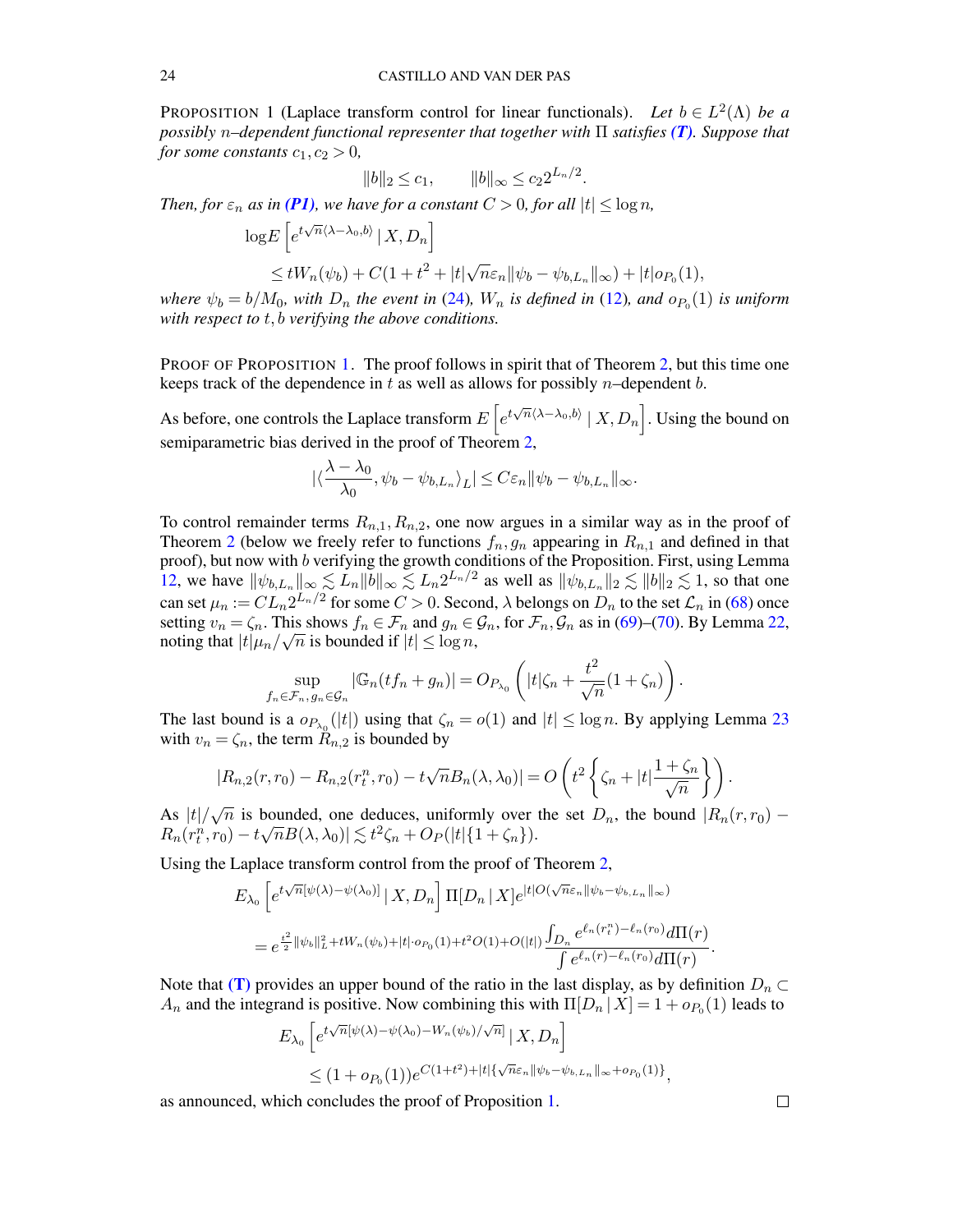PROPOSITION 1 (Laplace transform control for linear functionals). *Let $b \in L^2(\Lambda)$ be a possibly $n$–dependent functional representer that together with $\Pi$ satisfies **(T)**. Suppose that for some constants $c_1, c_2 > 0$,*

$$\|b\|_2 \le c_1, \qquad \|b\|_\infty \le c_2 2^{L_n/2}.$$

*Then, for $\varepsilon_n$ as in **(P1)**, we have for a constant $C > 0$, for all $|t| \le \log n$,*

$$\log E\left[e^{t\sqrt{n}\langle \lambda - \lambda_0, b\rangle} \,|\, X, D_n\right]$$
$$\le tW_n(\psi_b) + C(1 + t^2 + |t|\sqrt{n}\varepsilon_n \|\psi_b - \psi_{b,L_n}\|_\infty) + |t| o_{P_0}(1),$$

*where $\psi_b = b/M_0$, with $D_n$ the event in (24), $W_n$ is defined in (12), and $o_{P_0}(1)$ is uniform with respect to $t, b$ verifying the above conditions.*

PROOF OF PROPOSITION 1. The proof follows in spirit that of Theorem 2, but this time one keeps track of the dependence in $t$ as well as allows for possibly $n$–dependent $b$.

As before, one controls the Laplace transform $E\left[e^{t\sqrt{n}\langle \lambda - \lambda_0, b\rangle} \,|\, X, D_n\right]$. Using the bound on semiparametric bias derived in the proof of Theorem 2,

$$|\langle \frac{\lambda - \lambda_0}{\lambda_0}, \psi_b - \psi_{b,L_n}\rangle_L| \le C\varepsilon_n \|\psi_b - \psi_{b,L_n}\|_\infty.$$

To control remainder terms $R_{n,1}, R_{n,2}$, one now argues in a similar way as in the proof of Theorem 2 (below we freely refer to functions $f_n, g_n$ appearing in $R_{n,1}$ and defined in that proof), but now with $b$ verifying the growth conditions of the Proposition. First, using Lemma 12, we have $\|\psi_{b,L_n}\|_\infty \lesssim L_n \|b\|_\infty \lesssim L_n 2^{L_n/2}$ as well as $\|\psi_{b,L_n}\|_2 \lesssim \|b\|_2 \lesssim 1$, so that one can set $\mu_n := C L_n 2^{L_n/2}$ for some $C > 0$. Second, $\lambda$ belongs on $D_n$ to the set $\mathcal{L}_n$ in (68) once setting $v_n = \zeta_n$. This shows $f_n \in \mathcal{F}_n$ and $g_n \in \mathcal{G}_n$, for $\mathcal{F}_n, \mathcal{G}_n$ as in (69)–(70). By Lemma 22, noting that $|t|\mu_n/\sqrt{n}$ is bounded if $|t| \le \log n$,

$$\sup_{f_n \in \mathcal{F}_n, g_n \in \mathcal{G}_n} |\mathbb{G}_n(tf_n + g_n)| = O_{P_{\lambda_0}}\left(|t|\zeta_n + \frac{t^2}{\sqrt{n}}(1 + \zeta_n)\right).$$

The last bound is a $o_{P_{\lambda_0}}(|t|)$ using that $\zeta_n = o(1)$ and $|t| \le \log n$. By applying Lemma 23 with $v_n = \zeta_n$, the term $R_{n,2}$ is bounded by

$$|R_{n,2}(r, r_0) - R_{n,2}(r_t^n, r_0) - t\sqrt{n}B_n(\lambda, \lambda_0)| = O\left(t^2\left\{\zeta_n + |t|\frac{1 + \zeta_n}{\sqrt{n}}\right\}\right).$$

As $|t|/\sqrt{n}$ is bounded, one deduces, uniformly over the set $D_n$, the bound $|R_n(r, r_0) - R_n(r_t^n, r_0) - t\sqrt{n}B(\lambda, \lambda_0)| \lesssim t^2\zeta_n + O_P(|t|\{1 + \zeta_n\})$.

Using the Laplace transform control from the proof of Theorem 2,

$$E_{\lambda_0}\left[e^{t\sqrt{n}[\psi(\lambda) - \psi(\lambda_0)]} \,|\, X, D_n\right] \Pi[D_n \,|\, X] e^{|t| O(\sqrt{n}\varepsilon_n \|\psi_b - \psi_{b,L_n}\|_\infty)}$$
$$= e^{\frac{t^2}{2}\|\psi_b\|_L^2 + tW_n(\psi_b) + |t| \cdot o_{P_0}(1) + t^2 O(1) + O(|t|)} \frac{\int_{D_n} e^{\ell_n(r_t^n) - \ell_n(r_0)} d\Pi(r)}{\int e^{\ell_n(r) - \ell_n(r_0)} d\Pi(r)}.$$

Note that **(T)** provides an upper bound of the ratio in the last display, as by definition $D_n \subset A_n$ and the integrand is positive. Now combining this with $\Pi[D_n \,|\, X] = 1 + o_{P_0}(1)$ leads to

$$E_{\lambda_0}\left[e^{t\sqrt{n}[\psi(\lambda) - \psi(\lambda_0) - W_n(\psi_b)/\sqrt{n}]} \,|\, X, D_n\right]$$
$$\le (1 + o_{P_0}(1)) e^{C(1 + t^2) + |t|\{\sqrt{n}\varepsilon_n \|\psi_b - \psi_{b,L_n}\|_\infty + o_{P_0}(1)\}},$$

as announced, which concludes the proof of Proposition 1. □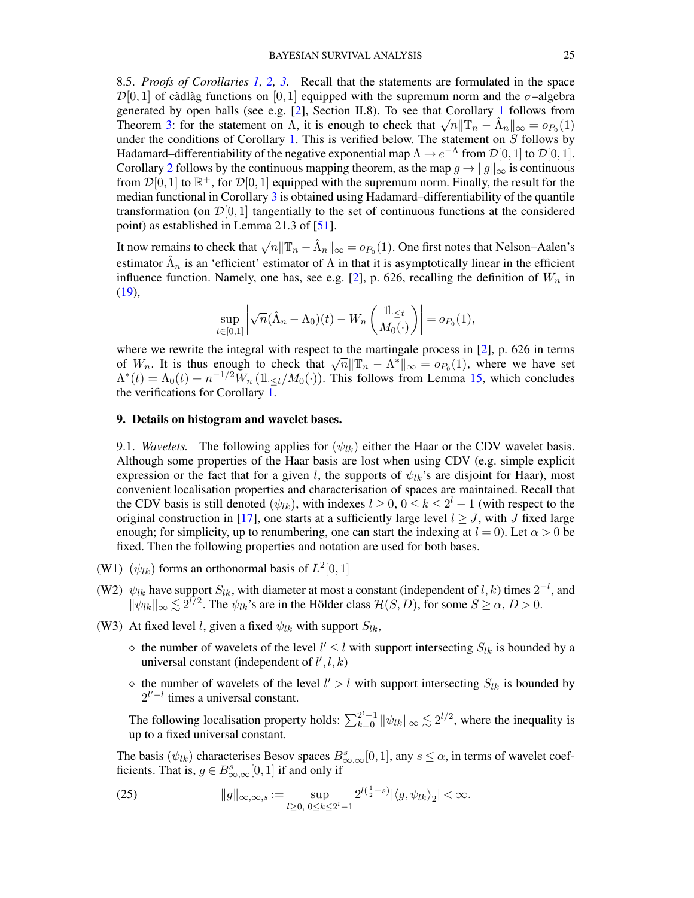8.5. *Proofs of Corollaries 1, 2, 3.* Recall that the statements are formulated in the space $\mathcal{D}[0,1]$ of càdlàg functions on $[0,1]$ equipped with the supremum norm and the $\sigma$–algebra generated by open balls (see e.g. [2], Section II.8). To see that Corollary 1 follows from Theorem 3: for the statement on $\Lambda$, it is enough to check that $\sqrt{n}\|\mathbb{T}_n - \hat{\Lambda}_n\|_\infty = o_{P_0}(1)$ under the conditions of Corollary 1. This is verified below. The statement on $S$ follows by Hadamard–differentiability of the negative exponential map $\Lambda \to e^{-\Lambda}$ from $\mathcal{D}[0,1]$ to $\mathcal{D}[0,1]$. Corollary 2 follows by the continuous mapping theorem, as the map $g \to \|g\|_\infty$ is continuous from $\mathcal{D}[0,1]$ to $\mathbb{R}^+$, for $\mathcal{D}[0,1]$ equipped with the supremum norm. Finally, the result for the median functional in Corollary 3 is obtained using Hadamard–differentiability of the quantile transformation (on $\mathcal{D}[0,1]$ tangentially to the set of continuous functions at the considered point) as established in Lemma 21.3 of [51].

It now remains to check that $\sqrt{n}\|\mathbb{T}_n - \hat{\Lambda}_n\|_\infty = o_{P_0}(1)$. One first notes that Nelson–Aalen's estimator $\hat{\Lambda}_n$ is an 'efficient' estimator of $\Lambda$ in that it is asymptotically linear in the efficient influence function. Namely, one has, see e.g. [2], p. 626, recalling the definition of $W_n$ in (19),

$$\sup_{t\in[0,1]} \left| \sqrt{n}(\hat{\Lambda}_n - \Lambda_0)(t) - W_n\left(\frac{1\!\!1_{\cdot\le t}}{M_0(\cdot)}\right)\right| = o_{P_0}(1),$$

where we rewrite the integral with respect to the martingale process in [2], p. 626 in terms of $W_n$. It is thus enough to check that $\sqrt{n}\|\mathbb{T}_n - \Lambda^*\|_\infty = o_{P_0}(1)$, where we have set $\Lambda^*(t) = \Lambda_0(t) + n^{-1/2}W_n\left(1\!\!1_{\cdot\le t}/M_0(\cdot)\right)$. This follows from Lemma 15, which concludes the verifications for Corollary 1.

## 9. Details on histogram and wavelet bases.

9.1. *Wavelets.* The following applies for $(\psi_{lk})$ either the Haar or the CDV wavelet basis. Although some properties of the Haar basis are lost when using CDV (e.g. simple explicit expression or the fact that for a given $l$, the supports of $\psi_{lk}$'s are disjoint for Haar), most convenient localisation properties and characterisation of spaces are maintained. Recall that the CDV basis is still denoted $(\psi_{lk})$, with indexes $l \ge 0$, $0 \le k \le 2^l - 1$ (with respect to the original construction in [17], one starts at a sufficiently large level $l \ge J$, with $J$ fixed large enough; for simplicity, up to renumbering, one can start the indexing at $l = 0$). Let $\alpha > 0$ be fixed. Then the following properties and notation are used for both bases.

(W1) $(\psi_{lk})$ forms an orthonormal basis of $L^2[0,1]$

(W2) $\psi_{lk}$ have support $S_{lk}$, with diameter at most a constant (independent of $l,k$) times $2^{-l}$, and $\|\psi_{lk}\|_\infty \lesssim 2^{l/2}$. The $\psi_{lk}$'s are in the Hölder class $\mathcal{H}(S,D)$, for some $S \ge \alpha$, $D > 0$.

(W3) At fixed level $l$, given a fixed $\psi_{lk}$ with support $S_{lk}$,

- ⋄ the number of wavelets of the level $l' \le l$ with support intersecting $S_{lk}$ is bounded by a universal constant (independent of $l', l, k$)
- ⋄ the number of wavelets of the level $l' > l$ with support intersecting $S_{lk}$ is bounded by $2^{l'-l}$ times a universal constant.

The following localisation property holds: $\sum_{k=0}^{2^l-1} \|\psi_{lk}\|_\infty \lesssim 2^{l/2}$, where the inequality is up to a fixed universal constant.

The basis $(\psi_{lk})$ characterises Besov spaces $B^s_{\infty,\infty}[0,1]$, any $s \le \alpha$, in terms of wavelet coefficients. That is, $g \in B^s_{\infty,\infty}[0,1]$ if and only if

$$\|g\|_{\infty,\infty,s} := \sup_{l\ge 0,\ 0\le k\le 2^l-1} 2^{l(\frac{1}{2}+s)}|\langle g, \psi_{lk}\rangle_2| < \infty. \tag{25}$$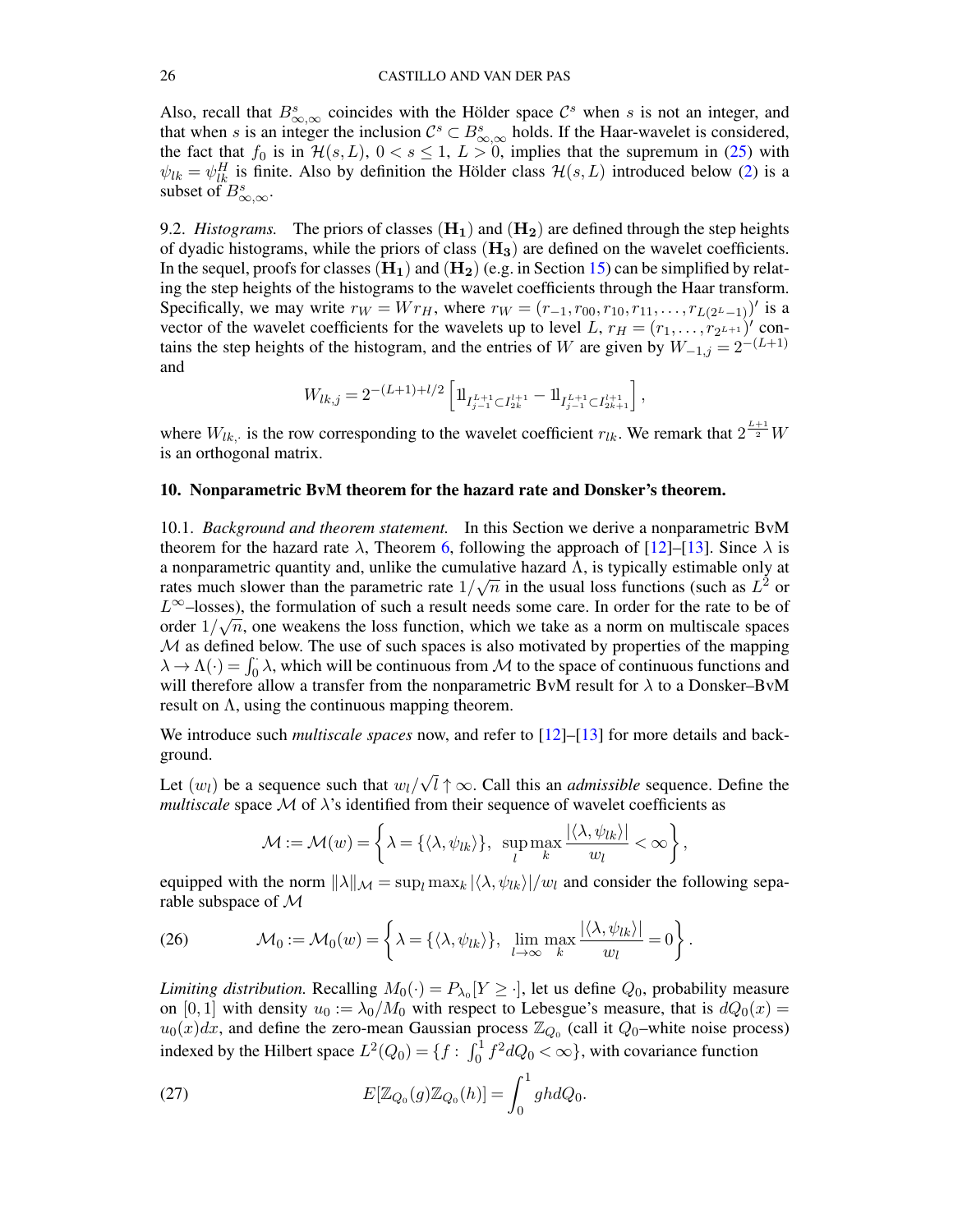Also, recall that $B^s_{\infty,\infty}$ coincides with the Hölder space $\mathcal{C}^s$ when $s$ is not an integer, and that when $s$ is an integer the inclusion $\mathcal{C}^s \subset B^s_{\infty,\infty}$ holds. If the Haar-wavelet is considered, the fact that $f_0$ is in $\mathcal{H}(s,L)$, $0 < s \leq 1$, $L > 0$, implies that the supremum in (25) with $\psi_{lk} = \psi^H_{lk}$ is finite. Also by definition the Hölder class $\mathcal{H}(s,L)$ introduced below (2) is a subset of $B^s_{\infty,\infty}$.

9.2. *Histograms.* The priors of classes $(\mathbf{H_1})$ and $(\mathbf{H_2})$ are defined through the step heights of dyadic histograms, while the priors of class $(\mathbf{H_3})$ are defined on the wavelet coefficients. In the sequel, proofs for classes $(\mathbf{H_1})$ and $(\mathbf{H_2})$ (e.g. in Section 15) can be simplified by relating the step heights of the histograms to the wavelet coefficients through the Haar transform. Specifically, we may write $r_W = W r_H$, where $r_W = (r_{-1}, r_{00}, r_{10}, r_{11}, \ldots, r_{L(2^L-1)})'$ is a vector of the wavelet coefficients for the wavelets up to level $L$, $r_H = (r_1, \ldots, r_{2^{L+1}})'$ contains the step heights of the histogram, and the entries of $W$ are given by $W_{-1,j} = 2^{-(L+1)}$ and

$$W_{lk,j} = 2^{-(L+1)+l/2}\left[\mathbb{1}_{I^{L+1}_{j-1} \subset I^{l+1}_{2k}} - \mathbb{1}_{I^{L+1}_{j-1} \subset I^{l+1}_{2k+1}}\right],$$

where $W_{lk,\cdot}$ is the row corresponding to the wavelet coefficient $r_{lk}$. We remark that $2^{\frac{L+1}{2}} W$ is an orthogonal matrix.

## 10. Nonparametric BvM theorem for the hazard rate and Donsker's theorem.

10.1. *Background and theorem statement.* In this Section we derive a nonparametric BvM theorem for the hazard rate $\lambda$, Theorem 6, following the approach of [12]–[13]. Since $\lambda$ is a nonparametric quantity and, unlike the cumulative hazard $\Lambda$, is typically estimable only at rates much slower than the parametric rate $1/\sqrt{n}$ in the usual loss functions (such as $L^2$ or $L^\infty$–losses), the formulation of such a result needs some care. In order for the rate to be of order $1/\sqrt{n}$, one weakens the loss function, which we take as a norm on multiscale spaces $\mathcal{M}$ as defined below. The use of such spaces is also motivated by properties of the mapping $\lambda \to \Lambda(\cdot) = \int_0^\cdot \lambda$, which will be continuous from $\mathcal{M}$ to the space of continuous functions and will therefore allow a transfer from the nonparametric BvM result for $\lambda$ to a Donsker–BvM result on $\Lambda$, using the continuous mapping theorem.

We introduce such *multiscale spaces* now, and refer to [12]–[13] for more details and background.

Let $(w_l)$ be a sequence such that $w_l/\sqrt{l} \uparrow \infty$. Call this an *admissible* sequence. Define the *multiscale* space $\mathcal{M}$ of $\lambda$'s identified from their sequence of wavelet coefficients as

$$\mathcal{M} := \mathcal{M}(w) = \left\{ \lambda = \{\langle \lambda, \psi_{lk}\rangle\},\ \sup_l \max_k \frac{|\langle \lambda, \psi_{lk}\rangle|}{w_l} < \infty \right\},$$

equipped with the norm $\|\lambda\|_{\mathcal{M}} = \sup_l \max_k |\langle \lambda, \psi_{lk}\rangle|/w_l$ and consider the following separable subspace of $\mathcal{M}$

$$\mathcal{M}_0 := \mathcal{M}_0(w) = \left\{ \lambda = \{\langle \lambda, \psi_{lk}\rangle\},\ \lim_{l\to\infty} \max_k \frac{|\langle \lambda, \psi_{lk}\rangle|}{w_l} = 0 \right\}. \tag{26}$$

*Limiting distribution.* Recalling $M_0(\cdot) = P_{\lambda_0}[Y \geq \cdot]$, let us define $Q_0$, probability measure on $[0,1]$ with density $u_0 := \lambda_0/M_0$ with respect to Lebesgue's measure, that is $dQ_0(x) = u_0(x)dx$, and define the zero-mean Gaussian process $\mathbb{Z}_{Q_0}$ (call it $Q_0$–white noise process) indexed by the Hilbert space $L^2(Q_0) = \{f:\ \int_0^1 f^2 dQ_0 < \infty\}$, with covariance function

$$E[\mathbb{Z}_{Q_0}(g)\mathbb{Z}_{Q_0}(h)] = \int_0^1 gh\, dQ_0. \tag{27}$$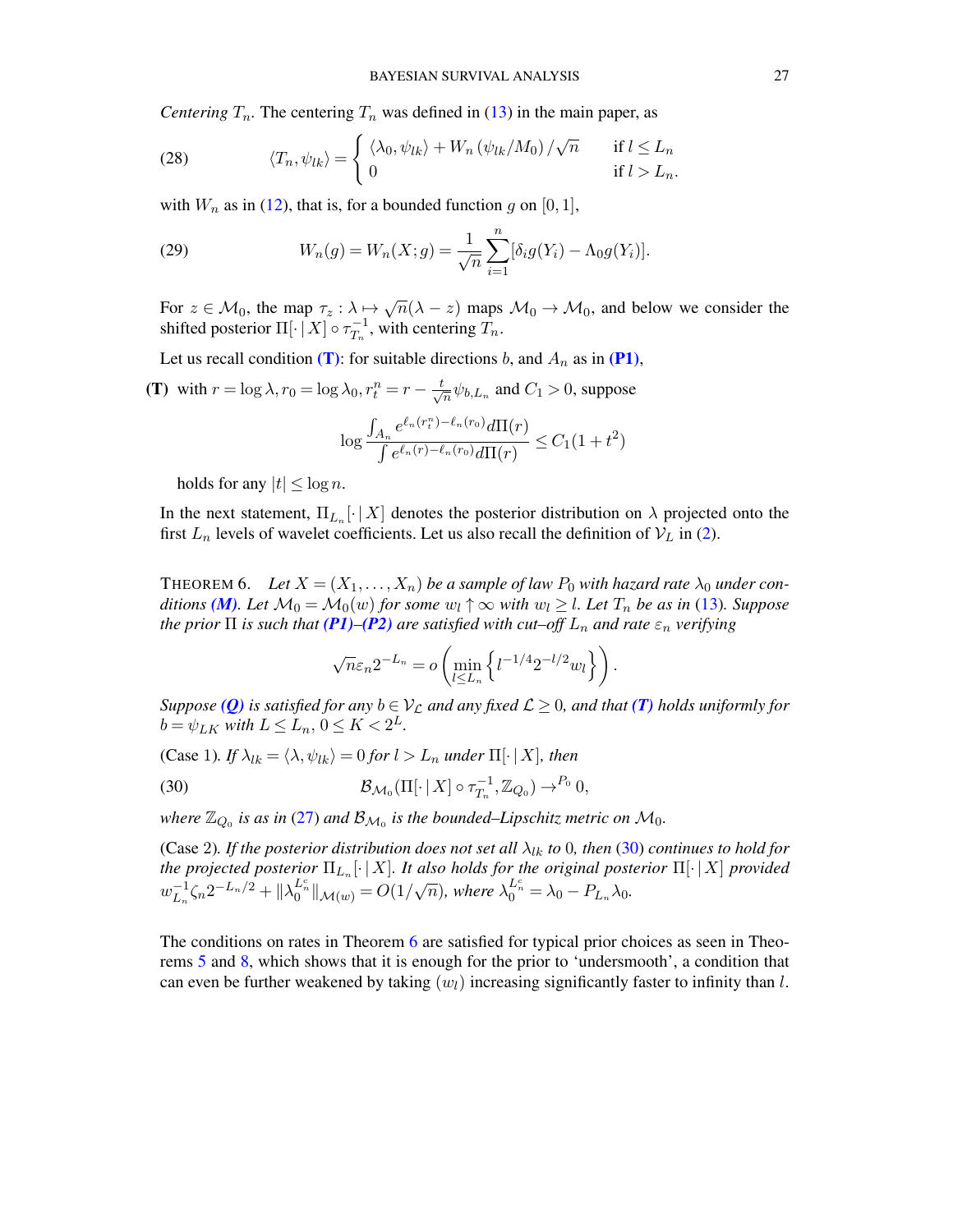*Centering $T_n$.* The centering $T_n$ was defined in (13) in the main paper, as

$$
\langle T_n, \psi_{lk} \rangle = \begin{cases} \langle \lambda_0, \psi_{lk} \rangle + W_n\left(\psi_{lk}/M_0\right)/\sqrt{n} & \text{if } l \leq L_n \\ 0 & \text{if } l > L_n. \end{cases} \tag{28}
$$

with $W_n$ as in (12), that is, for a bounded function $g$ on $[0,1]$,

$$
W_n(g) = W_n(X; g) = \frac{1}{\sqrt{n}} \sum_{i=1}^{n} [\delta_i g(Y_i) - \Lambda_0 g(Y_i)]. \tag{29}
$$

For $z \in \mathcal{M}_0$, the map $\tau_z : \lambda \mapsto \sqrt{n}(\lambda - z)$ maps $\mathcal{M}_0 \to \mathcal{M}_0$, and below we consider the shifted posterior $\Pi[\cdot \,|\, X] \circ \tau_{T_n}^{-1}$, with centering $T_n$.

Let us recall condition **(T)**: for suitable directions $b$, and $A_n$ as in **(P1)**,

**(T)** with $r = \log \lambda, r_0 = \log \lambda_0, r_t^n = r - \frac{t}{\sqrt{n}} \psi_{b,L_n}$ and $C_1 > 0$, suppose

$$
\log \frac{\int_{A_n} e^{\ell_n(r_t^n) - \ell_n(r_0)} d\Pi(r)}{\int e^{\ell_n(r) - \ell_n(r_0)} d\Pi(r)} \leq C_1(1 + t^2)
$$

holds for any $|t| \leq \log n$.

In the next statement, $\Pi_{L_n}[\cdot \,|\, X]$ denotes the posterior distribution on $\lambda$ projected onto the first $L_n$ levels of wavelet coefficients. Let us also recall the definition of $\mathcal{V}_L$ in (2).

THEOREM 6. *Let $X = (X_1, \ldots, X_n)$ be a sample of law $P_0$ with hazard rate $\lambda_0$ under conditions **(M)**. Let $\mathcal{M}_0 = \mathcal{M}_0(w)$ for some $w_l \uparrow \infty$ with $w_l \geq l$. Let $T_n$ be as in* (13)*. Suppose the prior $\Pi$ is such that **(P1)–(P2)** are satisfied with cut–off $L_n$ and rate $\varepsilon_n$ verifying*

$$
\sqrt{n}\varepsilon_n 2^{-L_n} = o\left(\min_{l \leq L_n}\left\{l^{-1/4} 2^{-l/2} w_l\right\}\right).
$$

*Suppose **(Q)** is satisfied for any $b \in \mathcal{V}_{\mathcal{L}}$ and any fixed $\mathcal{L} \geq 0$, and that **(T)** holds uniformly for $b = \psi_{LK}$ with $L \leq L_n$, $0 \leq K < 2^L$.*

(Case 1)*. If $\lambda_{lk} = \langle \lambda, \psi_{lk} \rangle = 0$ for $l > L_n$ under $\Pi[\cdot \,|\, X]$, then*

$$
\mathcal{B}_{\mathcal{M}_0}(\Pi[\cdot \,|\, X] \circ \tau_{T_n}^{-1}, \mathbb{Z}_{Q_0}) \to^{P_0} 0, \tag{30}
$$

*where $\mathbb{Z}_{Q_0}$ is as in* (27) *and $\mathcal{B}_{\mathcal{M}_0}$ is the bounded–Lipschitz metric on $\mathcal{M}_0$.*

(Case 2)*. If the posterior distribution does not set all $\lambda_{lk}$ to 0, then* (30) *continues to hold for the projected posterior $\Pi_{L_n}[\cdot \,|\, X]$. It also holds for the original posterior $\Pi[\cdot \,|\, X]$ provided $w_{L_n}^{-1} \zeta_n 2^{-L_n/2} + \|\lambda_0^{L_n^c}\|_{\mathcal{M}(w)} = O(1/\sqrt{n})$, where $\lambda_0^{L_n^c} = \lambda_0 - P_{L_n}\lambda_0$.*

The conditions on rates in Theorem 6 are satisfied for typical prior choices as seen in Theorems 5 and 8, which shows that it is enough for the prior to 'undersmooth', a condition that can even be further weakened by taking $(w_l)$ increasing significantly faster to infinity than $l$.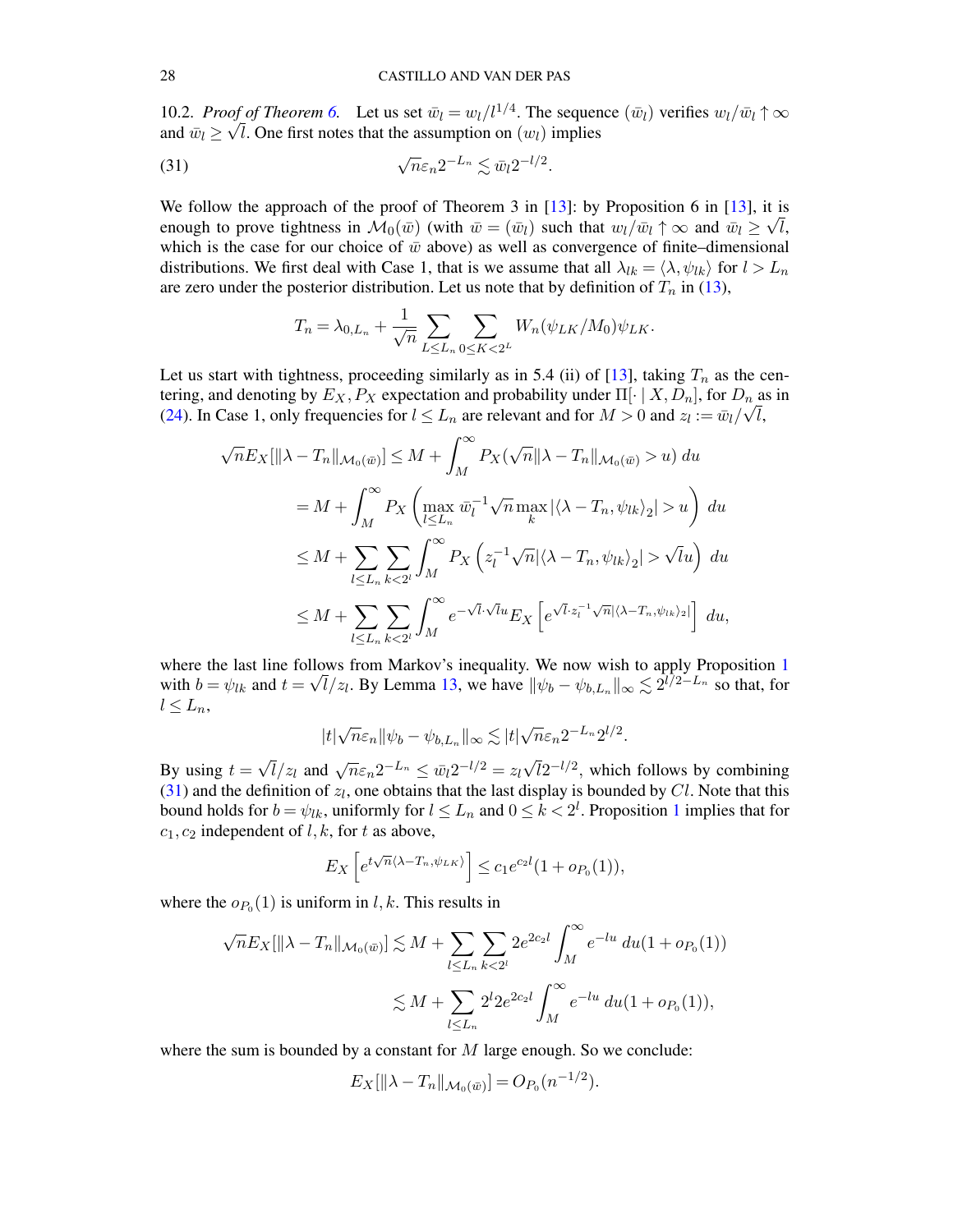10.2. *Proof of Theorem 6.* Let us set $\bar{w}_l = w_l/l^{1/4}$. The sequence $(\bar{w}_l)$ verifies $w_l/\bar{w}_l \uparrow \infty$ and $\bar{w}_l \geq \sqrt{l}$. One first notes that the assumption on $(w_l)$ implies

$$\sqrt{n}\varepsilon_n 2^{-L_n} \lesssim \bar{w}_l 2^{-l/2}. \tag{31}$$

We follow the approach of the proof of Theorem 3 in [13]: by Proposition 6 in [13], it is enough to prove tightness in $\mathcal{M}_0(\bar{w})$ (with $\bar{w} = (\bar{w}_l)$ such that $w_l/\bar{w}_l \uparrow \infty$ and $\bar{w}_l \geq \sqrt{l}$, which is the case for our choice of $\bar{w}$ above) as well as convergence of finite–dimensional distributions. We first deal with Case 1, that is we assume that all $\lambda_{lk} = \langle \lambda, \psi_{lk} \rangle$ for $l > L_n$ are zero under the posterior distribution. Let us note that by definition of $T_n$ in (13),

$$T_n = \lambda_{0,L_n} + \frac{1}{\sqrt{n}} \sum_{L \leq L_n} \sum_{0 \leq K < 2^L} W_n(\psi_{LK}/M_0)\psi_{LK}.$$

Let us start with tightness, proceeding similarly as in 5.4 (ii) of [13], taking $T_n$ as the centering, and denoting by $E_X, P_X$ expectation and probability under $\Pi[\cdot \mid X, D_n]$, for $D_n$ as in (24). In Case 1, only frequencies for $l \leq L_n$ are relevant and for $M > 0$ and $z_l := \bar{w}_l/\sqrt{l}$,

$$\begin{aligned}
\sqrt{n}E_X[\|\lambda - T_n\|_{\mathcal{M}_0(\bar{w})}] &\leq M + \int_M^\infty P_X(\sqrt{n}\|\lambda - T_n\|_{\mathcal{M}_0(\bar{w})} > u)\, du \\
&= M + \int_M^\infty P_X\left(\max_{l \leq L_n} \bar{w}_l^{-1}\sqrt{n}\max_k |\langle \lambda - T_n, \psi_{lk}\rangle_2| > u\right)\, du \\
&\leq M + \sum_{l \leq L_n}\sum_{k<2^l} \int_M^\infty P_X\left(z_l^{-1}\sqrt{n}|\langle \lambda - T_n, \psi_{lk}\rangle_2| > \sqrt{l}u\right)\, du \\
&\leq M + \sum_{l \leq L_n}\sum_{k<2^l} \int_M^\infty e^{-\sqrt{l}\cdot\sqrt{l}u} E_X\left[e^{\sqrt{l}\cdot z_l^{-1}\sqrt{n}|\langle \lambda - T_n, \psi_{lk}\rangle_2|}\right]\, du,
\end{aligned}$$

where the last line follows from Markov's inequality. We now wish to apply Proposition 1 with $b = \psi_{lk}$ and $t = \sqrt{l}/z_l$. By Lemma 13, we have $\|\psi_b - \psi_{b,L_n}\|_\infty \lesssim 2^{l/2 - L_n}$ so that, for $l \leq L_n$,

$$|t|\sqrt{n}\varepsilon_n\|\psi_b - \psi_{b,L_n}\|_\infty \lesssim |t|\sqrt{n}\varepsilon_n 2^{-L_n}2^{l/2}.$$

By using $t = \sqrt{l}/z_l$ and $\sqrt{n}\varepsilon_n 2^{-L_n} \leq \bar{w}_l 2^{-l/2} = z_l\sqrt{l}2^{-l/2}$, which follows by combining (31) and the definition of $z_l$, one obtains that the last display is bounded by $Cl$. Note that this bound holds for $b = \psi_{lk}$, uniformly for $l \leq L_n$ and $0 \leq k < 2^l$. Proposition 1 implies that for $c_1, c_2$ independent of $l, k$, for $t$ as above,

$$E_X\left[e^{t\sqrt{n}\langle \lambda - T_n, \psi_{LK}\rangle}\right] \leq c_1 e^{c_2 l}(1 + o_{P_0}(1)),$$

where the $o_{P_0}(1)$ is uniform in $l, k$. This results in

$$\begin{aligned}
\sqrt{n}E_X[\|\lambda - T_n\|_{\mathcal{M}_0(\bar{w})}] &\lesssim M + \sum_{l \leq L_n}\sum_{k<2^l} 2e^{2c_2 l}\int_M^\infty e^{-lu}\, du(1 + o_{P_0}(1)) \\
&\lesssim M + \sum_{l \leq L_n} 2^l 2e^{2c_2 l}\int_M^\infty e^{-lu}\, du(1 + o_{P_0}(1)),
\end{aligned}$$

where the sum is bounded by a constant for $M$ large enough. So we conclude:

$$E_X[\|\lambda - T_n\|_{\mathcal{M}_0(\bar{w})}] = O_{P_0}(n^{-1/2}).$$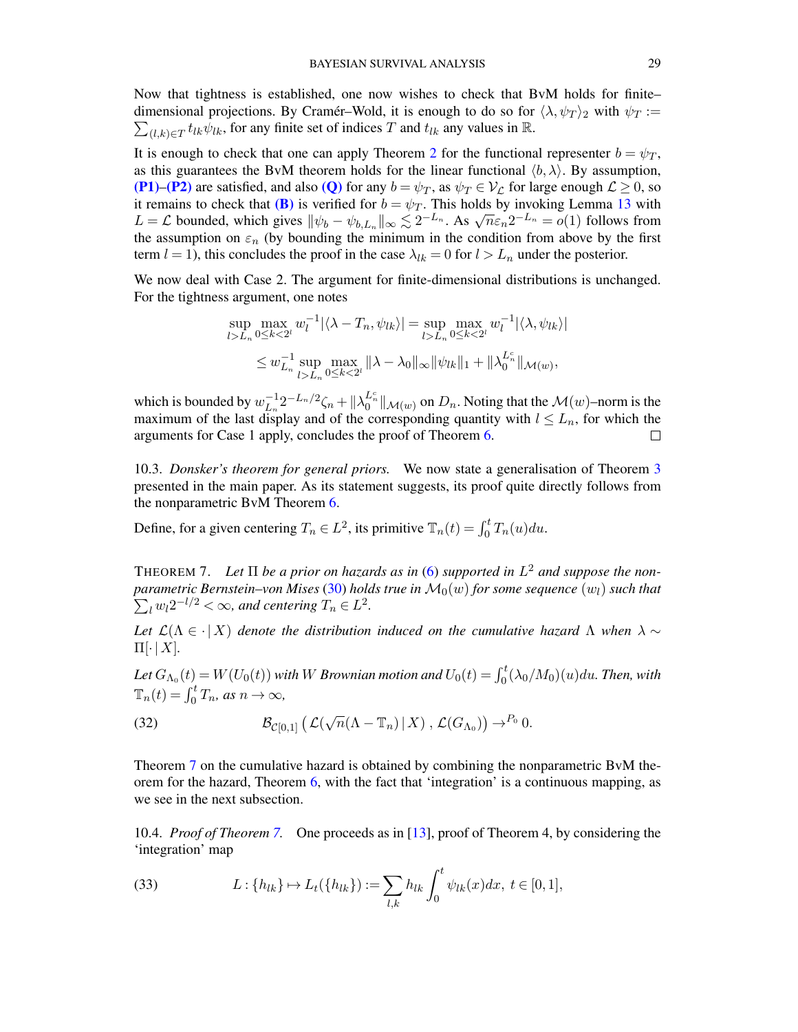Now that tightness is established, one now wishes to check that BvM holds for finite–dimensional projections. By Cramér–Wold, it is enough to do so for $\langle \lambda, \psi_T \rangle_2$ with $\psi_T := \sum_{(l,k)\in T} t_{lk}\psi_{lk}$, for any finite set of indices $T$ and $t_{lk}$ any values in $\mathbb{R}$.

It is enough to check that one can apply Theorem 2 for the functional representer $b = \psi_T$, as this guarantees the BvM theorem holds for the linear functional $\langle b, \lambda \rangle$. By assumption, **(P1)**–**(P2)** are satisfied, and also **(Q)** for any $b = \psi_T$, as $\psi_T \in \mathcal{V}_{\mathcal{L}}$ for large enough $\mathcal{L} \geq 0$, so it remains to check that **(B)** is verified for $b = \psi_T$. This holds by invoking Lemma 13 with $L = \mathcal{L}$ bounded, which gives $\|\psi_b - \psi_{b,L_n}\|_\infty \lesssim 2^{-L_n}$. As $\sqrt{n}\varepsilon_n 2^{-L_n} = o(1)$ follows from the assumption on $\varepsilon_n$ (by bounding the minimum in the condition from above by the first term $l = 1$), this concludes the proof in the case $\lambda_{lk} = 0$ for $l > L_n$ under the posterior.

We now deal with Case 2. The argument for finite-dimensional distributions is unchanged. For the tightness argument, one notes

$$
\begin{aligned}
\sup_{l > L_n} \max_{0 \leq k < 2^l} w_l^{-1} |\langle \lambda - T_n, \psi_{lk} \rangle| &= \sup_{l > L_n} \max_{0 \leq k < 2^l} w_l^{-1} |\langle \lambda, \psi_{lk} \rangle| \\
&\leq w_{L_n}^{-1} \sup_{l > L_n} \max_{0 \leq k < 2^l} \|\lambda - \lambda_0\|_\infty \|\psi_{lk}\|_1 + \|\lambda_0^{L_n^c}\|_{\mathcal{M}(w)},
\end{aligned}
$$

which is bounded by $w_{L_n}^{-1} 2^{-L_n/2}\zeta_n + \|\lambda_0^{L_n^c}\|_{\mathcal{M}(w)}$ on $D_n$. Noting that the $\mathcal{M}(w)$–norm is the maximum of the last display and of the corresponding quantity with $l \leq L_n$, for which the arguments for Case 1 apply, concludes the proof of Theorem 6. $\square$

### 10.3. *Donsker's theorem for general priors.*

We now state a generalisation of Theorem 3 presented in the main paper. As its statement suggests, its proof quite directly follows from the nonparametric BvM Theorem 6.

Define, for a given centering $T_n \in L^2$, its primitive $\mathbb{T}_n(t) = \int_0^t T_n(u)du$.

THEOREM 7. *Let $\Pi$ be a prior on hazards as in (6) supported in $L^2$ and suppose the nonparametric Bernstein–von Mises (30) holds true in $\mathcal{M}_0(w)$ for some sequence $(w_l)$ such that $\sum_l w_l 2^{-l/2} < \infty$, and centering $T_n \in L^2$.*

*Let $\mathcal{L}(\Lambda \in \cdot \,|\, X)$ denote the distribution induced on the cumulative hazard $\Lambda$ when $\lambda \sim \Pi[\cdot \,|\, X]$.*

*Let $G_{\Lambda_0}(t) = W(U_0(t))$ with $W$ Brownian motion and $U_0(t) = \int_0^t (\lambda_0/M_0)(u)du$. Then, with $\mathbb{T}_n(t) = \int_0^t T_n$, as $n \to \infty$,*

$$
\mathcal{B}_{\mathcal{C}[0,1]}\left( \mathcal{L}(\sqrt{n}(\Lambda - \mathbb{T}_n) \,|\, X) \,,\, \mathcal{L}(G_{\Lambda_0}) \right) \to^{P_0} 0. \tag{32}
$$

Theorem 7 on the cumulative hazard is obtained by combining the nonparametric BvM theorem for the hazard, Theorem 6, with the fact that 'integration' is a continuous mapping, as we see in the next subsection.

### 10.4. *Proof of Theorem 7.*

One proceeds as in [13], proof of Theorem 4, by considering the 'integration' map

$$
L : \{h_{lk}\} \mapsto L_t(\{h_{lk}\}) := \sum_{l,k} h_{lk} \int_0^t \psi_{lk}(x)dx, \; t \in [0,1], \tag{33}
$$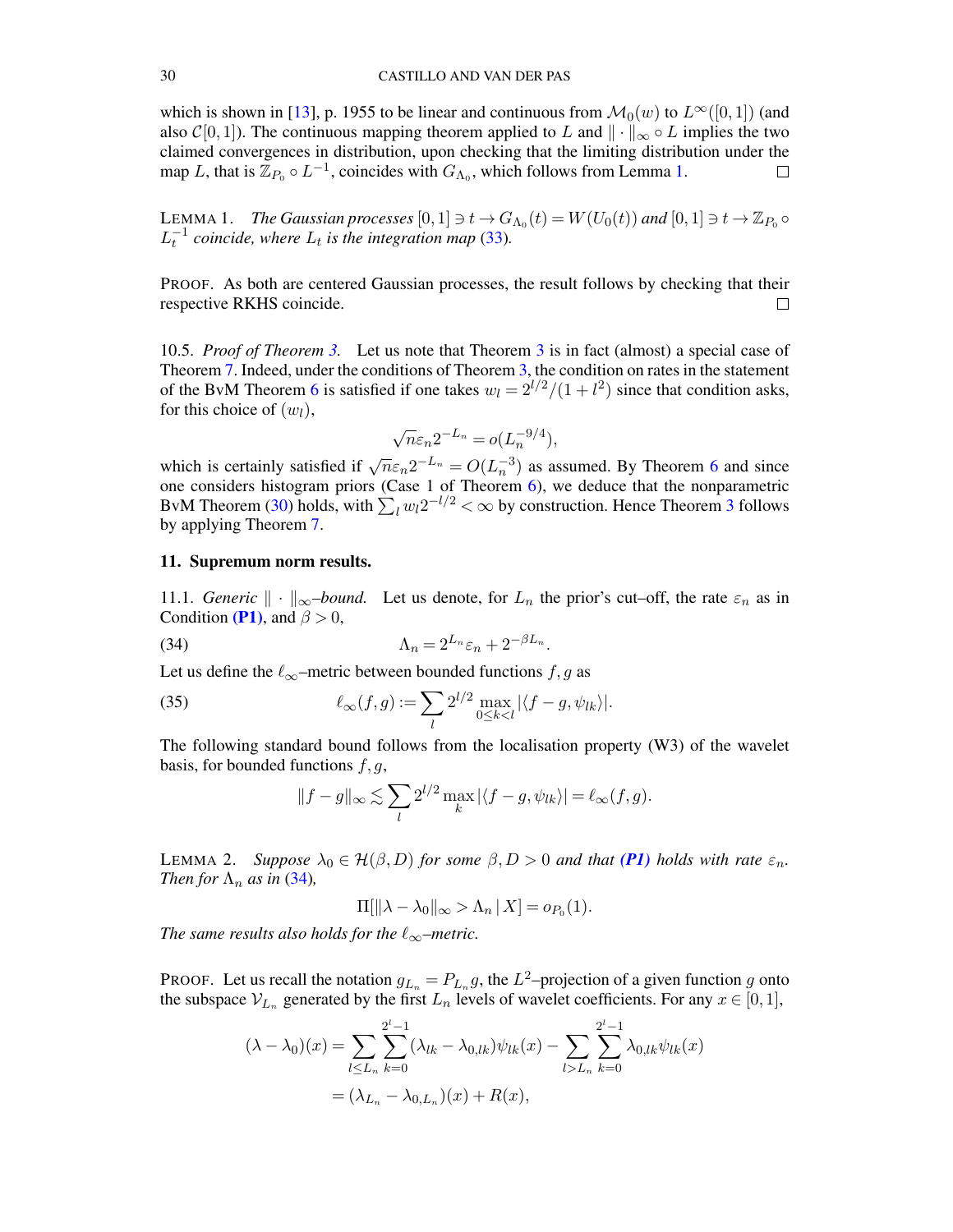which is shown in [13], p. 1955 to be linear and continuous from $\mathcal{M}_0(w)$ to $L^\infty([0,1])$ (and also $\mathcal{C}[0,1]$). The continuous mapping theorem applied to $L$ and $\|\cdot\|_\infty \circ L$ implies the two claimed convergences in distribution, upon checking that the limiting distribution under the map $L$, that is $\mathbb{Z}_{P_0} \circ L^{-1}$, coincides with $G_{\Lambda_0}$, which follows from Lemma 1. $\square$

LEMMA 1. *The Gaussian processes $[0,1] \ni t \to G_{\Lambda_0}(t) = W(U_0(t))$ and $[0,1] \ni t \to \mathbb{Z}_{P_0} \circ L_t^{-1}$ coincide, where $L_t$ is the integration map (33).*

PROOF. As both are centered Gaussian processes, the result follows by checking that their respective RKHS coincide. $\square$

10.5. *Proof of Theorem 3.* Let us note that Theorem 3 is in fact (almost) a special case of Theorem 7. Indeed, under the conditions of Theorem 3, the condition on rates in the statement of the BvM Theorem 6 is satisfied if one takes $w_l = 2^{l/2}/(1+l^2)$ since that condition asks, for this choice of $(w_l)$,

$$\sqrt{n}\varepsilon_n 2^{-L_n} = o(L_n^{-9/4}),$$

which is certainly satisfied if $\sqrt{n}\varepsilon_n 2^{-L_n} = O(L_n^{-3})$ as assumed. By Theorem 6 and since one considers histogram priors (Case 1 of Theorem 6), we deduce that the nonparametric BvM Theorem (30) holds, with $\sum_l w_l 2^{-l/2} < \infty$ by construction. Hence Theorem 3 follows by applying Theorem 7.

## 11. Supremum norm results.

11.1. *Generic $\|\cdot\|_\infty$–bound.* Let us denote, for $L_n$ the prior's cut–off, the rate $\varepsilon_n$ as in Condition **(P1)**, and $\beta > 0$,

$$\Lambda_n = 2^{L_n}\varepsilon_n + 2^{-\beta L_n}. \tag{34}$$

Let us define the $\ell_\infty$–metric between bounded functions $f, g$ as

$$\ell_\infty(f,g) := \sum_l 2^{l/2} \max_{0 \le k < l} |\langle f - g, \psi_{lk}\rangle|. \tag{35}$$

The following standard bound follows from the localisation property (W3) of the wavelet basis, for bounded functions $f, g$,

$$\|f-g\|_\infty \lesssim \sum_l 2^{l/2} \max_k |\langle f-g, \psi_{lk}\rangle| = \ell_\infty(f,g).$$

LEMMA 2. *Suppose $\lambda_0 \in \mathcal{H}(\beta, D)$ for some $\beta, D > 0$ and that **(P1)** holds with rate $\varepsilon_n$. Then for $\Lambda_n$ as in (34),*

$$\Pi[\|\lambda - \lambda_0\|_\infty > \Lambda_n \,|\, X] = o_{P_0}(1).$$

*The same results also holds for the $\ell_\infty$–metric.*

PROOF. Let us recall the notation $g_{L_n} = P_{L_n} g$, the $L^2$–projection of a given function $g$ onto the subspace $\mathcal{V}_{L_n}$ generated by the first $L_n$ levels of wavelet coefficients. For any $x \in [0,1]$,

$$\begin{aligned}
(\lambda - \lambda_0)(x) &= \sum_{l \le L_n} \sum_{k=0}^{2^l-1} (\lambda_{lk} - \lambda_{0,lk})\psi_{lk}(x) - \sum_{l > L_n} \sum_{k=0}^{2^l-1} \lambda_{0,lk}\psi_{lk}(x) \\
&= (\lambda_{L_n} - \lambda_{0,L_n})(x) + R(x),
\end{aligned}$$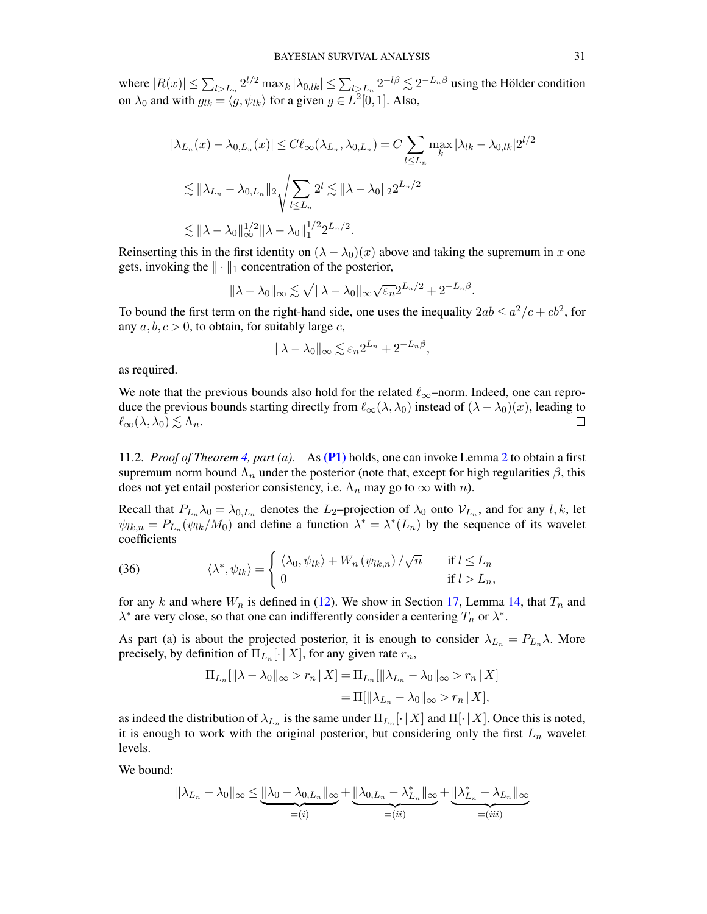where $|R(x)| \le \sum_{l>L_n} 2^{l/2} \max_k |\lambda_{0,lk}| \le \sum_{l>L_n} 2^{-l\beta} \lesssim 2^{-L_n\beta}$ using the Hölder condition on $\lambda_0$ and with $g_{lk} = \langle g, \psi_{lk}\rangle$ for a given $g \in L^2[0,1]$. Also,

$$
\begin{aligned}
|\lambda_{L_n}(x) - \lambda_{0,L_n}(x)| &\le C\ell_\infty(\lambda_{L_n}, \lambda_{0,L_n}) = C \sum_{l \le L_n} \max_k |\lambda_{lk} - \lambda_{0,lk}| 2^{l/2} \\
&\lesssim \|\lambda_{L_n} - \lambda_{0,L_n}\|_2 \sqrt{\sum_{l \le L_n} 2^l} \lesssim \|\lambda - \lambda_0\|_2 2^{L_n/2} \\
&\lesssim \|\lambda - \lambda_0\|_\infty^{1/2} \|\lambda - \lambda_0\|_1^{1/2} 2^{L_n/2}.
\end{aligned}
$$

Reinserting this in the first identity on $(\lambda - \lambda_0)(x)$ above and taking the supremum in $x$ one gets, invoking the $\|\cdot\|_1$ concentration of the posterior,

$$
\|\lambda - \lambda_0\|_\infty \lesssim \sqrt{\|\lambda - \lambda_0\|_\infty} \sqrt{\varepsilon_n} 2^{L_n/2} + 2^{-L_n\beta}.
$$

To bound the first term on the right-hand side, one uses the inequality $2ab \le a^2/c + cb^2$, for any $a, b, c > 0$, to obtain, for suitably large $c$,

$$
\|\lambda - \lambda_0\|_\infty \lesssim \varepsilon_n 2^{L_n} + 2^{-L_n\beta},
$$

as required.

We note that the previous bounds also hold for the related $\ell_\infty$–norm. Indeed, one can reproduce the previous bounds starting directly from $\ell_\infty(\lambda, \lambda_0)$ instead of $(\lambda - \lambda_0)(x)$, leading to $\ell_\infty(\lambda, \lambda_0) \lesssim \Lambda_n$. □

11.2. *Proof of Theorem 4, part (a).* As **(P1)** holds, one can invoke Lemma 2 to obtain a first supremum norm bound $\Lambda_n$ under the posterior (note that, except for high regularities $\beta$, this does not yet entail posterior consistency, i.e. $\Lambda_n$ may go to $\infty$ with $n$).

Recall that $P_{L_n}\lambda_0 = \lambda_{0,L_n}$ denotes the $L_2$–projection of $\lambda_0$ onto $\mathcal{V}_{L_n}$, and for any $l, k$, let $\psi_{lk,n} = P_{L_n}(\psi_{lk}/M_0)$ and define a function $\lambda^* = \lambda^*(L_n)$ by the sequence of its wavelet coefficients

$$
\langle \lambda^*, \psi_{lk} \rangle = \begin{cases} \langle \lambda_0, \psi_{lk} \rangle + W_n(\psi_{lk,n})/\sqrt{n} & \text{if } l \le L_n \\ 0 & \text{if } l > L_n, \end{cases} \tag{36}
$$

for any $k$ and where $W_n$ is defined in (12). We show in Section 17, Lemma 14, that $T_n$ and $\lambda^*$ are very close, so that one can indifferently consider a centering $T_n$ or $\lambda^*$.

As part (a) is about the projected posterior, it is enough to consider $\lambda_{L_n} = P_{L_n}\lambda$. More precisely, by definition of $\Pi_{L_n}[\cdot \,|\, X]$, for any given rate $r_n$,

$$
\begin{aligned}
\Pi_{L_n}[\|\lambda - \lambda_0\|_\infty > r_n \,|\, X] &= \Pi_{L_n}[\|\lambda_{L_n} - \lambda_0\|_\infty > r_n \,|\, X] \\
&= \Pi[\|\lambda_{L_n} - \lambda_0\|_\infty > r_n \,|\, X],
\end{aligned}
$$

as indeed the distribution of $\lambda_{L_n}$ is the same under $\Pi_{L_n}[\cdot \,|\, X]$ and $\Pi[\cdot \,|\, X]$. Once this is noted, it is enough to work with the original posterior, but considering only the first $L_n$ wavelet levels.

We bound:

$$
\|\lambda_{L_n} - \lambda_0\|_\infty \le \underbrace{\|\lambda_0 - \lambda_{0,L_n}\|_\infty}_{=(i)} + \underbrace{\|\lambda_{0,L_n} - \lambda^*_{L_n}\|_\infty}_{=(ii)} + \underbrace{\|\lambda^*_{L_n} - \lambda_{L_n}\|_\infty}_{=(iii)}
$$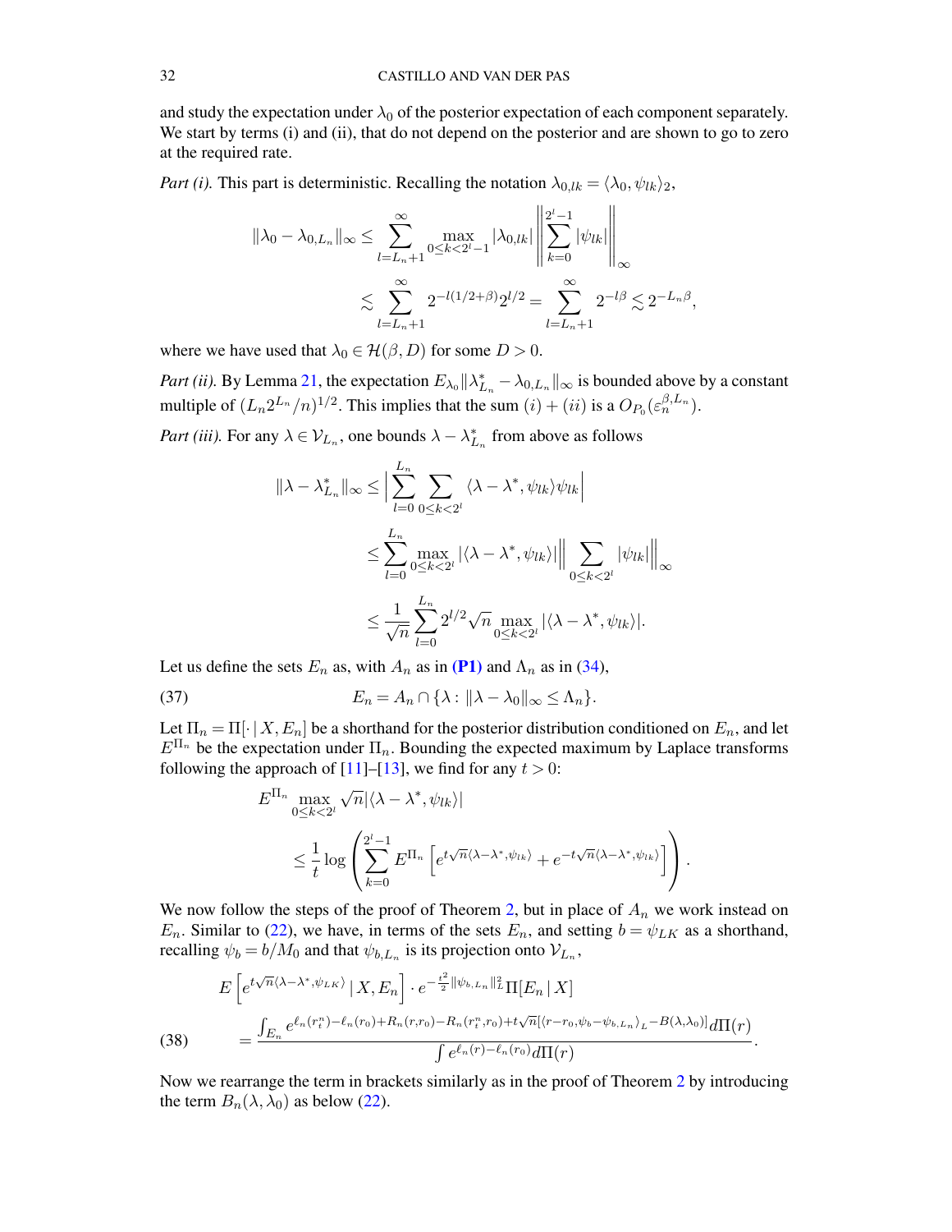and study the expectation under $\lambda_0$ of the posterior expectation of each component separately. We start by terms (i) and (ii), that do not depend on the posterior and are shown to go to zero at the required rate.

*Part (i).* This part is deterministic. Recalling the notation $\lambda_{0,lk} = \langle \lambda_0, \psi_{lk} \rangle_2$,

$$\|\lambda_0 - \lambda_{0,L_n}\|_\infty \leq \sum_{l=L_n+1}^{\infty} \max_{0 \leq k < 2^l - 1} |\lambda_{0,lk}| \left\| \sum_{k=0}^{2^l-1} |\psi_{lk}| \right\|_\infty$$

$$\lesssim \sum_{l=L_n+1}^{\infty} 2^{-l(1/2+\beta)} 2^{l/2} = \sum_{l=L_n+1}^{\infty} 2^{-l\beta} \lesssim 2^{-L_n \beta},$$

where we have used that $\lambda_0 \in \mathcal{H}(\beta, D)$ for some $D > 0$.

*Part (ii).* By Lemma 21, the expectation $E_{\lambda_0} \|\lambda^*_{L_n} - \lambda_{0,L_n}\|_\infty$ is bounded above by a constant multiple of $(L_n 2^{L_n}/n)^{1/2}$. This implies that the sum $(i) + (ii)$ is a $O_{P_0}(\varepsilon_n^{\beta, L_n})$.

*Part (iii).* For any $\lambda \in \mathcal{V}_{L_n}$, one bounds $\lambda - \lambda^*_{L_n}$ from above as follows

$$\|\lambda - \lambda^*_{L_n}\|_\infty \leq \Big| \sum_{l=0}^{L_n} \sum_{0 \leq k < 2^l} \langle \lambda - \lambda^*, \psi_{lk} \rangle \psi_{lk} \Big|$$

$$\leq \sum_{l=0}^{L_n} \max_{0 \leq k < 2^l} |\langle \lambda - \lambda^*, \psi_{lk} \rangle| \Big\| \sum_{0 \leq k < 2^l} |\psi_{lk}| \Big\|_\infty$$

$$\leq \frac{1}{\sqrt{n}} \sum_{l=0}^{L_n} 2^{l/2} \sqrt{n} \max_{0 \leq k < 2^l} |\langle \lambda - \lambda^*, \psi_{lk} \rangle|.$$

Let us define the sets $E_n$ as, with $A_n$ as in **(P1)** and $\Lambda_n$ as in (34),

$$E_n = A_n \cap \{\lambda : \|\lambda - \lambda_0\|_\infty \leq \Lambda_n\}. \tag{37}$$

Let $\Pi_n = \Pi[\cdot \,|\, X, E_n]$ be a shorthand for the posterior distribution conditioned on $E_n$, and let $E^{\Pi_n}$ be the expectation under $\Pi_n$. Bounding the expected maximum by Laplace transforms following the approach of [11]–[13], we find for any $t > 0$:

$$E^{\Pi_n} \max_{0 \leq k < 2^l} \sqrt{n} |\langle \lambda - \lambda^*, \psi_{lk} \rangle|$$

$$\leq \frac{1}{t} \log \left( \sum_{k=0}^{2^l - 1} E^{\Pi_n} \left[ e^{t\sqrt{n}\langle \lambda - \lambda^*, \psi_{lk} \rangle} + e^{-t\sqrt{n}\langle \lambda - \lambda^*, \psi_{lk} \rangle} \right] \right).$$

We now follow the steps of the proof of Theorem 2, but in place of $A_n$ we work instead on $E_n$. Similar to (22), we have, in terms of the sets $E_n$, and setting $b = \psi_{LK}$ as a shorthand, recalling $\psi_b = b/M_0$ and that $\psi_{b,L_n}$ is its projection onto $\mathcal{V}_{L_n}$,

$$E\left[ e^{t\sqrt{n}\langle \lambda - \lambda^*, \psi_{LK} \rangle} \,|\, X, E_n \right] \cdot e^{-\frac{t^2}{2}\|\psi_{b,L_n}\|_L^2} \Pi[E_n \,|\, X]$$
$$= \frac{\int_{E_n} e^{\ell_n(r_t^n) - \ell_n(r_0) + R_n(r, r_0) - R_n(r_t^n, r_0) + t\sqrt{n}[\langle r - r_0, \psi_b - \psi_{b,L_n} \rangle_L - B(\lambda, \lambda_0)]} d\Pi(r)}{\int e^{\ell_n(r) - \ell_n(r_0)} d\Pi(r)}. \tag{38}$$

Now we rearrange the term in brackets similarly as in the proof of Theorem 2 by introducing the term $B_n(\lambda, \lambda_0)$ as below (22).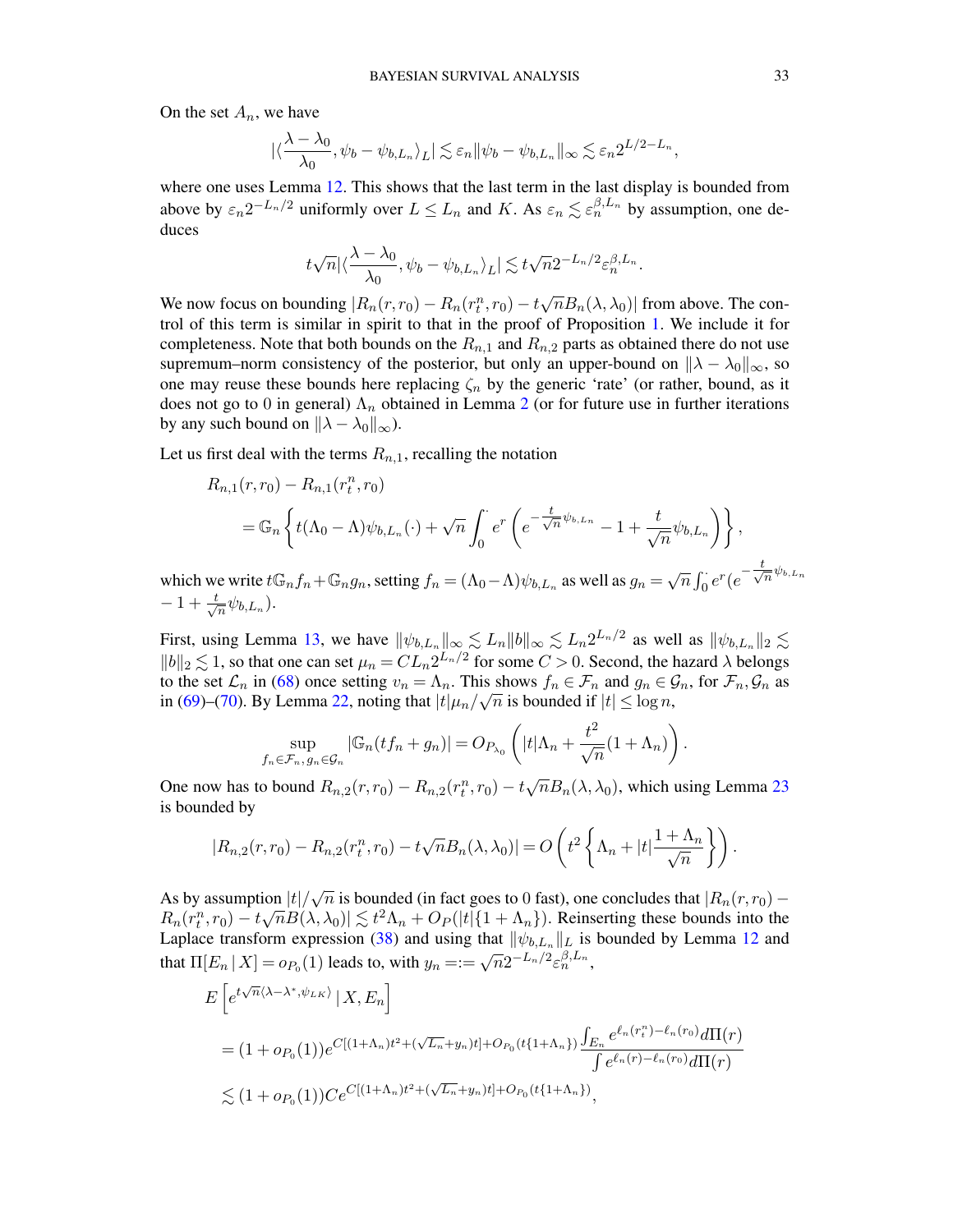On the set $A_n$, we have

$$|\langle \frac{\lambda - \lambda_0}{\lambda_0}, \psi_b - \psi_{b,L_n} \rangle_L| \lesssim \varepsilon_n \|\psi_b - \psi_{b,L_n}\|_\infty \lesssim \varepsilon_n 2^{L/2 - L_n},$$

where one uses Lemma 12. This shows that the last term in the last display is bounded from above by $\varepsilon_n 2^{-L_n/2}$ uniformly over $L \leq L_n$ and $K$. As $\varepsilon_n \lesssim \varepsilon_n^{\beta, L_n}$ by assumption, one deduces

$$t\sqrt{n}|\langle \frac{\lambda - \lambda_0}{\lambda_0}, \psi_b - \psi_{b,L_n} \rangle_L| \lesssim t\sqrt{n} 2^{-L_n/2} \varepsilon_n^{\beta, L_n}.$$

We now focus on bounding $|R_n(r, r_0) - R_n(r_t^n, r_0) - t\sqrt{n} B_n(\lambda, \lambda_0)|$ from above. The control of this term is similar in spirit to that in the proof of Proposition 1. We include it for completeness. Note that both bounds on the $R_{n,1}$ and $R_{n,2}$ parts as obtained there do not use supremum–norm consistency of the posterior, but only an upper-bound on $\|\lambda - \lambda_0\|_\infty$, so one may reuse these bounds here replacing $\zeta_n$ by the generic 'rate' (or rather, bound, as it does not go to 0 in general) $\Lambda_n$ obtained in Lemma 2 (or for future use in further iterations by any such bound on $\|\lambda - \lambda_0\|_\infty$).

Let us first deal with the terms $R_{n,1}$, recalling the notation

$$
\begin{aligned}
&R_{n,1}(r, r_0) - R_{n,1}(r_t^n, r_0) \\
&= \mathbb{G}_n \left\{ t(\Lambda_0 - \Lambda)\psi_{b,L_n}(\cdot) + \sqrt{n} \int_0^{\cdot} e^r \left( e^{-\frac{t}{\sqrt{n}}\psi_{b,L_n}} - 1 + \frac{t}{\sqrt{n}}\psi_{b,L_n} \right) \right\},
\end{aligned}
$$

which we write $t\mathbb{G}_n f_n + \mathbb{G}_n g_n$, setting $f_n = (\Lambda_0 - \Lambda)\psi_{b,L_n}$ as well as $g_n = \sqrt{n}\int_0^{\cdot} e^r (e^{-\frac{t}{\sqrt{n}}\psi_{b,L_n}} - 1 + \frac{t}{\sqrt{n}}\psi_{b,L_n})$.

First, using Lemma 13, we have $\|\psi_{b,L_n}\|_\infty \lesssim L_n \|b\|_\infty \lesssim L_n 2^{L_n/2}$ as well as $\|\psi_{b,L_n}\|_2 \lesssim \|b\|_2 \lesssim 1$, so that one can set $\mu_n = CL_n 2^{L_n/2}$ for some $C > 0$. Second, the hazard $\lambda$ belongs to the set $\mathcal{L}_n$ in (68) once setting $v_n = \Lambda_n$. This shows $f_n \in \mathcal{F}_n$ and $g_n \in \mathcal{G}_n$, for $\mathcal{F}_n, \mathcal{G}_n$ as in (69)–(70). By Lemma 22, noting that $|t|\mu_n/\sqrt{n}$ is bounded if $|t| \leq \log n$,

$$\sup_{f_n \in \mathcal{F}_n, g_n \in \mathcal{G}_n} |\mathbb{G}_n(tf_n + g_n)| = O_{P_{\lambda_0}}\left( |t|\Lambda_n + \frac{t^2}{\sqrt{n}}(1 + \Lambda_n) \right).$$

One now has to bound $R_{n,2}(r, r_0) - R_{n,2}(r_t^n, r_0) - t\sqrt{n} B_n(\lambda, \lambda_0)$, which using Lemma 23 is bounded by

$$|R_{n,2}(r, r_0) - R_{n,2}(r_t^n, r_0) - t\sqrt{n} B_n(\lambda, \lambda_0)| = O\left( t^2 \left\{ \Lambda_n + |t| \frac{1 + \Lambda_n}{\sqrt{n}} \right\} \right).$$

As by assumption $|t|/\sqrt{n}$ is bounded (in fact goes to 0 fast), one concludes that $|R_n(r, r_0) - R_n(r_t^n, r_0) - t\sqrt{n} B(\lambda, \lambda_0)| \lesssim t^2 \Lambda_n + O_P(|t|\{1 + \Lambda_n\})$. Reinserting these bounds into the Laplace transform expression (38) and using that $\|\psi_{b,L_n}\|_L$ is bounded by Lemma 12 and that $\Pi[E_n \,|\, X] = o_{P_0}(1)$ leads to, with $y_n =:= \sqrt{n} 2^{-L_n/2} \varepsilon_n^{\beta, L_n}$,

$$
\begin{aligned}
&E\left[ e^{t\sqrt{n}\langle \lambda - \lambda^*, \psi_{LK} \rangle} \,|\, X, E_n \right] \\
&= (1 + o_{P_0}(1)) e^{C[(1+\Lambda_n)t^2 + (\sqrt{L_n} + y_n)t] + O_{P_0}(t\{1+\Lambda_n\})} \frac{\int_{E_n} e^{\ell_n(r_t^n) - \ell_n(r_0)} d\Pi(r)}{\int e^{\ell_n(r) - \ell_n(r_0)} d\Pi(r)} \\
&\lesssim (1 + o_{P_0}(1)) C e^{C[(1+\Lambda_n)t^2 + (\sqrt{L_n} + y_n)t] + O_{P_0}(t\{1+\Lambda_n\})},
\end{aligned}
$$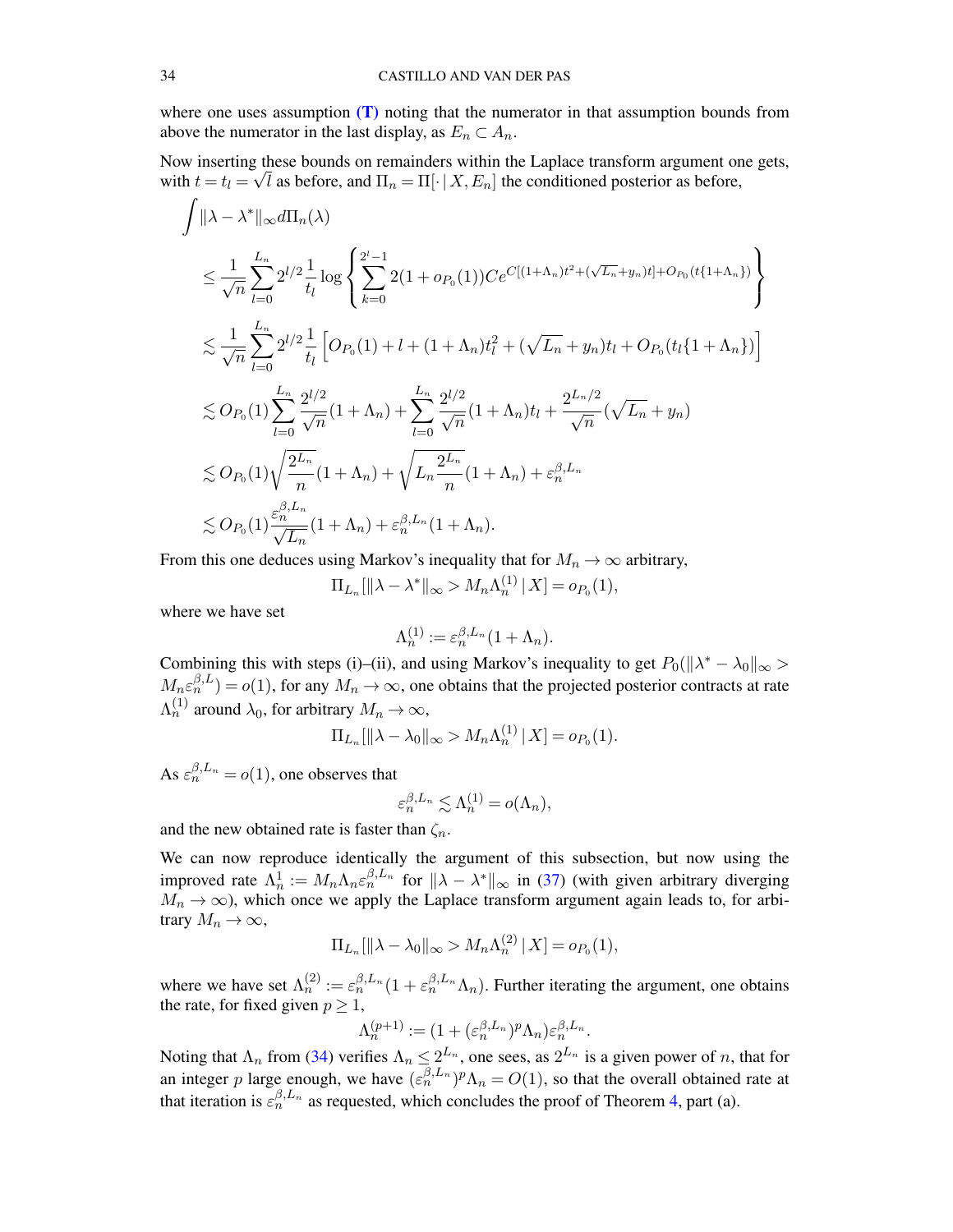where one uses assumption **(T)** noting that the numerator in that assumption bounds from above the numerator in the last display, as $E_n \subset A_n$.

Now inserting these bounds on remainders within the Laplace transform argument one gets, with $t = t_l = \sqrt{l}$ as before, and $\Pi_n = \Pi[\cdot \,|\, X, E_n]$ the conditioned posterior as before,

$$
\begin{aligned}
&\int \|\lambda - \lambda^*\|_\infty d\Pi_n(\lambda) \\
&\leq \frac{1}{\sqrt{n}} \sum_{l=0}^{L_n} 2^{l/2} \frac{1}{t_l} \log \left\{ \sum_{k=0}^{2^l-1} 2(1+o_{P_0}(1)) C e^{C[(1+\Lambda_n)t^2 + (\sqrt{L_n}+y_n)t] + O_{P_0}(t\{1+\Lambda_n\})} \right\} \\
&\lesssim \frac{1}{\sqrt{n}} \sum_{l=0}^{L_n} 2^{l/2} \frac{1}{t_l} \left[ O_{P_0}(1) + l + (1+\Lambda_n)t_l^2 + (\sqrt{L_n}+y_n)t_l + O_{P_0}(t_l\{1+\Lambda_n\}) \right] \\
&\lesssim O_{P_0}(1) \sum_{l=0}^{L_n} \frac{2^{l/2}}{\sqrt{n}}(1+\Lambda_n) + \sum_{l=0}^{L_n} \frac{2^{l/2}}{\sqrt{n}}(1+\Lambda_n)t_l + \frac{2^{L_n/2}}{\sqrt{n}}(\sqrt{L_n}+y_n) \\
&\lesssim O_{P_0}(1)\sqrt{\frac{2^{L_n}}{n}}(1+\Lambda_n) + \sqrt{L_n \frac{2^{L_n}}{n}}(1+\Lambda_n) + \varepsilon_n^{\beta,L_n} \\
&\lesssim O_{P_0}(1)\frac{\varepsilon_n^{\beta,L_n}}{\sqrt{L_n}}(1+\Lambda_n) + \varepsilon_n^{\beta,L_n}(1+\Lambda_n).
\end{aligned}
$$

From this one deduces using Markov's inequality that for $M_n \to \infty$ arbitrary,

$$\Pi_{L_n}[\|\lambda - \lambda^*\|_\infty > M_n \Lambda_n^{(1)} \,|\, X] = o_{P_0}(1),$$

where we have set

$$\Lambda_n^{(1)} := \varepsilon_n^{\beta,L_n}(1+\Lambda_n).$$

Combining this with steps (i)–(ii), and using Markov's inequality to get $P_0(\|\lambda^* - \lambda_0\|_\infty > M_n \varepsilon_n^{\beta,L}) = o(1)$, for any $M_n \to \infty$, one obtains that the projected posterior contracts at rate $\Lambda_n^{(1)}$ around $\lambda_0$, for arbitrary $M_n \to \infty$,

$$\Pi_{L_n}[\|\lambda - \lambda_0\|_\infty > M_n \Lambda_n^{(1)} \,|\, X] = o_{P_0}(1).$$

As $\varepsilon_n^{\beta,L_n} = o(1)$, one observes that

$$\varepsilon_n^{\beta,L_n} \lesssim \Lambda_n^{(1)} = o(\Lambda_n),$$

and the new obtained rate is faster than $\zeta_n$.

We can now reproduce identically the argument of this subsection, but now using the improved rate $\Lambda_n^1 := M_n \Lambda_n \varepsilon_n^{\beta,L_n}$ for $\|\lambda - \lambda^*\|_\infty$ in (37) (with given arbitrary diverging $M_n \to \infty$), which once we apply the Laplace transform argument again leads to, for arbitrary $M_n \to \infty$,

$$\Pi_{L_n}[\|\lambda - \lambda_0\|_\infty > M_n \Lambda_n^{(2)} \,|\, X] = o_{P_0}(1),$$

where we have set $\Lambda_n^{(2)} := \varepsilon_n^{\beta,L_n}(1 + \varepsilon_n^{\beta,L_n}\Lambda_n)$. Further iterating the argument, one obtains the rate, for fixed given $p \geq 1$,

$$\Lambda_n^{(p+1)} := (1 + (\varepsilon_n^{\beta,L_n})^p \Lambda_n)\varepsilon_n^{\beta,L_n}.$$

Noting that $\Lambda_n$ from (34) verifies $\Lambda_n \leq 2^{L_n}$, one sees, as $2^{L_n}$ is a given power of $n$, that for an integer $p$ large enough, we have $(\varepsilon_n^{\beta,L_n})^p \Lambda_n = O(1)$, so that the overall obtained rate at that iteration is $\varepsilon_n^{\beta,L_n}$ as requested, which concludes the proof of Theorem 4, part (a).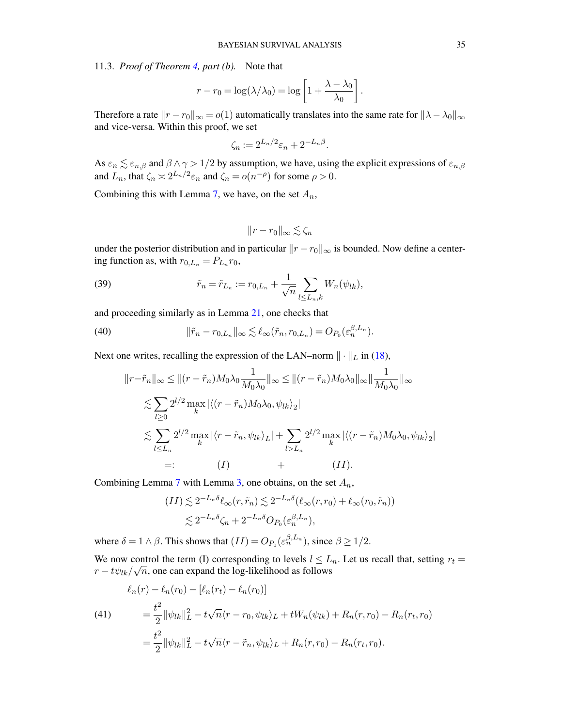11.3. *Proof of Theorem 4, part (b).* Note that

$$r - r_0 = \log(\lambda/\lambda_0) = \log\left[1 + \frac{\lambda - \lambda_0}{\lambda_0}\right].$$

Therefore a rate $\|r - r_0\|_\infty = o(1)$ automatically translates into the same rate for $\|\lambda - \lambda_0\|_\infty$ and vice-versa. Within this proof, we set

$$\zeta_n := 2^{L_n/2}\varepsilon_n + 2^{-L_n\beta}.$$

As $\varepsilon_n \lesssim \varepsilon_{n,\beta}$ and $\beta \wedge \gamma > 1/2$ by assumption, we have, using the explicit expressions of $\varepsilon_{n,\beta}$ and $L_n$, that $\zeta_n \asymp 2^{L_n/2}\varepsilon_n$ and $\zeta_n = o(n^{-\rho})$ for some $\rho > 0$.

Combining this with Lemma 7, we have, on the set $A_n$,

$$\|r - r_0\|_\infty \lesssim \zeta_n$$

under the posterior distribution and in particular $\|r - r_0\|_\infty$ is bounded. Now define a centering function as, with $r_{0,L_n} = P_{L_n} r_0$,

$$\tilde{r}_n = \tilde{r}_{L_n} := r_{0,L_n} + \frac{1}{\sqrt{n}} \sum_{l \le L_n, k} W_n(\psi_{lk}), \tag{39}$$

and proceeding similarly as in Lemma 21, one checks that

$$\|\tilde{r}_n - r_{0,L_n}\|_\infty \lesssim \ell_\infty(\tilde{r}_n, r_{0,L_n}) = O_{P_0}(\varepsilon_n^{\beta,L_n}). \tag{40}$$

Next one writes, recalling the expression of the LAN–norm $\|\cdot\|_L$ in (18),

$$\begin{aligned}
\|r - \tilde{r}_n\|_\infty &\le \|(r - \tilde{r}_n) M_0\lambda_0 \frac{1}{M_0\lambda_0}\|_\infty \le \|(r - \tilde{r}_n) M_0\lambda_0\|_\infty \|\frac{1}{M_0\lambda_0}\|_\infty \\
&\lesssim \sum_{l \ge 0} 2^{l/2} \max_k |\langle (r - \tilde{r}_n) M_0\lambda_0, \psi_{lk}\rangle_2| \\
&\lesssim \sum_{l \le L_n} 2^{l/2} \max_k |\langle r - \tilde{r}_n, \psi_{lk}\rangle_L| + \sum_{l > L_n} 2^{l/2} \max_k |\langle (r - \tilde{r}_n) M_0\lambda_0, \psi_{lk}\rangle_2| \\
&=: \qquad (I) \qquad + \qquad (II).
\end{aligned}$$

Combining Lemma 7 with Lemma 3, one obtains, on the set $A_n$,

$$\begin{aligned}
(II) &\lesssim 2^{-L_n\delta} \ell_\infty(r, \tilde{r}_n) \lesssim 2^{-L_n\delta}(\ell_\infty(r, r_0) + \ell_\infty(r_0, \tilde{r}_n)) \\
&\lesssim 2^{-L_n\delta}\zeta_n + 2^{-L_n\delta} O_{P_0}(\varepsilon_n^{\beta,L_n}),
\end{aligned}$$

where $\delta = 1 \wedge \beta$. This shows that $(II) = O_{P_0}(\varepsilon_n^{\beta,L_n})$, since $\beta \ge 1/2$.

We now control the term (I) corresponding to levels $l \le L_n$. Let us recall that, setting $r_t = r - t\psi_{lk}/\sqrt{n}$, one can expand the log-likelihood as follows

$$\begin{aligned}
&\ell_n(r) - \ell_n(r_0) - [\ell_n(r_t) - \ell_n(r_0)] \\
&= \frac{t^2}{2}\|\psi_{lk}\|_L^2 - t\sqrt{n}\langle r - r_0, \psi_{lk}\rangle_L + tW_n(\psi_{lk}) + R_n(r, r_0) - R_n(r_t, r_0) \\
&= \frac{t^2}{2}\|\psi_{lk}\|_L^2 - t\sqrt{n}\langle r - \tilde{r}_n, \psi_{lk}\rangle_L + R_n(r, r_0) - R_n(r_t, r_0).
\end{aligned} \tag{41}$$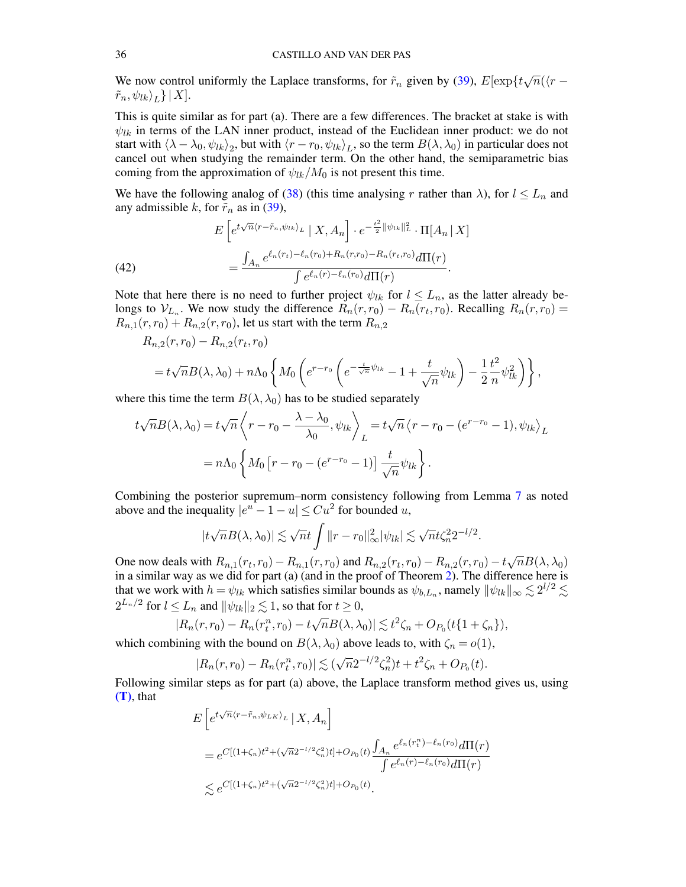We now control uniformly the Laplace transforms, for $\tilde r_n$ given by (39), $E[\exp\{t\sqrt{n}(\langle r - \tilde r_n, \psi_{lk}\rangle_L\} \,|\, X]$.

This is quite similar as for part (a). There are a few differences. The bracket at stake is with $\psi_{lk}$ in terms of the LAN inner product, instead of the Euclidean inner product: we do not start with $\langle \lambda - \lambda_0, \psi_{lk}\rangle_2$, but with $\langle r - r_0, \psi_{lk}\rangle_L$, so the term $B(\lambda, \lambda_0)$ in particular does not cancel out when studying the remainder term. On the other hand, the semiparametric bias coming from the approximation of $\psi_{lk}/M_0$ is not present this time.

We have the following analog of (38) (this time analysing $r$ rather than $\lambda$), for $l \le L_n$ and any admissible $k$, for $\tilde r_n$ as in (39),

$$
E\left[e^{t\sqrt{n}\langle r-\tilde r_n, \psi_{lk}\rangle_L} \,|\, X, A_n\right] \cdot e^{-\frac{t^2}{2}\|\psi_{lk}\|_L^2} \cdot \Pi[A_n \,|\, X]
$$
$$
= \frac{\int_{A_n} e^{\ell_n(r_t) - \ell_n(r_0) + R_n(r, r_0) - R_n(r_t, r_0)} d\Pi(r)}{\int e^{\ell_n(r) - \ell_n(r_0)} d\Pi(r)}. \tag{42}
$$

Note that here there is no need to further project $\psi_{lk}$ for $l \le L_n$, as the latter already belongs to $\mathcal{V}_{L_n}$. We now study the difference $R_n(r, r_0) - R_n(r_t, r_0)$. Recalling $R_n(r, r_0) = R_{n,1}(r, r_0) + R_{n,2}(r, r_0)$, let us start with the term $R_{n,2}$

$$
R_{n,2}(r, r_0) - R_{n,2}(r_t, r_0)
$$
$$
= t\sqrt{n} B(\lambda, \lambda_0) + n\Lambda_0\left\{ M_0\left( e^{r-r_0}\left( e^{-\frac{t}{\sqrt{n}}\psi_{lk}} - 1 + \frac{t}{\sqrt{n}}\psi_{lk}\right) - \frac{1}{2}\frac{t^2}{n}\psi_{lk}^2\right)\right\},
$$

where this time the term $B(\lambda, \lambda_0)$ has to be studied separately

$$
t\sqrt{n} B(\lambda, \lambda_0) = t\sqrt{n}\left\langle r - r_0 - \frac{\lambda - \lambda_0}{\lambda_0}, \psi_{lk}\right\rangle_L = t\sqrt{n}\left\langle r - r_0 - (e^{r-r_0} - 1), \psi_{lk}\right\rangle_L
$$
$$
= n\Lambda_0\left\{ M_0\left[ r - r_0 - (e^{r-r_0} - 1)\right] \frac{t}{\sqrt{n}}\psi_{lk}\right\}.
$$

Combining the posterior supremum–norm consistency following from Lemma 7 as noted above and the inequality $|e^u - 1 - u| \le C u^2$ for bounded $u$,

$$
|t\sqrt{n} B(\lambda, \lambda_0)| \lesssim \sqrt{n} t \int \|r - r_0\|_\infty^2 |\psi_{lk}| \lesssim \sqrt{n} t \zeta_n^2 2^{-l/2}.
$$

One now deals with $R_{n,1}(r_t, r_0) - R_{n,1}(r, r_0)$ and $R_{n,2}(r_t, r_0) - R_{n,2}(r, r_0) - t\sqrt{n}B(\lambda, \lambda_0)$ in a similar way as we did for part (a) (and in the proof of Theorem 2). The difference here is that we work with $h = \psi_{lk}$ which satisfies similar bounds as $\psi_{b,L_n}$, namely $\|\psi_{lk}\|_\infty \lesssim 2^{l/2} \lesssim 2^{L_n/2}$ for $l \le L_n$ and $\|\psi_{lk}\|_2 \lesssim 1$, so that for $t \ge 0$,

$$
|R_n(r, r_0) - R_n(r_t^n, r_0) - t\sqrt{n} B(\lambda, \lambda_0)| \lesssim t^2 \zeta_n + O_{P_0}(t\{1 + \zeta_n\}),
$$

which combining with the bound on $B(\lambda, \lambda_0)$ above leads to, with $\zeta_n = o(1)$,

$$
|R_n(r, r_0) - R_n(r_t^n, r_0)| \lesssim (\sqrt{n} 2^{-l/2} \zeta_n^2) t + t^2 \zeta_n + O_{P_0}(t).
$$

Following similar steps as for part (a) above, the Laplace transform method gives us, using **(T)**, that

$$
E\left[ e^{t\sqrt{n}\langle r - \tilde r_n, \psi_{LK}\rangle_L} \,|\, X, A_n\right]
$$
$$
= e^{C[(1+\zeta_n)t^2 + (\sqrt{n}2^{-l/2}\zeta_n^2)t] + O_{P_0}(t)} \frac{\int_{A_n} e^{\ell_n(r_t^n) - \ell_n(r_0)} d\Pi(r)}{\int e^{\ell_n(r) - \ell_n(r_0)} d\Pi(r)}
$$
$$
\lesssim e^{C[(1+\zeta_n)t^2 + (\sqrt{n}2^{-l/2}\zeta_n^2)t] + O_{P_0}(t)}.
$$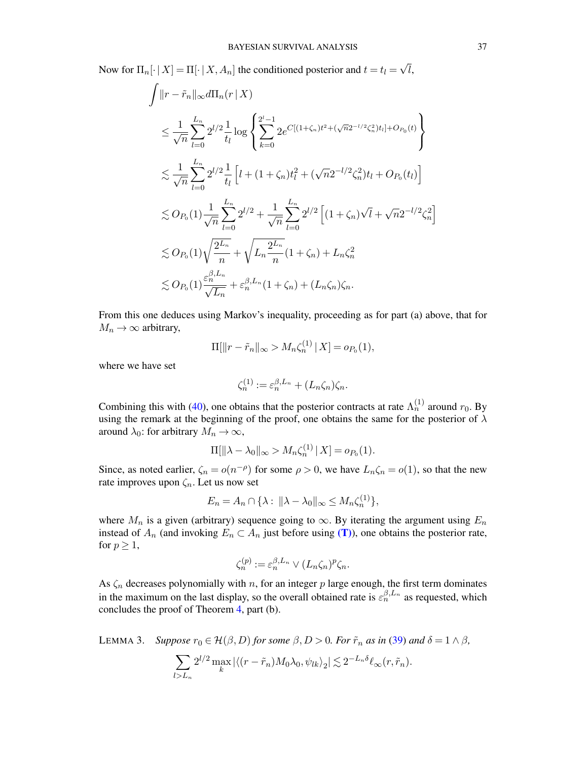Now for $\Pi_n[\cdot \,|\, X] = \Pi[\cdot \,|\, X, A_n]$ the conditioned posterior and $t = t_l = \sqrt{l}$,

$$
\begin{aligned}
\int & \|r - \tilde{r}_n\|_\infty d\Pi_n(r \,|\, X) \\
&\leq \frac{1}{\sqrt{n}} \sum_{l=0}^{L_n} 2^{l/2} \frac{1}{t_l} \log \left\{ \sum_{k=0}^{2^l - 1} 2 e^{C[(1+\zeta_n)t^2 + (\sqrt{n}2^{-l/2}\zeta_n^2)t_l] + O_{P_0}(t)} \right\} \\
&\lesssim \frac{1}{\sqrt{n}} \sum_{l=0}^{L_n} 2^{l/2} \frac{1}{t_l} \left[ l + (1+\zeta_n)t_l^2 + (\sqrt{n}2^{-l/2}\zeta_n^2)t_l + O_{P_0}(t_l) \right] \\
&\lesssim O_{P_0}(1) \frac{1}{\sqrt{n}} \sum_{l=0}^{L_n} 2^{l/2} + \frac{1}{\sqrt{n}} \sum_{l=0}^{L_n} 2^{l/2} \left[ (1+\zeta_n)\sqrt{l} + \sqrt{n} 2^{-l/2} \zeta_n^2 \right] \\
&\lesssim O_{P_0}(1) \sqrt{\frac{2^{L_n}}{n}} + \sqrt{L_n \frac{2^{L_n}}{n}} (1+\zeta_n) + L_n \zeta_n^2 \\
&\lesssim O_{P_0}(1) \frac{\varepsilon_n^{\beta, L_n}}{\sqrt{L_n}} + \varepsilon_n^{\beta, L_n}(1+\zeta_n) + (L_n\zeta_n)\zeta_n.
\end{aligned}
$$

From this one deduces using Markov's inequality, proceeding as for part (a) above, that for $M_n \to \infty$ arbitrary,

$$
\Pi[\|r - \tilde{r}_n\|_\infty > M_n \zeta_n^{(1)} \,|\, X] = o_{P_0}(1),
$$

where we have set

$$
\zeta_n^{(1)} := \varepsilon_n^{\beta, L_n} + (L_n \zeta_n)\zeta_n.
$$

Combining this with (40), one obtains that the posterior contracts at rate $\Lambda_n^{(1)}$ around $r_0$. By using the remark at the beginning of the proof, one obtains the same for the posterior of $\lambda$ around $\lambda_0$: for arbitrary $M_n \to \infty$,

$$
\Pi[\|\lambda - \lambda_0\|_\infty > M_n \zeta_n^{(1)} \,|\, X] = o_{P_0}(1).
$$

Since, as noted earlier, $\zeta_n = o(n^{-\rho})$ for some $\rho > 0$, we have $L_n \zeta_n = o(1)$, so that the new rate improves upon $\zeta_n$. Let us now set

$$
E_n = A_n \cap \{\lambda : \|\lambda - \lambda_0\|_\infty \leq M_n \zeta_n^{(1)}\},
$$

where $M_n$ is a given (arbitrary) sequence going to $\infty$. By iterating the argument using $E_n$ instead of $A_n$ (and invoking $E_n \subset A_n$ just before using **(T)**), one obtains the posterior rate, for $p \geq 1$,

$$
\zeta_n^{(p)} := \varepsilon_n^{\beta, L_n} \vee (L_n \zeta_n)^p \zeta_n.
$$

As $\zeta_n$ decreases polynomially with $n$, for an integer $p$ large enough, the first term dominates in the maximum on the last display, so the overall obtained rate is $\varepsilon_n^{\beta, L_n}$ as requested, which concludes the proof of Theorem 4, part (b).

LEMMA 3. *Suppose $r_0 \in \mathcal{H}(\beta, D)$ for some $\beta, D > 0$. For $\tilde{r}_n$ as in (39) and $\delta = 1 \wedge \beta$,*

$$
\sum_{l > L_n} 2^{l/2} \max_k |\langle (r - \tilde{r}_n) M_0 \lambda_0, \psi_{lk} \rangle_2| \lesssim 2^{-L_n \delta} \ell_\infty(r, \tilde{r}_n).
$$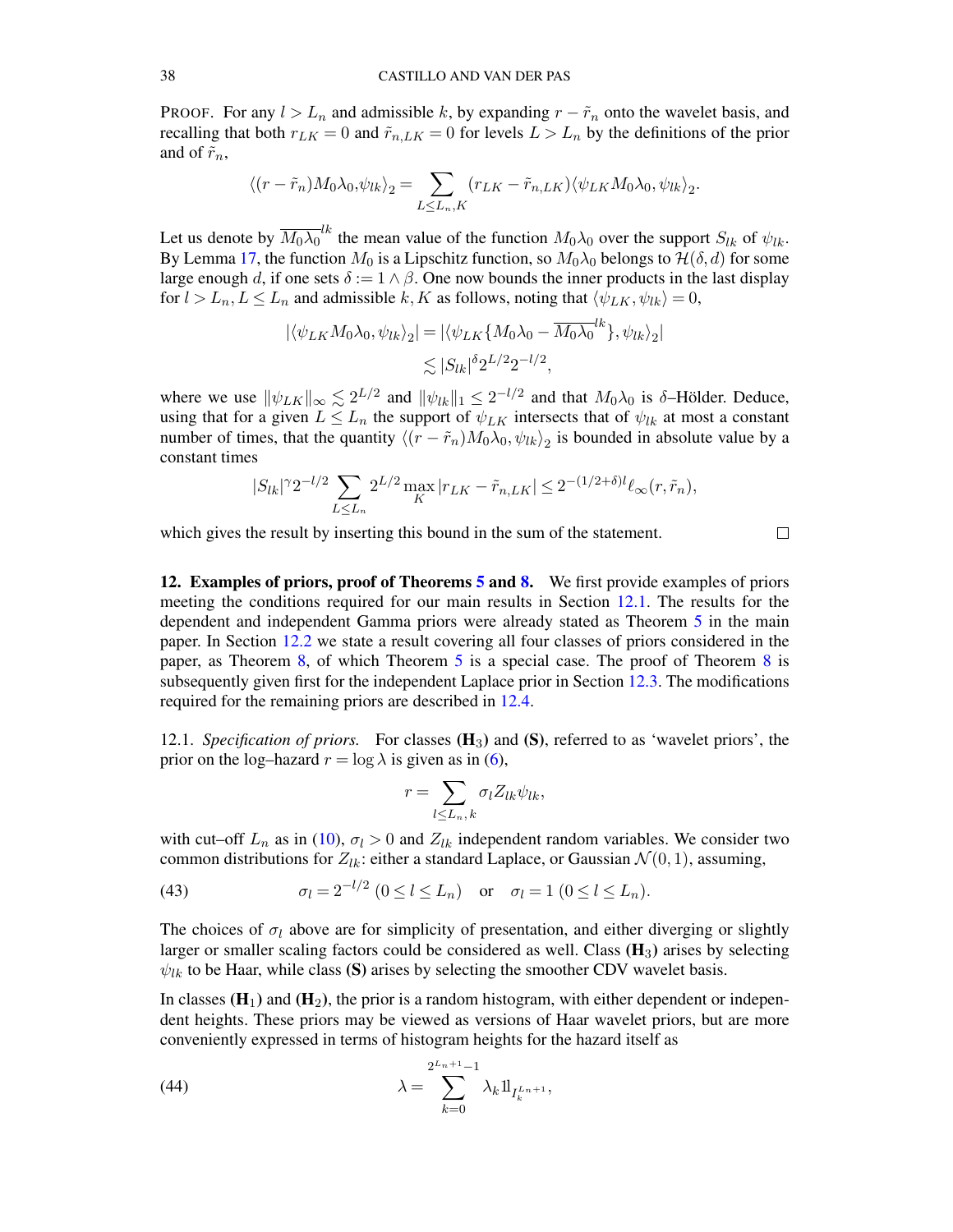PROOF. For any $l > L_n$ and admissible $k$, by expanding $r - \tilde{r}_n$ onto the wavelet basis, and recalling that both $r_{LK} = 0$ and $\tilde{r}_{n,LK} = 0$ for levels $L > L_n$ by the definitions of the prior and of $\tilde{r}_n$,

$$\langle (r - \tilde{r}_n) M_0 \lambda_0, \psi_{lk} \rangle_2 = \sum_{L \le L_n, K} (r_{LK} - \tilde{r}_{n,LK}) \langle \psi_{LK} M_0 \lambda_0, \psi_{lk} \rangle_2.$$

Let us denote by $\overline{M_0 \lambda_0}^{lk}$ the mean value of the function $M_0 \lambda_0$ over the support $S_{lk}$ of $\psi_{lk}$. By Lemma 17, the function $M_0$ is a Lipschitz function, so $M_0 \lambda_0$ belongs to $\mathcal{H}(\delta, d)$ for some large enough $d$, if one sets $\delta := 1 \wedge \beta$. One now bounds the inner products in the last display for $l > L_n, L \le L_n$ and admissible $k, K$ as follows, noting that $\langle \psi_{LK}, \psi_{lk} \rangle = 0$,

$$\begin{aligned}
|\langle \psi_{LK} M_0 \lambda_0, \psi_{lk} \rangle_2| &= |\langle \psi_{LK} \{ M_0 \lambda_0 - \overline{M_0 \lambda_0}^{lk} \}, \psi_{lk} \rangle_2| \\
&\lesssim |S_{lk}|^{\delta} 2^{L/2} 2^{-l/2},
\end{aligned}$$

where we use $\|\psi_{LK}\|_\infty \lesssim 2^{L/2}$ and $\|\psi_{lk}\|_1 \le 2^{-l/2}$ and that $M_0 \lambda_0$ is $\delta$–Hölder. Deduce, using that for a given $L \le L_n$ the support of $\psi_{LK}$ intersects that of $\psi_{lk}$ at most a constant number of times, that the quantity $\langle (r - \tilde{r}_n) M_0 \lambda_0, \psi_{lk} \rangle_2$ is bounded in absolute value by a constant times

$$|S_{lk}|^{\gamma} 2^{-l/2} \sum_{L \le L_n} 2^{L/2} \max_K |r_{LK} - \tilde{r}_{n,LK}| \le 2^{-(1/2 + \delta) l} \ell_\infty(r, \tilde{r}_n),$$

which gives the result by inserting this bound in the sum of the statement. □

## 12. Examples of priors, proof of Theorems 5 and 8.

We first provide examples of priors meeting the conditions required for our main results in Section 12.1. The results for the dependent and independent Gamma priors were already stated as Theorem 5 in the main paper. In Section 12.2 we state a result covering all four classes of priors considered in the paper, as Theorem 8, of which Theorem 5 is a special case. The proof of Theorem 8 is subsequently given first for the independent Laplace prior in Section 12.3. The modifications required for the remaining priors are described in 12.4.

12.1. *Specification of priors.* For classes **(H$_3$)** and **(S)**, referred to as 'wavelet priors', the prior on the log–hazard $r = \log \lambda$ is given as in (6),

$$r = \sum_{l \le L_n, k} \sigma_l Z_{lk} \psi_{lk},$$

with cut–off $L_n$ as in (10), $\sigma_l > 0$ and $Z_{lk}$ independent random variables. We consider two common distributions for $Z_{lk}$: either a standard Laplace, or Gaussian $\mathcal{N}(0, 1)$, assuming,

$$\sigma_l = 2^{-l/2} \ (0 \le l \le L_n) \quad \text{or} \quad \sigma_l = 1 \ (0 \le l \le L_n). \tag{43}$$

The choices of $\sigma_l$ above are for simplicity of presentation, and either diverging or slightly larger or smaller scaling factors could be considered as well. Class **(H$_3$)** arises by selecting $\psi_{lk}$ to be Haar, while class **(S)** arises by selecting the smoother CDV wavelet basis.

In classes **(H$_1$)** and **(H$_2$)**, the prior is a random histogram, with either dependent or independent heights. These priors may be viewed as versions of Haar wavelet priors, but are more conveniently expressed in terms of histogram heights for the hazard itself as

$$\lambda = \sum_{k=0}^{2^{L_n+1}-1} \lambda_k 1\!\!1_{I_k^{L_n+1}}, \tag{44}$$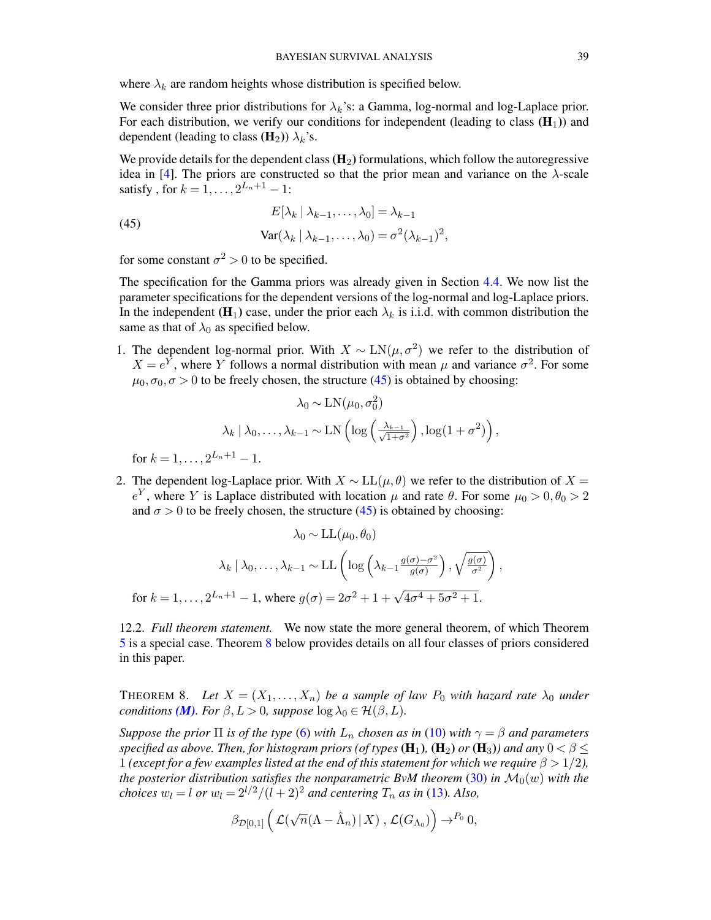where $\lambda_k$ are random heights whose distribution is specified below.

We consider three prior distributions for $\lambda_k$'s: a Gamma, log-normal and log-Laplace prior. For each distribution, we verify our conditions for independent (leading to class $(\mathbf{H}_1)$) and dependent (leading to class $(\mathbf{H}_2)$) $\lambda_k$'s.

We provide details for the dependent class $(\mathbf{H}_2)$ formulations, which follow the autoregressive idea in [4]. The priors are constructed so that the prior mean and variance on the $\lambda$-scale satisfy , for $k = 1, \dots, 2^{L_n+1} - 1$:

$$
\begin{aligned}
E[\lambda_k \mid \lambda_{k-1}, \dots, \lambda_0] &= \lambda_{k-1} \\
\text{Var}(\lambda_k \mid \lambda_{k-1}, \dots, \lambda_0) &= \sigma^2 (\lambda_{k-1})^2,
\end{aligned}
\tag{45}
$$

for some constant $\sigma^2 > 0$ to be specified.

The specification for the Gamma priors was already given in Section 4.4. We now list the parameter specifications for the dependent versions of the log-normal and log-Laplace priors. In the independent $(\mathbf{H}_1)$ case, under the prior each $\lambda_k$ is i.i.d. with common distribution the same as that of $\lambda_0$ as specified below.

1. The dependent log-normal prior. With $X \sim \text{LN}(\mu, \sigma^2)$ we refer to the distribution of $X = e^Y$, where $Y$ follows a normal distribution with mean $\mu$ and variance $\sigma^2$. For some $\mu_0, \sigma_0, \sigma > 0$ to be freely chosen, the structure (45) is obtained by choosing:

$$
\lambda_0 \sim \text{LN}(\mu_0, \sigma_0^2)
$$

$$
\lambda_k \mid \lambda_0, \dots, \lambda_{k-1} \sim \text{LN}\left(\log\left(\tfrac{\lambda_{k-1}}{\sqrt{1+\sigma^2}}\right), \log(1+\sigma^2)\right),
$$

   for $k = 1, \dots, 2^{L_n+1} - 1$.

2. The dependent log-Laplace prior. With $X \sim \text{LL}(\mu, \theta)$ we refer to the distribution of $X = e^Y$, where $Y$ is Laplace distributed with location $\mu$ and rate $\theta$. For some $\mu_0 > 0, \theta_0 > 2$ and $\sigma > 0$ to be freely chosen, the structure (45) is obtained by choosing:

$$
\lambda_0 \sim \text{LL}(\mu_0, \theta_0)
$$

$$
\lambda_k \mid \lambda_0, \dots, \lambda_{k-1} \sim \text{LL}\left(\log\left(\lambda_{k-1} \tfrac{g(\sigma) - \sigma^2}{g(\sigma)}\right), \sqrt{\tfrac{g(\sigma)}{\sigma^2}}\right),
$$

   for $k = 1, \dots, 2^{L_n+1} - 1$, where $g(\sigma) = 2\sigma^2 + 1 + \sqrt{4\sigma^4 + 5\sigma^2 + 1}$.

12.2. *Full theorem statement.* We now state the more general theorem, of which Theorem 5 is a special case. Theorem 8 below provides details on all four classes of priors considered in this paper.

THEOREM 8. *Let $X = (X_1, \dots, X_n)$ be a sample of law $P_0$ with hazard rate $\lambda_0$ under conditions (M). For $\beta, L > 0$, suppose $\log \lambda_0 \in \mathcal{H}(\beta, L)$.*

*Suppose the prior $\Pi$ is of the type (6) with $L_n$ chosen as in (10) with $\gamma = \beta$ and parameters specified as above. Then, for histogram priors (of types $(\mathbf{H}_1)$, $(\mathbf{H}_2)$ or $(\mathbf{H}_3)$) and any $0 < \beta \leq 1$ (except for a few examples listed at the end of this statement for which we require $\beta > 1/2$), the posterior distribution satisfies the nonparametric BvM theorem (30) in $\mathcal{M}_0(w)$ with the choices $w_l = l$ or $w_l = 2^{l/2}/(l+2)^2$ and centering $T_n$ as in (13). Also,*

$$
\beta_{\mathcal{D}[0,1]}\Big(\mathcal{L}(\sqrt{n}(\Lambda - \hat{\Lambda}_n) \mid X)\ ,\ \mathcal{L}(G_{\Lambda_0})\Big) \to^{P_0} 0,
$$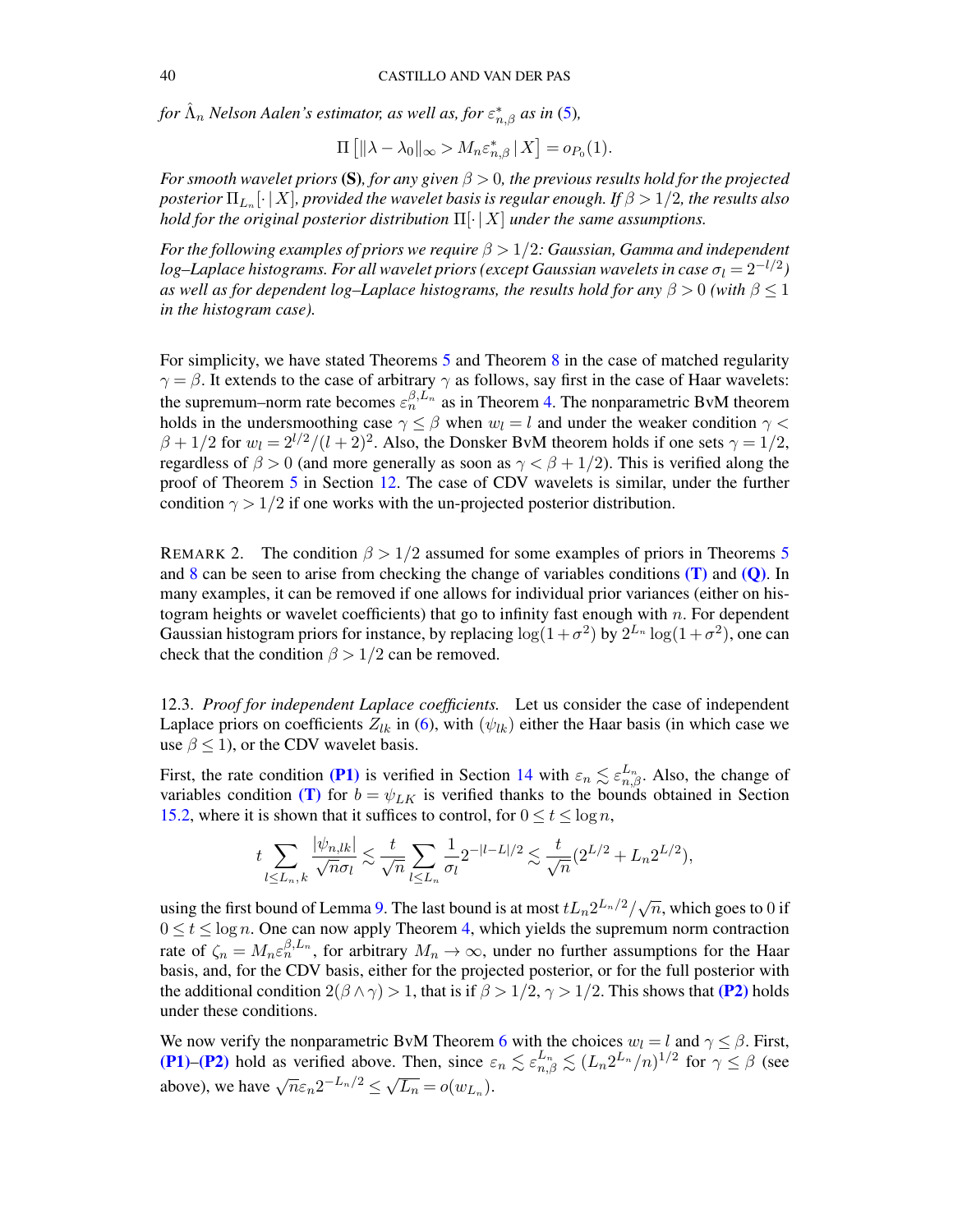*for $\hat{\Lambda}_n$ Nelson Aalen's estimator, as well as, for $\varepsilon^*_{n,\beta}$ as in (5),*

$$\Pi\left[\|\lambda - \lambda_0\|_\infty > M_n \varepsilon^*_{n,\beta} \,|\, X\right] = o_{P_0}(1).$$

*For smooth wavelet priors* **(S)***, for any given $\beta > 0$, the previous results hold for the projected posterior $\Pi_{L_n}[\cdot\,|\,X]$, provided the wavelet basis is regular enough. If $\beta > 1/2$, the results also hold for the original posterior distribution $\Pi[\cdot\,|\,X]$ under the same assumptions.*

*For the following examples of priors we require $\beta > 1/2$: Gaussian, Gamma and independent log–Laplace histograms. For all wavelet priors (except Gaussian wavelets in case $\sigma_l = 2^{-l/2}$) as well as for dependent log–Laplace histograms, the results hold for any $\beta > 0$ (with $\beta \leq 1$ in the histogram case).*

For simplicity, we have stated Theorems 5 and Theorem 8 in the case of matched regularity $\gamma = \beta$. It extends to the case of arbitrary $\gamma$ as follows, say first in the case of Haar wavelets: the supremum–norm rate becomes $\varepsilon_n^{\beta, L_n}$ as in Theorem 4. The nonparametric BvM theorem holds in the undersmoothing case $\gamma \leq \beta$ when $w_l = l$ and under the weaker condition $\gamma < \beta + 1/2$ for $w_l = 2^{l/2}/(l+2)^2$. Also, the Donsker BvM theorem holds if one sets $\gamma = 1/2$, regardless of $\beta > 0$ (and more generally as soon as $\gamma < \beta + 1/2$). This is verified along the proof of Theorem 5 in Section 12. The case of CDV wavelets is similar, under the further condition $\gamma > 1/2$ if one works with the un-projected posterior distribution.

REMARK 2. The condition $\beta > 1/2$ assumed for some examples of priors in Theorems 5 and 8 can be seen to arise from checking the change of variables conditions **(T)** and **(Q)**. In many examples, it can be removed if one allows for individual prior variances (either on histogram heights or wavelet coefficients) that go to infinity fast enough with $n$. For dependent Gaussian histogram priors for instance, by replacing $\log(1+\sigma^2)$ by $2^{L_n}\log(1+\sigma^2)$, one can check that the condition $\beta > 1/2$ can be removed.

12.3. *Proof for independent Laplace coefficients.* Let us consider the case of independent Laplace priors on coefficients $Z_{lk}$ in (6), with $(\psi_{lk})$ either the Haar basis (in which case we use $\beta \leq 1$), or the CDV wavelet basis.

First, the rate condition **(P1)** is verified in Section 14 with $\varepsilon_n \lesssim \varepsilon_{n,\beta}^{L_n}$. Also, the change of variables condition **(T)** for $b = \psi_{LK}$ is verified thanks to the bounds obtained in Section 15.2, where it is shown that it suffices to control, for $0 \leq t \leq \log n$,

$$t \sum_{l \leq L_n, k} \frac{|\psi_{n,lk}|}{\sqrt{n}\sigma_l} \lesssim \frac{t}{\sqrt{n}} \sum_{l \leq L_n} \frac{1}{\sigma_l} 2^{-|l-L|/2} \lesssim \frac{t}{\sqrt{n}}(2^{L/2} + L_n 2^{L/2}),$$

using the first bound of Lemma 9. The last bound is at most $tL_n 2^{L_n/2}/\sqrt{n}$, which goes to 0 if $0 \leq t \leq \log n$. One can now apply Theorem 4, which yields the supremum norm contraction rate of $\zeta_n = M_n \varepsilon_n^{\beta, L_n}$, for arbitrary $M_n \to \infty$, under no further assumptions for the Haar basis, and, for the CDV basis, either for the projected posterior, or for the full posterior with the additional condition $2(\beta \wedge \gamma) > 1$, that is if $\beta > 1/2$, $\gamma > 1/2$. This shows that **(P2)** holds under these conditions.

We now verify the nonparametric BvM Theorem 6 with the choices $w_l = l$ and $\gamma \leq \beta$. First, **(P1)**–**(P2)** hold as verified above. Then, since $\varepsilon_n \lesssim \varepsilon_{n,\beta}^{L_n} \lesssim (L_n 2^{L_n}/n)^{1/2}$ for $\gamma \leq \beta$ (see above), we have $\sqrt{n}\varepsilon_n 2^{-L_n/2} \leq \sqrt{L_n} = o(w_{L_n})$.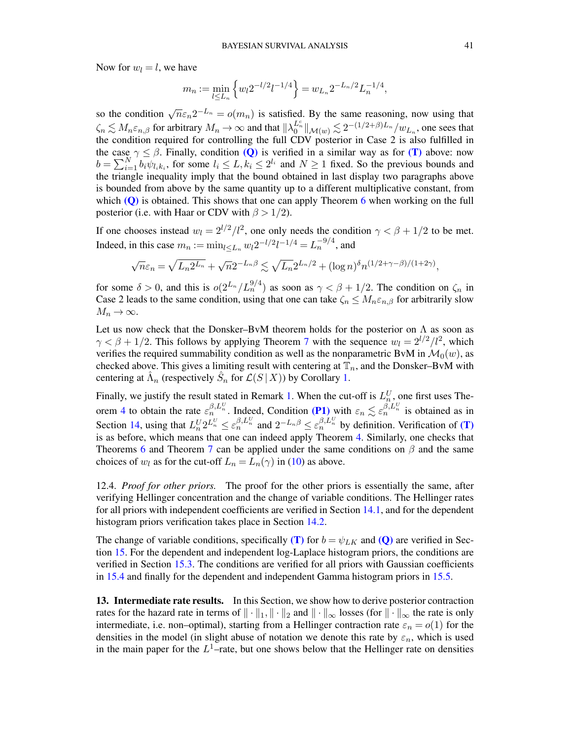Now for $w_l = l$, we have

$$m_n := \min_{l \le L_n} \left\{ w_l 2^{-l/2} l^{-1/4} \right\} = w_{L_n} 2^{-L_n/2} L_n^{-1/4},$$

so the condition $\sqrt{n}\varepsilon_n 2^{-L_n} = o(m_n)$ is satisfied. By the same reasoning, now using that $\zeta_n \lesssim M_n \varepsilon_{n,\beta}$ for arbitrary $M_n \to \infty$ and that $\|\lambda_0^{L_n^c}\|_{\mathcal{M}(w)} \lesssim 2^{-(1/2+\beta)L_n}/w_{L_n}$, one sees that the condition required for controlling the full CDV posterior in Case 2 is also fulfilled in the case $\gamma \le \beta$. Finally, condition **(Q)** is verified in a similar way as for **(T)** above: now $b = \sum_{i=1}^N b_i \psi_{l_i k_i}$, for some $l_i \le L, k_i \le 2^{l_i}$ and $N \ge 1$ fixed. So the previous bounds and the triangle inequality imply that the bound obtained in last display two paragraphs above is bounded from above by the same quantity up to a different multiplicative constant, from which **(Q)** is obtained. This shows that one can apply Theorem 6 when working on the full posterior (i.e. with Haar or CDV with $\beta > 1/2$).

If one chooses instead $w_l = 2^{l/2}/l^2$, one only needs the condition $\gamma < \beta + 1/2$ to be met. Indeed, in this case $m_n := \min_{l \le L_n} w_l 2^{-l/2} l^{-1/4} = L_n^{-9/4}$, and

$$\sqrt{n}\varepsilon_n = \sqrt{L_n 2^{L_n}} + \sqrt{n} 2^{-L_n \beta} \lesssim \sqrt{L_n} 2^{L_n/2} + (\log n)^{\delta} n^{(1/2+\gamma-\beta)/(1+2\gamma)},$$

for some $\delta > 0$, and this is $o(2^{L_n}/L_n^{9/4})$ as soon as $\gamma < \beta + 1/2$. The condition on $\zeta_n$ in Case 2 leads to the same condition, using that one can take $\zeta_n \le M_n \varepsilon_{n,\beta}$ for arbitrarily slow $M_n \to \infty$.

Let us now check that the Donsker–BvM theorem holds for the posterior on $\Lambda$ as soon as $\gamma < \beta + 1/2$. This follows by applying Theorem 7 with the sequence $w_l = 2^{l/2}/l^2$, which verifies the required summability condition as well as the nonparametric BvM in $\mathcal{M}_0(w)$, as checked above. This gives a limiting result with centering at $\mathbb{T}_n$, and the Donsker–BvM with centering at $\hat{\Lambda}_n$ (respectively $\hat{S}_n$ for $\mathcal{L}(S \mid X)$) by Corollary 1.

Finally, we justify the result stated in Remark 1. When the cut-off is $L_n^U$, one first uses Theorem 4 to obtain the rate $\varepsilon_n^{\beta, L_n^U}$. Indeed, Condition **(P1)** with $\varepsilon_n \lesssim \varepsilon_n^{\beta, L_n^U}$ is obtained as in Section 14, using that $L_n^U 2^{L_n^U} \le \varepsilon_n^{\beta, L_n^U}$ and $2^{-L_n \beta} \le \varepsilon_n^{\beta, L_n^U}$ by definition. Verification of **(T)** is as before, which means that one can indeed apply Theorem 4. Similarly, one checks that Theorems 6 and Theorem 7 can be applied under the same conditions on $\beta$ and the same choices of $w_l$ as for the cut-off $L_n = L_n(\gamma)$ in (10) as above.

12.4. *Proof for other priors.* The proof for the other priors is essentially the same, after verifying Hellinger concentration and the change of variable conditions. The Hellinger rates for all priors with independent coefficients are verified in Section 14.1, and for the dependent histogram priors verification takes place in Section 14.2.

The change of variable conditions, specifically **(T)** for $b = \psi_{LK}$ and **(Q)** are verified in Section 15. For the dependent and independent log-Laplace histogram priors, the conditions are verified in Section 15.3. The conditions are verified for all priors with Gaussian coefficients in 15.4 and finally for the dependent and independent Gamma histogram priors in 15.5.

**13. Intermediate rate results.** In this Section, we show how to derive posterior contraction rates for the hazard rate in terms of $\|\cdot\|_1, \|\cdot\|_2$ and $\|\cdot\|_\infty$ losses (for $\|\cdot\|_\infty$ the rate is only intermediate, i.e. non–optimal), starting from a Hellinger contraction rate $\varepsilon_n = o(1)$ for the densities in the model (in slight abuse of notation we denote this rate by $\varepsilon_n$, which is used in the main paper for the $L^1$–rate, but one shows below that the Hellinger rate on densities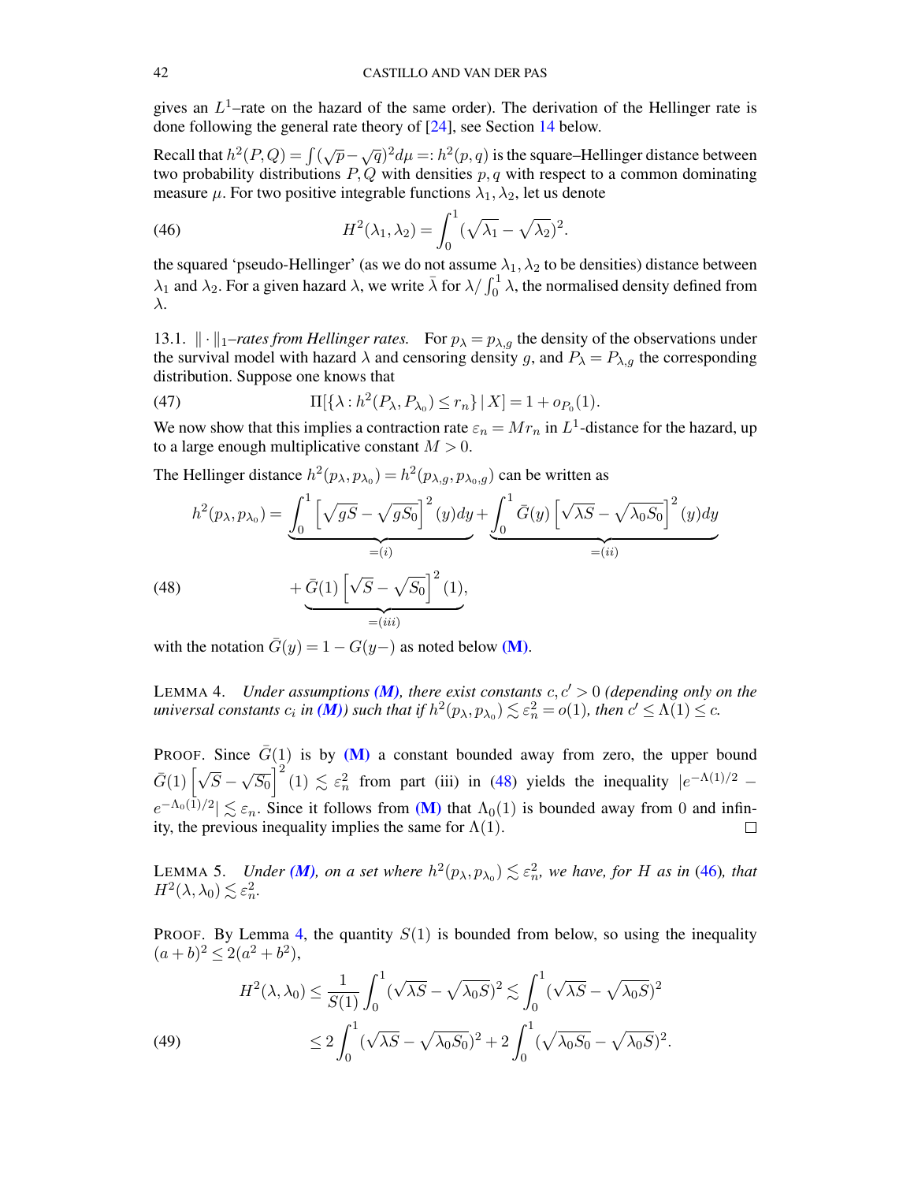gives an $L^1$–rate on the hazard of the same order). The derivation of the Hellinger rate is done following the general rate theory of [24], see Section 14 below.

Recall that $h^2(P,Q) = \int(\sqrt{p}-\sqrt{q})^2 d\mu =: h^2(p,q)$ is the square–Hellinger distance between two probability distributions $P, Q$ with densities $p, q$ with respect to a common dominating measure $\mu$. For two positive integrable functions $\lambda_1, \lambda_2$, let us denote

$$H^2(\lambda_1, \lambda_2) = \int_0^1 (\sqrt{\lambda_1} - \sqrt{\lambda_2})^2. \tag{46}$$

the squared 'pseudo-Hellinger' (as we do not assume $\lambda_1, \lambda_2$ to be densities) distance between $\lambda_1$ and $\lambda_2$. For a given hazard $\lambda$, we write $\bar{\lambda}$ for $\lambda / \int_0^1 \lambda$, the normalised density defined from $\lambda$.

13.1. *$\|\cdot\|_1$–rates from Hellinger rates.* For $p_\lambda = p_{\lambda,g}$ the density of the observations under the survival model with hazard $\lambda$ and censoring density $g$, and $P_\lambda = P_{\lambda,g}$ the corresponding distribution. Suppose one knows that

$$\Pi[\{\lambda : h^2(P_\lambda, P_{\lambda_0}) \leq r_n\} \,|\, X] = 1 + o_{P_0}(1). \tag{47}$$

We now show that this implies a contraction rate $\varepsilon_n = M r_n$ in $L^1$-distance for the hazard, up to a large enough multiplicative constant $M > 0$.

The Hellinger distance $h^2(p_\lambda, p_{\lambda_0}) = h^2(p_{\lambda,g}, p_{\lambda_0,g})$ can be written as

$$h^2(p_\lambda, p_{\lambda_0}) = \underbrace{\int_0^1 \left[\sqrt{gS} - \sqrt{gS_0}\right]^2 (y)dy}_{=(i)} + \underbrace{\int_0^1 \bar{G}(y)\left[\sqrt{\lambda S} - \sqrt{\lambda_0 S_0}\right]^2 (y)dy}_{=(ii)}$$
$$+ \underbrace{\bar{G}(1)\left[\sqrt{S} - \sqrt{S_0}\right]^2 (1)}_{=(iii)}, \tag{48}$$

with the notation $\bar{G}(y) = 1 - G(y-)$ as noted below **(M)**.

LEMMA 4. *Under assumptions **(M)**, there exist constants $c, c' > 0$ (depending only on the universal constants $c_i$ in **(M)**) such that if $h^2(p_\lambda, p_{\lambda_0}) \lesssim \varepsilon_n^2 = o(1)$, then $c' \leq \Lambda(1) \leq c$.*

PROOF. Since $\bar{G}(1)$ is by **(M)** a constant bounded away from zero, the upper bound $\bar{G}(1)\left[\sqrt{S} - \sqrt{S_0}\right]^2(1) \lesssim \varepsilon_n^2$ from part (iii) in (48) yields the inequality $|e^{-\Lambda(1)/2} - e^{-\Lambda_0(1)/2}| \lesssim \varepsilon_n$. Since it follows from **(M)** that $\Lambda_0(1)$ is bounded away from 0 and infinity, the previous inequality implies the same for $\Lambda(1)$. □

LEMMA 5. *Under **(M)**, on a set where $h^2(p_\lambda, p_{\lambda_0}) \lesssim \varepsilon_n^2$, we have, for $H$ as in (46), that $H^2(\lambda, \lambda_0) \lesssim \varepsilon_n^2$.*

PROOF. By Lemma 4, the quantity $S(1)$ is bounded from below, so using the inequality $(a+b)^2 \leq 2(a^2+b^2)$,

$$H^2(\lambda, \lambda_0) \leq \frac{1}{S(1)} \int_0^1 (\sqrt{\lambda S} - \sqrt{\lambda_0 S})^2 \lesssim \int_0^1 (\sqrt{\lambda S} - \sqrt{\lambda_0 S})^2$$
$$\leq 2\int_0^1 (\sqrt{\lambda S} - \sqrt{\lambda_0 S_0})^2 + 2\int_0^1 (\sqrt{\lambda_0 S_0} - \sqrt{\lambda_0 S})^2. \tag{49}$$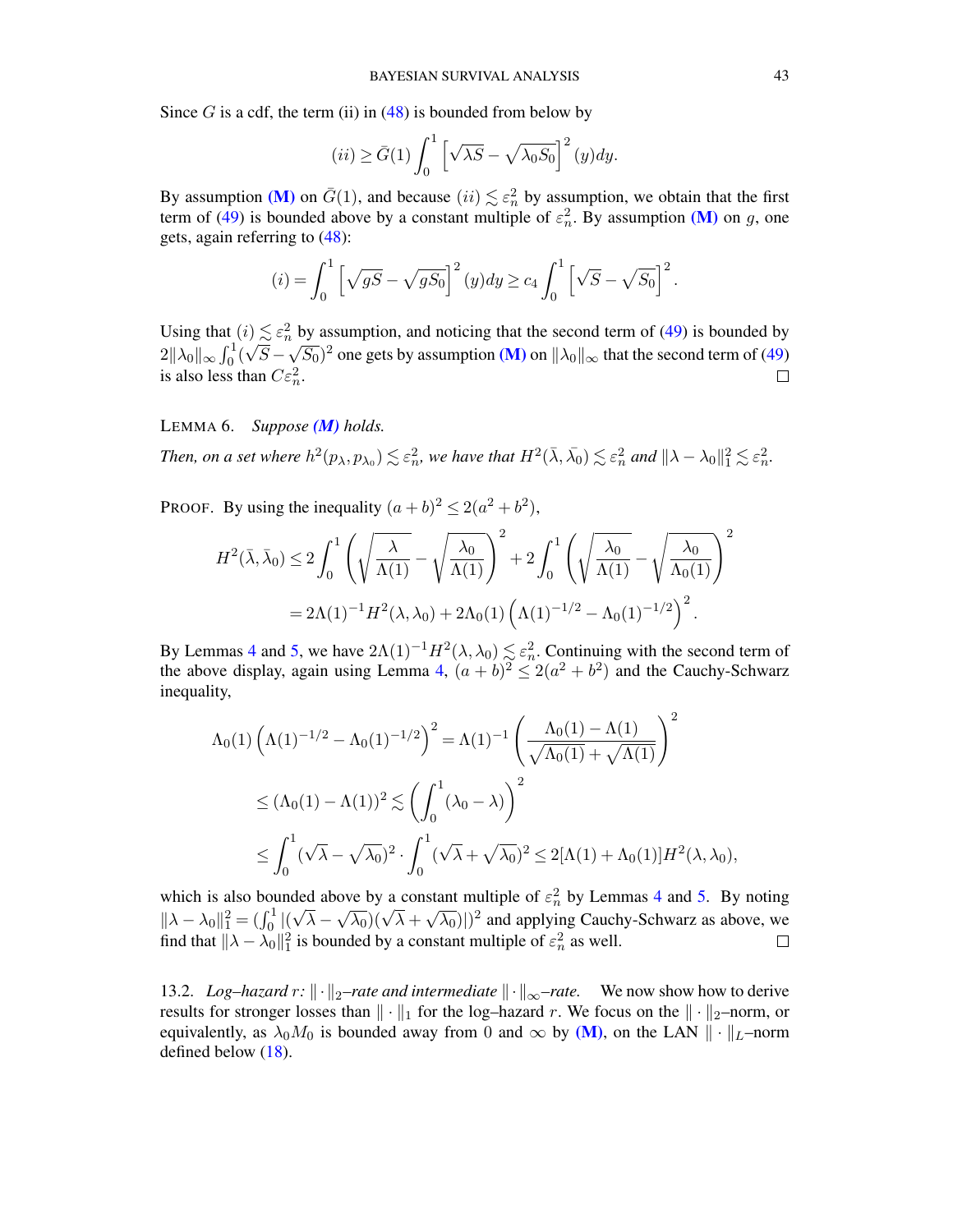Since $G$ is a cdf, the term (ii) in (48) is bounded from below by

$$(ii) \geq \bar{G}(1) \int_0^1 \left[\sqrt{\lambda S} - \sqrt{\lambda_0 S_0}\right]^2 (y) dy.$$

By assumption **(M)** on $\bar{G}(1)$, and because $(ii) \lesssim \varepsilon_n^2$ by assumption, we obtain that the first term of (49) is bounded above by a constant multiple of $\varepsilon_n^2$. By assumption **(M)** on $g$, one gets, again referring to (48):

$$(i) = \int_0^1 \left[\sqrt{gS} - \sqrt{gS_0}\right]^2 (y) dy \geq c_4 \int_0^1 \left[\sqrt{S} - \sqrt{S_0}\right]^2.$$

Using that $(i) \lesssim \varepsilon_n^2$ by assumption, and noticing that the second term of (49) is bounded by $2\|\lambda_0\|_\infty \int_0^1 (\sqrt{S} - \sqrt{S_0})^2$ one gets by assumption **(M)** on $\|\lambda_0\|_\infty$ that the second term of (49) is also less than $C\varepsilon_n^2$. $\square$

LEMMA 6. *Suppose* ***(M)*** *holds.*

*Then, on a set where $h^2(p_\lambda, p_{\lambda_0}) \lesssim \varepsilon_n^2$, we have that $H^2(\bar{\lambda}, \bar{\lambda}_0) \lesssim \varepsilon_n^2$ and $\|\lambda - \lambda_0\|_1^2 \lesssim \varepsilon_n^2$.*

PROOF. By using the inequality $(a+b)^2 \leq 2(a^2 + b^2)$,

$$\begin{aligned}
H^2(\bar{\lambda}, \bar{\lambda}_0) &\leq 2\int_0^1 \left(\sqrt{\frac{\lambda}{\Lambda(1)}} - \sqrt{\frac{\lambda_0}{\Lambda(1)}}\right)^2 + 2\int_0^1 \left(\sqrt{\frac{\lambda_0}{\Lambda(1)}} - \sqrt{\frac{\lambda_0}{\Lambda_0(1)}}\right)^2 \\
&= 2\Lambda(1)^{-1} H^2(\lambda, \lambda_0) + 2\Lambda_0(1)\left(\Lambda(1)^{-1/2} - \Lambda_0(1)^{-1/2}\right)^2.
\end{aligned}$$

By Lemmas 4 and 5, we have $2\Lambda(1)^{-1}H^2(\lambda, \lambda_0) \lesssim \varepsilon_n^2$. Continuing with the second term of the above display, again using Lemma 4, $(a+b)^2 \leq 2(a^2 + b^2)$ and the Cauchy-Schwarz inequality,

$$\begin{aligned}
\Lambda_0(1)\left(\Lambda(1)^{-1/2} - \Lambda_0(1)^{-1/2}\right)^2 &= \Lambda(1)^{-1}\left(\frac{\Lambda_0(1) - \Lambda(1)}{\sqrt{\Lambda_0(1)} + \sqrt{\Lambda(1)}}\right)^2 \\
&\leq (\Lambda_0(1) - \Lambda(1))^2 \lesssim \left(\int_0^1 (\lambda_0 - \lambda)\right)^2 \\
&\leq \int_0^1 (\sqrt{\lambda} - \sqrt{\lambda_0})^2 \cdot \int_0^1 (\sqrt{\lambda} + \sqrt{\lambda_0})^2 \leq 2[\Lambda(1) + \Lambda_0(1)]H^2(\lambda, \lambda_0),
\end{aligned}$$

which is also bounded above by a constant multiple of $\varepsilon_n^2$ by Lemmas 4 and 5. By noting $\|\lambda - \lambda_0\|_1^2 = (\int_0^1 |(\sqrt{\lambda} - \sqrt{\lambda_0})(\sqrt{\lambda} + \sqrt{\lambda_0})|)^2$ and applying Cauchy-Schwarz as above, we find that $\|\lambda - \lambda_0\|_1^2$ is bounded by a constant multiple of $\varepsilon_n^2$ as well. $\square$

13.2. *Log–hazard $r$: $\|\cdot\|_2$–rate and intermediate $\|\cdot\|_\infty$–rate.* We now show how to derive results for stronger losses than $\|\cdot\|_1$ for the log–hazard $r$. We focus on the $\|\cdot\|_2$–norm, or equivalently, as $\lambda_0 M_0$ is bounded away from 0 and $\infty$ by **(M)**, on the LAN $\|\cdot\|_L$–norm defined below (18).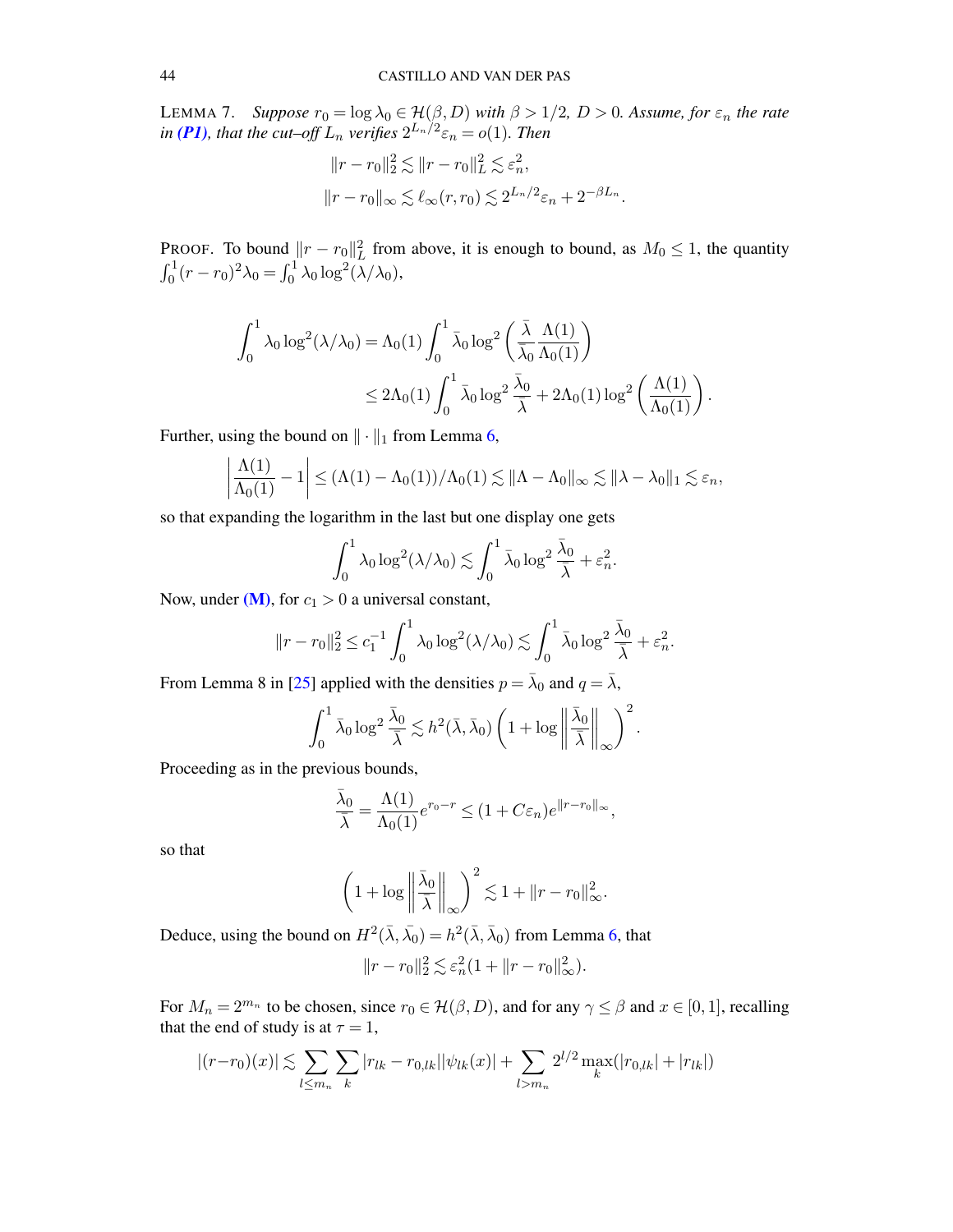LEMMA 7. *Suppose $r_0 = \log \lambda_0 \in \mathcal{H}(\beta, D)$ with $\beta > 1/2$, $D > 0$. Assume, for $\varepsilon_n$ the rate in **(P1)**, that the cut–off $L_n$ verifies $2^{L_n/2}\varepsilon_n = o(1)$. Then*

$$\|r - r_0\|_2^2 \lesssim \|r - r_0\|_L^2 \lesssim \varepsilon_n^2,$$
$$\|r - r_0\|_\infty \lesssim \ell_\infty(r, r_0) \lesssim 2^{L_n/2}\varepsilon_n + 2^{-\beta L_n}.$$

PROOF. To bound $\|r - r_0\|_L^2$ from above, it is enough to bound, as $M_0 \le 1$, the quantity $\int_0^1 (r - r_0)^2 \lambda_0 = \int_0^1 \lambda_0 \log^2(\lambda/\lambda_0)$,

$$\int_0^1 \lambda_0 \log^2(\lambda/\lambda_0) = \Lambda_0(1) \int_0^1 \bar{\lambda}_0 \log^2\left(\frac{\bar{\lambda}}{\bar{\lambda}_0}\frac{\Lambda(1)}{\Lambda_0(1)}\right)$$
$$\le 2\Lambda_0(1) \int_0^1 \bar{\lambda}_0 \log^2 \frac{\bar{\lambda}_0}{\bar{\lambda}} + 2\Lambda_0(1) \log^2\left(\frac{\Lambda(1)}{\Lambda_0(1)}\right).$$

Further, using the bound on $\|\cdot\|_1$ from Lemma 6,

$$\left|\frac{\Lambda(1)}{\Lambda_0(1)} - 1\right| \le (\Lambda(1) - \Lambda_0(1))/\Lambda_0(1) \lesssim \|\Lambda - \Lambda_0\|_\infty \lesssim \|\lambda - \lambda_0\|_1 \lesssim \varepsilon_n,$$

so that expanding the logarithm in the last but one display one gets

$$\int_0^1 \lambda_0 \log^2(\lambda/\lambda_0) \lesssim \int_0^1 \bar{\lambda}_0 \log^2 \frac{\bar{\lambda}_0}{\bar{\lambda}} + \varepsilon_n^2.$$

Now, under **(M)**, for $c_1 > 0$ a universal constant,

$$\|r - r_0\|_2^2 \le c_1^{-1} \int_0^1 \lambda_0 \log^2(\lambda/\lambda_0) \lesssim \int_0^1 \bar{\lambda}_0 \log^2 \frac{\bar{\lambda}_0}{\bar{\lambda}} + \varepsilon_n^2.$$

From Lemma 8 in [25] applied with the densities $p = \bar{\lambda}_0$ and $q = \bar{\lambda}$,

$$\int_0^1 \bar{\lambda}_0 \log^2 \frac{\bar{\lambda}_0}{\bar{\lambda}} \lesssim h^2(\bar{\lambda}, \bar{\lambda}_0)\left(1 + \log\left\|\frac{\bar{\lambda}_0}{\bar{\lambda}}\right\|_\infty\right)^2.$$

Proceeding as in the previous bounds,

$$\frac{\bar{\lambda}_0}{\bar{\lambda}} = \frac{\Lambda(1)}{\Lambda_0(1)} e^{r_0 - r} \le (1 + C\varepsilon_n) e^{\|r - r_0\|_\infty},$$

so that

$$\left(1 + \log\left\|\frac{\bar{\lambda}_0}{\bar{\lambda}}\right\|_\infty\right)^2 \lesssim 1 + \|r - r_0\|_\infty^2.$$

Deduce, using the bound on $H^2(\bar{\lambda}, \bar{\lambda}_0) = h^2(\bar{\lambda}, \bar{\lambda}_0)$ from Lemma 6, that

$$\|r - r_0\|_2^2 \lesssim \varepsilon_n^2(1 + \|r - r_0\|_\infty^2).$$

For $M_n = 2^{m_n}$ to be chosen, since $r_0 \in \mathcal{H}(\beta, D)$, and for any $\gamma \le \beta$ and $x \in [0, 1]$, recalling that the end of study is at $\tau = 1$,

$$|(r - r_0)(x)| \lesssim \sum_{l \le m_n} \sum_k |r_{lk} - r_{0,lk}||\psi_{lk}(x)| + \sum_{l > m_n} 2^{l/2} \max_k (|r_{0,lk}| + |r_{lk}|)$$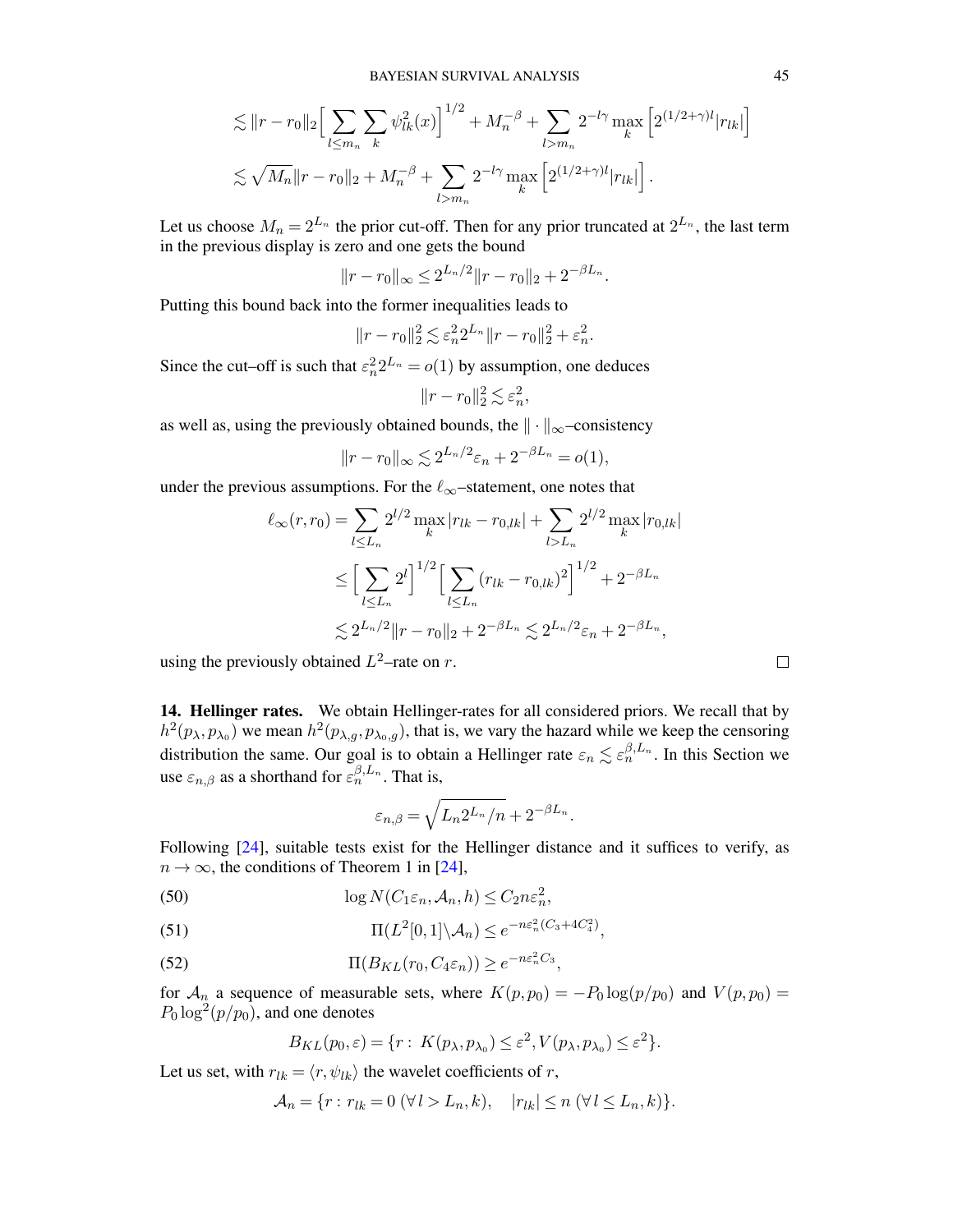$$\lesssim \|r - r_0\|_2 \Big[ \sum_{l \le m_n} \sum_k \psi_{lk}^2(x) \Big]^{1/2} + M_n^{-\beta} + \sum_{l > m_n} 2^{-l\gamma} \max_k \Big[ 2^{(1/2+\gamma)l} |r_{lk}| \Big]$$

$$\lesssim \sqrt{M_n} \|r - r_0\|_2 + M_n^{-\beta} + \sum_{l > m_n} 2^{-l\gamma} \max_k \Big[ 2^{(1/2+\gamma)l} |r_{lk}| \Big].$$

Let us choose $M_n = 2^{L_n}$ the prior cut-off. Then for any prior truncated at $2^{L_n}$, the last term in the previous display is zero and one gets the bound

$$\|r - r_0\|_\infty \le 2^{L_n/2} \|r - r_0\|_2 + 2^{-\beta L_n}.$$

Putting this bound back into the former inequalities leads to

$$\|r - r_0\|_2^2 \lesssim \varepsilon_n^2 2^{L_n} \|r - r_0\|_2^2 + \varepsilon_n^2.$$

Since the cut–off is such that $\varepsilon_n^2 2^{L_n} = o(1)$ by assumption, one deduces

$$\|r - r_0\|_2^2 \lesssim \varepsilon_n^2,$$

as well as, using the previously obtained bounds, the $\|\cdot\|_\infty$–consistency

$$\|r - r_0\|_\infty \lesssim 2^{L_n/2} \varepsilon_n + 2^{-\beta L_n} = o(1),$$

under the previous assumptions. For the $\ell_\infty$–statement, one notes that

$$\ell_\infty(r, r_0) = \sum_{l \le L_n} 2^{l/2} \max_k |r_{lk} - r_{0,lk}| + \sum_{l > L_n} 2^{l/2} \max_k |r_{0,lk}|$$

$$\le \Big[ \sum_{l \le L_n} 2^l \Big]^{1/2} \Big[ \sum_{l \le L_n} (r_{lk} - r_{0,lk})^2 \Big]^{1/2} + 2^{-\beta L_n}$$

$$\lesssim 2^{L_n/2} \|r - r_0\|_2 + 2^{-\beta L_n} \lesssim 2^{L_n/2} \varepsilon_n + 2^{-\beta L_n},$$

using the previously obtained $L^2$–rate on $r$. $\square$

## 14. Hellinger rates.

We obtain Hellinger-rates for all considered priors. We recall that by $h^2(p_\lambda, p_{\lambda_0})$ we mean $h^2(p_{\lambda,g}, p_{\lambda_0,g})$, that is, we vary the hazard while we keep the censoring distribution the same. Our goal is to obtain a Hellinger rate $\varepsilon_n \lesssim \varepsilon_n^{\beta, L_n}$. In this Section we use $\varepsilon_{n,\beta}$ as a shorthand for $\varepsilon_n^{\beta, L_n}$. That is,

$$\varepsilon_{n,\beta} = \sqrt{L_n 2^{L_n}/n} + 2^{-\beta L_n}.$$

Following [24], suitable tests exist for the Hellinger distance and it suffices to verify, as $n \to \infty$, the conditions of Theorem 1 in [24],

$$\log N(C_1 \varepsilon_n, \mathcal{A}_n, h) \le C_2 n \varepsilon_n^2, \tag{50}$$

$$\Pi(L^2[0,1] \backslash \mathcal{A}_n) \le e^{-n\varepsilon_n^2 (C_3 + 4C_4^2)}, \tag{51}$$

$$\Pi(B_{KL}(r_0, C_4 \varepsilon_n)) \ge e^{-n\varepsilon_n^2 C_3}, \tag{52}$$

for $\mathcal{A}_n$ a sequence of measurable sets, where $K(p, p_0) = -P_0 \log(p/p_0)$ and $V(p, p_0) = P_0 \log^2(p/p_0)$, and one denotes

$$B_{KL}(p_0, \varepsilon) = \{r : \ K(p_\lambda, p_{\lambda_0}) \le \varepsilon^2, V(p_\lambda, p_{\lambda_0}) \le \varepsilon^2\}.$$

Let us set, with $r_{lk} = \langle r, \psi_{lk} \rangle$ the wavelet coefficients of $r$,

$$\mathcal{A}_n = \{r : r_{lk} = 0 \ (\forall\, l > L_n, k), \quad |r_{lk}| \le n \ (\forall\, l \le L_n, k)\}.$$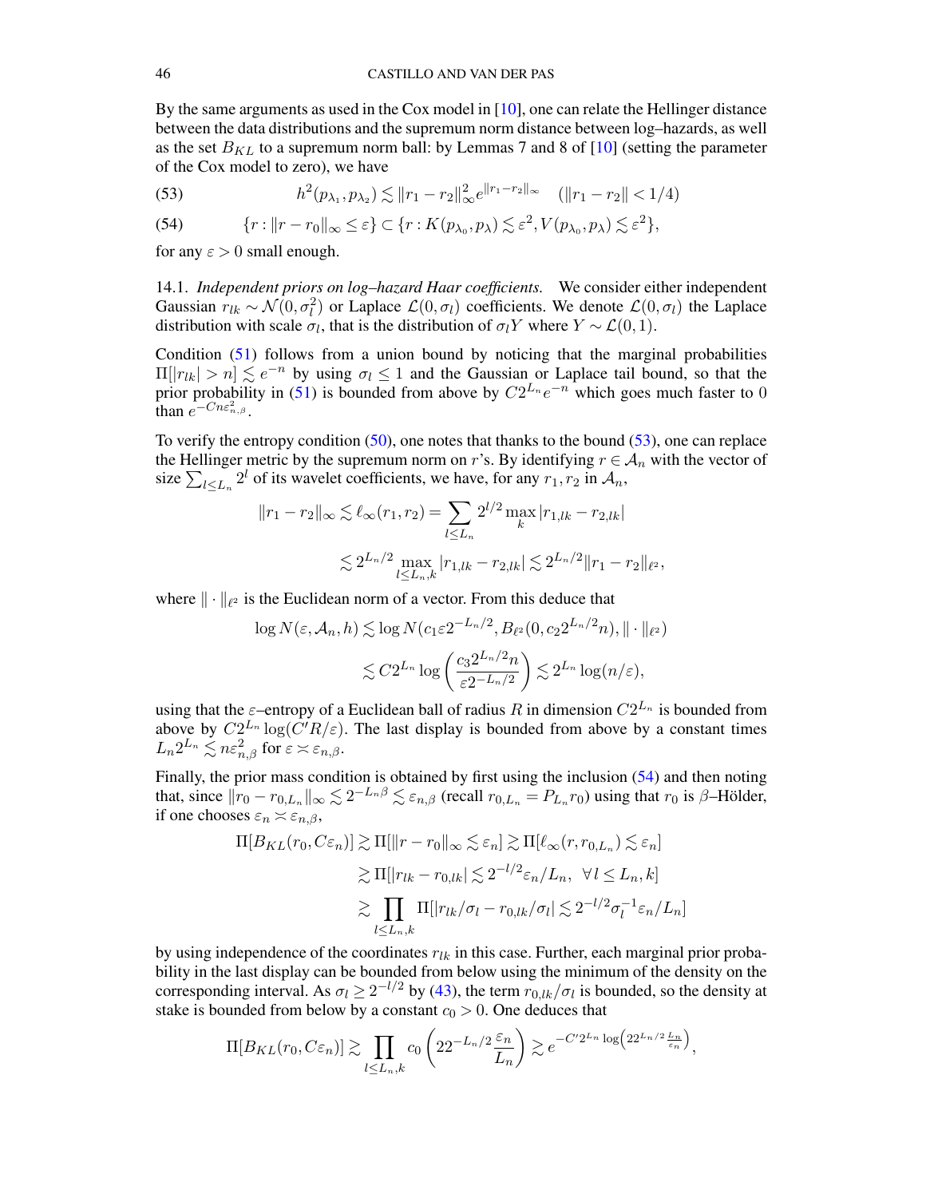By the same arguments as used in the Cox model in [10], one can relate the Hellinger distance between the data distributions and the supremum norm distance between log–hazards, as well as the set $B_{KL}$ to a supremum norm ball: by Lemmas 7 and 8 of [10] (setting the parameter of the Cox model to zero), we have

$$h^2(p_{\lambda_1}, p_{\lambda_2}) \lesssim \|r_1 - r_2\|_\infty^2 e^{\|r_1 - r_2\|_\infty} \quad (\|r_1 - r_2\| < 1/4) \tag{53}$$

$$\{r : \|r - r_0\|_\infty \le \varepsilon\} \subset \{r : K(p_{\lambda_0}, p_\lambda) \lesssim \varepsilon^2, V(p_{\lambda_0}, p_\lambda) \lesssim \varepsilon^2\}, \tag{54}$$

for any $\varepsilon > 0$ small enough.

14.1. *Independent priors on log–hazard Haar coefficients.* We consider either independent Gaussian $r_{lk} \sim \mathcal{N}(0, \sigma_l^2)$ or Laplace $\mathcal{L}(0, \sigma_l)$ coefficients. We denote $\mathcal{L}(0, \sigma_l)$ the Laplace distribution with scale $\sigma_l$, that is the distribution of $\sigma_l Y$ where $Y \sim \mathcal{L}(0, 1)$.

Condition (51) follows from a union bound by noticing that the marginal probabilities $\Pi[|r_{lk}| > n] \lesssim e^{-n}$ by using $\sigma_l \le 1$ and the Gaussian or Laplace tail bound, so that the prior probability in (51) is bounded from above by $C2^{L_n}e^{-n}$ which goes much faster to 0 than $e^{-Cn\varepsilon_{n,\beta}^2}$.

To verify the entropy condition (50), one notes that thanks to the bound (53), one can replace the Hellinger metric by the supremum norm on $r$'s. By identifying $r \in \mathcal{A}_n$ with the vector of size $\sum_{l \le L_n} 2^l$ of its wavelet coefficients, we have, for any $r_1, r_2$ in $\mathcal{A}_n$,

$$\|r_1 - r_2\|_\infty \lesssim \ell_\infty(r_1, r_2) = \sum_{l \le L_n} 2^{l/2} \max_k |r_{1,lk} - r_{2,lk}|$$

$$\lesssim 2^{L_n/2} \max_{l \le L_n, k} |r_{1,lk} - r_{2,lk}| \lesssim 2^{L_n/2} \|r_1 - r_2\|_{\ell^2},$$

where $\|\cdot\|_{\ell^2}$ is the Euclidean norm of a vector. From this deduce that

$$\log N(\varepsilon, \mathcal{A}_n, h) \lesssim \log N(c_1 \varepsilon 2^{-L_n/2}, B_{\ell^2}(0, c_2 2^{L_n/2} n), \|\cdot\|_{\ell^2})$$

$$\lesssim C2^{L_n} \log\left(\frac{c_3 2^{L_n/2} n}{\varepsilon 2^{-L_n/2}}\right) \lesssim 2^{L_n} \log(n/\varepsilon),$$

using that the $\varepsilon$–entropy of a Euclidean ball of radius $R$ in dimension $C2^{L_n}$ is bounded from above by $C2^{L_n} \log(C'R/\varepsilon)$. The last display is bounded from above by a constant times $L_n 2^{L_n} \lesssim n\varepsilon_{n,\beta}^2$ for $\varepsilon \asymp \varepsilon_{n,\beta}$.

Finally, the prior mass condition is obtained by first using the inclusion (54) and then noting that, since $\|r_0 - r_{0,L_n}\|_\infty \lesssim 2^{-L_n\beta} \lesssim \varepsilon_{n,\beta}$ (recall $r_{0,L_n} = P_{L_n} r_0$) using that $r_0$ is $\beta$–Hölder, if one chooses $\varepsilon_n \asymp \varepsilon_{n,\beta}$,

$$\Pi[B_{KL}(r_0, C\varepsilon_n)] \gtrsim \Pi[\|r - r_0\|_\infty \lesssim \varepsilon_n] \gtrsim \Pi[\ell_\infty(r, r_{0,L_n}) \lesssim \varepsilon_n]$$

$$\gtrsim \Pi[|r_{lk} - r_{0,lk}| \lesssim 2^{-l/2}\varepsilon_n / L_n, \ \ \forall\, l \le L_n, k]$$

$$\gtrsim \prod_{l \le L_n, k} \Pi[|r_{lk}/\sigma_l - r_{0,lk}/\sigma_l| \lesssim 2^{-l/2}\sigma_l^{-1}\varepsilon_n / L_n]$$

by using independence of the coordinates $r_{lk}$ in this case. Further, each marginal prior probability in the last display can be bounded from below using the minimum of the density on the corresponding interval. As $\sigma_l \ge 2^{-l/2}$ by (43), the term $r_{0,lk}/\sigma_l$ is bounded, so the density at stake is bounded from below by a constant $c_0 > 0$. One deduces that

$$\Pi[B_{KL}(r_0, C\varepsilon_n)] \gtrsim \prod_{l \le L_n, k} c_0 \left(2 2^{-L_n/2} \frac{\varepsilon_n}{L_n}\right) \gtrsim e^{-C' 2^{L_n} \log\left(2 2^{L_n/2} \frac{L_n}{\varepsilon_n}\right)},$$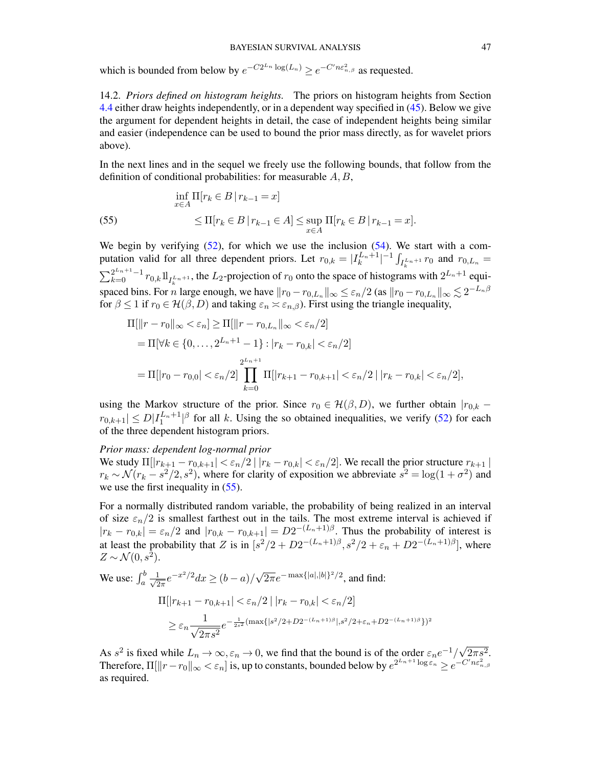which is bounded from below by $e^{-C2^{L_n}\log(L_n)} \geq e^{-C'n\varepsilon_{n,\beta}^2}$ as requested.

14.2. *Priors defined on histogram heights.* The priors on histogram heights from Section 4.4 either draw heights independently, or in a dependent way specified in (45). Below we give the argument for dependent heights in detail, the case of independent heights being similar and easier (independence can be used to bound the prior mass directly, as for wavelet priors above).

In the next lines and in the sequel we freely use the following bounds, that follow from the definition of conditional probabilities: for measurable $A, B$,

$$
\begin{aligned}
&\inf_{x\in A} \Pi[r_k \in B \,|\, r_{k-1} = x] \\
(55) \qquad &\leq \Pi[r_k \in B \,|\, r_{k-1} \in A] \leq \sup_{x\in A} \Pi[r_k \in B \,|\, r_{k-1} = x].
\end{aligned}
$$

We begin by verifying (52), for which we use the inclusion (54). We start with a computation valid for all three dependent priors. Let $r_{0,k} = |I_k^{L_n+1}|^{-1}\int_{I_k^{L_n+1}} r_0$ and $r_{0,L_n} = \sum_{k=0}^{2^{L_n+1}-1} r_{0,k} 1\!\!1_{I_k^{L_n+1}}$, the $L_2$-projection of $r_0$ onto the space of histograms with $2^{L_n+1}$ equispaced bins. For $n$ large enough, we have $\|r_0 - r_{0,L_n}\|_\infty \leq \varepsilon_n/2$ (as $\|r_0 - r_{0,L_n}\|_\infty \lesssim 2^{-L_n\beta}$ for $\beta \leq 1$ if $r_0 \in \mathcal{H}(\beta, D)$ and taking $\varepsilon_n \asymp \varepsilon_{n,\beta}$). First using the triangle inequality,

$$
\begin{aligned}
\Pi[\|r - r_0\|_\infty < \varepsilon_n] &\geq \Pi[\|r - r_{0,L_n}\|_\infty < \varepsilon_n/2] \\
&= \Pi[\forall k \in \{0,\ldots,2^{L_n+1}-1\} : |r_k - r_{0,k}| < \varepsilon_n/2] \\
&= \Pi[|r_0 - r_{0,0}| < \varepsilon_n/2] \prod_{k=0}^{2^{L_n+1}} \Pi[|r_{k+1} - r_{0,k+1}| < \varepsilon_n/2 \,|\, |r_k - r_{0,k}| < \varepsilon_n/2],
\end{aligned}
$$

using the Markov structure of the prior. Since $r_0 \in \mathcal{H}(\beta, D)$, we further obtain $|r_{0,k} - r_{0,k+1}| \leq D|I_1^{L_n+1}|^\beta$ for all $k$. Using the so obtained inequalities, we verify (52) for each of the three dependent histogram priors.

*Prior mass: dependent log-normal prior*
We study $\Pi[|r_{k+1} - r_{0,k+1}| < \varepsilon_n/2 \,|\, |r_k - r_{0,k}| < \varepsilon_n/2]$. We recall the prior structure $r_{k+1} \,|\, r_k \sim \mathcal{N}(r_k - s^2/2, s^2)$, where for clarity of exposition we abbreviate $s^2 = \log(1+\sigma^2)$ and we use the first inequality in (55).

For a normally distributed random variable, the probability of being realized in an interval of size $\varepsilon_n/2$ is smallest farthest out in the tails. The most extreme interval is achieved if $|r_k - r_{0,k}| = \varepsilon_n/2$ and $|r_{0,k} - r_{0,k+1}| = D2^{-(L_n+1)\beta}$. Thus the probability of interest is at least the probability that $Z$ is in $[s^2/2 + D2^{-(L_n+1)\beta}, s^2/2 + \varepsilon_n + D2^{-(L_n+1)\beta}]$, where $Z \sim \mathcal{N}(0, s^2)$.

We use: $\int_a^b \frac{1}{\sqrt{2\pi}} e^{-x^2/2}dx \geq (b-a)/\sqrt{2\pi}e^{-\max\{|a|,|b|\}^2/2}$, and find:

$$
\begin{aligned}
&\Pi[|r_{k+1} - r_{0,k+1}| < \varepsilon_n/2 \,|\, |r_k - r_{0,k}| < \varepsilon_n/2] \\
&\quad\geq \varepsilon_n \frac{1}{\sqrt{2\pi s^2}} e^{-\frac{1}{2s^2}(\max\{|s^2/2 + D2^{-(L_n+1)\beta}|, s^2/2 + \varepsilon_n + D2^{-(L_n+1)\beta}\})^2}
\end{aligned}
$$

As $s^2$ is fixed while $L_n \to \infty, \varepsilon_n \to 0$, we find that the bound is of the order $\varepsilon_n e^{-1}/\sqrt{2\pi s^2}$. Therefore, $\Pi[\|r - r_0\|_\infty < \varepsilon_n]$ is, up to constants, bounded below by $e^{2^{L_n+1}\log\varepsilon_n} \geq e^{-C'n\varepsilon_{n,\beta}^2}$ as required.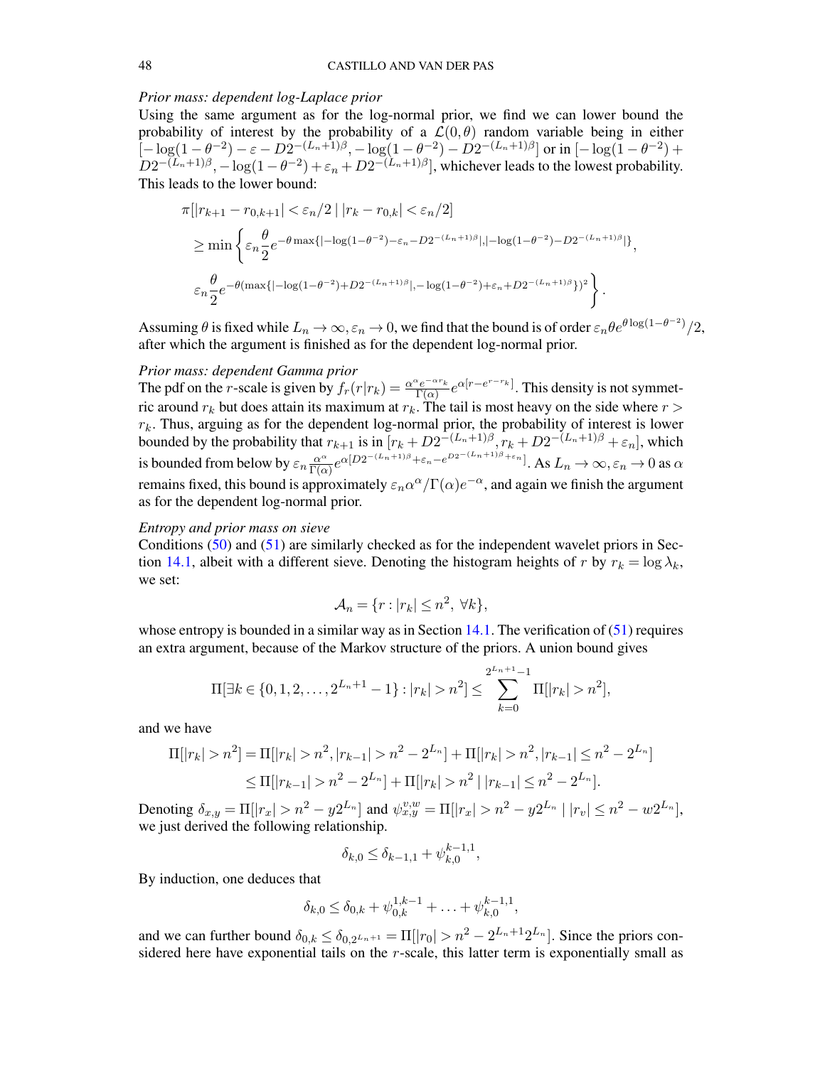*Prior mass: dependent log-Laplace prior*
Using the same argument as for the log-normal prior, we find we can lower bound the probability of interest by the probability of a $\mathcal{L}(0, \theta)$ random variable being in either $[-\log(1-\theta^{-2}) - \varepsilon - D2^{-(L_n+1)\beta}, -\log(1-\theta^{-2}) - D2^{-(L_n+1)\beta}]$ or in $[-\log(1-\theta^{-2}) + D2^{-(L_n+1)\beta}, -\log(1-\theta^{-2}) + \varepsilon_n + D2^{-(L_n+1)\beta}]$, whichever leads to the lowest probability. This leads to the lower bound:

$$
\begin{aligned}
&\pi[|r_{k+1} - r_{0,k+1}| < \varepsilon_n/2 \mid |r_k - r_{0,k}| < \varepsilon_n/2] \\
&\geq \min\left\{ \varepsilon_n \frac{\theta}{2} e^{-\theta \max\{|-\log(1-\theta^{-2}) - \varepsilon_n - D2^{-(L_n+1)\beta}|, |-\log(1-\theta^{-2}) - D2^{-(L_n+1)\beta}|\}}, \right. \\
&\left. \varepsilon_n \frac{\theta}{2} e^{-\theta(\max\{|-\log(1-\theta^{-2}) + D2^{-(L_n+1)\beta}|, -\log(1-\theta^{-2}) + \varepsilon_n + D2^{-(L_n+1)\beta}\})^2} \right\}.
\end{aligned}
$$

Assuming $\theta$ is fixed while $L_n \to \infty, \varepsilon_n \to 0$, we find that the bound is of order $\varepsilon_n \theta e^{\theta \log(1-\theta^{-2})}/2$, after which the argument is finished as for the dependent log-normal prior.

*Prior mass: dependent Gamma prior*
The pdf on the $r$-scale is given by $f_r(r|r_k) = \frac{\alpha^\alpha e^{-\alpha r_k}}{\Gamma(\alpha)} e^{\alpha[r - e^{r - r_k}]}$. This density is not symmetric around $r_k$ but does attain its maximum at $r_k$. The tail is most heavy on the side where $r > r_k$. Thus, arguing as for the dependent log-normal prior, the probability of interest is lower bounded by the probability that $r_{k+1}$ is in $[r_k + D2^{-(L_n+1)\beta}, r_k + D2^{-(L_n+1)\beta} + \varepsilon_n]$, which is bounded from below by $\varepsilon_n \frac{\alpha^\alpha}{\Gamma(\alpha)} e^{\alpha[D2^{-(L_n+1)\beta} + \varepsilon_n - e^{D2^{-(L_n+1)\beta} + \varepsilon_n}]}$. As $L_n \to \infty, \varepsilon_n \to 0$ as $\alpha$ remains fixed, this bound is approximately $\varepsilon_n \alpha^\alpha / \Gamma(\alpha) e^{-\alpha}$, and again we finish the argument as for the dependent log-normal prior.

*Entropy and prior mass on sieve*
Conditions (50) and (51) are similarly checked as for the independent wavelet priors in Section 14.1, albeit with a different sieve. Denoting the histogram heights of $r$ by $r_k = \log \lambda_k$, we set:

$$
\mathcal{A}_n = \{r : |r_k| \leq n^2, \ \forall k\},
$$

whose entropy is bounded in a similar way as in Section 14.1. The verification of (51) requires an extra argument, because of the Markov structure of the priors. A union bound gives

$$
\Pi[\exists k \in \{0, 1, 2, \ldots, 2^{L_n+1} - 1\} : |r_k| > n^2] \leq \sum_{k=0}^{2^{L_n+1}-1} \Pi[|r_k| > n^2],
$$

and we have

$$
\begin{aligned}
\Pi[|r_k| > n^2] &= \Pi[|r_k| > n^2, |r_{k-1}| > n^2 - 2^{L_n}] + \Pi[|r_k| > n^2, |r_{k-1}| \leq n^2 - 2^{L_n}] \\
&\leq \Pi[|r_{k-1}| > n^2 - 2^{L_n}] + \Pi[|r_k| > n^2 \mid |r_{k-1}| \leq n^2 - 2^{L_n}].
\end{aligned}
$$

Denoting $\delta_{x,y} = \Pi[|r_x| > n^2 - y2^{L_n}]$ and $\psi_{x,y}^{v,w} = \Pi[|r_x| > n^2 - y2^{L_n} \mid |r_v| \leq n^2 - w2^{L_n}]$, we just derived the following relationship.

$$
\delta_{k,0} \leq \delta_{k-1,1} + \psi_{k,0}^{k-1,1},
$$

By induction, one deduces that

$$
\delta_{k,0} \leq \delta_{0,k} + \psi_{0,k}^{1,k-1} + \ldots + \psi_{k,0}^{k-1,1},
$$

and we can further bound $\delta_{0,k} \leq \delta_{0,2^{L_n+1}} = \Pi[|r_0| > n^2 - 2^{L_n+1}2^{L_n}]$. Since the priors considered here have exponential tails on the $r$-scale, this latter term is exponentially small as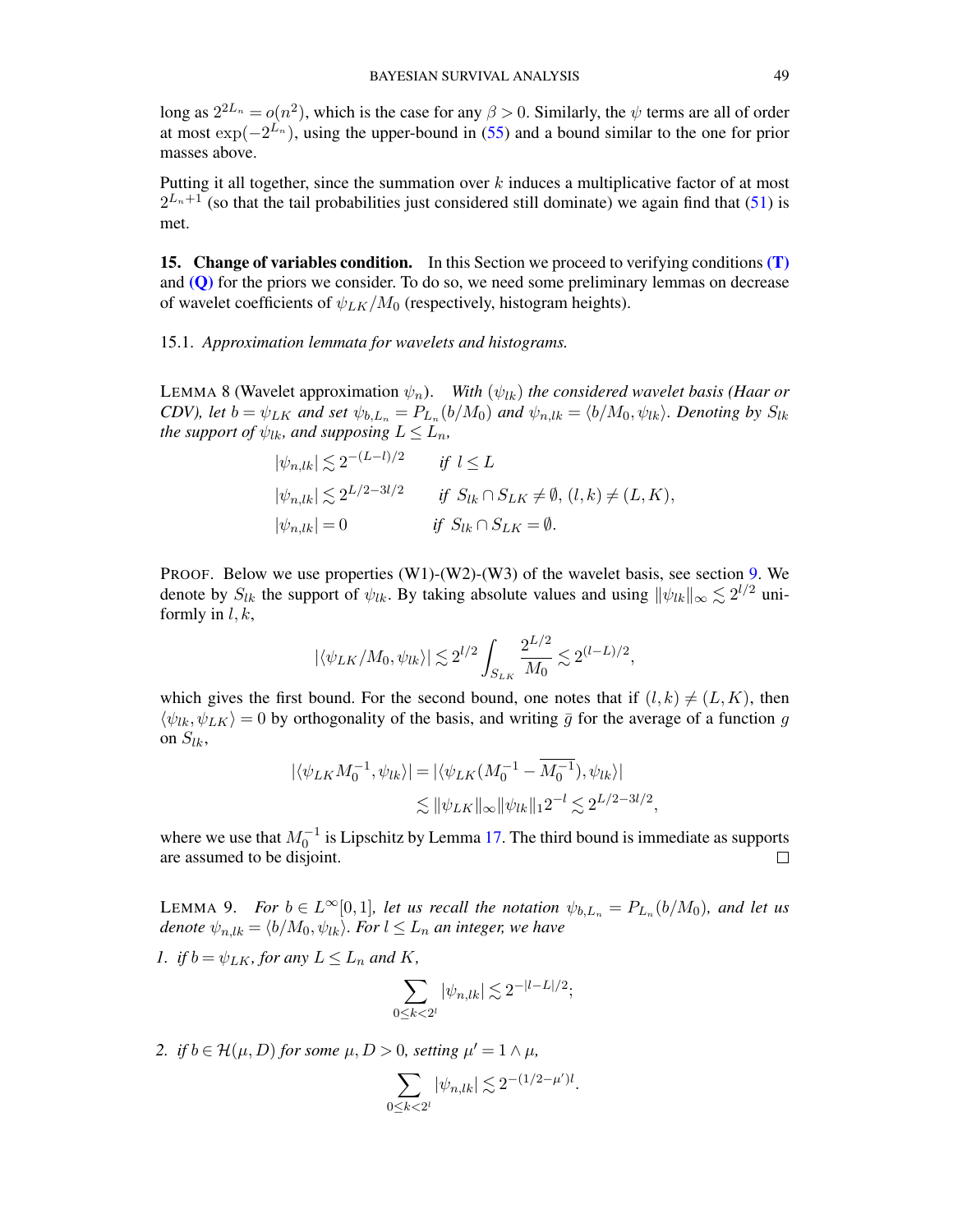long as $2^{2L_n} = o(n^2)$, which is the case for any $\beta > 0$. Similarly, the $\psi$ terms are all of order at most $\exp(-2^{L_n})$, using the upper-bound in (55) and a bound similar to the one for prior masses above.

Putting it all together, since the summation over $k$ induces a multiplicative factor of at most $2^{L_n+1}$ (so that the tail probabilities just considered still dominate) we again find that (51) is met.

## 15. Change of variables condition.

In this Section we proceed to verifying conditions **(T)** and **(Q)** for the priors we consider. To do so, we need some preliminary lemmas on decrease of wavelet coefficients of $\psi_{LK}/M_0$ (respectively, histogram heights).

### 15.1. *Approximation lemmata for wavelets and histograms.*

LEMMA 8 (Wavelet approximation $\psi_n$). *With $(\psi_{lk})$ the considered wavelet basis (Haar or CDV), let $b = \psi_{LK}$ and set $\psi_{b,L_n} = P_{L_n}(b/M_0)$ and $\psi_{n,lk} = \langle b/M_0, \psi_{lk}\rangle$. Denoting by $S_{lk}$ the support of $\psi_{lk}$, and supposing $L \le L_n$,*

$$
\begin{aligned}
&|\psi_{n,lk}| \lesssim 2^{-(L-l)/2} && \text{if } l \le L \\
&|\psi_{n,lk}| \lesssim 2^{L/2 - 3l/2} && \text{if } S_{lk} \cap S_{LK} \ne \emptyset,\ (l,k) \ne (L,K), \\
&|\psi_{n,lk}| = 0 && \text{if } S_{lk} \cap S_{LK} = \emptyset.
\end{aligned}
$$

PROOF. Below we use properties (W1)-(W2)-(W3) of the wavelet basis, see section 9. We denote by $S_{lk}$ the support of $\psi_{lk}$. By taking absolute values and using $\|\psi_{lk}\|_\infty \lesssim 2^{l/2}$ uniformly in $l, k$,

$$
|\langle \psi_{LK}/M_0, \psi_{lk}\rangle| \lesssim 2^{l/2} \int_{S_{LK}} \frac{2^{L/2}}{M_0} \lesssim 2^{(l-L)/2},
$$

which gives the first bound. For the second bound, one notes that if $(l,k) \ne (L,K)$, then $\langle \psi_{lk}, \psi_{LK}\rangle = 0$ by orthogonality of the basis, and writing $\bar{g}$ for the average of a function $g$ on $S_{lk}$,

$$
\begin{aligned}
|\langle \psi_{LK} M_0^{-1}, \psi_{lk}\rangle| &= |\langle \psi_{LK}(M_0^{-1} - \overline{M_0^{-1}}), \psi_{lk}\rangle| \\
&\lesssim \|\psi_{LK}\|_\infty \|\psi_{lk}\|_1 2^{-l} \lesssim 2^{L/2 - 3l/2},
\end{aligned}
$$

where we use that $M_0^{-1}$ is Lipschitz by Lemma 17. The third bound is immediate as supports are assumed to be disjoint. □

LEMMA 9. *For $b \in L^\infty[0,1]$, let us recall the notation $\psi_{b,L_n} = P_{L_n}(b/M_0)$, and let us denote $\psi_{n,lk} = \langle b/M_0, \psi_{lk}\rangle$. For $l \le L_n$ an integer, we have*

1. *if $b = \psi_{LK}$, for any $L \le L_n$ and $K$,*

$$
\sum_{0 \le k < 2^l} |\psi_{n,lk}| \lesssim 2^{-|l-L|/2};
$$

2. *if $b \in \mathcal{H}(\mu, D)$ for some $\mu, D > 0$, setting $\mu' = 1 \wedge \mu$,*

$$
\sum_{0 \le k < 2^l} |\psi_{n,lk}| \lesssim 2^{-(1/2 - \mu')l}.
$$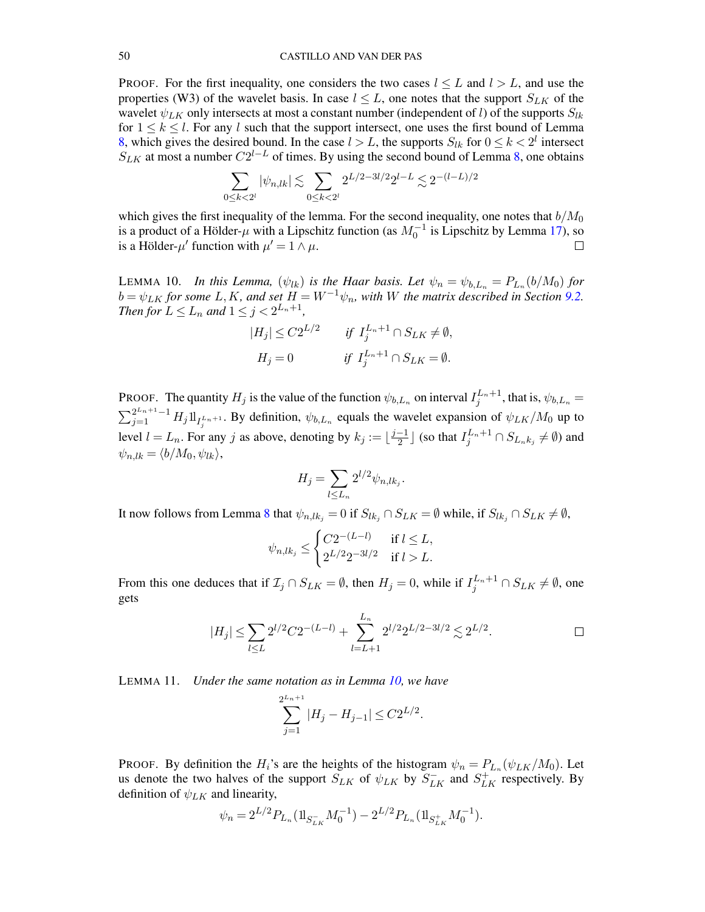PROOF. For the first inequality, one considers the two cases $l \le L$ and $l > L$, and use the properties (W3) of the wavelet basis. In case $l \le L$, one notes that the support $S_{LK}$ of the wavelet $\psi_{LK}$ only intersects at most a constant number (independent of $l$) of the supports $S_{lk}$ for $1 \le k \le l$. For any $l$ such that the support intersect, one uses the first bound of Lemma 8, which gives the desired bound. In the case $l > L$, the supports $S_{lk}$ for $0 \le k < 2^l$ intersect $S_{LK}$ at most a number $C2^{l-L}$ of times. By using the second bound of Lemma 8, one obtains

$$\sum_{0 \le k < 2^l} |\psi_{n,lk}| \lesssim \sum_{0 \le k < 2^l} 2^{L/2 - 3l/2} 2^{l-L} \lesssim 2^{-(l-L)/2}$$

which gives the first inequality of the lemma. For the second inequality, one notes that $b/M_0$ is a product of a Hölder-$\mu$ with a Lipschitz function (as $M_0^{-1}$ is Lipschitz by Lemma 17), so is a Hölder-$\mu'$ function with $\mu' = 1 \wedge \mu$. □

LEMMA 10. *In this Lemma, $(\psi_{lk})$ is the Haar basis. Let $\psi_n = \psi_{b,L_n} = P_{L_n}(b/M_0)$ for $b = \psi_{LK}$ for some $L, K$, and set $H = W^{-1}\psi_n$, with $W$ the matrix described in Section 9.2. Then for $L \le L_n$ and $1 \le j < 2^{L_n+1}$,*

$$|H_j| \le C2^{L/2} \qquad \text{if } I_j^{L_n+1} \cap S_{LK} \neq \emptyset,$$

$$H_j = 0 \qquad \text{if } I_j^{L_n+1} \cap S_{LK} = \emptyset.$$

PROOF. The quantity $H_j$ is the value of the function $\psi_{b,L_n}$ on interval $I_j^{L_n+1}$, that is, $\psi_{b,L_n} = \sum_{j=1}^{2^{L_n+1}-1} H_j 1\!\!1_{I_j^{L_n+1}}$. By definition, $\psi_{b,L_n}$ equals the wavelet expansion of $\psi_{LK}/M_0$ up to level $l = L_n$. For any $j$ as above, denoting by $k_j := \lfloor \frac{j-1}{2} \rfloor$ (so that $I_j^{L_n+1} \cap S_{L_n k_j} \neq \emptyset$) and $\psi_{n,lk} = \langle b/M_0, \psi_{lk} \rangle$,

$$H_j = \sum_{l \le L_n} 2^{l/2} \psi_{n,lk_j}.$$

It now follows from Lemma 8 that $\psi_{n,lk_j} = 0$ if $S_{lk_j} \cap S_{LK} = \emptyset$ while, if $S_{lk_j} \cap S_{LK} \neq \emptyset$,

$$\psi_{n,lk_j} \le \begin{cases} C2^{-(L-l)} & \text{if } l \le L, \\ 2^{L/2} 2^{-3l/2} & \text{if } l > L. \end{cases}$$

From this one deduces that if $\mathcal{I}_j \cap S_{LK} = \emptyset$, then $H_j = 0$, while if $I_j^{L_n+1} \cap S_{LK} \neq \emptyset$, one gets

$$|H_j| \le \sum_{l \le L} 2^{l/2} C 2^{-(L-l)} + \sum_{l=L+1}^{L_n} 2^{l/2} 2^{L/2 - 3l/2} \lesssim 2^{L/2}. \qquad \square$$

LEMMA 11. *Under the same notation as in Lemma 10, we have*

$$\sum_{j=1}^{2^{L_n+1}} |H_j - H_{j-1}| \le C2^{L/2}.$$

PROOF. By definition the $H_i$'s are the heights of the histogram $\psi_n = P_{L_n}(\psi_{LK}/M_0)$. Let us denote the two halves of the support $S_{LK}$ of $\psi_{LK}$ by $S_{LK}^-$ and $S_{LK}^+$ respectively. By definition of $\psi_{LK}$ and linearity,

$$\psi_n = 2^{L/2} P_{L_n}(1\!\!1_{S_{LK}^-} M_0^{-1}) - 2^{L/2} P_{L_n}(1\!\!1_{S_{LK}^+} M_0^{-1}).$$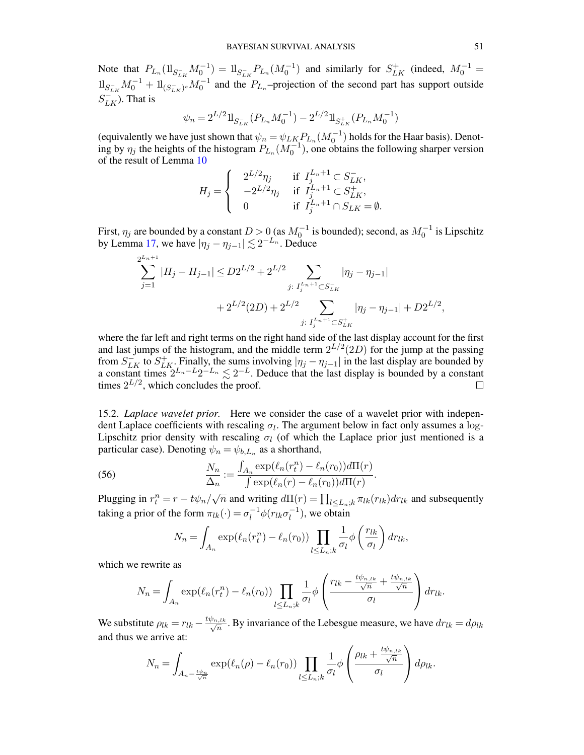Note that $P_{L_n}(1\!\!1_{S_{LK}^-} M_0^{-1}) = 1\!\!1_{S_{LK}^-} P_{L_n}(M_0^{-1})$ and similarly for $S_{LK}^+$ (indeed, $M_0^{-1} = 1\!\!1_{S_{LK}^-} M_0^{-1} + 1\!\!1_{(S_{LK}^-)^c} M_0^{-1}$ and the $P_{L_n}$–projection of the second part has support outside $S_{LK}^-$). That is

$$\psi_n = 2^{L/2} 1\!\!1_{S_{LK}^-}(P_{L_n} M_0^{-1}) - 2^{L/2} 1\!\!1_{S_{LK}^+}(P_{L_n} M_0^{-1})$$

(equivalently we have just shown that $\psi_n = \psi_{LK} P_{L_n}(M_0^{-1})$ holds for the Haar basis). Denoting by $\eta_j$ the heights of the histogram $P_{L_n}(M_0^{-1})$, one obtains the following sharper version of the result of Lemma 10

$$H_j = \begin{cases} 2^{L/2}\eta_j & \text{if } I_j^{L_n+1} \subset S_{LK}^-, \\ -2^{L/2}\eta_j & \text{if } I_j^{L_n+1} \subset S_{LK}^+, \\ 0 & \text{if } I_j^{L_n+1} \cap S_{LK} = \emptyset. \end{cases}$$

First, $\eta_j$ are bounded by a constant $D > 0$ (as $M_0^{-1}$ is bounded); second, as $M_0^{-1}$ is Lipschitz by Lemma 17, we have $|\eta_j - \eta_{j-1}| \lesssim 2^{-L_n}$. Deduce

$$\sum_{j=1}^{2^{L_n+1}} |H_j - H_{j-1}| \le D2^{L/2} + 2^{L/2} \sum_{j:\, I_j^{L_n+1} \subset S_{LK}^-} |\eta_j - \eta_{j-1}| + 2^{L/2}(2D) + 2^{L/2} \sum_{j:\, I_j^{L_n+1} \subset S_{LK}^+} |\eta_j - \eta_{j-1}| + D2^{L/2},$$

where the far left and right terms on the right hand side of the last display account for the first and last jumps of the histogram, and the middle term $2^{L/2}(2D)$ for the jump at the passing from $S_{LK}^-$ to $S_{LK}^+$. Finally, the sums involving $|\eta_j - \eta_{j-1}|$ in the last display are bounded by a constant times $2^{L_n - L} 2^{-L_n} \lesssim 2^{-L}$. Deduce that the last display is bounded by a constant times $2^{L/2}$, which concludes the proof. □

15.2. *Laplace wavelet prior.* Here we consider the case of a wavelet prior with independent Laplace coefficients with rescaling $\sigma_l$. The argument below in fact only assumes a log-Lipschitz prior density with rescaling $\sigma_l$ (of which the Laplace prior just mentioned is a particular case). Denoting $\psi_n = \psi_{b,L_n}$ as a shorthand,

$$\frac{N_n}{\Delta_n} := \frac{\int_{A_n} \exp(\ell_n(r_t^n) - \ell_n(r_0)) d\Pi(r)}{\int \exp(\ell_n(r) - \ell_n(r_0)) d\Pi(r)}. \tag{56}$$

Plugging in $r_t^n = r - t\psi_n/\sqrt{n}$ and writing $d\Pi(r) = \prod_{l \le L_n; k} \pi_{lk}(r_{lk}) dr_{lk}$ and subsequently taking a prior of the form $\pi_{lk}(\cdot) = \sigma_l^{-1}\phi(r_{lk}\sigma_l^{-1})$, we obtain

$$N_n = \int_{A_n} \exp(\ell_n(r_t^n) - \ell_n(r_0)) \prod_{l \le L_n; k} \frac{1}{\sigma_l} \phi\left(\frac{r_{lk}}{\sigma_l}\right) dr_{lk},$$

which we rewrite as

$$N_n = \int_{A_n} \exp(\ell_n(r_t^n) - \ell_n(r_0)) \prod_{l \le L_n; k} \frac{1}{\sigma_l} \phi\left(\frac{r_{lk} - \frac{t\psi_{n,lk}}{\sqrt{n}} + \frac{t\psi_{n,lk}}{\sqrt{n}}}{\sigma_l}\right) dr_{lk}.$$

We substitute $\rho_{lk} = r_{lk} - \frac{t\psi_{n,lk}}{\sqrt{n}}$. By invariance of the Lebesgue measure, we have $dr_{lk} = d\rho_{lk}$ and thus we arrive at:

$$N_n = \int_{A_n - \frac{t\psi_n}{\sqrt{n}}} \exp(\ell_n(\rho) - \ell_n(r_0)) \prod_{l \le L_n; k} \frac{1}{\sigma_l} \phi\left(\frac{\rho_{lk} + \frac{t\psi_{n,lk}}{\sqrt{n}}}{\sigma_l}\right) d\rho_{lk}.$$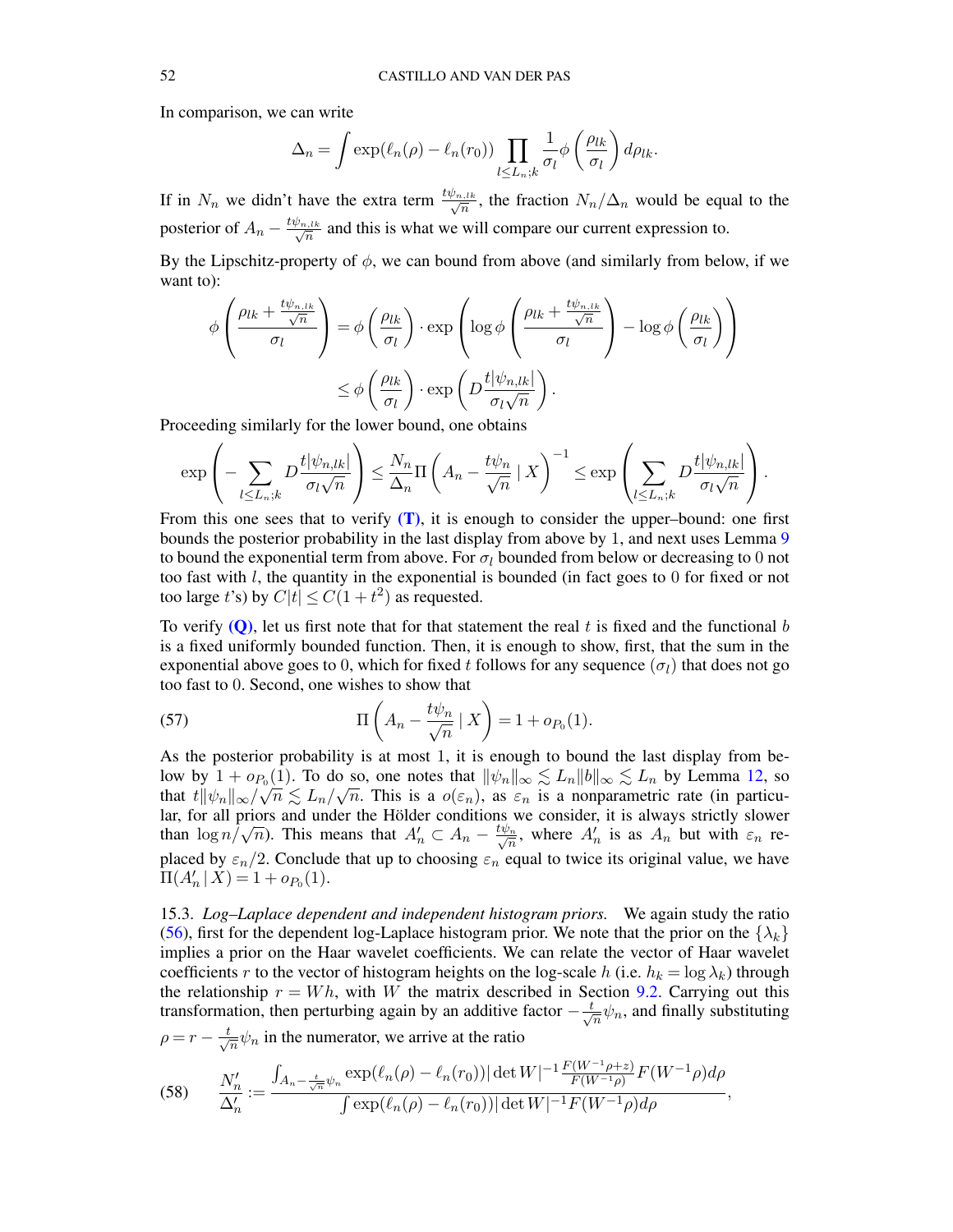In comparison, we can write

$$\Delta_n = \int \exp(\ell_n(\rho) - \ell_n(r_0)) \prod_{l \le L_n;k} \frac{1}{\sigma_l} \phi\left(\frac{\rho_{lk}}{\sigma_l}\right) d\rho_{lk}.$$

If in $N_n$ we didn't have the extra term $\frac{t\psi_{n,lk}}{\sqrt{n}}$, the fraction $N_n/\Delta_n$ would be equal to the posterior of $A_n - \frac{t\psi_{n,lk}}{\sqrt{n}}$ and this is what we will compare our current expression to.

By the Lipschitz-property of $\phi$, we can bound from above (and similarly from below, if we want to):

$$\phi\left(\frac{\rho_{lk} + \frac{t\psi_{n,lk}}{\sqrt{n}}}{\sigma_l}\right) = \phi\left(\frac{\rho_{lk}}{\sigma_l}\right) \cdot \exp\left(\log\phi\left(\frac{\rho_{lk} + \frac{t\psi_{n,lk}}{\sqrt{n}}}{\sigma_l}\right) - \log\phi\left(\frac{\rho_{lk}}{\sigma_l}\right)\right)$$

$$\le \phi\left(\frac{\rho_{lk}}{\sigma_l}\right) \cdot \exp\left(D\frac{t|\psi_{n,lk}|}{\sigma_l\sqrt{n}}\right).$$

Proceeding similarly for the lower bound, one obtains

$$\exp\left(-\sum_{l \le L_n;k} D\frac{t|\psi_{n,lk}|}{\sigma_l\sqrt{n}}\right) \le \frac{N_n}{\Delta_n}\Pi\left(A_n - \frac{t\psi_n}{\sqrt{n}} \,|\, X\right)^{-1} \le \exp\left(\sum_{l \le L_n;k} D\frac{t|\psi_{n,lk}|}{\sigma_l\sqrt{n}}\right).$$

From this one sees that to verify **(T)**, it is enough to consider the upper–bound: one first bounds the posterior probability in the last display from above by 1, and next uses Lemma 9 to bound the exponential term from above. For $\sigma_l$ bounded from below or decreasing to 0 not too fast with $l$, the quantity in the exponential is bounded (in fact goes to 0 for fixed or not too large $t$'s) by $C|t| \le C(1+t^2)$ as requested.

To verify **(Q)**, let us first note that for that statement the real $t$ is fixed and the functional $b$ is a fixed uniformly bounded function. Then, it is enough to show, first, that the sum in the exponential above goes to 0, which for fixed $t$ follows for any sequence $(\sigma_l)$ that does not go too fast to 0. Second, one wishes to show that

$$\Pi\left(A_n - \frac{t\psi_n}{\sqrt{n}} \,|\, X\right) = 1 + o_{P_0}(1). \tag{57}$$

As the posterior probability is at most 1, it is enough to bound the last display from below by $1 + o_{P_0}(1)$. To do so, one notes that $\|\psi_n\|_\infty \lesssim L_n\|b\|_\infty \lesssim L_n$ by Lemma 12, so that $t\|\psi_n\|_\infty/\sqrt{n} \lesssim L_n/\sqrt{n}$. This is a $o(\varepsilon_n)$, as $\varepsilon_n$ is a nonparametric rate (in particular, for all priors and under the Hölder conditions we consider, it is always strictly slower than $\log n/\sqrt{n}$). This means that $A_n' \subset A_n - \frac{t\psi_n}{\sqrt{n}}$, where $A_n'$ is as $A_n$ but with $\varepsilon_n$ replaced by $\varepsilon_n/2$. Conclude that up to choosing $\varepsilon_n$ equal to twice its original value, we have $\Pi(A_n' \,|\, X) = 1 + o_{P_0}(1)$.

15.3. *Log–Laplace dependent and independent histogram priors.* We again study the ratio (56), first for the dependent log-Laplace histogram prior. We note that the prior on the $\{\lambda_k\}$ implies a prior on the Haar wavelet coefficients. We can relate the vector of Haar wavelet coefficients $r$ to the vector of histogram heights on the log-scale $h$ (i.e. $h_k = \log\lambda_k$) through the relationship $r = Wh$, with $W$ the matrix described in Section 9.2. Carrying out this transformation, then perturbing again by an additive factor $-\frac{t}{\sqrt{n}}\psi_n$, and finally substituting $\rho = r - \frac{t}{\sqrt{n}}\psi_n$ in the numerator, we arrive at the ratio

$$\frac{N_n'}{\Delta_n'} := \frac{\int_{A_n - \frac{t}{\sqrt{n}}\psi_n} \exp(\ell_n(\rho) - \ell_n(r_0))|\det W|^{-1}\frac{F(W^{-1}\rho + z)}{F(W^{-1}\rho)}F(W^{-1}\rho)d\rho}{\int \exp(\ell_n(\rho) - \ell_n(r_0))|\det W|^{-1}F(W^{-1}\rho)d\rho}, \tag{58}$$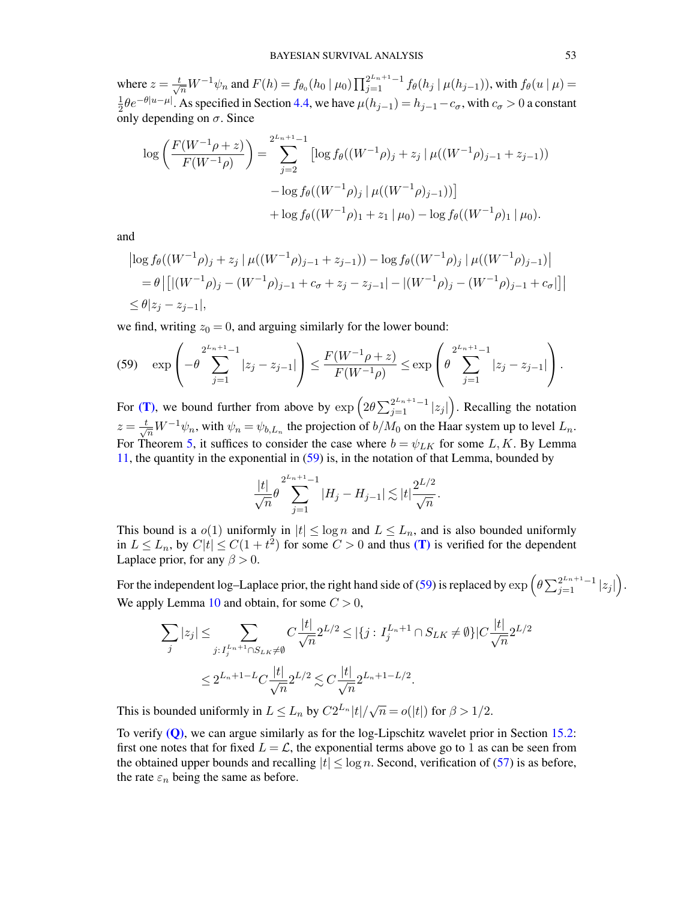where $z = \frac{t}{\sqrt{n}} W^{-1}\psi_n$ and $F(h) = f_{\theta_0}(h_0 \mid \mu_0) \prod_{j=1}^{2^{L_n+1}-1} f_\theta(h_j \mid \mu(h_{j-1}))$, with $f_\theta(u \mid \mu) = \frac{1}{2}\theta e^{-\theta|u-\mu|}$. As specified in Section 4.4, we have $\mu(h_{j-1}) = h_{j-1} - c_\sigma$, with $c_\sigma > 0$ a constant only depending on $\sigma$. Since

$$
\begin{aligned}
\log\left(\frac{F(W^{-1}\rho + z)}{F(W^{-1}\rho)}\right) = \sum_{j=2}^{2^{L_n+1}-1} & \big[\log f_\theta((W^{-1}\rho)_j + z_j \mid \mu((W^{-1}\rho)_{j-1} + z_{j-1})) \\
& - \log f_\theta((W^{-1}\rho)_j \mid \mu((W^{-1}\rho)_{j-1}))\big] \\
& + \log f_\theta((W^{-1}\rho)_1 + z_1 \mid \mu_0) - \log f_\theta((W^{-1}\rho)_1 \mid \mu_0).
\end{aligned}
$$

and

$$
\begin{aligned}
&\left|\log f_\theta((W^{-1}\rho)_j + z_j \mid \mu((W^{-1}\rho)_{j-1} + z_{j-1})) - \log f_\theta((W^{-1}\rho)_j \mid \mu((W^{-1}\rho)_{j-1})\right| \\
&\quad = \theta \left|\left[|(W^{-1}\rho)_j - (W^{-1}\rho)_{j-1} + c_\sigma + z_j - z_{j-1}| - |(W^{-1}\rho)_j - (W^{-1}\rho)_{j-1} + c_\sigma|\right]\right| \\
&\quad \leq \theta |z_j - z_{j-1}|,
\end{aligned}
$$

we find, writing $z_0 = 0$, and arguing similarly for the lower bound:

$$
\exp\left(-\theta \sum_{j=1}^{2^{L_n+1}-1} |z_j - z_{j-1}|\right) \leq \frac{F(W^{-1}\rho + z)}{F(W^{-1}\rho)} \leq \exp\left(\theta \sum_{j=1}^{2^{L_n+1}-1} |z_j - z_{j-1}|\right). \tag{59}
$$

For **(T)**, we bound further from above by $\exp\left(2\theta \sum_{j=1}^{2^{L_n+1}-1} |z_j|\right)$. Recalling the notation $z = \frac{t}{\sqrt{n}} W^{-1}\psi_n$, with $\psi_n = \psi_{b,L_n}$ the projection of $b/M_0$ on the Haar system up to level $L_n$. For Theorem 5, it suffices to consider the case where $b = \psi_{LK}$ for some $L, K$. By Lemma 11, the quantity in the exponential in (59) is, in the notation of that Lemma, bounded by

$$
\frac{|t|}{\sqrt{n}} \theta \sum_{j=1}^{2^{L_n+1}-1} |H_j - H_{j-1}| \lesssim |t| \frac{2^{L/2}}{\sqrt{n}}.
$$

This bound is a $o(1)$ uniformly in $|t| \leq \log n$ and $L \leq L_n$, and is also bounded uniformly in $L \leq L_n$, by $C|t| \leq C(1+t^2)$ for some $C > 0$ and thus **(T)** is verified for the dependent Laplace prior, for any $\beta > 0$.

For the independent log–Laplace prior, the right hand side of (59) is replaced by $\exp\left(\theta \sum_{j=1}^{2^{L_n+1}-1} |z_j|\right)$. We apply Lemma 10 and obtain, for some $C > 0$,

$$
\begin{aligned}
\sum_j |z_j| &\leq \sum_{j:\, I_j^{L_n+1} \cap S_{LK} \neq \emptyset} C \frac{|t|}{\sqrt{n}} 2^{L/2} \leq |\{j : I_j^{L_n+1} \cap S_{LK} \neq \emptyset\}| C \frac{|t|}{\sqrt{n}} 2^{L/2} \\
&\leq 2^{L_n+1-L} C \frac{|t|}{\sqrt{n}} 2^{L/2} \lesssim C \frac{|t|}{\sqrt{n}} 2^{L_n+1-L/2}.
\end{aligned}
$$

This is bounded uniformly in $L \leq L_n$ by $C 2^{L_n}|t|/\sqrt{n} = o(|t|)$ for $\beta > 1/2$.

To verify **(Q)**, we can argue similarly as for the log-Lipschitz wavelet prior in Section 15.2: first one notes that for fixed $L = \mathcal{L}$, the exponential terms above go to 1 as can be seen from the obtained upper bounds and recalling $|t| \leq \log n$. Second, verification of (57) is as before, the rate $\varepsilon_n$ being the same as before.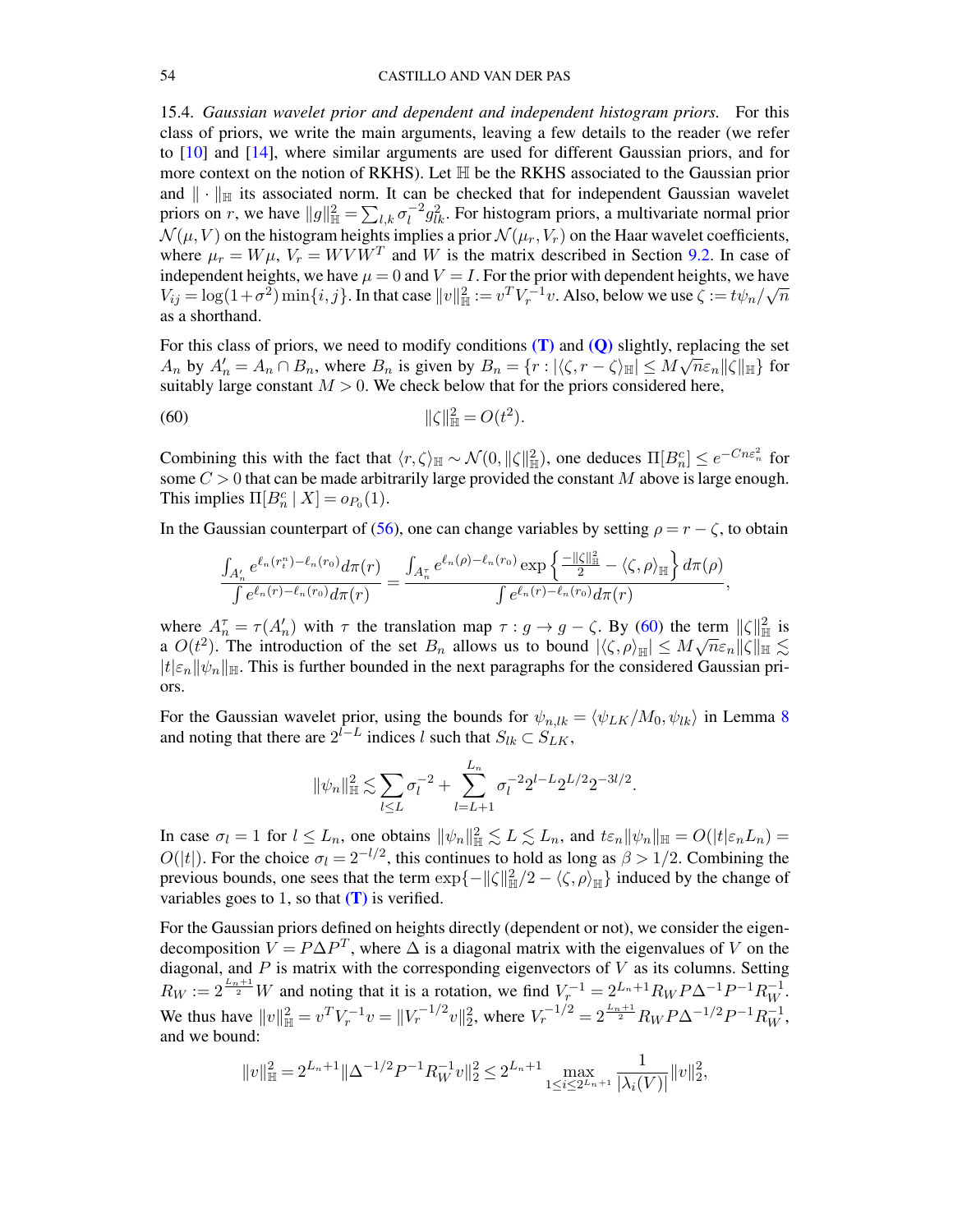15.4. *Gaussian wavelet prior and dependent and independent histogram priors.* For this class of priors, we write the main arguments, leaving a few details to the reader (we refer to [10] and [14], where similar arguments are used for different Gaussian priors, and for more context on the notion of RKHS). Let $\mathbb{H}$ be the RKHS associated to the Gaussian prior and $\|\cdot\|_{\mathbb{H}}$ its associated norm. It can be checked that for independent Gaussian wavelet priors on $r$, we have $\|g\|_{\mathbb{H}}^2 = \sum_{l,k} \sigma_l^{-2} g_{lk}^2$. For histogram priors, a multivariate normal prior $\mathcal{N}(\mu, V)$ on the histogram heights implies a prior $\mathcal{N}(\mu_r, V_r)$ on the Haar wavelet coefficients, where $\mu_r = W\mu$, $V_r = WVW^T$ and $W$ is the matrix described in Section 9.2. In case of independent heights, we have $\mu = 0$ and $V = I$. For the prior with dependent heights, we have $V_{ij} = \log(1+\sigma^2)\min\{i,j\}$. In that case $\|v\|_{\mathbb{H}}^2 := v^T V_r^{-1} v$. Also, below we use $\zeta := t\psi_n/\sqrt{n}$ as a shorthand.

For this class of priors, we need to modify conditions **(T)** and **(Q)** slightly, replacing the set $A_n$ by $A_n' = A_n \cap B_n$, where $B_n$ is given by $B_n = \{r : |\langle \zeta, r - \zeta\rangle_{\mathbb{H}}| \leq M\sqrt{n}\varepsilon_n \|\zeta\|_{\mathbb{H}}\}$ for suitably large constant $M > 0$. We check below that for the priors considered here,

$$\|\zeta\|_{\mathbb{H}}^2 = O(t^2). \tag{60}$$

Combining this with the fact that $\langle r, \zeta\rangle_{\mathbb{H}} \sim \mathcal{N}(0, \|\zeta\|_{\mathbb{H}}^2)$, one deduces $\Pi[B_n^c] \leq e^{-Cn\varepsilon_n^2}$ for some $C > 0$ that can be made arbitrarily large provided the constant $M$ above is large enough. This implies $\Pi[B_n^c \mid X] = o_{P_0}(1)$.

In the Gaussian counterpart of (56), one can change variables by setting $\rho = r - \zeta$, to obtain

$$\frac{\int_{A_n'} e^{\ell_n(r_t^n) - \ell_n(r_0)} d\pi(r)}{\int e^{\ell_n(r) - \ell_n(r_0)} d\pi(r)} = \frac{\int_{A_n^\tau} e^{\ell_n(\rho) - \ell_n(r_0)} \exp\left\{\frac{-\|\zeta\|_{\mathbb{H}}^2}{2} - \langle \zeta, \rho\rangle_{\mathbb{H}}\right\} d\pi(\rho)}{\int e^{\ell_n(r) - \ell_n(r_0)} d\pi(r)},$$

where $A_n^\tau = \tau(A_n')$ with $\tau$ the translation map $\tau : g \to g - \zeta$. By (60) the term $\|\zeta\|_{\mathbb{H}}^2$ is a $O(t^2)$. The introduction of the set $B_n$ allows us to bound $|\langle \zeta, \rho\rangle_{\mathbb{H}}| \leq M\sqrt{n}\varepsilon_n \|\zeta\|_{\mathbb{H}} \lesssim |t|\varepsilon_n \|\psi_n\|_{\mathbb{H}}$. This is further bounded in the next paragraphs for the considered Gaussian priors.

For the Gaussian wavelet prior, using the bounds for $\psi_{n,lk} = \langle \psi_{LK}/M_0, \psi_{lk}\rangle$ in Lemma 8 and noting that there are $2^{l-L}$ indices $l$ such that $S_{lk} \subset S_{LK}$,

$$\|\psi_n\|_{\mathbb{H}}^2 \lesssim \sum_{l \leq L} \sigma_l^{-2} + \sum_{l=L+1}^{L_n} \sigma_l^{-2} 2^{l-L} 2^{L/2} 2^{-3l/2}.$$

In case $\sigma_l = 1$ for $l \leq L_n$, one obtains $\|\psi_n\|_{\mathbb{H}}^2 \lesssim L \lesssim L_n$, and $t\varepsilon_n \|\psi_n\|_{\mathbb{H}} = O(|t|\varepsilon_n L_n) = O(|t|)$. For the choice $\sigma_l = 2^{-l/2}$, this continues to hold as long as $\beta > 1/2$. Combining the previous bounds, one sees that the term $\exp\{-\|\zeta\|_{\mathbb{H}}^2/2 - \langle \zeta, \rho\rangle_{\mathbb{H}}\}$ induced by the change of variables goes to 1, so that **(T)** is verified.

For the Gaussian priors defined on heights directly (dependent or not), we consider the eigendecomposition $V = P\Delta P^T$, where $\Delta$ is a diagonal matrix with the eigenvalues of $V$ on the diagonal, and $P$ is matrix with the corresponding eigenvectors of $V$ as its columns. Setting $R_W := 2^{\frac{L_n+1}{2}} W$ and noting that it is a rotation, we find $V_r^{-1} = 2^{L_n+1} R_W P \Delta^{-1} P^{-1} R_W^{-1}$. We thus have $\|v\|_{\mathbb{H}}^2 = v^T V_r^{-1} v = \|V_r^{-1/2} v\|_2^2$, where $V_r^{-1/2} = 2^{\frac{L_n+1}{2}} R_W P \Delta^{-1/2} P^{-1} R_W^{-1}$, and we bound:

$$\|v\|_{\mathbb{H}}^2 = 2^{L_n+1} \|\Delta^{-1/2} P^{-1} R_W^{-1} v\|_2^2 \leq 2^{L_n+1} \max_{1 \leq i \leq 2^{L_n+1}} \frac{1}{|\lambda_i(V)|} \|v\|_2^2,$$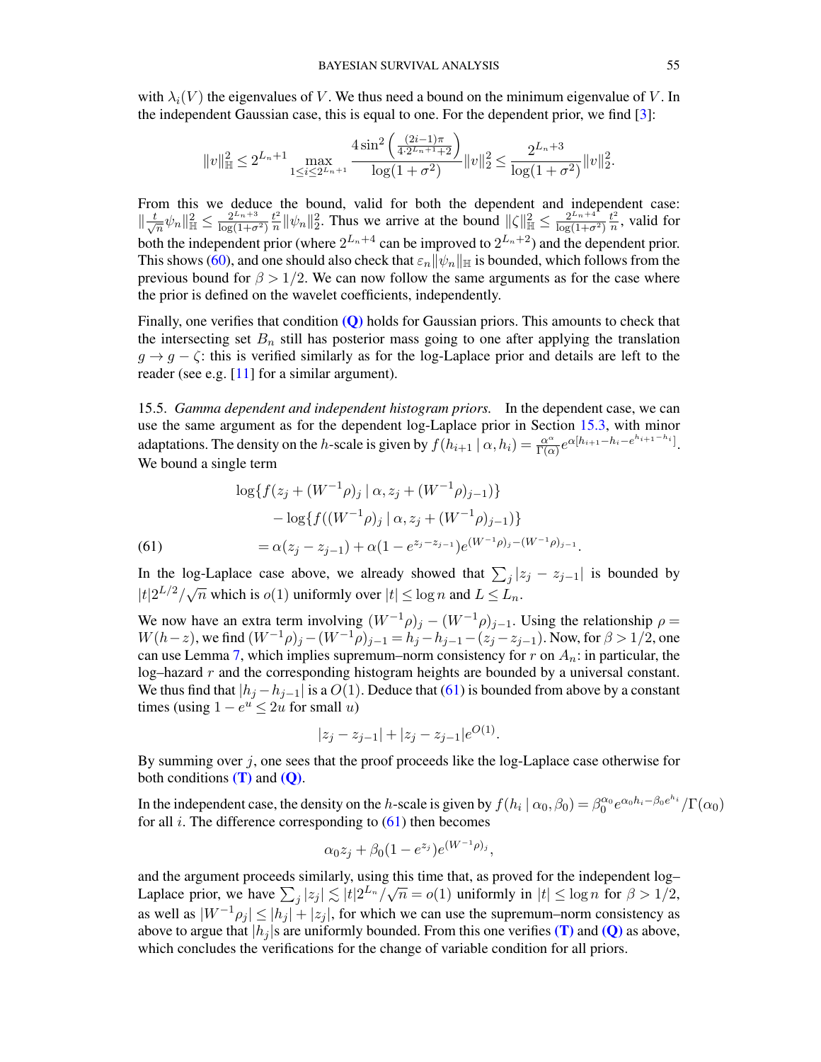with $\lambda_i(V)$ the eigenvalues of $V$. We thus need a bound on the minimum eigenvalue of $V$. In the independent Gaussian case, this is equal to one. For the dependent prior, we find [3]:

$$\|v\|_{\mathbb{H}}^2 \leq 2^{L_n+1} \max_{1\leq i \leq 2^{L_n+1}} \frac{4\sin^2\left(\frac{(2i-1)\pi}{4\cdot 2^{L_n+1}+2}\right)}{\log(1+\sigma^2)} \|v\|_2^2 \leq \frac{2^{L_n+3}}{\log(1+\sigma^2)}\|v\|_2^2.$$

From this we deduce the bound, valid for both the dependent and independent case: $\|\frac{t}{\sqrt{n}}\psi_n\|_{\mathbb{H}}^2 \leq \frac{2^{L_n+3}}{\log(1+\sigma^2)}\frac{t^2}{n}\|\psi_n\|_2^2$. Thus we arrive at the bound $\|\zeta\|_{\mathbb{H}}^2 \leq \frac{2^{L_n+4}}{\log(1+\sigma^2)}\frac{t^2}{n}$, valid for both the independent prior (where $2^{L_n+4}$ can be improved to $2^{L_n+2}$) and the dependent prior. This shows (60), and one should also check that $\varepsilon_n\|\psi_n\|_{\mathbb{H}}$ is bounded, which follows from the previous bound for $\beta > 1/2$. We can now follow the same arguments as for the case where the prior is defined on the wavelet coefficients, independently.

Finally, one verifies that condition **(Q)** holds for Gaussian priors. This amounts to check that the intersecting set $B_n$ still has posterior mass going to one after applying the translation $g \to g - \zeta$: this is verified similarly as for the log-Laplace prior and details are left to the reader (see e.g. [11] for a similar argument).

15.5. *Gamma dependent and independent histogram priors.* In the dependent case, we can use the same argument as for the dependent log-Laplace prior in Section 15.3, with minor adaptations. The density on the $h$-scale is given by $f(h_{i+1} \mid \alpha, h_i) = \frac{\alpha^\alpha}{\Gamma(\alpha)}e^{\alpha[h_{i+1}-h_i-e^{h_{i+1}-h_i}]}$. We bound a single term

$$\begin{aligned}
&\log\{f(z_j + (W^{-1}\rho)_j \mid \alpha, z_j + (W^{-1}\rho)_{j-1})\} \\
&\quad - \log\{f((W^{-1}\rho)_j \mid \alpha, z_j + (W^{-1}\rho)_{j-1})\} \\
&\quad = \alpha(z_j - z_{j-1}) + \alpha(1 - e^{z_j - z_{j-1}})e^{(W^{-1}\rho)_j - (W^{-1}\rho)_{j-1}}. \qquad (61)
\end{aligned}$$

In the log-Laplace case above, we already showed that $\sum_j |z_j - z_{j-1}|$ is bounded by $|t|2^{L/2}/\sqrt{n}$ which is $o(1)$ uniformly over $|t| \leq \log n$ and $L \leq L_n$.

We now have an extra term involving $(W^{-1}\rho)_j - (W^{-1}\rho)_{j-1}$. Using the relationship $\rho = W(h-z)$, we find $(W^{-1}\rho)_j - (W^{-1}\rho)_{j-1} = h_j - h_{j-1} - (z_j - z_{j-1})$. Now, for $\beta > 1/2$, one can use Lemma 7, which implies supremum–norm consistency for $r$ on $A_n$: in particular, the log–hazard $r$ and the corresponding histogram heights are bounded by a universal constant. We thus find that $|h_j - h_{j-1}|$ is a $O(1)$. Deduce that (61) is bounded from above by a constant times (using $1 - e^u \leq 2u$ for small $u$)

$$|z_j - z_{j-1}| + |z_j - z_{j-1}|e^{O(1)}.$$

By summing over $j$, one sees that the proof proceeds like the log-Laplace case otherwise for both conditions **(T)** and **(Q)**.

In the independent case, the density on the $h$-scale is given by $f(h_i \mid \alpha_0, \beta_0) = \beta_0^{\alpha_0}e^{\alpha_0 h_i - \beta_0 e^{h_i}}/\Gamma(\alpha_0)$ for all $i$. The difference corresponding to (61) then becomes

$$\alpha_0 z_j + \beta_0(1 - e^{z_j})e^{(W^{-1}\rho)_j},$$

and the argument proceeds similarly, using this time that, as proved for the independent log–Laplace prior, we have $\sum_j |z_j| \lesssim |t|2^{L_n}/\sqrt{n} = o(1)$ uniformly in $|t| \leq \log n$ for $\beta > 1/2$, as well as $|W^{-1}\rho_j| \leq |h_j| + |z_j|$, for which we can use the supremum–norm consistency as above to argue that $|h_j|$s are uniformly bounded. From this one verifies **(T)** and **(Q)** as above, which concludes the verifications for the change of variable condition for all priors.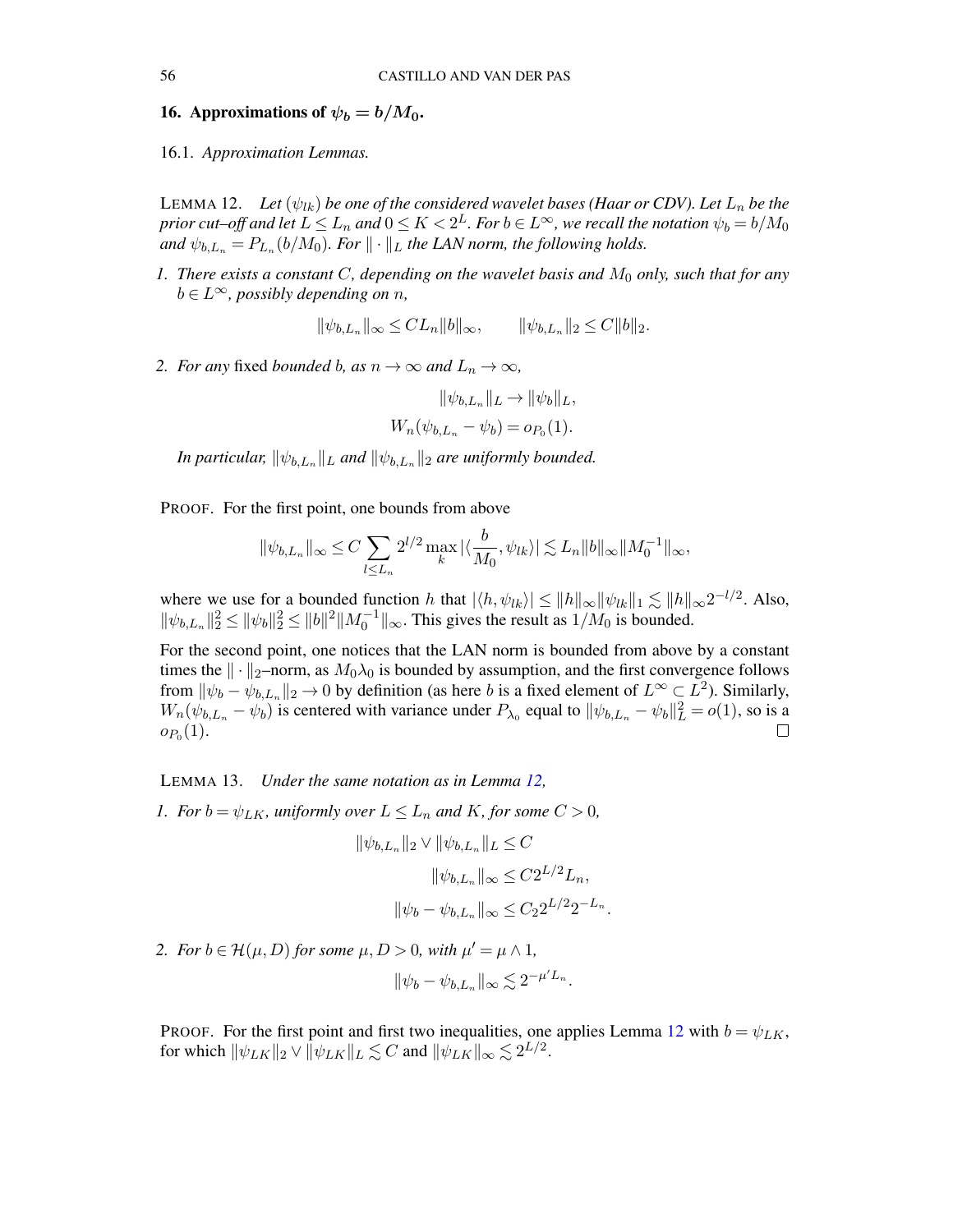## 16. Approximations of $\psi_b = b/M_0$.

### 16.1. *Approximation Lemmas.*

LEMMA 12. *Let $(\psi_{lk})$ be one of the considered wavelet bases (Haar or CDV). Let $L_n$ be the prior cut–off and let $L \leq L_n$ and $0 \leq K < 2^L$. For $b \in L^\infty$, we recall the notation $\psi_b = b/M_0$ and $\psi_{b,L_n} = P_{L_n}(b/M_0)$. For $\|\cdot\|_L$ the LAN norm, the following holds.*

1. *There exists a constant $C$, depending on the wavelet basis and $M_0$ only, such that for any $b \in L^\infty$, possibly depending on $n$,*
$$\|\psi_{b,L_n}\|_\infty \leq C L_n \|b\|_\infty, \qquad \|\psi_{b,L_n}\|_2 \leq C\|b\|_2.$$
2. *For any* fixed *bounded $b$, as $n \to \infty$ and $L_n \to \infty$,*
$$\|\psi_{b,L_n}\|_L \to \|\psi_b\|_L,$$
$$W_n(\psi_{b,L_n} - \psi_b) = o_{P_0}(1).$$
*In particular, $\|\psi_{b,L_n}\|_L$ and $\|\psi_{b,L_n}\|_2$ are uniformly bounded.*

PROOF. For the first point, one bounds from above
$$\|\psi_{b,L_n}\|_\infty \leq C \sum_{l \leq L_n} 2^{l/2} \max_k |\langle \frac{b}{M_0}, \psi_{lk}\rangle| \lesssim L_n \|b\|_\infty \|M_0^{-1}\|_\infty,$$
where we use for a bounded function $h$ that $|\langle h, \psi_{lk}\rangle| \leq \|h\|_\infty \|\psi_{lk}\|_1 \lesssim \|h\|_\infty 2^{-l/2}$. Also, $\|\psi_{b,L_n}\|_2^2 \leq \|\psi_b\|_2^2 \leq \|b\|^2 \|M_0^{-1}\|_\infty$. This gives the result as $1/M_0$ is bounded.

For the second point, one notices that the LAN norm is bounded from above by a constant times the $\|\cdot\|_2$–norm, as $M_0\lambda_0$ is bounded by assumption, and the first convergence follows from $\|\psi_b - \psi_{b,L_n}\|_2 \to 0$ by definition (as here $b$ is a fixed element of $L^\infty \subset L^2$). Similarly, $W_n(\psi_{b,L_n} - \psi_b)$ is centered with variance under $P_{\lambda_0}$ equal to $\|\psi_{b,L_n} - \psi_b\|_L^2 = o(1)$, so is a $o_{P_0}(1)$. □

LEMMA 13. *Under the same notation as in Lemma 12,*

1. *For $b = \psi_{LK}$, uniformly over $L \leq L_n$ and $K$, for some $C > 0$,*
$$\|\psi_{b,L_n}\|_2 \vee \|\psi_{b,L_n}\|_L \leq C$$
$$\|\psi_{b,L_n}\|_\infty \leq C 2^{L/2} L_n,$$
$$\|\psi_b - \psi_{b,L_n}\|_\infty \leq C_2 2^{L/2} 2^{-L_n}.$$
2. *For $b \in \mathcal{H}(\mu, D)$ for some $\mu, D > 0$, with $\mu' = \mu \wedge 1$,*
$$\|\psi_b - \psi_{b,L_n}\|_\infty \lesssim 2^{-\mu' L_n}.$$

PROOF. For the first point and first two inequalities, one applies Lemma 12 with $b = \psi_{LK}$, for which $\|\psi_{LK}\|_2 \vee \|\psi_{LK}\|_L \lesssim C$ and $\|\psi_{LK}\|_\infty \lesssim 2^{L/2}$.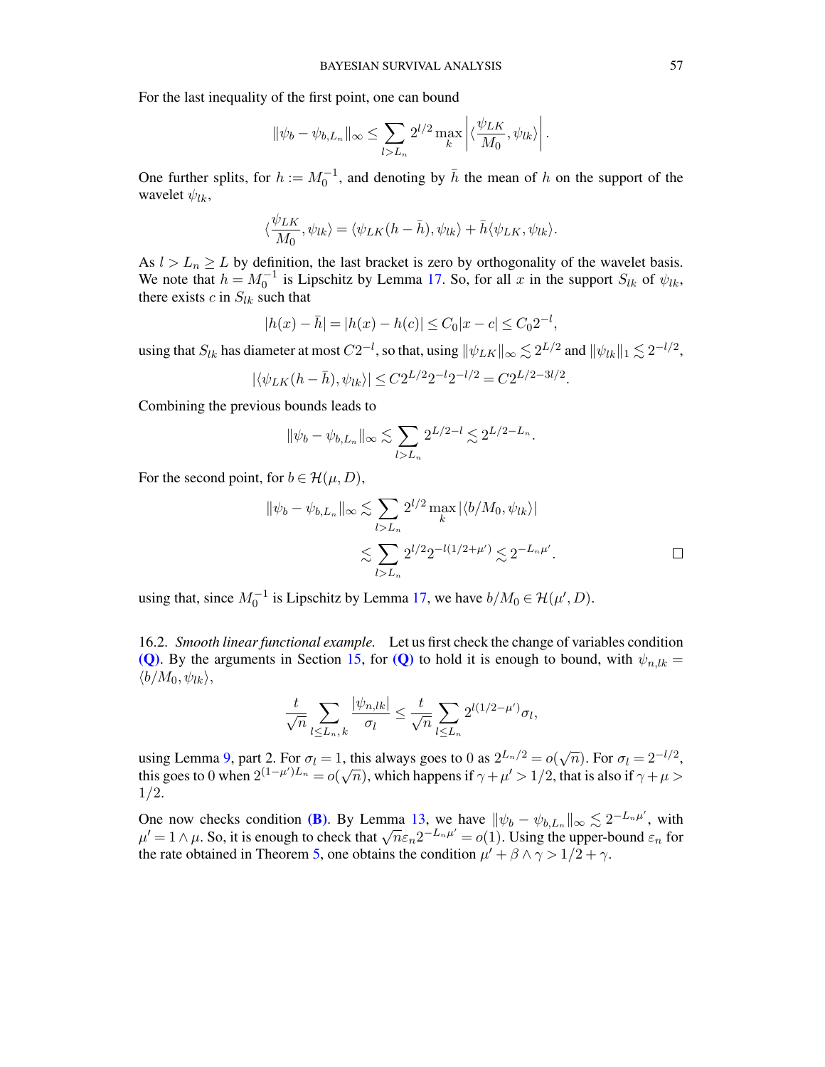For the last inequality of the first point, one can bound

$$\|\psi_b - \psi_{b,L_n}\|_\infty \le \sum_{l>L_n} 2^{l/2} \max_k \left| \langle \frac{\psi_{LK}}{M_0}, \psi_{lk}\rangle \right|.$$

One further splits, for $h := M_0^{-1}$, and denoting by $\bar{h}$ the mean of $h$ on the support of the wavelet $\psi_{lk}$,

$$\langle \frac{\psi_{LK}}{M_0}, \psi_{lk}\rangle = \langle \psi_{LK}(h - \bar{h}), \psi_{lk}\rangle + \bar{h}\langle \psi_{LK}, \psi_{lk}\rangle.$$

As $l > L_n \ge L$ by definition, the last bracket is zero by orthogonality of the wavelet basis. We note that $h = M_0^{-1}$ is Lipschitz by Lemma 17. So, for all $x$ in the support $S_{lk}$ of $\psi_{lk}$, there exists $c$ in $S_{lk}$ such that

$$|h(x) - \bar{h}| = |h(x) - h(c)| \le C_0|x - c| \le C_0 2^{-l},$$

using that $S_{lk}$ has diameter at most $C2^{-l}$, so that, using $\|\psi_{LK}\|_\infty \lesssim 2^{L/2}$ and $\|\psi_{lk}\|_1 \lesssim 2^{-l/2}$,

$$|\langle \psi_{LK}(h - \bar{h}), \psi_{lk}\rangle| \le C 2^{L/2} 2^{-l} 2^{-l/2} = C 2^{L/2 - 3l/2}.$$

Combining the previous bounds leads to

$$\|\psi_b - \psi_{b,L_n}\|_\infty \lesssim \sum_{l>L_n} 2^{L/2 - l} \lesssim 2^{L/2 - L_n}.$$

For the second point, for $b \in \mathcal{H}(\mu, D)$,

$$\begin{aligned}
\|\psi_b - \psi_{b,L_n}\|_\infty &\lesssim \sum_{l>L_n} 2^{l/2} \max_k |\langle b/M_0, \psi_{lk}\rangle| \\
&\lesssim \sum_{l>L_n} 2^{l/2} 2^{-l(1/2+\mu')} \lesssim 2^{-L_n \mu'}.
\end{aligned}$$

□

using that, since $M_0^{-1}$ is Lipschitz by Lemma 17, we have $b/M_0 \in \mathcal{H}(\mu', D)$.

16.2. *Smooth linear functional example.* Let us first check the change of variables condition **(Q)**. By the arguments in Section 15, for **(Q)** to hold it is enough to bound, with $\psi_{n,lk} = \langle b/M_0, \psi_{lk}\rangle$,

$$\frac{t}{\sqrt{n}} \sum_{l \le L_n, k} \frac{|\psi_{n,lk}|}{\sigma_l} \le \frac{t}{\sqrt{n}} \sum_{l \le L_n} 2^{l(1/2 - \mu')} \sigma_l,$$

using Lemma 9, part 2. For $\sigma_l = 1$, this always goes to 0 as $2^{L_n/2} = o(\sqrt{n})$. For $\sigma_l = 2^{-l/2}$, this goes to 0 when $2^{(1-\mu')L_n} = o(\sqrt{n})$, which happens if $\gamma + \mu' > 1/2$, that is also if $\gamma + \mu > 1/2$.

One now checks condition **(B)**. By Lemma 13, we have $\|\psi_b - \psi_{b,L_n}\|_\infty \lesssim 2^{-L_n\mu'}$, with $\mu' = 1 \wedge \mu$. So, it is enough to check that $\sqrt{n}\varepsilon_n 2^{-L_n\mu'} = o(1)$. Using the upper-bound $\varepsilon_n$ for the rate obtained in Theorem 5, one obtains the condition $\mu' + \beta \wedge \gamma > 1/2 + \gamma$.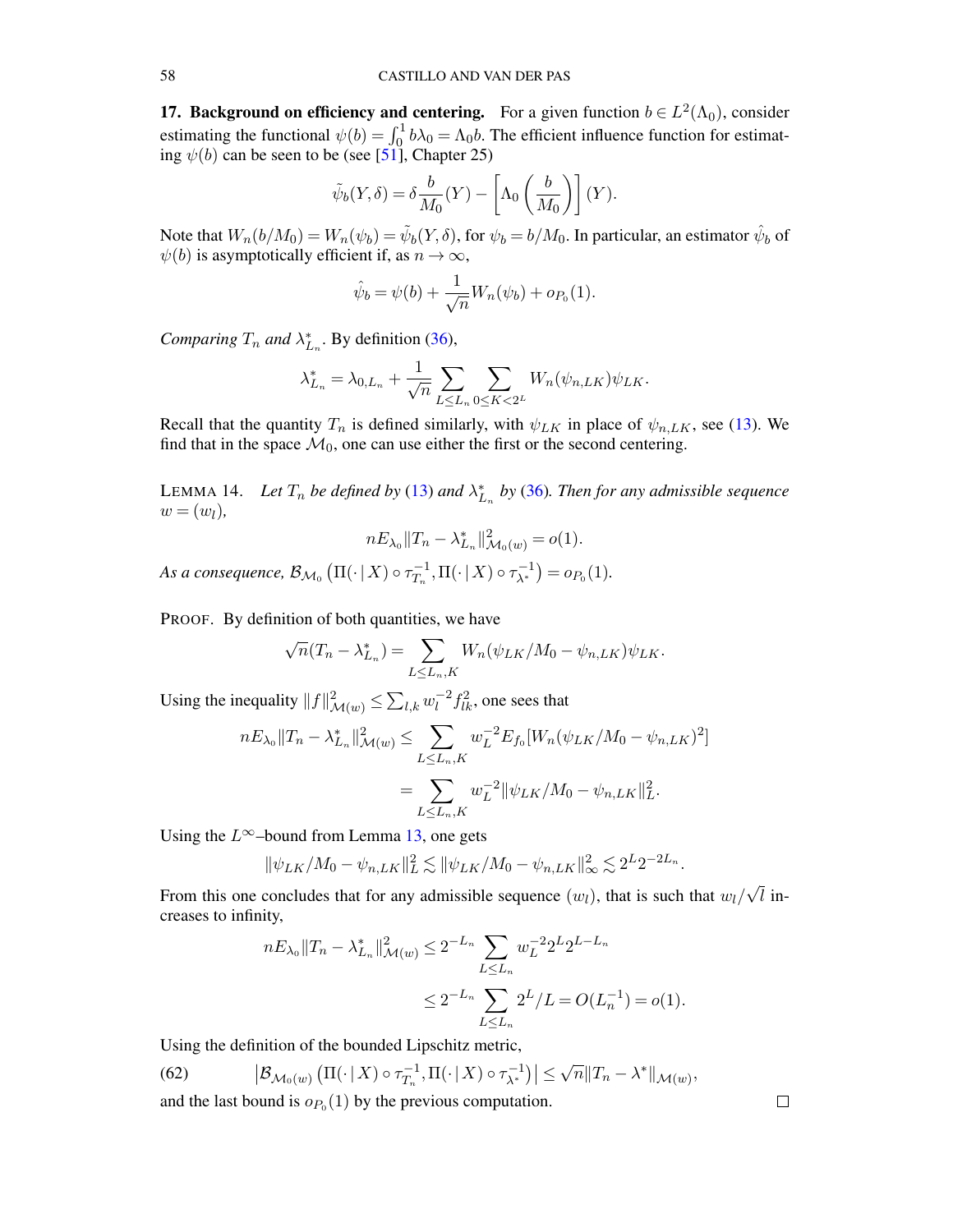**17. Background on efficiency and centering.** For a given function $b \in L^2(\Lambda_0)$, consider estimating the functional $\psi(b) = \int_0^1 b\lambda_0 = \Lambda_0 b$. The efficient influence function for estimating $\psi(b)$ can be seen to be (see [51], Chapter 25)

$$\tilde{\psi}_b(Y, \delta) = \delta \frac{b}{M_0}(Y) - \left[\Lambda_0\left(\frac{b}{M_0}\right)\right](Y).$$

Note that $W_n(b/M_0) = W_n(\psi_b) = \tilde{\psi}_b(Y, \delta)$, for $\psi_b = b/M_0$. In particular, an estimator $\hat{\psi}_b$ of $\psi(b)$ is asymptotically efficient if, as $n \to \infty$,

$$\hat{\psi}_b = \psi(b) + \frac{1}{\sqrt{n}} W_n(\psi_b) + o_{P_0}(1).$$

*Comparing $T_n$ and $\lambda^*_{L_n}$.* By definition (36),

$$\lambda^*_{L_n} = \lambda_{0,L_n} + \frac{1}{\sqrt{n}} \sum_{L \le L_n} \sum_{0 \le K < 2^L} W_n(\psi_{n,LK})\psi_{LK}.$$

Recall that the quantity $T_n$ is defined similarly, with $\psi_{LK}$ in place of $\psi_{n,LK}$, see (13). We find that in the space $\mathcal{M}_0$, one can use either the first or the second centering.

LEMMA 14. *Let $T_n$ be defined by (13) and $\lambda^*_{L_n}$ by (36). Then for any admissible sequence $w = (w_l)$,*

$$nE_{\lambda_0}\|T_n - \lambda^*_{L_n}\|^2_{\mathcal{M}_0(w)} = o(1).$$

*As a consequence, $\mathcal{B}_{\mathcal{M}_0}\left(\Pi(\cdot \,|\, X) \circ \tau^{-1}_{T_n}, \Pi(\cdot \,|\, X) \circ \tau^{-1}_{\lambda^*}\right) = o_{P_0}(1)$.*

PROOF. By definition of both quantities, we have

$$\sqrt{n}(T_n - \lambda^*_{L_n}) = \sum_{L \le L_n, K} W_n(\psi_{LK}/M_0 - \psi_{n,LK})\psi_{LK}.$$

Using the inequality $\|f\|^2_{\mathcal{M}(w)} \le \sum_{l,k} w_l^{-2} f_{lk}^2$, one sees that

$$\begin{aligned} nE_{\lambda_0}\|T_n - \lambda^*_{L_n}\|^2_{\mathcal{M}(w)} &\le \sum_{L \le L_n, K} w_L^{-2} E_{f_0}[W_n(\psi_{LK}/M_0 - \psi_{n,LK})^2] \\ &= \sum_{L \le L_n, K} w_L^{-2} \|\psi_{LK}/M_0 - \psi_{n,LK}\|^2_L. \end{aligned}$$

Using the $L^\infty$–bound from Lemma 13, one gets

$$\|\psi_{LK}/M_0 - \psi_{n,LK}\|^2_L \lesssim \|\psi_{LK}/M_0 - \psi_{n,LK}\|^2_\infty \lesssim 2^L 2^{-2L_n}.$$

From this one concludes that for any admissible sequence $(w_l)$, that is such that $w_l/\sqrt{l}$ increases to infinity,

$$\begin{aligned} nE_{\lambda_0}\|T_n - \lambda^*_{L_n}\|^2_{\mathcal{M}(w)} &\le 2^{-L_n} \sum_{L \le L_n} w_L^{-2} 2^L 2^{L - L_n} \\ &\le 2^{-L_n} \sum_{L \le L_n} 2^L / L = O(L_n^{-1}) = o(1). \end{aligned}$$

Using the definition of the bounded Lipschitz metric,

$$\left|\mathcal{B}_{\mathcal{M}_0(w)}\left(\Pi(\cdot \,|\, X) \circ \tau^{-1}_{T_n}, \Pi(\cdot \,|\, X) \circ \tau^{-1}_{\lambda^*}\right)\right| \le \sqrt{n}\|T_n - \lambda^*\|_{\mathcal{M}(w)}, \tag{62}$$

and the last bound is $o_{P_0}(1)$ by the previous computation. $\square$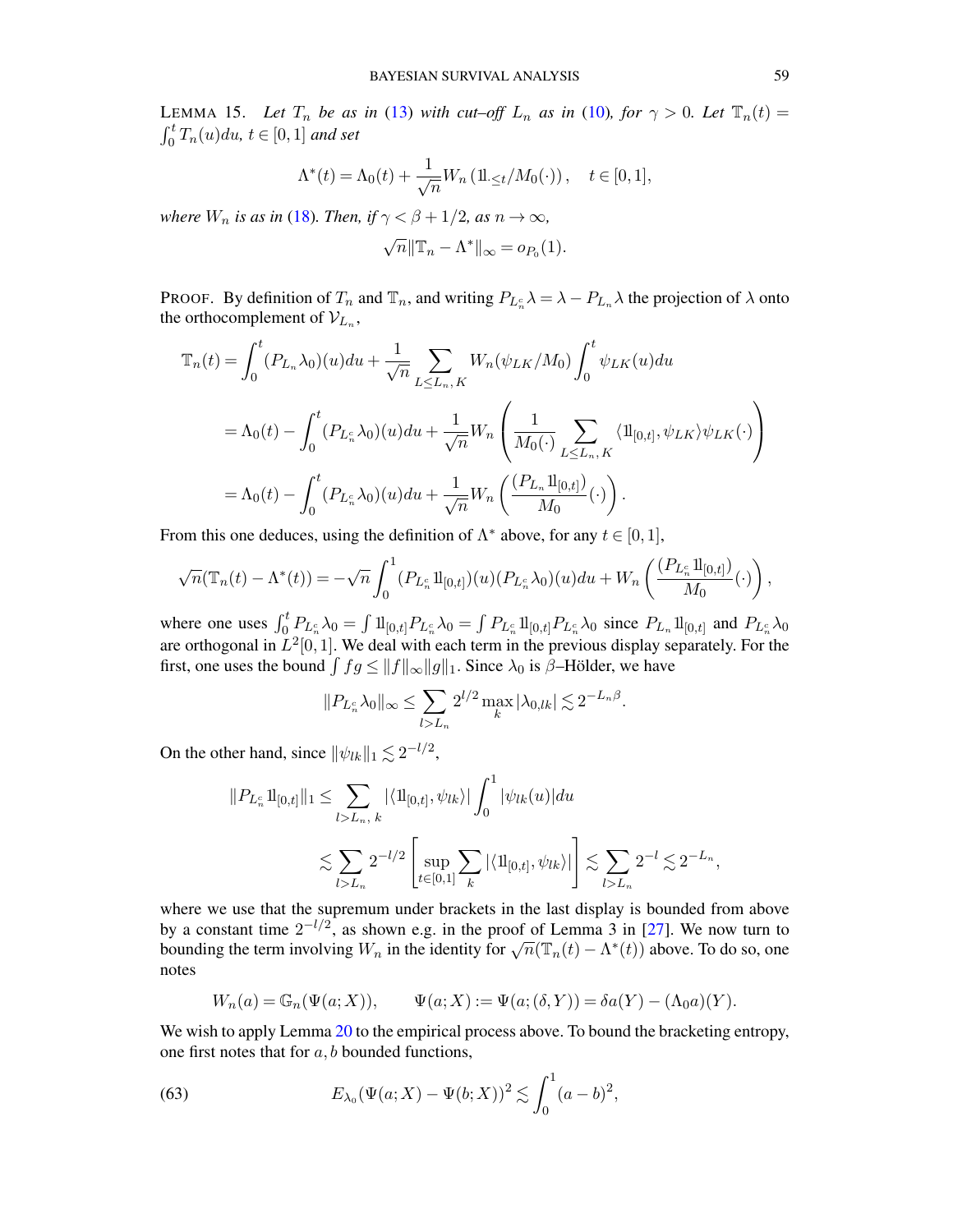LEMMA 15. *Let $T_n$ be as in (13) with cut–off $L_n$ as in (10), for $\gamma > 0$. Let $\mathbb{T}_n(t) = \int_0^t T_n(u)du$, $t \in [0,1]$ and set*

$$\Lambda^*(t) = \Lambda_0(t) + \frac{1}{\sqrt{n}} W_n\left(1\!\!1_{\cdot \le t}/M_0(\cdot)\right), \quad t \in [0,1],$$

*where $W_n$ is as in (18). Then, if $\gamma < \beta + 1/2$, as $n \to \infty$,*

$$\sqrt{n}\|\mathbb{T}_n - \Lambda^*\|_\infty = o_{P_0}(1).$$

PROOF. By definition of $T_n$ and $\mathbb{T}_n$, and writing $P_{L_n^c}\lambda = \lambda - P_{L_n}\lambda$ the projection of $\lambda$ onto the orthocomplement of $\mathcal{V}_{L_n}$,

$$\begin{aligned}
\mathbb{T}_n(t) &= \int_0^t (P_{L_n}\lambda_0)(u)du + \frac{1}{\sqrt{n}} \sum_{L \le L_n, K} W_n(\psi_{LK}/M_0) \int_0^t \psi_{LK}(u)du \\
&= \Lambda_0(t) - \int_0^t (P_{L_n^c}\lambda_0)(u)du + \frac{1}{\sqrt{n}} W_n\left(\frac{1}{M_0(\cdot)} \sum_{L \le L_n, K} \langle 1\!\!1_{[0,t]}, \psi_{LK}\rangle \psi_{LK}(\cdot)\right) \\
&= \Lambda_0(t) - \int_0^t (P_{L_n^c}\lambda_0)(u)du + \frac{1}{\sqrt{n}} W_n\left(\frac{(P_{L_n}1\!\!1_{[0,t]})}{M_0}(\cdot)\right).
\end{aligned}$$

From this one deduces, using the definition of $\Lambda^*$ above, for any $t \in [0,1]$,

$$\sqrt{n}(\mathbb{T}_n(t) - \Lambda^*(t)) = -\sqrt{n}\int_0^1 (P_{L_n^c}1\!\!1_{[0,t]})(u)(P_{L_n^c}\lambda_0)(u)du + W_n\left(\frac{(P_{L_n^c}1\!\!1_{[0,t]})}{M_0}(\cdot)\right),$$

where one uses $\int_0^t P_{L_n^c}\lambda_0 = \int 1\!\!1_{[0,t]} P_{L_n^c}\lambda_0 = \int P_{L_n^c}1\!\!1_{[0,t]} P_{L_n^c}\lambda_0$ since $P_{L_n}1\!\!1_{[0,t]}$ and $P_{L_n^c}\lambda_0$ are orthogonal in $L^2[0,1]$. We deal with each term in the previous display separately. For the first, one uses the bound $\int fg \le \|f\|_\infty \|g\|_1$. Since $\lambda_0$ is $\beta$–Hölder, we have

$$\|P_{L_n^c}\lambda_0\|_\infty \le \sum_{l > L_n} 2^{l/2} \max_k |\lambda_{0,lk}| \lesssim 2^{-L_n\beta}.$$

On the other hand, since $\|\psi_{lk}\|_1 \lesssim 2^{-l/2}$,

$$\begin{aligned}
\|P_{L_n^c}1\!\!1_{[0,t]}\|_1 &\le \sum_{l > L_n,\, k} |\langle 1\!\!1_{[0,t]}, \psi_{lk}\rangle| \int_0^1 |\psi_{lk}(u)|du \\
&\lesssim \sum_{l > L_n} 2^{-l/2}\left[\sup_{t\in[0,1]} \sum_k |\langle 1\!\!1_{[0,t]}, \psi_{lk}\rangle|\right] \lesssim \sum_{l > L_n} 2^{-l} \lesssim 2^{-L_n},
\end{aligned}$$

where we use that the supremum under brackets in the last display is bounded from above by a constant time $2^{-l/2}$, as shown e.g. in the proof of Lemma 3 in [27]. We now turn to bounding the term involving $W_n$ in the identity for $\sqrt{n}(\mathbb{T}_n(t) - \Lambda^*(t))$ above. To do so, one notes

$$W_n(a) = \mathbb{G}_n(\Psi(a;X)), \qquad \Psi(a;X) := \Psi(a;(\delta,Y)) = \delta a(Y) - (\Lambda_0 a)(Y).$$

We wish to apply Lemma 20 to the empirical process above. To bound the bracketing entropy, one first notes that for $a, b$ bounded functions,

$$E_{\lambda_0}(\Psi(a;X) - \Psi(b;X))^2 \lesssim \int_0^1 (a-b)^2, \tag{63}$$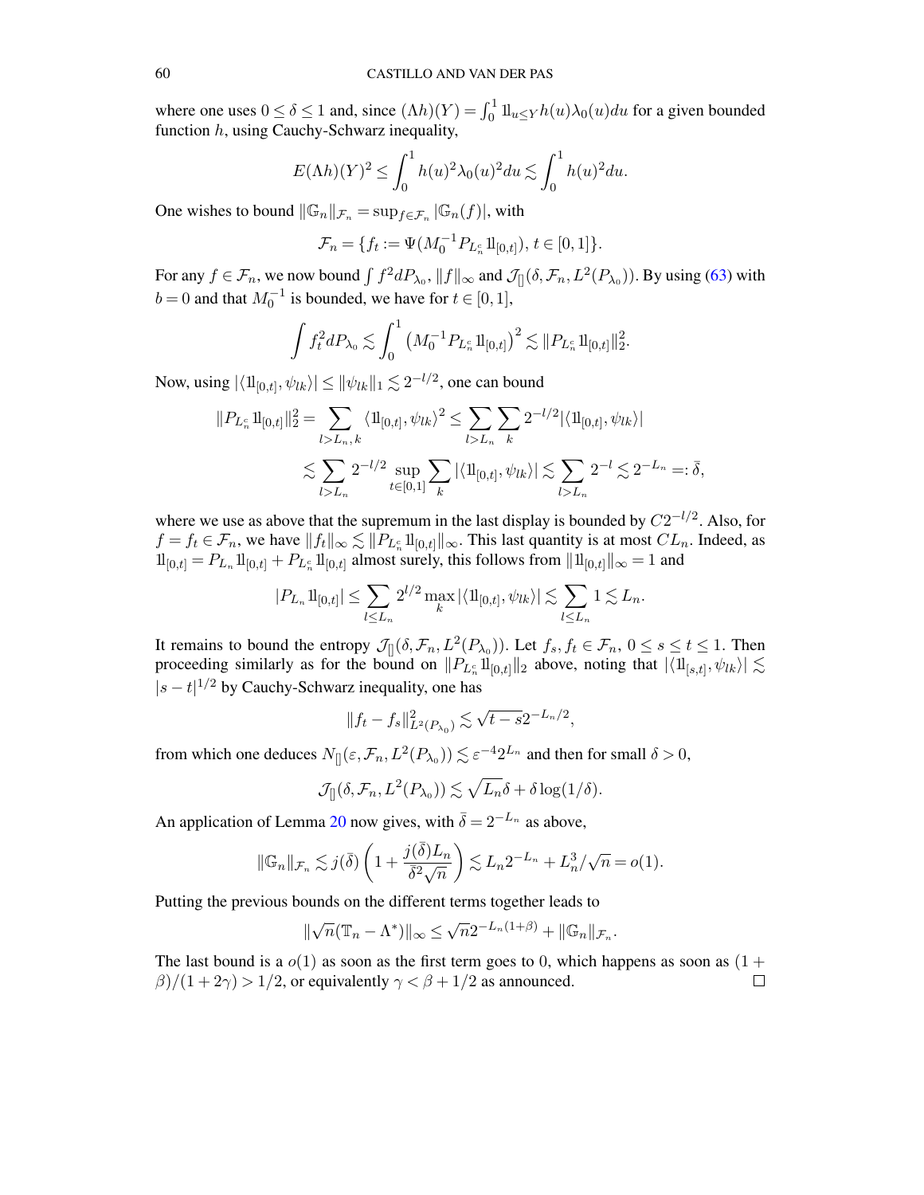where one uses $0 \leq \delta \leq 1$ and, since $(\Lambda h)(Y) = \int_0^1 1\!\!1_{u \leq Y} h(u)\lambda_0(u)du$ for a given bounded function $h$, using Cauchy-Schwarz inequality,

$$E(\Lambda h)(Y)^2 \leq \int_0^1 h(u)^2 \lambda_0(u)^2 du \lesssim \int_0^1 h(u)^2 du.$$

One wishes to bound $\|\mathbb{G}_n\|_{\mathcal{F}_n} = \sup_{f \in \mathcal{F}_n} |\mathbb{G}_n(f)|$, with

$$\mathcal{F}_n = \{f_t := \Psi(M_0^{-1} P_{L_n^c} 1\!\!1_{[0,t]}),\, t \in [0,1]\}.$$

For any $f \in \mathcal{F}_n$, we now bound $\int f^2 dP_{\lambda_0}$, $\|f\|_\infty$ and $\mathcal{J}_{[]}(\delta, \mathcal{F}_n, L^2(P_{\lambda_0}))$. By using (63) with $b = 0$ and that $M_0^{-1}$ is bounded, we have for $t \in [0,1]$,

$$\int f_t^2 dP_{\lambda_0} \lesssim \int_0^1 \left(M_0^{-1} P_{L_n^c} 1\!\!1_{[0,t]}\right)^2 \lesssim \|P_{L_n^c} 1\!\!1_{[0,t]}\|_2^2.$$

Now, using $|\langle 1\!\!1_{[0,t]}, \psi_{lk}\rangle| \leq \|\psi_{lk}\|_1 \lesssim 2^{-l/2}$, one can bound

$$\begin{aligned}
\|P_{L_n^c} 1\!\!1_{[0,t]}\|_2^2 &= \sum_{l > L_n, k} \langle 1\!\!1_{[0,t]}, \psi_{lk}\rangle^2 \leq \sum_{l > L_n} \sum_k 2^{-l/2} |\langle 1\!\!1_{[0,t]}, \psi_{lk}\rangle| \\
&\lesssim \sum_{l > L_n} 2^{-l/2} \sup_{t \in [0,1]} \sum_k |\langle 1\!\!1_{[0,t]}, \psi_{lk}\rangle| \lesssim \sum_{l > L_n} 2^{-l} \lesssim 2^{-L_n} =: \bar{\delta},
\end{aligned}$$

where we use as above that the supremum in the last display is bounded by $C2^{-l/2}$. Also, for $f = f_t \in \mathcal{F}_n$, we have $\|f_t\|_\infty \lesssim \|P_{L_n^c} 1\!\!1_{[0,t]}\|_\infty$. This last quantity is at most $CL_n$. Indeed, as $1\!\!1_{[0,t]} = P_{L_n} 1\!\!1_{[0,t]} + P_{L_n^c} 1\!\!1_{[0,t]}$ almost surely, this follows from $\|1\!\!1_{[0,t]}\|_\infty = 1$ and

$$|P_{L_n} 1\!\!1_{[0,t]}| \leq \sum_{l \leq L_n} 2^{l/2} \max_k |\langle 1\!\!1_{[0,t]}, \psi_{lk}\rangle| \lesssim \sum_{l \leq L_n} 1 \lesssim L_n.$$

It remains to bound the entropy $\mathcal{J}_{[]}(\delta, \mathcal{F}_n, L^2(P_{\lambda_0}))$. Let $f_s, f_t \in \mathcal{F}_n$, $0 \leq s \leq t \leq 1$. Then proceeding similarly as for the bound on $\|P_{L_n^c} 1\!\!1_{[0,t]}\|_2$ above, noting that $|\langle 1\!\!1_{[s,t]}, \psi_{lk}\rangle| \lesssim |s-t|^{1/2}$ by Cauchy-Schwarz inequality, one has

$$\|f_t - f_s\|_{L^2(P_{\lambda_0})}^2 \lesssim \sqrt{t-s}\, 2^{-L_n/2},$$

from which one deduces $N_{[]}(\varepsilon, \mathcal{F}_n, L^2(P_{\lambda_0})) \lesssim \varepsilon^{-4} 2^{L_n}$ and then for small $\delta > 0$,

$$\mathcal{J}_{[]}(\delta, \mathcal{F}_n, L^2(P_{\lambda_0})) \lesssim \sqrt{L_n}\delta + \delta \log(1/\delta).$$

An application of Lemma 20 now gives, with $\bar{\delta} = 2^{-L_n}$ as above,

$$\|\mathbb{G}_n\|_{\mathcal{F}_n} \lesssim j(\bar{\delta}) \left(1 + \frac{j(\bar{\delta}) L_n}{\bar{\delta}^2 \sqrt{n}}\right) \lesssim L_n 2^{-L_n} + L_n^3/\sqrt{n} = o(1).$$

Putting the previous bounds on the different terms together leads to

$$\|\sqrt{n}(\mathbb{T}_n - \Lambda^*)\|_\infty \leq \sqrt{n} 2^{-L_n(1+\beta)} + \|\mathbb{G}_n\|_{\mathcal{F}_n}.$$

The last bound is a $o(1)$ as soon as the first term goes to 0, which happens as soon as $(1+\beta)/(1+2\gamma) > 1/2$, or equivalently $\gamma < \beta + 1/2$ as announced. $\square$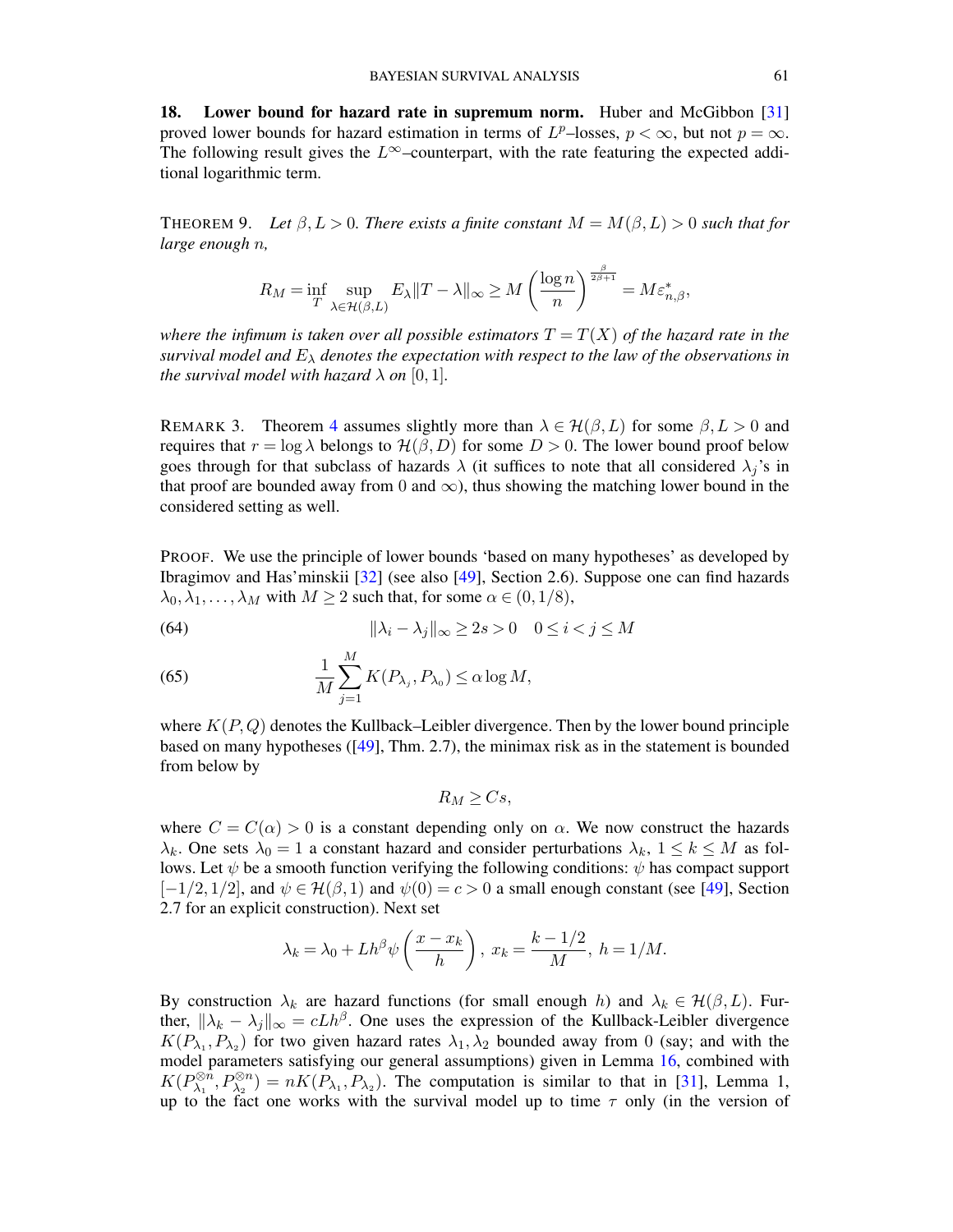## 18. Lower bound for hazard rate in supremum norm.

Huber and McGibbon [31] proved lower bounds for hazard estimation in terms of $L^p$–losses, $p < \infty$, but not $p = \infty$. The following result gives the $L^\infty$–counterpart, with the rate featuring the expected additional logarithmic term.

THEOREM 9. *Let $\beta, L > 0$. There exists a finite constant $M = M(\beta, L) > 0$ such that for large enough $n$,*

$$R_M = \inf_T \sup_{\lambda \in \mathcal{H}(\beta, L)} E_\lambda \|T - \lambda\|_\infty \geq M \left(\frac{\log n}{n}\right)^{\frac{\beta}{2\beta+1}} = M\varepsilon^*_{n,\beta},$$

*where the infimum is taken over all possible estimators $T = T(X)$ of the hazard rate in the survival model and $E_\lambda$ denotes the expectation with respect to the law of the observations in the survival model with hazard $\lambda$ on $[0, 1]$.*

REMARK 3. Theorem 4 assumes slightly more than $\lambda \in \mathcal{H}(\beta, L)$ for some $\beta, L > 0$ and requires that $r = \log \lambda$ belongs to $\mathcal{H}(\beta, D)$ for some $D > 0$. The lower bound proof below goes through for that subclass of hazards $\lambda$ (it suffices to note that all considered $\lambda_j$'s in that proof are bounded away from 0 and $\infty$), thus showing the matching lower bound in the considered setting as well.

PROOF. We use the principle of lower bounds 'based on many hypotheses' as developed by Ibragimov and Has'minskii [32] (see also [49], Section 2.6). Suppose one can find hazards $\lambda_0, \lambda_1, \ldots, \lambda_M$ with $M \geq 2$ such that, for some $\alpha \in (0, 1/8)$,

$$\|\lambda_i - \lambda_j\|_\infty \geq 2s > 0 \quad 0 \leq i < j \leq M \tag{64}$$

$$\frac{1}{M}\sum_{j=1}^{M} K(P_{\lambda_j}, P_{\lambda_0}) \leq \alpha \log M, \tag{65}$$

where $K(P, Q)$ denotes the Kullback–Leibler divergence. Then by the lower bound principle based on many hypotheses ([49], Thm. 2.7), the minimax risk as in the statement is bounded from below by

$$R_M \geq Cs,$$

where $C = C(\alpha) > 0$ is a constant depending only on $\alpha$. We now construct the hazards $\lambda_k$. One sets $\lambda_0 = 1$ a constant hazard and consider perturbations $\lambda_k$, $1 \leq k \leq M$ as follows. Let $\psi$ be a smooth function verifying the following conditions: $\psi$ has compact support $[-1/2, 1/2]$, and $\psi \in \mathcal{H}(\beta, 1)$ and $\psi(0) = c > 0$ a small enough constant (see [49], Section 2.7 for an explicit construction). Next set

$$\lambda_k = \lambda_0 + Lh^\beta \psi\left(\frac{x - x_k}{h}\right),\; x_k = \frac{k - 1/2}{M},\; h = 1/M.$$

By construction $\lambda_k$ are hazard functions (for small enough $h$) and $\lambda_k \in \mathcal{H}(\beta, L)$. Further, $\|\lambda_k - \lambda_j\|_\infty = cLh^\beta$. One uses the expression of the Kullback-Leibler divergence $K(P_{\lambda_1}, P_{\lambda_2})$ for two given hazard rates $\lambda_1, \lambda_2$ bounded away from 0 (say; and with the model parameters satisfying our general assumptions) given in Lemma 16, combined with $K(P_{\lambda_1}^{\otimes n}, P_{\lambda_2}^{\otimes n}) = nK(P_{\lambda_1}, P_{\lambda_2})$. The computation is similar to that in [31], Lemma 1, up to the fact one works with the survival model up to time $\tau$ only (in the version of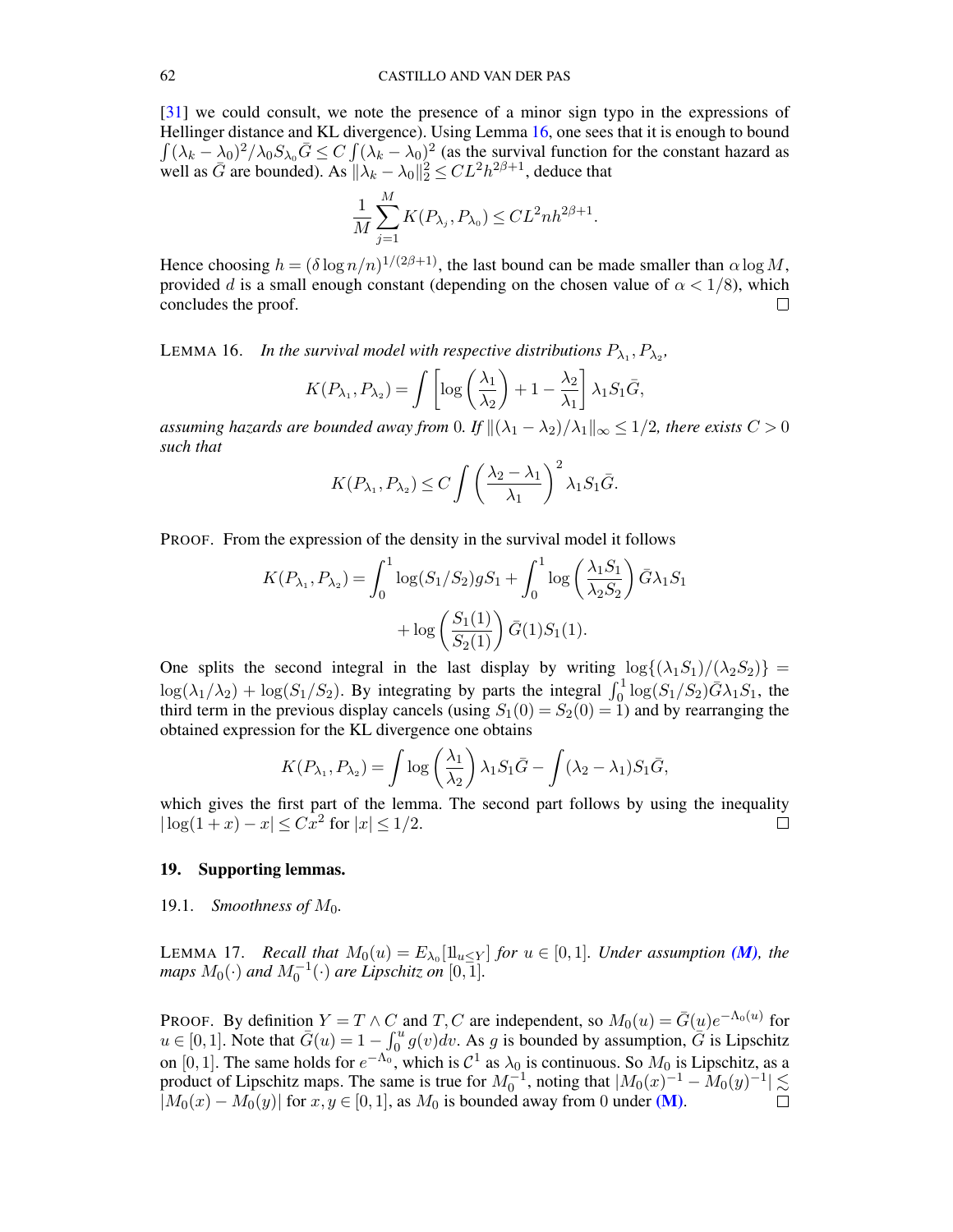[31] we could consult, we note the presence of a minor sign typo in the expressions of Hellinger distance and KL divergence). Using Lemma 16, one sees that it is enough to bound $\int(\lambda_k - \lambda_0)^2/\lambda_0 S_{\lambda_0}\bar{G} \le C\int(\lambda_k - \lambda_0)^2$ (as the survival function for the constant hazard as well as $\bar{G}$ are bounded). As $\|\lambda_k - \lambda_0\|_2^2 \le CL^2h^{2\beta+1}$, deduce that

$$\frac{1}{M}\sum_{j=1}^{M} K(P_{\lambda_j}, P_{\lambda_0}) \le CL^2nh^{2\beta+1}.$$

Hence choosing $h = (\delta\log n/n)^{1/(2\beta+1)}$, the last bound can be made smaller than $\alpha\log M$, provided $d$ is a small enough constant (depending on the chosen value of $\alpha < 1/8$), which concludes the proof. □

LEMMA 16. *In the survival model with respective distributions $P_{\lambda_1}, P_{\lambda_2}$,*

$$K(P_{\lambda_1}, P_{\lambda_2}) = \int\left[\log\left(\frac{\lambda_1}{\lambda_2}\right) + 1 - \frac{\lambda_2}{\lambda_1}\right]\lambda_1 S_1\bar{G},$$

*assuming hazards are bounded away from* 0*. If $\|(\lambda_1 - \lambda_2)/\lambda_1\|_\infty \le 1/2$, there exists $C > 0$ such that*

$$K(P_{\lambda_1}, P_{\lambda_2}) \le C\int\left(\frac{\lambda_2 - \lambda_1}{\lambda_1}\right)^2\lambda_1 S_1\bar{G}.$$

PROOF. From the expression of the density in the survival model it follows

$$K(P_{\lambda_1}, P_{\lambda_2}) = \int_0^1 \log(S_1/S_2) g S_1 + \int_0^1 \log\left(\frac{\lambda_1 S_1}{\lambda_2 S_2}\right)\bar{G}\lambda_1 S_1 + \log\left(\frac{S_1(1)}{S_2(1)}\right)\bar{G}(1)S_1(1).$$

One splits the second integral in the last display by writing $\log\{(\lambda_1 S_1)/(\lambda_2 S_2)\} = \log(\lambda_1/\lambda_2) + \log(S_1/S_2)$. By integrating by parts the integral $\int_0^1 \log(S_1/S_2)\bar{G}\lambda_1 S_1$, the third term in the previous display cancels (using $S_1(0) = S_2(0) = 1$) and by rearranging the obtained expression for the KL divergence one obtains

$$K(P_{\lambda_1}, P_{\lambda_2}) = \int\log\left(\frac{\lambda_1}{\lambda_2}\right)\lambda_1 S_1\bar{G} - \int(\lambda_2 - \lambda_1)S_1\bar{G},$$

which gives the first part of the lemma. The second part follows by using the inequality $|\log(1+x) - x| \le Cx^2$ for $|x| \le 1/2$. □

## 19. Supporting lemmas.

### 19.1. *Smoothness of $M_0$.*

LEMMA 17. *Recall that $M_0(u) = E_{\lambda_0}[1\!\!1_{u\le Y}]$ for $u \in [0,1]$. Under assumption (M), the maps $M_0(\cdot)$ and $M_0^{-1}(\cdot)$ are Lipschitz on $[0,1]$.*

PROOF. By definition $Y = T \wedge C$ and $T, C$ are independent, so $M_0(u) = \bar{G}(u)e^{-\Lambda_0(u)}$ for $u \in [0,1]$. Note that $\bar{G}(u) = 1 - \int_0^u g(v)dv$. As $g$ is bounded by assumption, $\bar{G}$ is Lipschitz on $[0,1]$. The same holds for $e^{-\Lambda_0}$, which is $\mathcal{C}^1$ as $\lambda_0$ is continuous. So $M_0$ is Lipschitz, as a product of Lipschitz maps. The same is true for $M_0^{-1}$, noting that $|M_0(x)^{-1} - M_0(y)^{-1}| \lesssim |M_0(x) - M_0(y)|$ for $x, y \in [0,1]$, as $M_0$ is bounded away from 0 under (M). □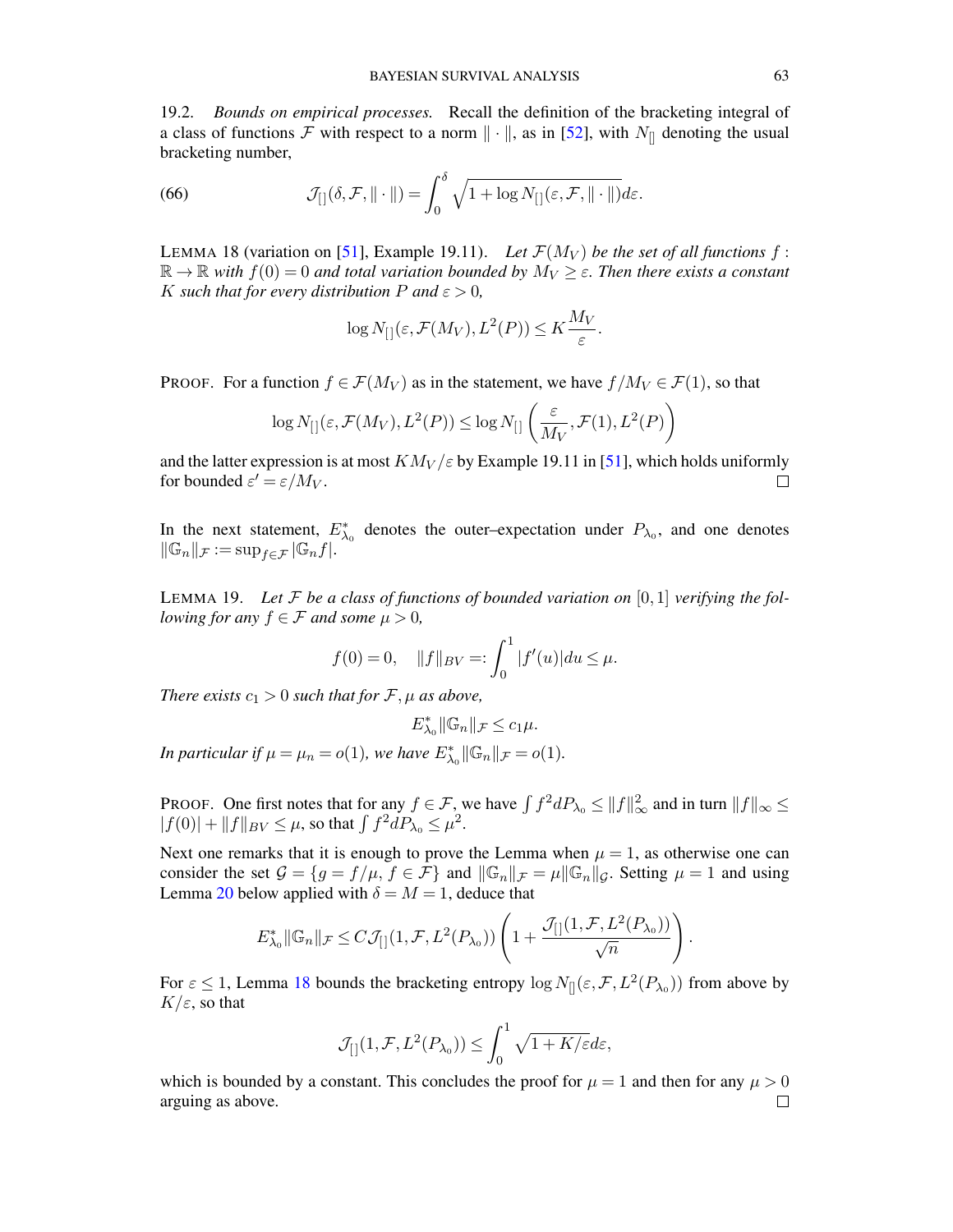19.2. *Bounds on empirical processes.* Recall the definition of the bracketing integral of a class of functions $\mathcal{F}$ with respect to a norm $\|\cdot\|$, as in [52], with $N_{[]}$ denoting the usual bracketing number,

$$
\mathcal{J}_{[]}(\delta, \mathcal{F}, \|\cdot\|) = \int_0^\delta \sqrt{1 + \log N_{[]}(\varepsilon, \mathcal{F}, \|\cdot\|)} d\varepsilon. \tag{66}
$$

LEMMA 18 (variation on [51], Example 19.11). *Let $\mathcal{F}(M_V)$ be the set of all functions $f : \mathbb{R} \to \mathbb{R}$ with $f(0) = 0$ and total variation bounded by $M_V \geq \varepsilon$. Then there exists a constant $K$ such that for every distribution $P$ and $\varepsilon > 0$,*

$$
\log N_{[]}(\varepsilon, \mathcal{F}(M_V), L^2(P)) \leq K \frac{M_V}{\varepsilon}.
$$

PROOF. For a function $f \in \mathcal{F}(M_V)$ as in the statement, we have $f/M_V \in \mathcal{F}(1)$, so that

$$
\log N_{[]}(\varepsilon, \mathcal{F}(M_V), L^2(P)) \leq \log N_{[]}\left(\frac{\varepsilon}{M_V}, \mathcal{F}(1), L^2(P)\right)
$$

and the latter expression is at most $KM_V/\varepsilon$ by Example 19.11 in [51], which holds uniformly for bounded $\varepsilon' = \varepsilon/M_V$. $\square$

In the next statement, $E^*_{\lambda_0}$ denotes the outer–expectation under $P_{\lambda_0}$, and one denotes $\|\mathbb{G}_n\|_{\mathcal{F}} := \sup_{f \in \mathcal{F}} |\mathbb{G}_n f|$.

LEMMA 19. *Let $\mathcal{F}$ be a class of functions of bounded variation on $[0,1]$ verifying the following for any $f \in \mathcal{F}$ and some $\mu > 0$,*

$$
f(0) = 0, \quad \|f\|_{BV} =: \int_0^1 |f'(u)| du \leq \mu.
$$

*There exists $c_1 > 0$ such that for $\mathcal{F}, \mu$ as above,*

$$
E^*_{\lambda_0} \|\mathbb{G}_n\|_{\mathcal{F}} \leq c_1 \mu.
$$

*In particular if $\mu = \mu_n = o(1)$, we have $E^*_{\lambda_0} \|\mathbb{G}_n\|_{\mathcal{F}} = o(1)$.*

PROOF. One first notes that for any $f \in \mathcal{F}$, we have $\int f^2 dP_{\lambda_0} \leq \|f\|_\infty^2$ and in turn $\|f\|_\infty \leq |f(0)| + \|f\|_{BV} \leq \mu$, so that $\int f^2 dP_{\lambda_0} \leq \mu^2$.

Next one remarks that it is enough to prove the Lemma when $\mu = 1$, as otherwise one can consider the set $\mathcal{G} = \{g = f/\mu, f \in \mathcal{F}\}$ and $\|\mathbb{G}_n\|_{\mathcal{F}} = \mu \|\mathbb{G}_n\|_{\mathcal{G}}$. Setting $\mu = 1$ and using Lemma 20 below applied with $\delta = M = 1$, deduce that

$$
E^*_{\lambda_0} \|\mathbb{G}_n\|_{\mathcal{F}} \leq C \mathcal{J}_{[]}(1, \mathcal{F}, L^2(P_{\lambda_0})) \left(1 + \frac{\mathcal{J}_{[]}(1, \mathcal{F}, L^2(P_{\lambda_0}))}{\sqrt{n}}\right).
$$

For $\varepsilon \leq 1$, Lemma 18 bounds the bracketing entropy $\log N_{[]}(\varepsilon, \mathcal{F}, L^2(P_{\lambda_0}))$ from above by $K/\varepsilon$, so that

$$
\mathcal{J}_{[]}(1, \mathcal{F}, L^2(P_{\lambda_0})) \leq \int_0^1 \sqrt{1 + K/\varepsilon} d\varepsilon,
$$

which is bounded by a constant. This concludes the proof for $\mu = 1$ and then for any $\mu > 0$ arguing as above. $\square$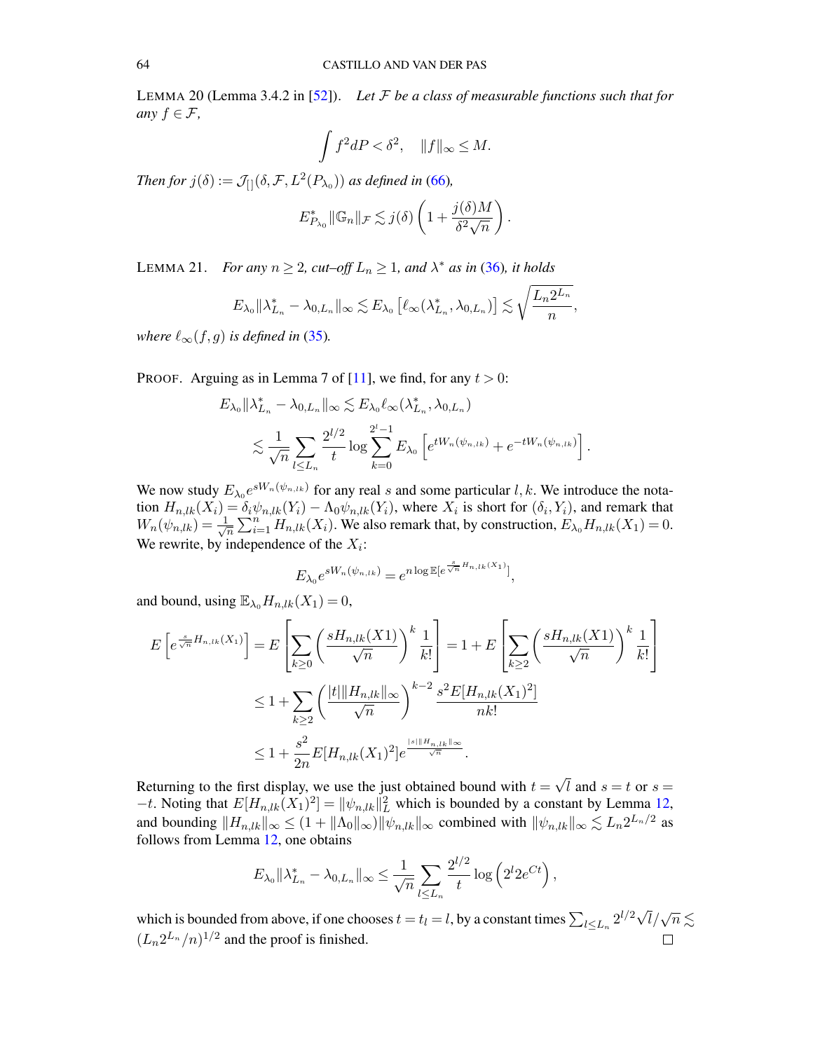LEMMA 20 (Lemma 3.4.2 in [52]). *Let $\mathcal{F}$ be a class of measurable functions such that for any $f \in \mathcal{F}$,*

$$\int f^2 dP < \delta^2, \quad \|f\|_\infty \leq M.$$

*Then for $j(\delta) := \mathcal{J}_{[]}(\delta, \mathcal{F}, L^2(P_{\lambda_0}))$ as defined in (66),*

$$E^*_{P_{\lambda_0}} \|\mathbb{G}_n\|_{\mathcal{F}} \lesssim j(\delta) \left(1 + \frac{j(\delta) M}{\delta^2 \sqrt{n}}\right).$$

LEMMA 21. *For any $n \geq 2$, cut–off $L_n \geq 1$, and $\lambda^*$ as in (36), it holds*

$$E_{\lambda_0} \|\lambda^*_{L_n} - \lambda_{0,L_n}\|_\infty \lesssim E_{\lambda_0}\left[\ell_\infty(\lambda^*_{L_n}, \lambda_{0,L_n})\right] \lesssim \sqrt{\frac{L_n 2^{L_n}}{n}},$$

*where $\ell_\infty(f,g)$ is defined in (35).*

PROOF. Arguing as in Lemma 7 of [11], we find, for any $t > 0$:

$$E_{\lambda_0} \|\lambda^*_{L_n} - \lambda_{0,L_n}\|_\infty \lesssim E_{\lambda_0} \ell_\infty(\lambda^*_{L_n}, \lambda_{0,L_n})$$
$$\lesssim \frac{1}{\sqrt{n}} \sum_{l \leq L_n} \frac{2^{l/2}}{t} \log \sum_{k=0}^{2^l - 1} E_{\lambda_0}\left[e^{tW_n(\psi_{n,lk})} + e^{-tW_n(\psi_{n,lk})}\right].$$

We now study $E_{\lambda_0} e^{sW_n(\psi_{n,lk})}$ for any real $s$ and some particular $l, k$. We introduce the notation $H_{n,lk}(X_i) = \delta_i \psi_{n,lk}(Y_i) - \Lambda_0 \psi_{n,lk}(Y_i)$, where $X_i$ is short for $(\delta_i, Y_i)$, and remark that $W_n(\psi_{n,lk}) = \frac{1}{\sqrt{n}} \sum_{i=1}^n H_{n,lk}(X_i)$. We also remark that, by construction, $E_{\lambda_0} H_{n,lk}(X_1) = 0$. We rewrite, by independence of the $X_i$:

$$E_{\lambda_0} e^{sW_n(\psi_{n,lk})} = e^{n \log \mathbb{E}[e^{\frac{s}{\sqrt{n}} H_{n,lk}(X_1)}]},$$

and bound, using $\mathbb{E}_{\lambda_0} H_{n,lk}(X_1) = 0$,

$$E\left[e^{\frac{s}{\sqrt{n}} H_{n,lk}(X_1)}\right] = E\left[\sum_{k \geq 0} \left(\frac{sH_{n,lk}(X1)}{\sqrt{n}}\right)^k \frac{1}{k!}\right] = 1 + E\left[\sum_{k \geq 2} \left(\frac{sH_{n,lk}(X1)}{\sqrt{n}}\right)^k \frac{1}{k!}\right]$$
$$\leq 1 + \sum_{k \geq 2} \left(\frac{|t| \|H_{n,lk}\|_\infty}{\sqrt{n}}\right)^{k-2} \frac{s^2 E[H_{n,lk}(X_1)^2]}{nk!}$$
$$\leq 1 + \frac{s^2}{2n} E[H_{n,lk}(X_1)^2] e^{\frac{|s| \|H_{n,lk}\|_\infty}{\sqrt{n}}}.$$

Returning to the first display, we use the just obtained bound with $t = \sqrt{l}$ and $s = t$ or $s = -t$. Noting that $E[H_{n,lk}(X_1)^2] = \|\psi_{n,lk}\|_L^2$ which is bounded by a constant by Lemma 12, and bounding $\|H_{n,lk}\|_\infty \leq (1 + \|\Lambda_0\|_\infty) \|\psi_{n,lk}\|_\infty$ combined with $\|\psi_{n,lk}\|_\infty \lesssim L_n 2^{L_n/2}$ as follows from Lemma 12, one obtains

$$E_{\lambda_0} \|\lambda^*_{L_n} - \lambda_{0,L_n}\|_\infty \leq \frac{1}{\sqrt{n}} \sum_{l \leq L_n} \frac{2^{l/2}}{t} \log\left(2^l 2 e^{Ct}\right),$$

which is bounded from above, if one chooses $t = t_l = l$, by a constant times $\sum_{l \leq L_n} 2^{l/2} \sqrt{l} / \sqrt{n} \lesssim (L_n 2^{L_n}/n)^{1/2}$ and the proof is finished. $\square$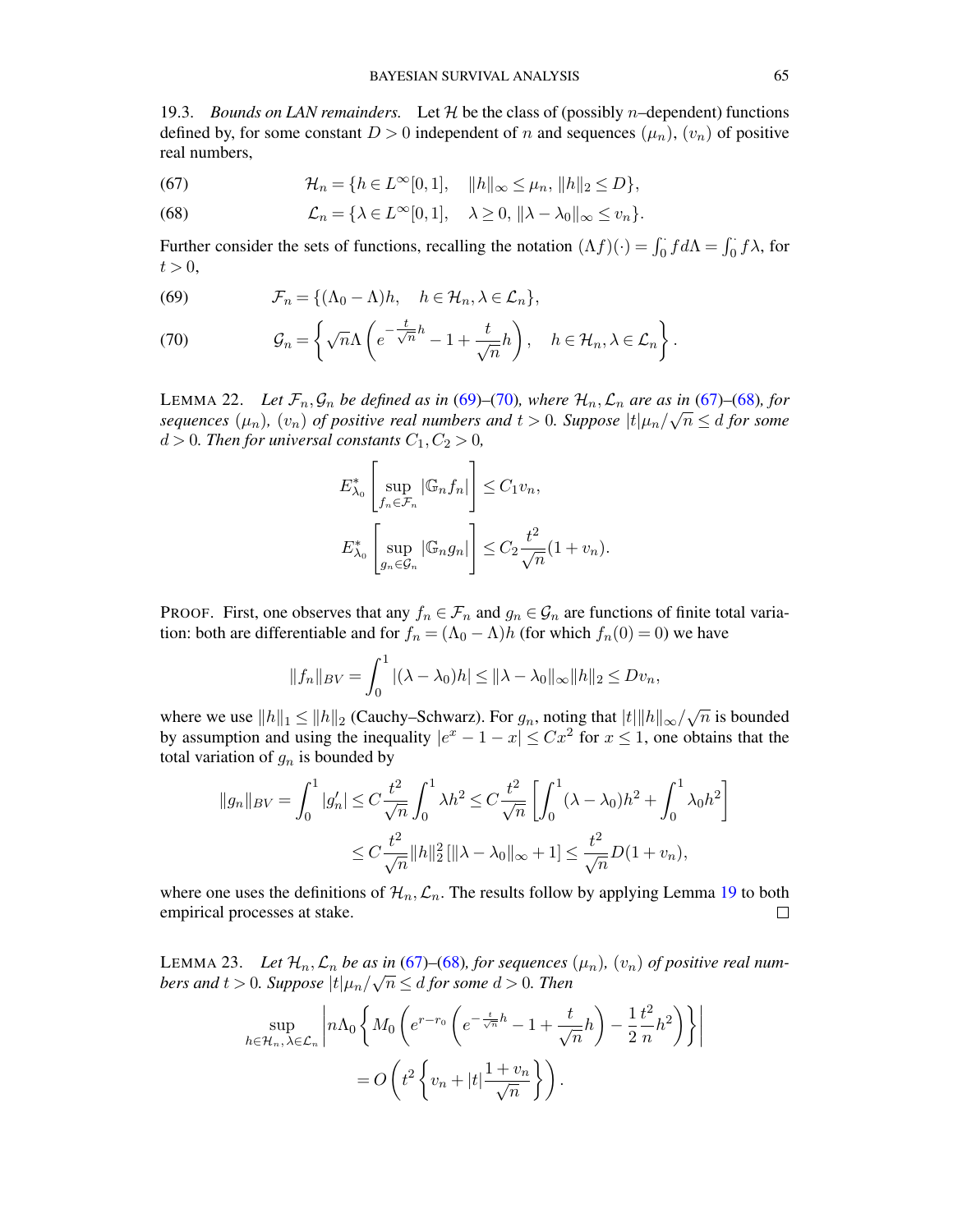19.3. *Bounds on LAN remainders.* Let $\mathcal{H}$ be the class of (possibly $n$–dependent) functions defined by, for some constant $D > 0$ independent of $n$ and sequences $(\mu_n)$, $(v_n)$ of positive real numbers,

$$\mathcal{H}_n = \{h \in L^\infty[0,1], \quad \|h\|_\infty \le \mu_n, \, \|h\|_2 \le D\}, \tag{67}$$

$$\mathcal{L}_n = \{\lambda \in L^\infty[0,1], \quad \lambda \ge 0, \, \|\lambda - \lambda_0\|_\infty \le v_n\}. \tag{68}$$

Further consider the sets of functions, recalling the notation $(\Lambda f)(\cdot) = \int_0^\cdot f d\Lambda = \int_0^\cdot f\lambda$, for $t > 0$,

$$\mathcal{F}_n = \{(\Lambda_0 - \Lambda)h, \quad h \in \mathcal{H}_n, \lambda \in \mathcal{L}_n\}, \tag{69}$$

$$\mathcal{G}_n = \left\{ \sqrt{n}\Lambda\left(e^{-\frac{t}{\sqrt{n}}h} - 1 + \frac{t}{\sqrt{n}}h\right), \quad h \in \mathcal{H}_n, \lambda \in \mathcal{L}_n \right\}. \tag{70}$$

LEMMA 22. *Let $\mathcal{F}_n, \mathcal{G}_n$ be defined as in (69)–(70), where $\mathcal{H}_n, \mathcal{L}_n$ are as in (67)–(68), for sequences $(\mu_n)$, $(v_n)$ of positive real numbers and $t > 0$. Suppose $|t|\mu_n/\sqrt{n} \le d$ for some $d > 0$. Then for universal constants $C_1, C_2 > 0$,*

$$E^*_{\lambda_0}\left[\sup_{f_n \in \mathcal{F}_n} |\mathbb{G}_n f_n|\right] \le C_1 v_n,$$

$$E^*_{\lambda_0}\left[\sup_{g_n \in \mathcal{G}_n} |\mathbb{G}_n g_n|\right] \le C_2 \frac{t^2}{\sqrt{n}}(1 + v_n).$$

PROOF. First, one observes that any $f_n \in \mathcal{F}_n$ and $g_n \in \mathcal{G}_n$ are functions of finite total variation: both are differentiable and for $f_n = (\Lambda_0 - \Lambda)h$ (for which $f_n(0) = 0$) we have

$$\|f_n\|_{BV} = \int_0^1 |(\lambda - \lambda_0)h| \le \|\lambda - \lambda_0\|_\infty \|h\|_2 \le D v_n,$$

where we use $\|h\|_1 \le \|h\|_2$ (Cauchy–Schwarz). For $g_n$, noting that $|t|\|h\|_\infty/\sqrt{n}$ is bounded by assumption and using the inequality $|e^x - 1 - x| \le Cx^2$ for $x \le 1$, one obtains that the total variation of $g_n$ is bounded by

$$\begin{aligned}
\|g_n\|_{BV} = \int_0^1 |g_n'| &\le C\frac{t^2}{\sqrt{n}} \int_0^1 \lambda h^2 \le C\frac{t^2}{\sqrt{n}} \left[\int_0^1 (\lambda - \lambda_0)h^2 + \int_0^1 \lambda_0 h^2\right] \\
&\le C\frac{t^2}{\sqrt{n}} \|h\|_2^2 \left[\|\lambda - \lambda_0\|_\infty + 1\right] \le \frac{t^2}{\sqrt{n}} D(1 + v_n),
\end{aligned}$$

where one uses the definitions of $\mathcal{H}_n, \mathcal{L}_n$. The results follow by applying Lemma 19 to both empirical processes at stake. $\square$

LEMMA 23. *Let $\mathcal{H}_n, \mathcal{L}_n$ be as in (67)–(68), for sequences $(\mu_n)$, $(v_n)$ of positive real numbers and $t > 0$. Suppose $|t|\mu_n/\sqrt{n} \le d$ for some $d > 0$. Then*

$$\sup_{h \in \mathcal{H}_n, \lambda \in \mathcal{L}_n} \left| n\Lambda_0 \left\{ M_0 \left( e^{r - r_0} \left( e^{-\frac{t}{\sqrt{n}}h} - 1 + \frac{t}{\sqrt{n}}h \right) - \frac{1}{2}\frac{t^2}{n}h^2 \right) \right\} \right|$$

$$= O\left( t^2 \left\{ v_n + |t| \frac{1 + v_n}{\sqrt{n}} \right\} \right).$$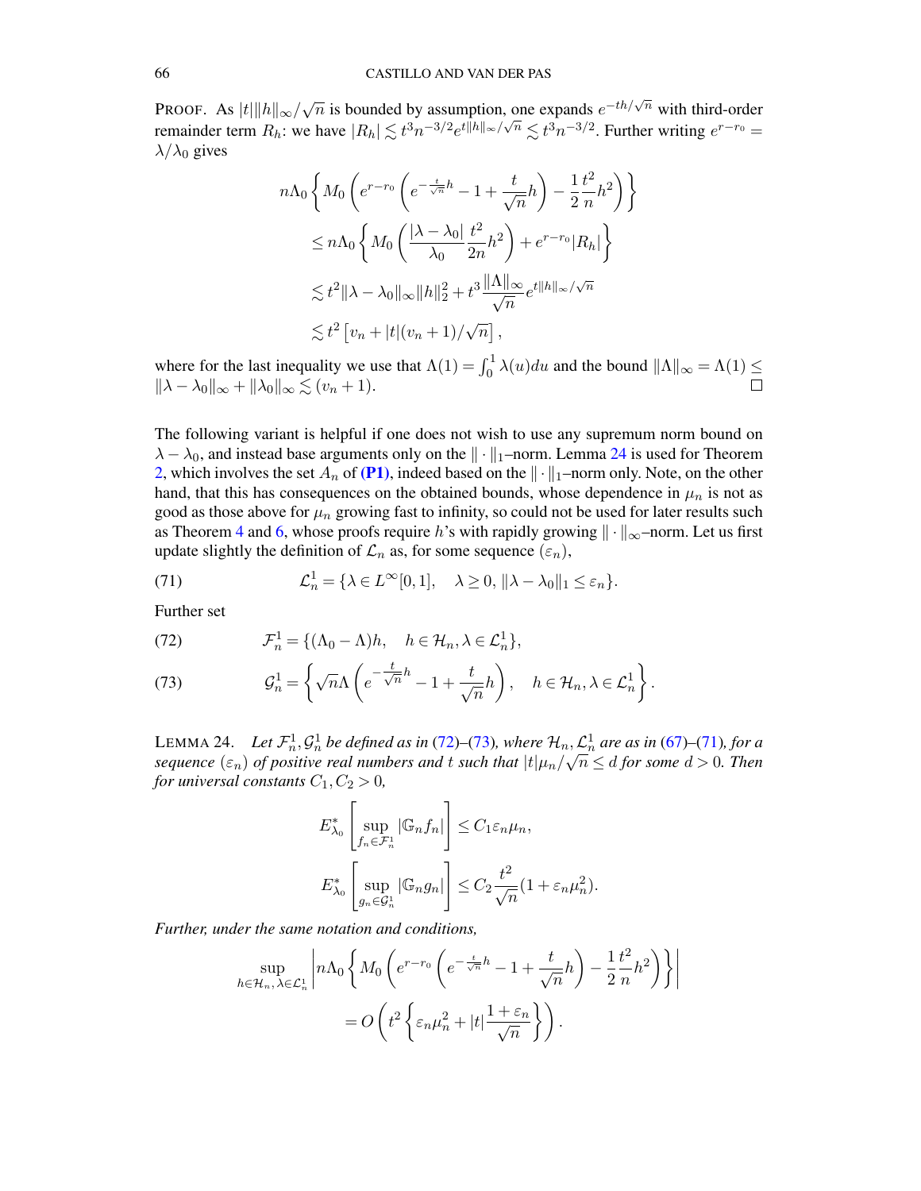PROOF. As $|t|\|h\|_\infty/\sqrt{n}$ is bounded by assumption, one expands $e^{-th/\sqrt{n}}$ with third-order remainder term $R_h$: we have $|R_h| \lesssim t^3 n^{-3/2} e^{t\|h\|_\infty/\sqrt{n}} \lesssim t^3 n^{-3/2}$. Further writing $e^{r-r_0} = \lambda/\lambda_0$ gives

$$
\begin{aligned}
& n\Lambda_0 \left\{ M_0 \left( e^{r-r_0} \left( e^{-\frac{t}{\sqrt{n}}h} - 1 + \frac{t}{\sqrt{n}} h \right) - \frac{1}{2}\frac{t^2}{n} h^2 \right) \right\} \\
& \leq n\Lambda_0 \left\{ M_0 \left( \frac{|\lambda - \lambda_0|}{\lambda_0} \frac{t^2}{2n} h^2 \right) + e^{r-r_0} |R_h| \right\} \\
& \lesssim t^2 \|\lambda - \lambda_0\|_\infty \|h\|_2^2 + t^3 \frac{\|\Lambda\|_\infty}{\sqrt{n}} e^{t\|h\|_\infty/\sqrt{n}} \\
& \lesssim t^2 \left[ v_n + |t|(v_n + 1)/\sqrt{n} \right],
\end{aligned}
$$

where for the last inequality we use that $\Lambda(1) = \int_0^1 \lambda(u)du$ and the bound $\|\Lambda\|_\infty = \Lambda(1) \leq \|\lambda - \lambda_0\|_\infty + \|\lambda_0\|_\infty \lesssim (v_n + 1)$. □

The following variant is helpful if one does not wish to use any supremum norm bound on $\lambda - \lambda_0$, and instead base arguments only on the $\|\cdot\|_1$–norm. Lemma 24 is used for Theorem 2, which involves the set $A_n$ of **(P1)**, indeed based on the $\|\cdot\|_1$–norm only. Note, on the other hand, that this has consequences on the obtained bounds, whose dependence in $\mu_n$ is not as good as those above for $\mu_n$ growing fast to infinity, so could not be used for later results such as Theorem 4 and 6, whose proofs require $h$'s with rapidly growing $\|\cdot\|_\infty$–norm. Let us first update slightly the definition of $\mathcal{L}_n$ as, for some sequence $(\varepsilon_n)$,

$$
\mathcal{L}_n^1 = \{\lambda \in L^\infty[0,1], \quad \lambda \geq 0, \|\lambda - \lambda_0\|_1 \leq \varepsilon_n\}. \tag{71}
$$

Further set

$$
\mathcal{F}_n^1 = \{(\Lambda_0 - \Lambda)h, \quad h \in \mathcal{H}_n, \lambda \in \mathcal{L}_n^1\}, \tag{72}
$$

$$
\mathcal{G}_n^1 = \left\{ \sqrt{n}\Lambda \left( e^{-\frac{t}{\sqrt{n}}h} - 1 + \frac{t}{\sqrt{n}}h \right), \quad h \in \mathcal{H}_n, \lambda \in \mathcal{L}_n^1 \right\}. \tag{73}
$$

LEMMA 24. *Let $\mathcal{F}_n^1, \mathcal{G}_n^1$ be defined as in (72)–(73), where $\mathcal{H}_n, \mathcal{L}_n^1$ are as in (67)–(71), for a sequence $(\varepsilon_n)$ of positive real numbers and $t$ such that $|t|\mu_n/\sqrt{n} \leq d$ for some $d > 0$. Then for universal constants $C_1, C_2 > 0$,*

$$
E_{\lambda_0}^* \left[ \sup_{f_n \in \mathcal{F}_n^1} |\mathbb{G}_n f_n| \right] \leq C_1 \varepsilon_n \mu_n,
$$

$$
E_{\lambda_0}^* \left[ \sup_{g_n \in \mathcal{G}_n^1} |\mathbb{G}_n g_n| \right] \leq C_2 \frac{t^2}{\sqrt{n}} (1 + \varepsilon_n \mu_n^2).
$$

*Further, under the same notation and conditions,*

$$
\sup_{h \in \mathcal{H}_n, \lambda \in \mathcal{L}_n^1} \left| n\Lambda_0 \left\{ M_0 \left( e^{r-r_0} \left( e^{-\frac{t}{\sqrt{n}}h} - 1 + \frac{t}{\sqrt{n}}h \right) - \frac{1}{2}\frac{t^2}{n}h^2 \right) \right\} \right|
$$

$$
= O\left( t^2 \left\{ \varepsilon_n \mu_n^2 + |t| \frac{1 + \varepsilon_n}{\sqrt{n}} \right\} \right).
$$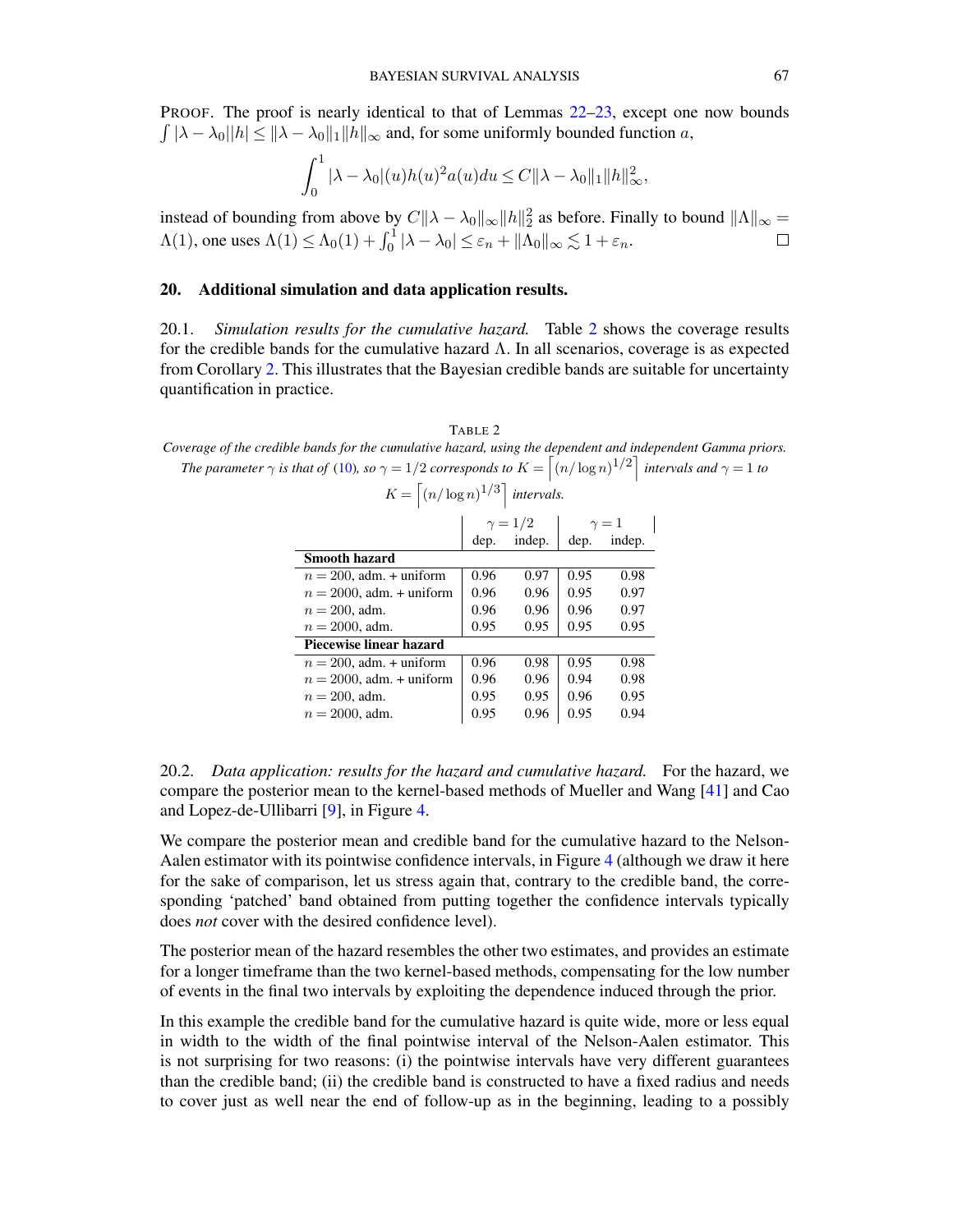PROOF. The proof is nearly identical to that of Lemmas 22–23, except one now bounds $\int |\lambda - \lambda_0||h| \leq \|\lambda - \lambda_0\|_1 \|h\|_\infty$ and, for some uniformly bounded function $a$,

$$\int_0^1 |\lambda - \lambda_0|(u) h(u)^2 a(u) du \leq C\|\lambda - \lambda_0\|_1 \|h\|_\infty^2,$$

instead of bounding from above by $C\|\lambda - \lambda_0\|_\infty \|h\|_2^2$ as before. Finally to bound $\|\Lambda\|_\infty = \Lambda(1)$, one uses $\Lambda(1) \leq \Lambda_0(1) + \int_0^1 |\lambda - \lambda_0| \leq \varepsilon_n + \|\Lambda_0\|_\infty \lesssim 1 + \varepsilon_n$. □

## 20. Additional simulation and data application results.

20.1. *Simulation results for the cumulative hazard.* Table 2 shows the coverage results for the credible bands for the cumulative hazard $\Lambda$. In all scenarios, coverage is as expected from Corollary 2. This illustrates that the Bayesian credible bands are suitable for uncertainty quantification in practice.

TABLE 2

*Coverage of the credible bands for the cumulative hazard, using the dependent and independent Gamma priors. The parameter $\gamma$ is that of (10), so $\gamma = 1/2$ corresponds to $K = \lceil (n/\log n)^{1/2} \rceil$ intervals and $\gamma = 1$ to $K = \lceil (n/\log n)^{1/3} \rceil$ intervals.*

| | $\gamma = 1/2$ | | $\gamma = 1$ | |
|---|---|---|---|---|
| | dep. | indep. | dep. | indep. |
| **Smooth hazard** | | | | |
| $n = 200$, adm. + uniform | 0.96 | 0.97 | 0.95 | 0.98 |
| $n = 2000$, adm. + uniform | 0.96 | 0.96 | 0.95 | 0.97 |
| $n = 200$, adm. | 0.96 | 0.96 | 0.96 | 0.97 |
| $n = 2000$, adm. | 0.95 | 0.95 | 0.95 | 0.95 |
| **Piecewise linear hazard** | | | | |
| $n = 200$, adm. + uniform | 0.96 | 0.98 | 0.95 | 0.98 |
| $n = 2000$, adm. + uniform | 0.96 | 0.96 | 0.94 | 0.98 |
| $n = 200$, adm. | 0.95 | 0.95 | 0.96 | 0.95 |
| $n = 2000$, adm. | 0.95 | 0.96 | 0.95 | 0.94 |

20.2. *Data application: results for the hazard and cumulative hazard.* For the hazard, we compare the posterior mean to the kernel-based methods of Mueller and Wang [41] and Cao and Lopez-de-Ullibarri [9], in Figure 4.

We compare the posterior mean and credible band for the cumulative hazard to the Nelson-Aalen estimator with its pointwise confidence intervals, in Figure 4 (although we draw it here for the sake of comparison, let us stress again that, contrary to the credible band, the corresponding 'patched' band obtained from putting together the confidence intervals typically does *not* cover with the desired confidence level).

The posterior mean of the hazard resembles the other two estimates, and provides an estimate for a longer timeframe than the two kernel-based methods, compensating for the low number of events in the final two intervals by exploiting the dependence induced through the prior.

In this example the credible band for the cumulative hazard is quite wide, more or less equal in width to the width of the final pointwise interval of the Nelson-Aalen estimator. This is not surprising for two reasons: (i) the pointwise intervals have very different guarantees than the credible band; (ii) the credible band is constructed to have a fixed radius and needs to cover just as well near the end of follow-up as in the beginning, leading to a possibly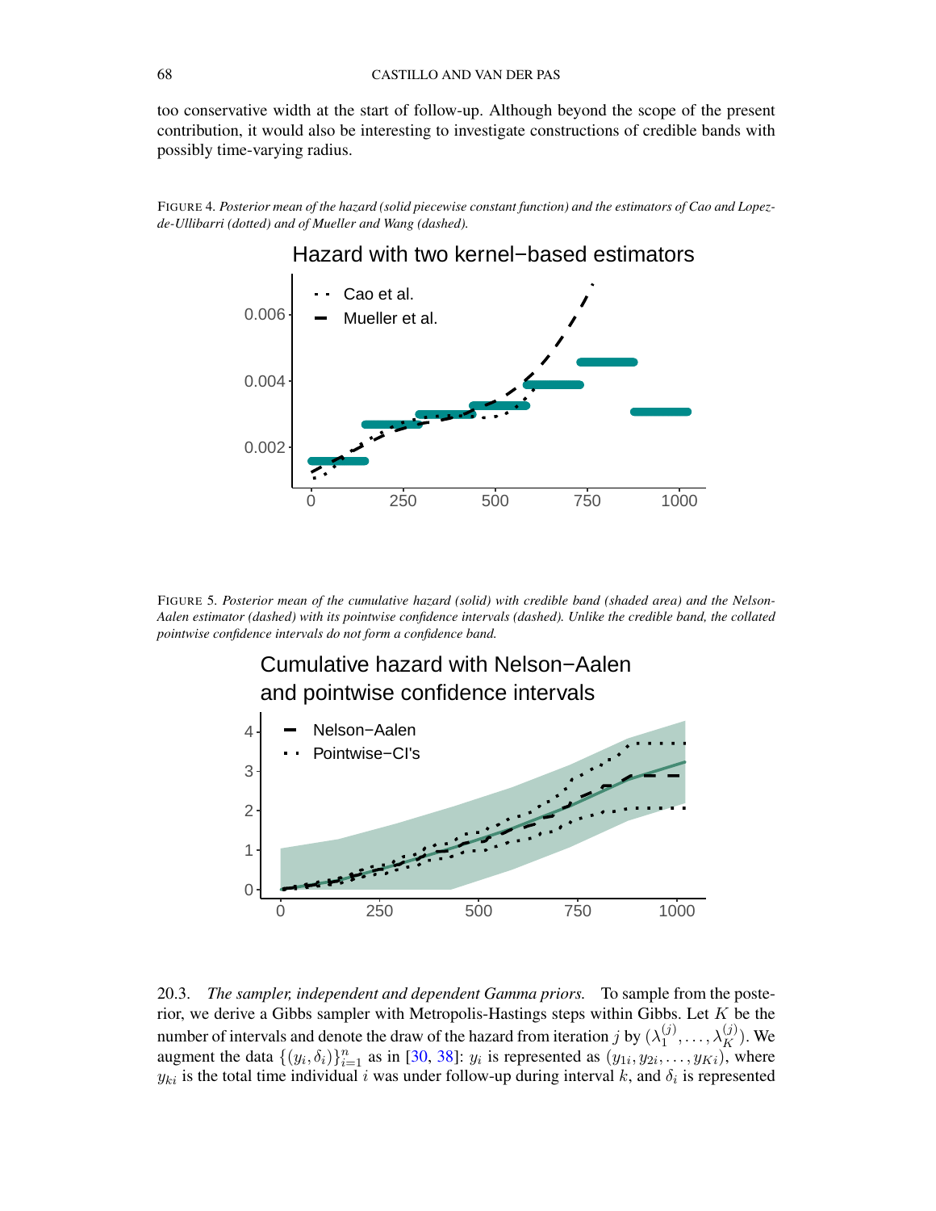too conservative width at the start of follow-up. Although beyond the scope of the present contribution, it would also be interesting to investigate constructions of credible bands with possibly time-varying radius.

FIGURE 4. *Posterior mean of the hazard (solid piecewise constant function) and the estimators of Cao and Lopez-de-Ullibarri (dotted) and of Mueller and Wang (dashed).*

FIGURE 5. *Posterior mean of the cumulative hazard (solid) with credible band (shaded area) and the Nelson-Aalen estimator (dashed) with its pointwise confidence intervals (dashed). Unlike the credible band, the collated pointwise confidence intervals do not form a confidence band.*

20.3. *The sampler, independent and dependent Gamma priors.* To sample from the posterior, we derive a Gibbs sampler with Metropolis-Hastings steps within Gibbs. Let $K$ be the number of intervals and denote the draw of the hazard from iteration $j$ by $(\lambda_1^{(j)}, \ldots, \lambda_K^{(j)})$. We augment the data $\{(y_i, \delta_i)\}_{i=1}^n$ as in [30, 38]: $y_i$ is represented as $(y_{1i}, y_{2i}, \ldots, y_{Ki})$, where $y_{ki}$ is the total time individual $i$ was under follow-up during interval $k$, and $\delta_i$ is represented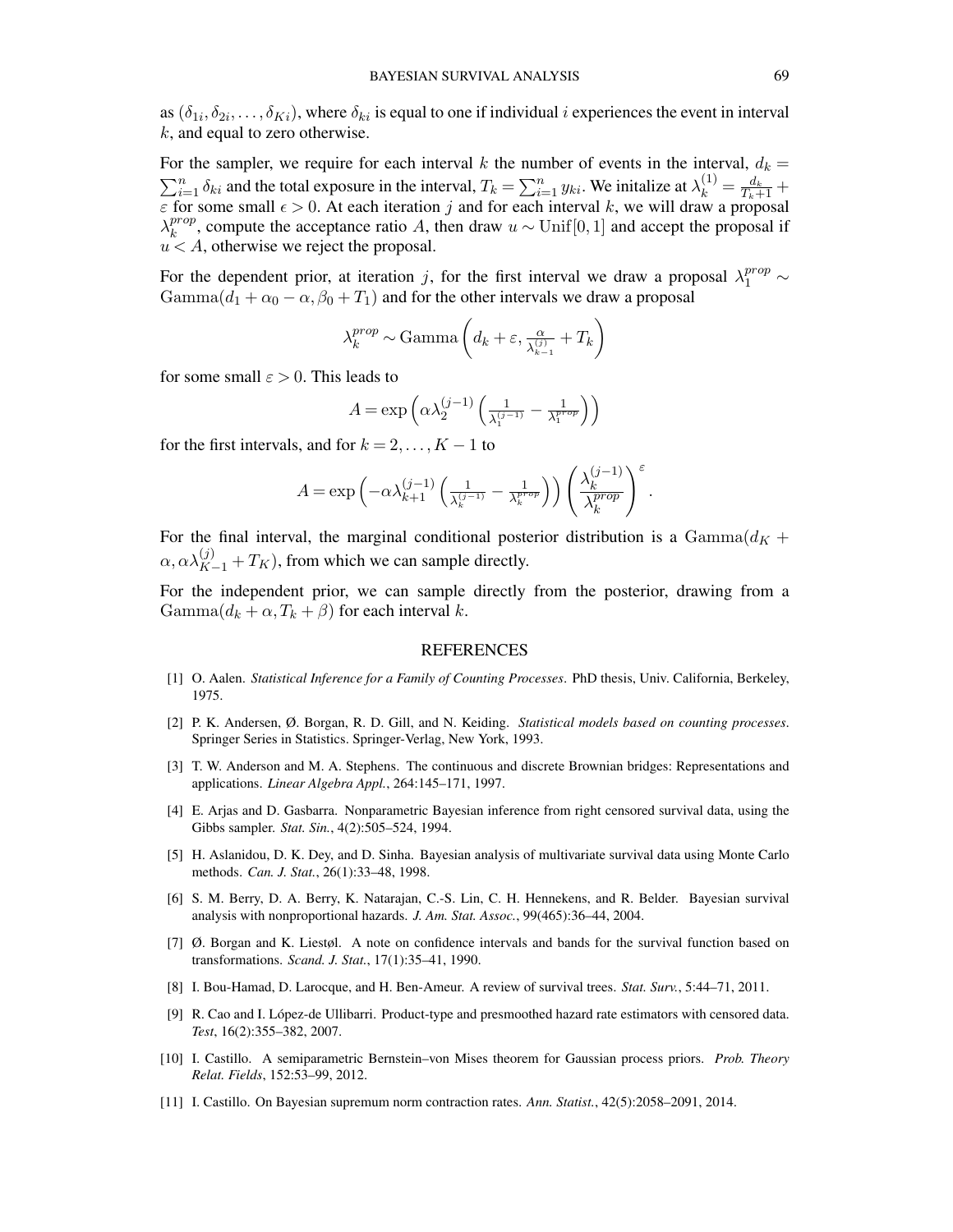as $(\delta_{1i}, \delta_{2i}, \ldots, \delta_{Ki})$, where $\delta_{ki}$ is equal to one if individual $i$ experiences the event in interval $k$, and equal to zero otherwise.

For the sampler, we require for each interval $k$ the number of events in the interval, $d_k = \sum_{i=1}^{n} \delta_{ki}$ and the total exposure in the interval, $T_k = \sum_{i=1}^{n} y_{ki}$. We initalize at $\lambda_k^{(1)} = \frac{d_k}{T_k + 1} + \varepsilon$ for some small $\epsilon > 0$. At each iteration $j$ and for each interval $k$, we will draw a proposal $\lambda_k^{prop}$, compute the acceptance ratio $A$, then draw $u \sim \mathrm{Unif}[0,1]$ and accept the proposal if $u < A$, otherwise we reject the proposal.

For the dependent prior, at iteration $j$, for the first interval we draw a proposal $\lambda_1^{prop} \sim \mathrm{Gamma}(d_1 + \alpha_0 - \alpha, \beta_0 + T_1)$ and for the other intervals we draw a proposal

$$\lambda_k^{prop} \sim \mathrm{Gamma}\left(d_k + \varepsilon, \frac{\alpha}{\lambda_{k-1}^{(j)}} + T_k\right)$$

for some small $\varepsilon > 0$. This leads to

$$A = \exp\left(\alpha \lambda_2^{(j-1)} \left(\frac{1}{\lambda_1^{(j-1)}} - \frac{1}{\lambda_1^{prop}}\right)\right)$$

for the first intervals, and for $k = 2, \ldots, K-1$ to

$$A = \exp\left(-\alpha \lambda_{k+1}^{(j-1)} \left(\frac{1}{\lambda_k^{(j-1)}} - \frac{1}{\lambda_k^{prop}}\right)\right) \left(\frac{\lambda_k^{(j-1)}}{\lambda_k^{prop}}\right)^{\varepsilon}.$$

For the final interval, the marginal conditional posterior distribution is a $\mathrm{Gamma}(d_K + \alpha, \alpha \lambda_{K-1}^{(j)} + T_K)$, from which we can sample directly.

For the independent prior, we can sample directly from the posterior, drawing from a $\mathrm{Gamma}(d_k + \alpha, T_k + \beta)$ for each interval $k$.

## REFERENCES

[1] O. Aalen. *Statistical Inference for a Family of Counting Processes*. PhD thesis, Univ. California, Berkeley, 1975.

[2] P. K. Andersen, Ø. Borgan, R. D. Gill, and N. Keiding. *Statistical models based on counting processes*. Springer Series in Statistics. Springer-Verlag, New York, 1993.

[3] T. W. Anderson and M. A. Stephens. The continuous and discrete Brownian bridges: Representations and applications. *Linear Algebra Appl.*, 264:145–171, 1997.

[4] E. Arjas and D. Gasbarra. Nonparametric Bayesian inference from right censored survival data, using the Gibbs sampler. *Stat. Sin.*, 4(2):505–524, 1994.

[5] H. Aslanidou, D. K. Dey, and D. Sinha. Bayesian analysis of multivariate survival data using Monte Carlo methods. *Can. J. Stat.*, 26(1):33–48, 1998.

[6] S. M. Berry, D. A. Berry, K. Natarajan, C.-S. Lin, C. H. Hennekens, and R. Belder. Bayesian survival analysis with nonproportional hazards. *J. Am. Stat. Assoc.*, 99(465):36–44, 2004.

[7] Ø. Borgan and K. Liestøl. A note on confidence intervals and bands for the survival function based on transformations. *Scand. J. Stat.*, 17(1):35–41, 1990.

[8] I. Bou-Hamad, D. Larocque, and H. Ben-Ameur. A review of survival trees. *Stat. Surv.*, 5:44–71, 2011.

[9] R. Cao and I. López-de Ullibarri. Product-type and presmoothed hazard rate estimators with censored data. *Test*, 16(2):355–382, 2007.

[10] I. Castillo. A semiparametric Bernstein–von Mises theorem for Gaussian process priors. *Prob. Theory Relat. Fields*, 152:53–99, 2012.

[11] I. Castillo. On Bayesian supremum norm contraction rates. *Ann. Statist.*, 42(5):2058–2091, 2014.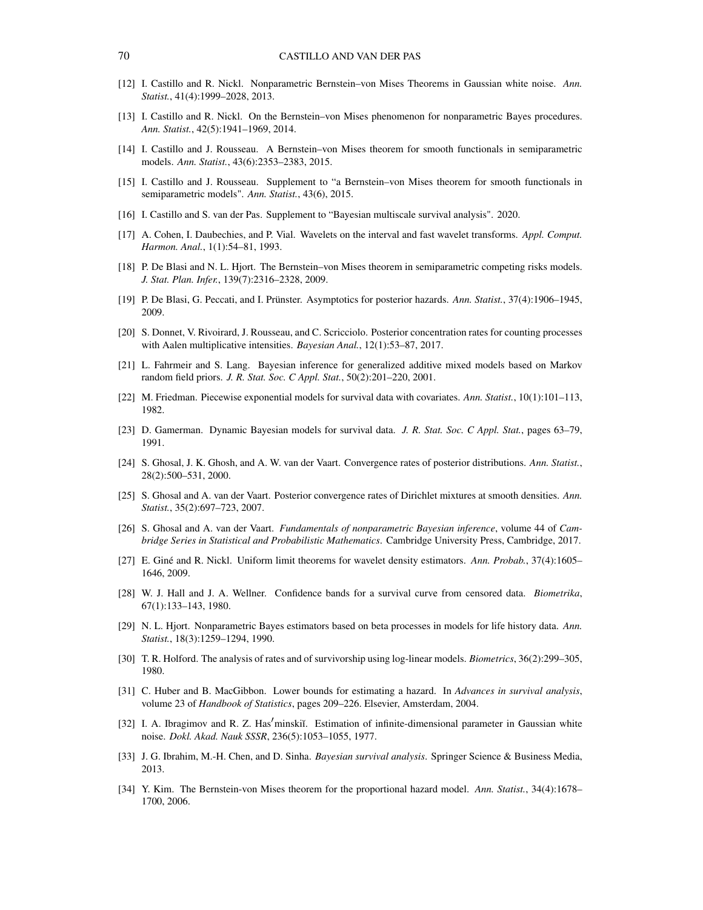[12] I. Castillo and R. Nickl. Nonparametric Bernstein–von Mises Theorems in Gaussian white noise. *Ann. Statist.*, 41(4):1999–2028, 2013.

[13] I. Castillo and R. Nickl. On the Bernstein–von Mises phenomenon for nonparametric Bayes procedures. *Ann. Statist.*, 42(5):1941–1969, 2014.

[14] I. Castillo and J. Rousseau. A Bernstein–von Mises theorem for smooth functionals in semiparametric models. *Ann. Statist.*, 43(6):2353–2383, 2015.

[15] I. Castillo and J. Rousseau. Supplement to "a Bernstein–von Mises theorem for smooth functionals in semiparametric models". *Ann. Statist.*, 43(6), 2015.

[16] I. Castillo and S. van der Pas. Supplement to "Bayesian multiscale survival analysis". 2020.

[17] A. Cohen, I. Daubechies, and P. Vial. Wavelets on the interval and fast wavelet transforms. *Appl. Comput. Harmon. Anal.*, 1(1):54–81, 1993.

[18] P. De Blasi and N. L. Hjort. The Bernstein–von Mises theorem in semiparametric competing risks models. *J. Stat. Plan. Infer.*, 139(7):2316–2328, 2009.

[19] P. De Blasi, G. Peccati, and I. Prünster. Asymptotics for posterior hazards. *Ann. Statist.*, 37(4):1906–1945, 2009.

[20] S. Donnet, V. Rivoirard, J. Rousseau, and C. Scricciolo. Posterior concentration rates for counting processes with Aalen multiplicative intensities. *Bayesian Anal.*, 12(1):53–87, 2017.

[21] L. Fahrmeir and S. Lang. Bayesian inference for generalized additive mixed models based on Markov random field priors. *J. R. Stat. Soc. C Appl. Stat.*, 50(2):201–220, 2001.

[22] M. Friedman. Piecewise exponential models for survival data with covariates. *Ann. Statist.*, 10(1):101–113, 1982.

[23] D. Gamerman. Dynamic Bayesian models for survival data. *J. R. Stat. Soc. C Appl. Stat.*, pages 63–79, 1991.

[24] S. Ghosal, J. K. Ghosh, and A. W. van der Vaart. Convergence rates of posterior distributions. *Ann. Statist.*, 28(2):500–531, 2000.

[25] S. Ghosal and A. van der Vaart. Posterior convergence rates of Dirichlet mixtures at smooth densities. *Ann. Statist.*, 35(2):697–723, 2007.

[26] S. Ghosal and A. van der Vaart. *Fundamentals of nonparametric Bayesian inference*, volume 44 of *Cambridge Series in Statistical and Probabilistic Mathematics*. Cambridge University Press, Cambridge, 2017.

[27] E. Giné and R. Nickl. Uniform limit theorems for wavelet density estimators. *Ann. Probab.*, 37(4):1605–1646, 2009.

[28] W. J. Hall and J. A. Wellner. Confidence bands for a survival curve from censored data. *Biometrika*, 67(1):133–143, 1980.

[29] N. L. Hjort. Nonparametric Bayes estimators based on beta processes in models for life history data. *Ann. Statist.*, 18(3):1259–1294, 1990.

[30] T. R. Holford. The analysis of rates and of survivorship using log-linear models. *Biometrics*, 36(2):299–305, 1980.

[31] C. Huber and B. MacGibbon. Lower bounds for estimating a hazard. In *Advances in survival analysis*, volume 23 of *Handbook of Statistics*, pages 209–226. Elsevier, Amsterdam, 2004.

[32] I. A. Ibragimov and R. Z. Has′minskiĭ. Estimation of infinite-dimensional parameter in Gaussian white noise. *Dokl. Akad. Nauk SSSR*, 236(5):1053–1055, 1977.

[33] J. G. Ibrahim, M.-H. Chen, and D. Sinha. *Bayesian survival analysis*. Springer Science & Business Media, 2013.

[34] Y. Kim. The Bernstein-von Mises theorem for the proportional hazard model. *Ann. Statist.*, 34(4):1678–1700, 2006.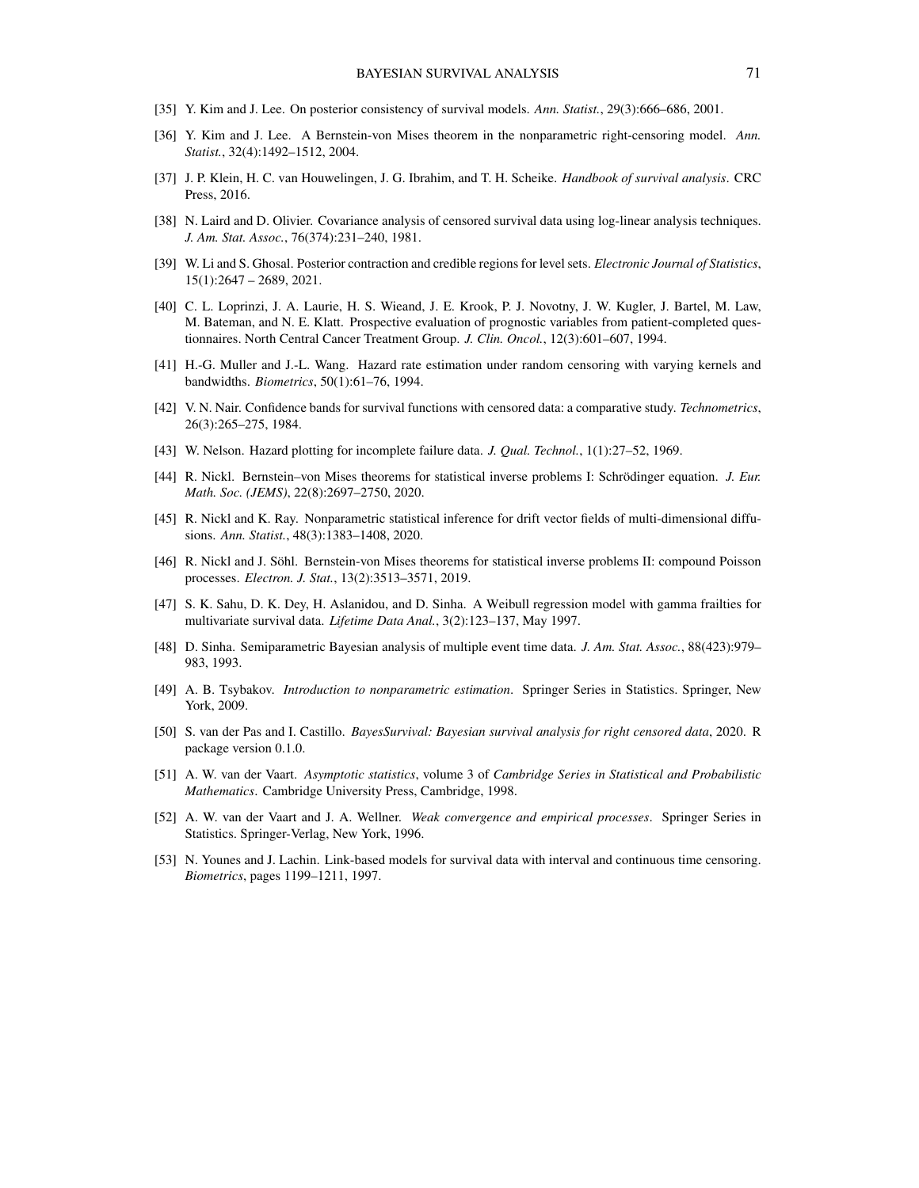[35] Y. Kim and J. Lee. On posterior consistency of survival models. *Ann. Statist.*, 29(3):666–686, 2001.

[36] Y. Kim and J. Lee. A Bernstein-von Mises theorem in the nonparametric right-censoring model. *Ann. Statist.*, 32(4):1492–1512, 2004.

[37] J. P. Klein, H. C. van Houwelingen, J. G. Ibrahim, and T. H. Scheike. *Handbook of survival analysis*. CRC Press, 2016.

[38] N. Laird and D. Olivier. Covariance analysis of censored survival data using log-linear analysis techniques. *J. Am. Stat. Assoc.*, 76(374):231–240, 1981.

[39] W. Li and S. Ghosal. Posterior contraction and credible regions for level sets. *Electronic Journal of Statistics*, 15(1):2647 – 2689, 2021.

[40] C. L. Loprinzi, J. A. Laurie, H. S. Wieand, J. E. Krook, P. J. Novotny, J. W. Kugler, J. Bartel, M. Law, M. Bateman, and N. E. Klatt. Prospective evaluation of prognostic variables from patient-completed questionnaires. North Central Cancer Treatment Group. *J. Clin. Oncol.*, 12(3):601–607, 1994.

[41] H.-G. Muller and J.-L. Wang. Hazard rate estimation under random censoring with varying kernels and bandwidths. *Biometrics*, 50(1):61–76, 1994.

[42] V. N. Nair. Confidence bands for survival functions with censored data: a comparative study. *Technometrics*, 26(3):265–275, 1984.

[43] W. Nelson. Hazard plotting for incomplete failure data. *J. Qual. Technol.*, 1(1):27–52, 1969.

[44] R. Nickl. Bernstein–von Mises theorems for statistical inverse problems I: Schrödinger equation. *J. Eur. Math. Soc. (JEMS)*, 22(8):2697–2750, 2020.

[45] R. Nickl and K. Ray. Nonparametric statistical inference for drift vector fields of multi-dimensional diffusions. *Ann. Statist.*, 48(3):1383–1408, 2020.

[46] R. Nickl and J. Söhl. Bernstein-von Mises theorems for statistical inverse problems II: compound Poisson processes. *Electron. J. Stat.*, 13(2):3513–3571, 2019.

[47] S. K. Sahu, D. K. Dey, H. Aslanidou, and D. Sinha. A Weibull regression model with gamma frailties for multivariate survival data. *Lifetime Data Anal.*, 3(2):123–137, May 1997.

[48] D. Sinha. Semiparametric Bayesian analysis of multiple event time data. *J. Am. Stat. Assoc.*, 88(423):979–983, 1993.

[49] A. B. Tsybakov. *Introduction to nonparametric estimation*. Springer Series in Statistics. Springer, New York, 2009.

[50] S. van der Pas and I. Castillo. *BayesSurvival: Bayesian survival analysis for right censored data*, 2020. R package version 0.1.0.

[51] A. W. van der Vaart. *Asymptotic statistics*, volume 3 of *Cambridge Series in Statistical and Probabilistic Mathematics*. Cambridge University Press, Cambridge, 1998.

[52] A. W. van der Vaart and J. A. Wellner. *Weak convergence and empirical processes*. Springer Series in Statistics. Springer-Verlag, New York, 1996.

[53] N. Younes and J. Lachin. Link-based models for survival data with interval and continuous time censoring. *Biometrics*, pages 1199–1211, 1997.